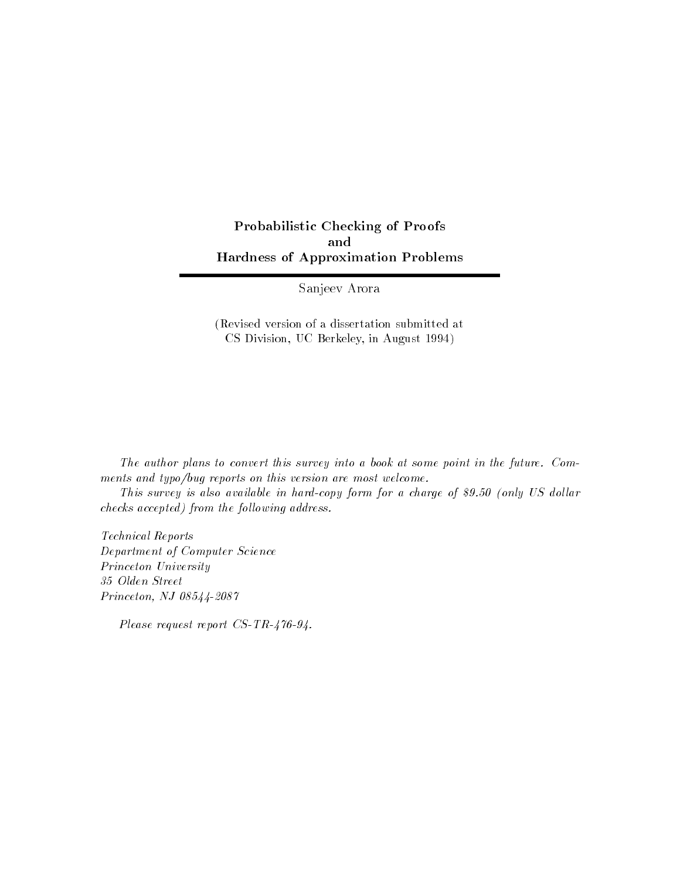# Probabilistic Checking of Proofs
# and
# Hardness of Approximation Problems

Sanjeev Arora

(Revised version of a dissertation submitted at CS Division, UC Berkeley, in August 1994)

*The author plans to convert this survey into a book at some point in the future. Comments and typo/bug reports on this version are most welcome.*

*This survey is also available in hard-copy form for a charge of $9.50 (only US dollar checks accepted) from the following address.*

*Technical Reports*
*Department of Computer Science*
*Princeton University*
*35 Olden Street*
*Princeton, NJ 08544-2087*

*Please request report CS-TR-476-94.*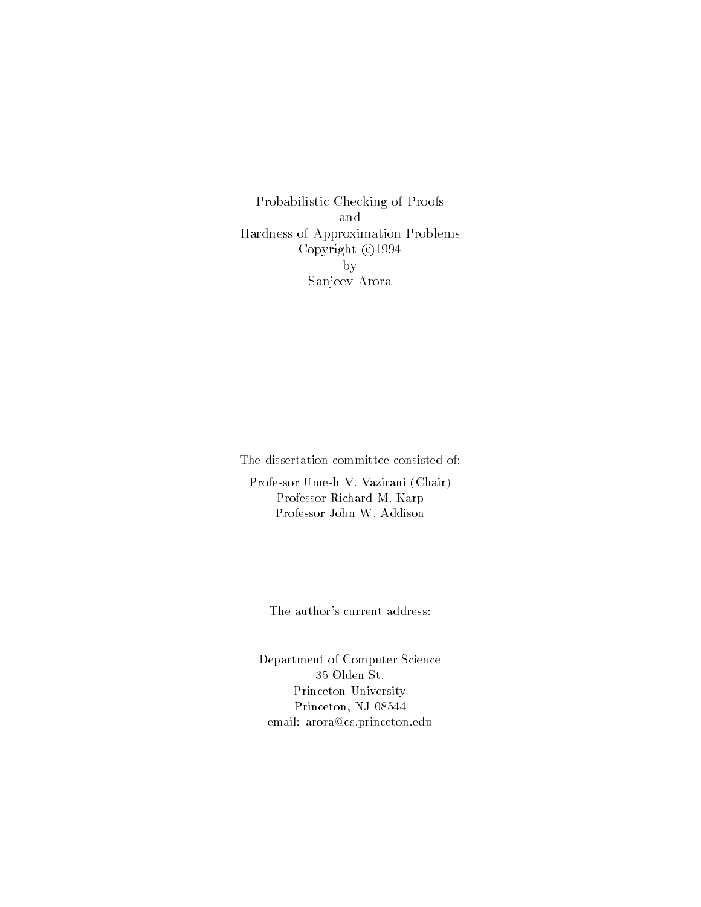Probabilistic Checking of Proofs
and
Hardness of Approximation Problems
Copyright ©1994
by
Sanjeev Arora

The dissertation committee consisted of:

Professor Umesh V. Vazirani (Chair)
Professor Richard M. Karp
Professor John W. Addison

The author's current address:

Department of Computer Science
35 Olden St.
Princeton University
Princeton, NJ 08544
email: arora@cs.princeton.edu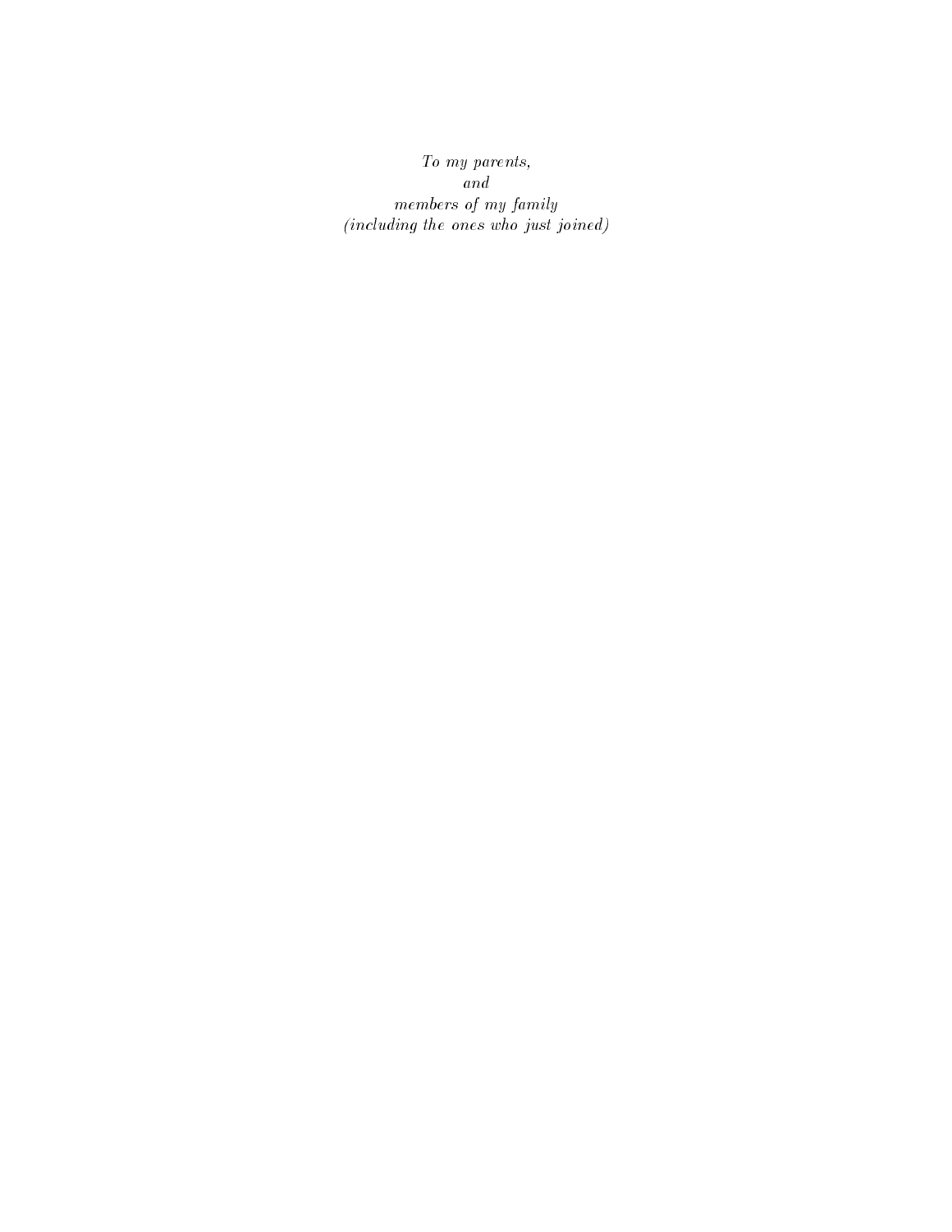*To my parents,*
*and*
*members of my family*
*(including the ones who just joined)*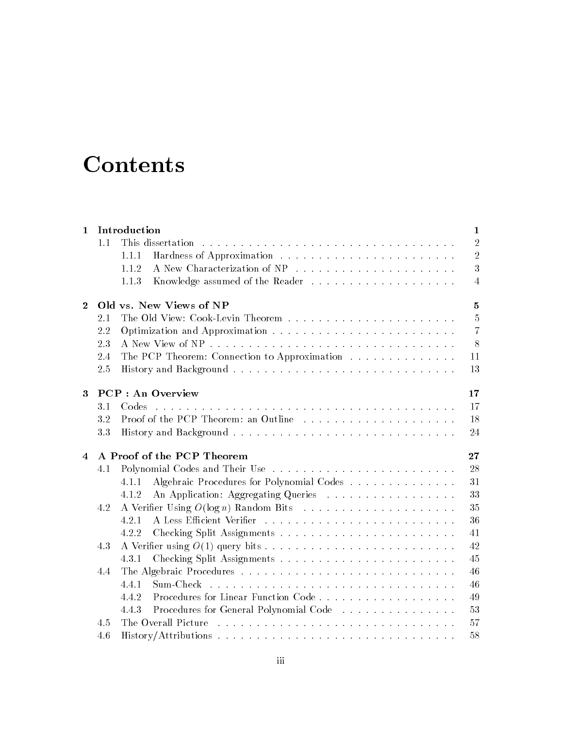# Contents

| | | |
|---|---|---|
| **1** | **Introduction** | **1** |
| 1.1 | This dissertation | 2 |
| 1.1.1 | Hardness of Approximation | 2 |
| 1.1.2 | A New Characterization of NP | 3 |
| 1.1.3 | Knowledge assumed of the Reader | 4 |
| **2** | **Old vs. New Views of NP** | **5** |
| 2.1 | The Old View: Cook-Levin Theorem | 5 |
| 2.2 | Optimization and Approximation | 7 |
| 2.3 | A New View of NP | 8 |
| 2.4 | The PCP Theorem: Connection to Approximation | 11 |
| 2.5 | History and Background | 13 |
| **3** | **PCP : An Overview** | **17** |
| 3.1 | Codes | 17 |
| 3.2 | Proof of the PCP Theorem: an Outline | 18 |
| 3.3 | History and Background | 24 |
| **4** | **A Proof of the PCP Theorem** | **27** |
| 4.1 | Polynomial Codes and Their Use | 28 |
| 4.1.1 | Algebraic Procedures for Polynomial Codes | 31 |
| 4.1.2 | An Application: Aggregating Queries | 33 |
| 4.2 | A Verifier Using $O(\log n)$ Random Bits | 35 |
| 4.2.1 | A Less Efficient Verifier | 36 |
| 4.2.2 | Checking Split Assignments | 41 |
| 4.3 | A Verifier using $O(1)$ query bits | 42 |
| 4.3.1 | Checking Split Assignments | 45 |
| 4.4 | The Algebraic Procedures | 46 |
| 4.4.1 | Sum-Check | 46 |
| 4.4.2 | Procedures for Linear Function Code | 49 |
| 4.4.3 | Procedures for General Polynomial Code | 53 |
| 4.5 | The Overall Picture | 57 |
| 4.6 | History/Attributions | 58 |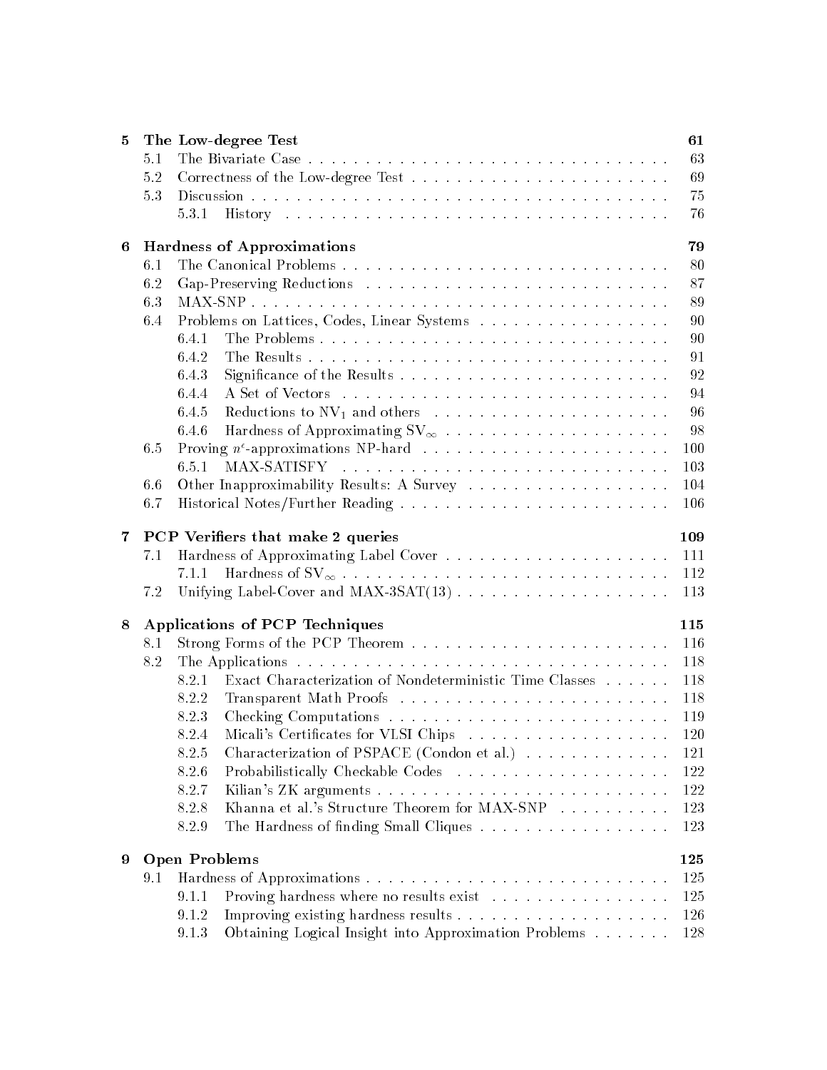**5 The Low-degree Test** **61**

- 5.1 The Bivariate Case . . . . . . . . . . 63
- 5.2 Correctness of the Low-degree Test . . . . . . . . . . 69
- 5.3 Discussion . . . . . . . . . . 75
  - 5.3.1 History . . . . . . . . . . 76

**6 Hardness of Approximations** **79**

- 6.1 The Canonical Problems . . . . . . . . . . 80
- 6.2 Gap-Preserving Reductions . . . . . . . . . . 87
- 6.3 MAX-SNP . . . . . . . . . . 89
- 6.4 Problems on Lattices, Codes, Linear Systems . . . . . . . . . . 90
  - 6.4.1 The Problems . . . . . . . . . . 90
  - 6.4.2 The Results . . . . . . . . . . 91
  - 6.4.3 Significance of the Results . . . . . . . . . . 92
  - 6.4.4 A Set of Vectors . . . . . . . . . . 94
  - 6.4.5 Reductions to $NV_1$ and others . . . . . . . . . . 96
  - 6.4.6 Hardness of Approximating $SV_\infty$ . . . . . . . . . . 98
- 6.5 Proving $n^\epsilon$-approximations NP-hard . . . . . . . . . . 100
  - 6.5.1 MAX-SATISFY . . . . . . . . . . 103
- 6.6 Other Inapproximability Results: A Survey . . . . . . . . . . 104
- 6.7 Historical Notes/Further Reading . . . . . . . . . . 106

**7 PCP Verifiers that make 2 queries** **109**

- 7.1 Hardness of Approximating Label Cover . . . . . . . . . . 111
  - 7.1.1 Hardness of $SV_\infty$ . . . . . . . . . . 112
- 7.2 Unifying Label-Cover and MAX-3SAT(13) . . . . . . . . . . 113

**8 Applications of PCP Techniques** **115**

- 8.1 Strong Forms of the PCP Theorem . . . . . . . . . . 116
- 8.2 The Applications . . . . . . . . . . 118
  - 8.2.1 Exact Characterization of Nondeterministic Time Classes . . . . . . 118
  - 8.2.2 Transparent Math Proofs . . . . . . . . . . 118
  - 8.2.3 Checking Computations . . . . . . . . . . 119
  - 8.2.4 Micali's Certificates for VLSI Chips . . . . . . . . . . 120
  - 8.2.5 Characterization of PSPACE (Condon et al.) . . . . . . . . . . 121
  - 8.2.6 Probabilistically Checkable Codes . . . . . . . . . . 122
  - 8.2.7 Kilian's ZK arguments . . . . . . . . . . 122
  - 8.2.8 Khanna et al.'s Structure Theorem for MAX-SNP . . . . . . . . . . 123
  - 8.2.9 The Hardness of finding Small Cliques . . . . . . . . . . 123

**9 Open Problems** **125**

- 9.1 Hardness of Approximations . . . . . . . . . . 125
  - 9.1.1 Proving hardness where no results exist . . . . . . . . . . 125
  - 9.1.2 Improving existing hardness results . . . . . . . . . . 126
  - 9.1.3 Obtaining Logical Insight into Approximation Problems . . . . . . . 128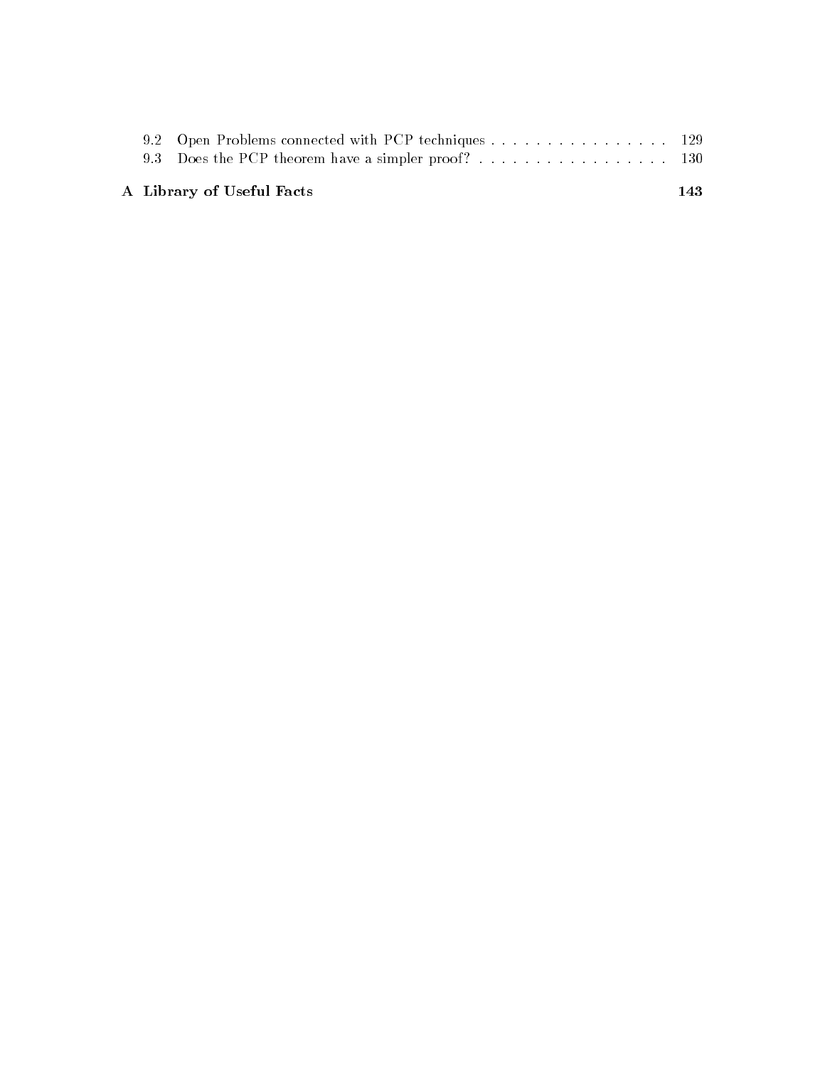9.2 Open Problems connected with PCP techniques . . . . . . . . . . . . . . . . . 129
9.3 Does the PCP theorem have a simpler proof? . . . . . . . . . . . . . . . . . 130

**A Library of Useful Facts** **143**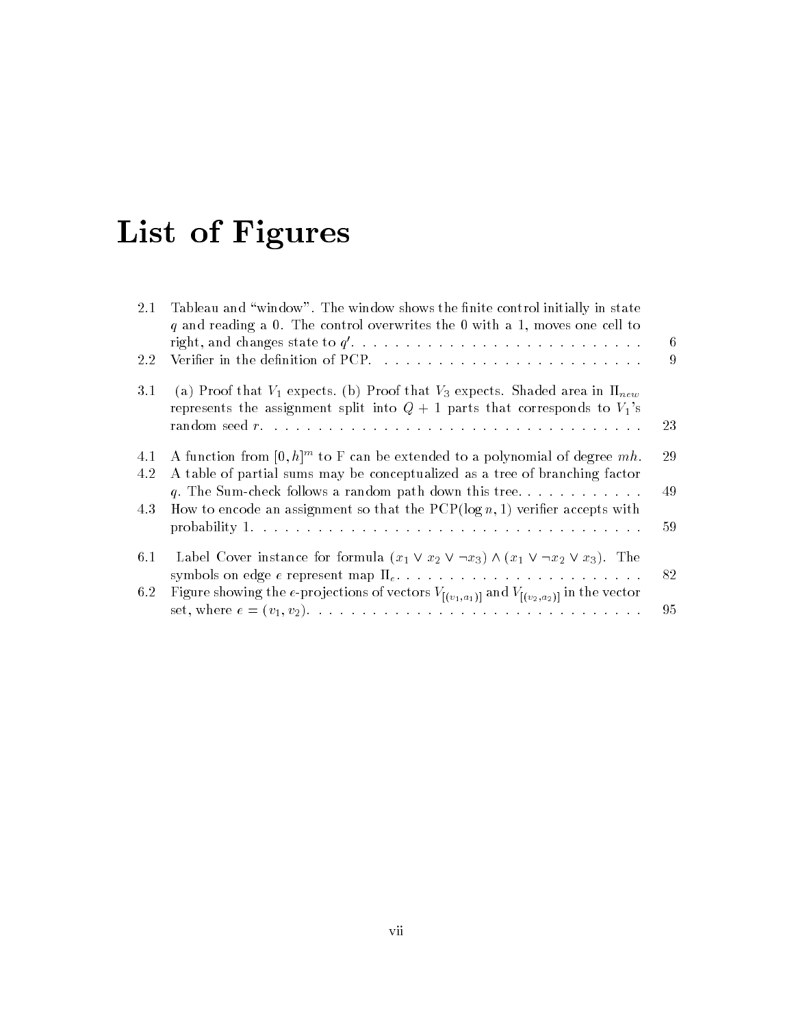# List of Figures

| | | |
|---|---|---|
| 2.1 | Tableau and "window". The window shows the finite control initially in state $q$ and reading a 0. The control overwrites the 0 with a 1, moves one cell to right, and changes state to $q'$. | 6 |
| 2.2 | Verifier in the definition of PCP. | 9 |
| 3.1 | (a) Proof that $V_1$ expects. (b) Proof that $V_3$ expects. Shaded area in $\Pi_{new}$ represents the assignment split into $Q+1$ parts that corresponds to $V_1$'s random seed $r$. | 23 |
| 4.1 | A function from $[0,h]^m$ to F can be extended to a polynomial of degree $mh$. | 29 |
| 4.2 | A table of partial sums may be conceptualized as a tree of branching factor $q$. The Sum-check follows a random path down this tree. | 49 |
| 4.3 | How to encode an assignment so that the PCP($\log n, 1$) verifier accepts with probability 1. | 59 |
| 6.1 | Label Cover instance for formula $(x_1 \vee x_2 \vee \neg x_3) \wedge (x_1 \vee \neg x_2 \vee x_3)$. The symbols on edge $e$ represent map $\Pi_e$. | 82 |
| 6.2 | Figure showing the $e$-projections of vectors $V_{[(v_1,a_1)]}$ and $V_{[(v_2,a_2)]}$ in the vector set, where $e = (v_1, v_2)$. | 95 |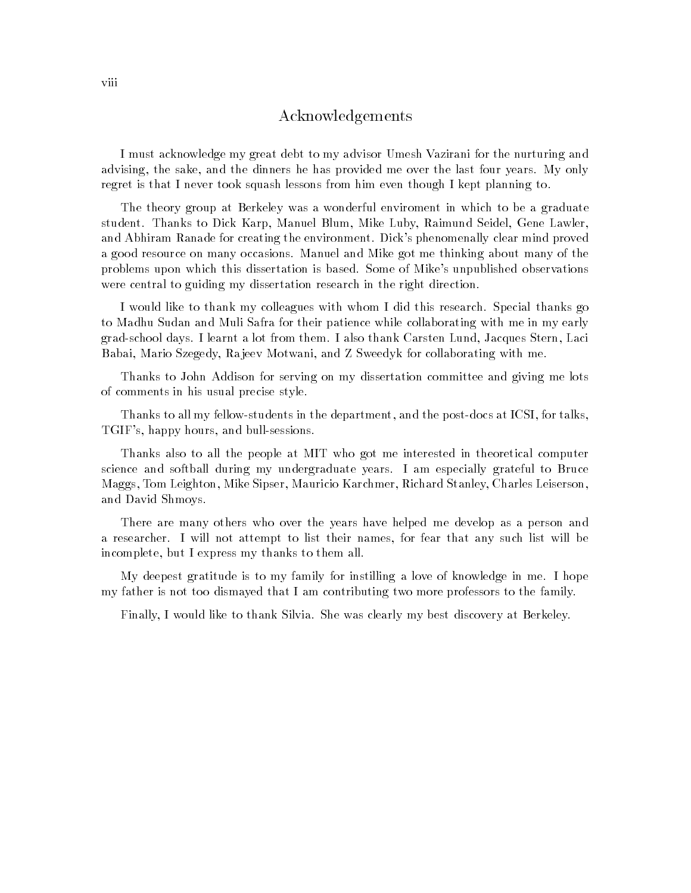# Acknowledgements

I must acknowledge my great debt to my advisor Umesh Vazirani for the nurturing and advising, the sake, and the dinners he has provided me over the last four years. My only regret is that I never took squash lessons from him even though I kept planning to.

The theory group at Berkeley was a wonderful enviroment in which to be a graduate student. Thanks to Dick Karp, Manuel Blum, Mike Luby, Raimund Seidel, Gene Lawler, and Abhiram Ranade for creating the environment. Dick's phenomenally clear mind proved a good resource on many occasions. Manuel and Mike got me thinking about many of the problems upon which this dissertation is based. Some of Mike's unpublished observations were central to guiding my dissertation research in the right direction.

I would like to thank my colleagues with whom I did this research. Special thanks go to Madhu Sudan and Muli Safra for their patience while collaborating with me in my early grad-school days. I learnt a lot from them. I also thank Carsten Lund, Jacques Stern, Laci Babai, Mario Szegedy, Rajeev Motwani, and Z Sweedyk for collaborating with me.

Thanks to John Addison for serving on my dissertation committee and giving me lots of comments in his usual precise style.

Thanks to all my fellow-students in the department, and the post-docs at ICSI, for talks, TGIF's, happy hours, and bull-sessions.

Thanks also to all the people at MIT who got me interested in theoretical computer science and softball during my undergraduate years. I am especially grateful to Bruce Maggs, Tom Leighton, Mike Sipser, Mauricio Karchmer, Richard Stanley, Charles Leiserson, and David Shmoys.

There are many others who over the years have helped me develop as a person and a researcher. I will not attempt to list their names, for fear that any such list will be incomplete, but I express my thanks to them all.

My deepest gratitude is to my family for instilling a love of knowledge in me. I hope my father is not too dismayed that I am contributing two more professors to the family.

Finally, I would like to thank Silvia. She was clearly my best discovery at Berkeley.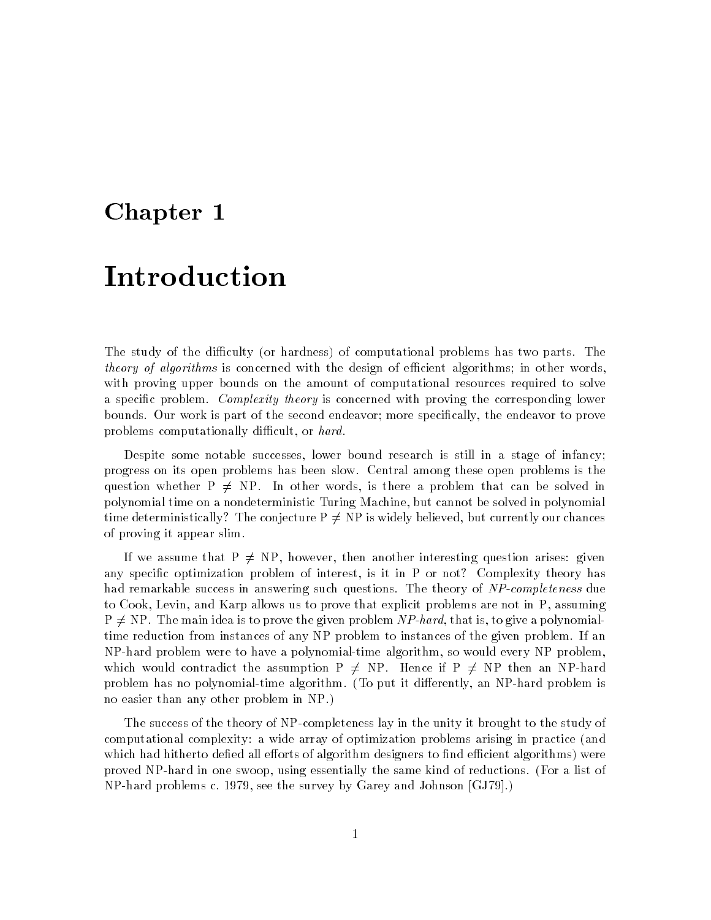# Chapter 1

# Introduction

The study of the difficulty (or hardness) of computational problems has two parts. The *theory of algorithms* is concerned with the design of efficient algorithms; in other words, with proving upper bounds on the amount of computational resources required to solve a specific problem. *Complexity theory* is concerned with proving the corresponding lower bounds. Our work is part of the second endeavor; more specifically, the endeavor to prove problems computationally difficult, or *hard*.

Despite some notable successes, lower bound research is still in a stage of infancy; progress on its open problems has been slow. Central among these open problems is the question whether $\mathrm{P} \neq \mathrm{NP}$. In other words, is there a problem that can be solved in polynomial time on a nondeterministic Turing Machine, but cannot be solved in polynomial time deterministically? The conjecture $\mathrm{P} \neq \mathrm{NP}$ is widely believed, but currently our chances of proving it appear slim.

If we assume that $\mathrm{P} \neq \mathrm{NP}$, however, then another interesting question arises: given any specific optimization problem of interest, is it in P or not? Complexity theory has had remarkable success in answering such questions. The theory of *NP-completeness* due to Cook, Levin, and Karp allows us to prove that explicit problems are not in P, assuming $\mathrm{P} \neq \mathrm{NP}$. The main idea is to prove the given problem *NP-hard*, that is, to give a polynomial-time reduction from instances of any NP problem to instances of the given problem. If an NP-hard problem were to have a polynomial-time algorithm, so would every NP problem, which would contradict the assumption $\mathrm{P} \neq \mathrm{NP}$. Hence if $\mathrm{P} \neq \mathrm{NP}$ then an NP-hard problem has no polynomial-time algorithm. (To put it differently, an NP-hard problem is no easier than any other problem in NP.)

The success of the theory of NP-completeness lay in the unity it brought to the study of computational complexity: a wide array of optimization problems arising in practice (and which had hitherto defied all efforts of algorithm designers to find efficient algorithms) were proved NP-hard in one swoop, using essentially the same kind of reductions. (For a list of NP-hard problems c. 1979, see the survey by Garey and Johnson [GJ79].)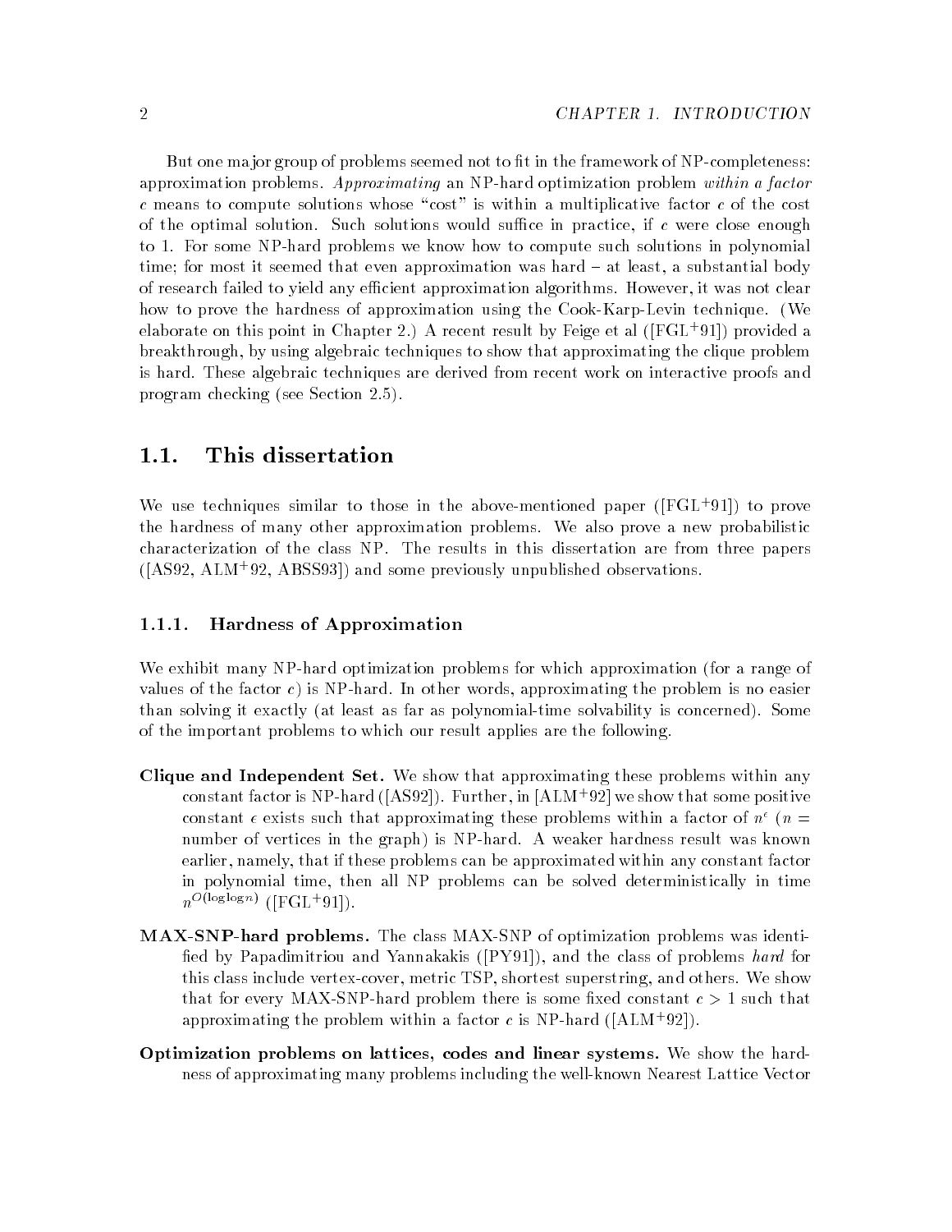But one major group of problems seemed not to fit in the framework of NP-completeness: approximation problems. *Approximating* an NP-hard optimization problem *within a factor* $c$ means to compute solutions whose "cost" is within a multiplicative factor $c$ of the cost of the optimal solution. Such solutions would suffice in practice, if $c$ were close enough to 1. For some NP-hard problems we know how to compute such solutions in polynomial time; for most it seemed that even approximation was hard – at least, a substantial body of research failed to yield any efficient approximation algorithms. However, it was not clear how to prove the hardness of approximation using the Cook-Karp-Levin technique. (We elaborate on this point in Chapter 2.) A recent result by Feige et al ([FGL+91]) provided a breakthrough, by using algebraic techniques to show that approximating the clique problem is hard. These algebraic techniques are derived from recent work on interactive proofs and program checking (see Section 2.5).

## 1.1. This dissertation

We use techniques similar to those in the above-mentioned paper ([FGL+91]) to prove the hardness of many other approximation problems. We also prove a new probabilistic characterization of the class NP. The results in this dissertation are from three papers ([AS92, ALM+92, ABSS93]) and some previously unpublished observations.

### 1.1.1. Hardness of Approximation

We exhibit many NP-hard optimization problems for which approximation (for a range of values of the factor $c$) is NP-hard. In other words, approximating the problem is no easier than solving it exactly (at least as far as polynomial-time solvability is concerned). Some of the important problems to which our result applies are the following.

**Clique and Independent Set.** We show that approximating these problems within any constant factor is NP-hard ([AS92]). Further, in [ALM+92] we show that some positive constant $\epsilon$ exists such that approximating these problems within a factor of $n^{\epsilon}$ ($n$ = number of vertices in the graph) is NP-hard. A weaker hardness result was known earlier, namely, that if these problems can be approximated within any constant factor in polynomial time, then all NP problems can be solved deterministically in time $n^{O(\log \log n)}$ ([FGL+91]).

**MAX-SNP-hard problems.** The class MAX-SNP of optimization problems was identified by Papadimitriou and Yannakakis ([PY91]), and the class of problems *hard* for this class include vertex-cover, metric TSP, shortest superstring, and others. We show that for every MAX-SNP-hard problem there is some fixed constant $c > 1$ such that approximating the problem within a factor $c$ is NP-hard ([ALM+92]).

**Optimization problems on lattices, codes and linear systems.** We show the hardness of approximating many problems including the well-known Nearest Lattice Vector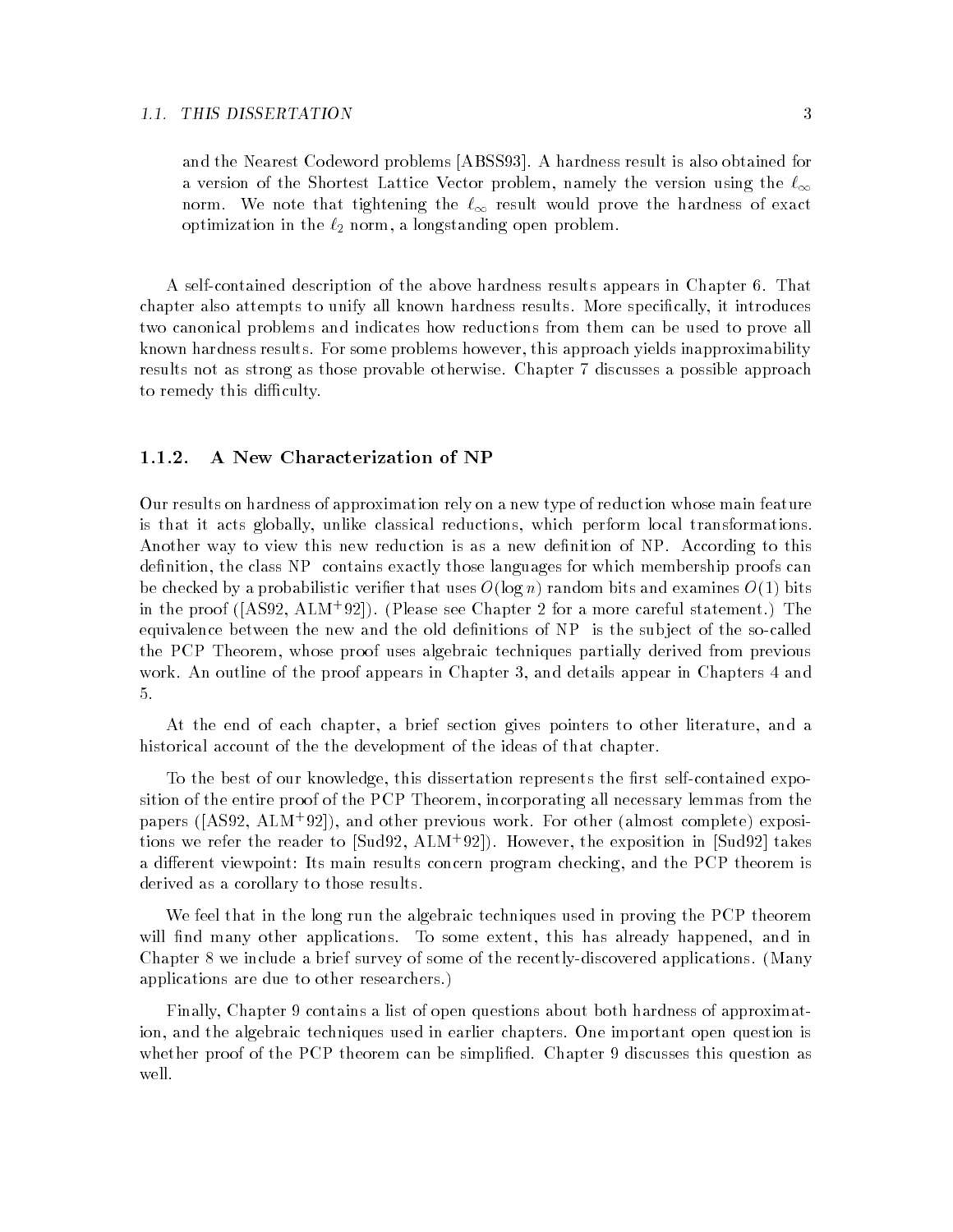and the Nearest Codeword problems [ABSS93]. A hardness result is also obtained for a version of the Shortest Lattice Vector problem, namely the version using the $\ell_\infty$ norm. We note that tightening the $\ell_\infty$ result would prove the hardness of exact optimization in the $\ell_2$ norm, a longstanding open problem.

A self-contained description of the above hardness results appears in Chapter 6. That chapter also attempts to unify all known hardness results. More specifically, it introduces two canonical problems and indicates how reductions from them can be used to prove all known hardness results. For some problems however, this approach yields inapproximability results not as strong as those provable otherwise. Chapter 7 discusses a possible approach to remedy this difficulty.

### 1.1.2. A New Characterization of NP

Our results on hardness of approximation rely on a new type of reduction whose main feature is that it acts globally, unlike classical reductions, which perform local transformations. Another way to view this new reduction is as a new definition of NP. According to this definition, the class NP contains exactly those languages for which membership proofs can be checked by a probabilistic verifier that uses $O(\log n)$ random bits and examines $O(1)$ bits in the proof ([AS92, ALM+92]). (Please see Chapter 2 for a more careful statement.) The equivalence between the new and the old definitions of NP is the subject of the so-called the PCP Theorem, whose proof uses algebraic techniques partially derived from previous work. An outline of the proof appears in Chapter 3, and details appear in Chapters 4 and 5.

At the end of each chapter, a brief section gives pointers to other literature, and a historical account of the the development of the ideas of that chapter.

To the best of our knowledge, this dissertation represents the first self-contained exposition of the entire proof of the PCP Theorem, incorporating all necessary lemmas from the papers ([AS92, ALM+92]), and other previous work. For other (almost complete) expositions we refer the reader to [Sud92, ALM+92]). However, the exposition in [Sud92] takes a different viewpoint: Its main results concern program checking, and the PCP theorem is derived as a corollary to those results.

We feel that in the long run the algebraic techniques used in proving the PCP theorem will find many other applications. To some extent, this has already happened, and in Chapter 8 we include a brief survey of some of the recently-discovered applications. (Many applications are due to other researchers.)

Finally, Chapter 9 contains a list of open questions about both hardness of approximation, and the algebraic techniques used in earlier chapters. One important open question is whether proof of the PCP theorem can be simplified. Chapter 9 discusses this question as well.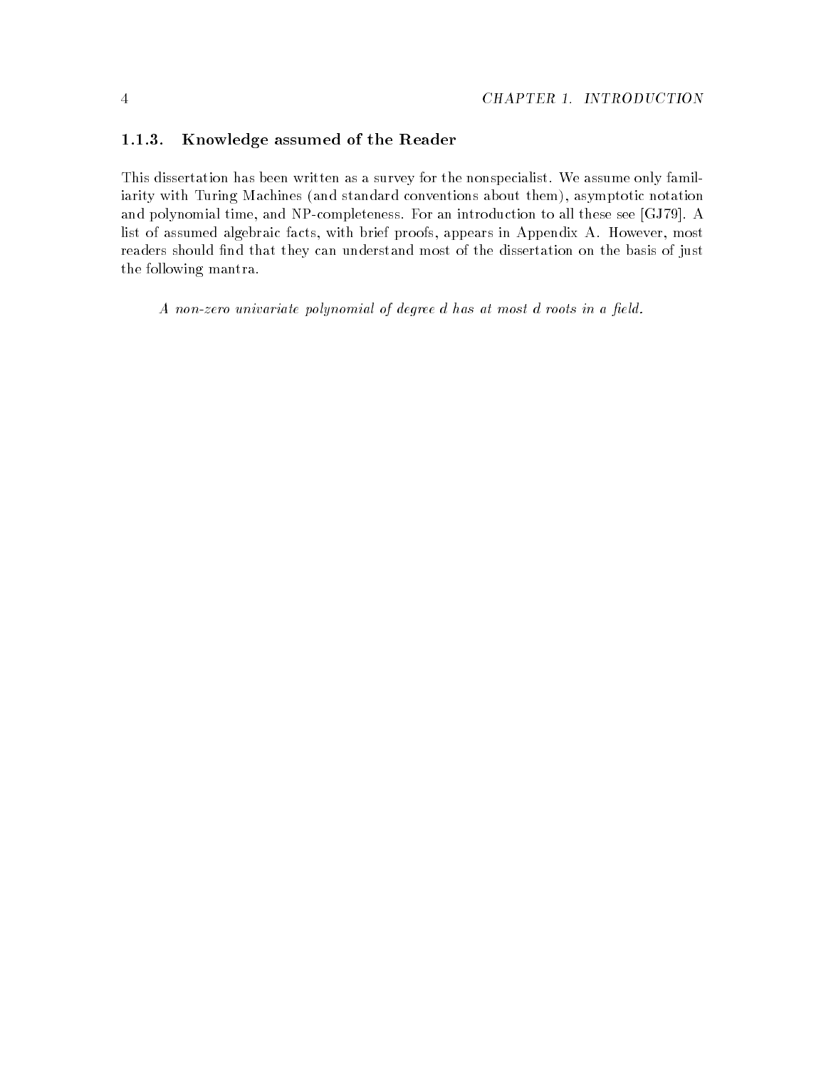### 1.1.3. Knowledge assumed of the Reader

This dissertation has been written as a survey for the nonspecialist. We assume only familiarity with Turing Machines (and standard conventions about them), asymptotic notation and polynomial time, and NP-completeness. For an introduction to all these see [GJ79]. A list of assumed algebraic facts, with brief proofs, appears in Appendix A. However, most readers should find that they can understand most of the dissertation on the basis of just the following mantra.

> *A non-zero univariate polynomial of degree $d$ has at most $d$ roots in a field.*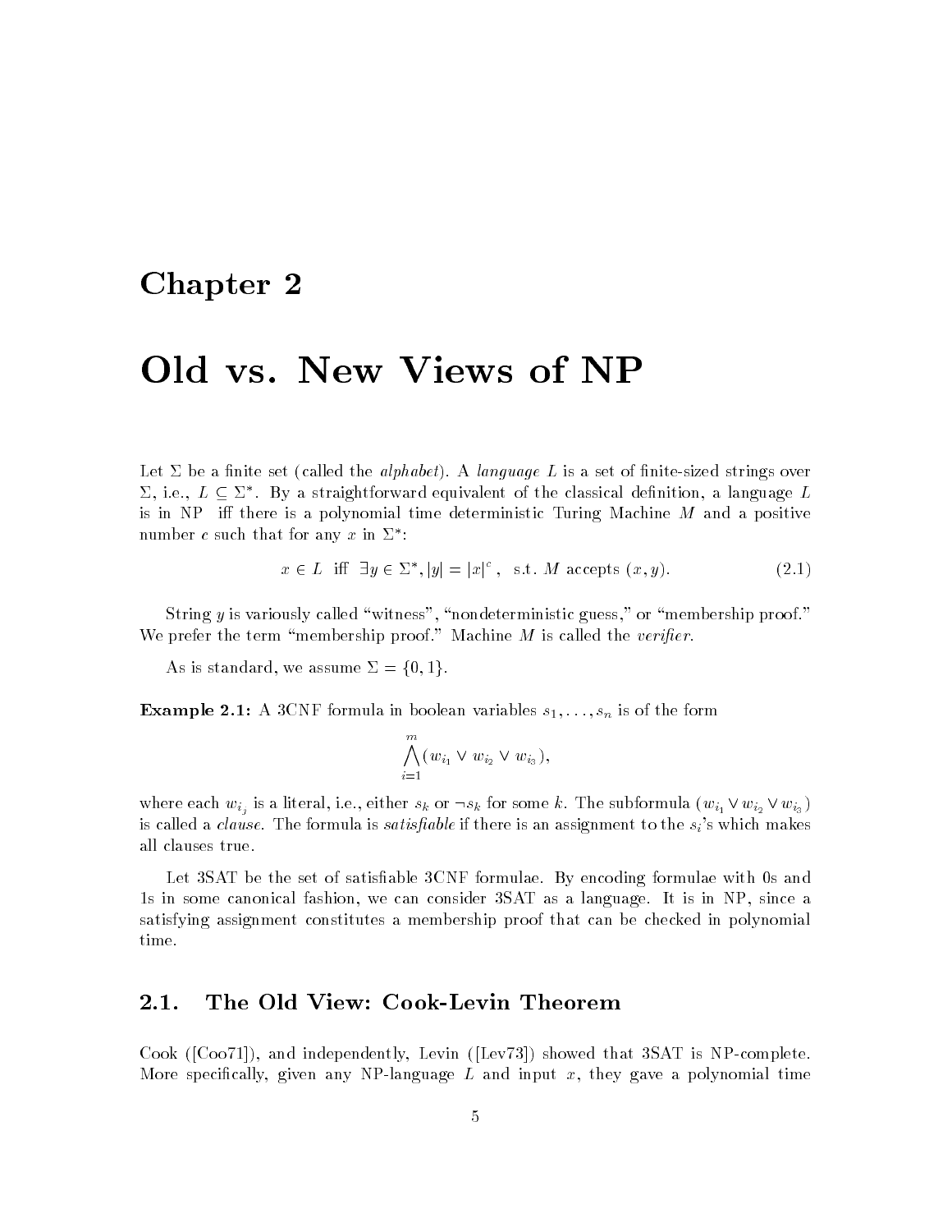# Chapter 2

# Old vs. New Views of NP

Let $\Sigma$ be a finite set (called the *alphabet*). A *language* $L$ is a set of finite-sized strings over $\Sigma$, i.e., $L \subseteq \Sigma^*$. By a straightforward equivalent of the classical definition, a language $L$ is in NP iff there is a polynomial time deterministic Turing Machine $M$ and a positive number $c$ such that for any $x$ in $\Sigma^*$:

$$x \in L \text{ iff } \exists y \in \Sigma^*, |y| = |x|^c, \text{ s.t. } M \text{ accepts } (x, y). \tag{2.1}$$

String $y$ is variously called "witness", "nondeterministic guess," or "membership proof." We prefer the term "membership proof." Machine $M$ is called the *verifier*.

As is standard, we assume $\Sigma = \{0, 1\}$.

**Example 2.1:** A 3CNF formula in boolean variables $s_1, \ldots, s_n$ is of the form

$$\bigwedge_{i=1}^{m} (w_{i_1} \vee w_{i_2} \vee w_{i_3}),$$

where each $w_{i_j}$ is a literal, i.e., either $s_k$ or $\neg s_k$ for some $k$. The subformula $(w_{i_1} \vee w_{i_2} \vee w_{i_3})$ is called a *clause*. The formula is *satisfiable* if there is an assignment to the $s_i$'s which makes all clauses true.

Let 3SAT be the set of satisfiable 3CNF formulae. By encoding formulae with 0s and 1s in some canonical fashion, we can consider 3SAT as a language. It is in NP, since a satisfying assignment constitutes a membership proof that can be checked in polynomial time.

## 2.1. The Old View: Cook-Levin Theorem

Cook ([Coo71]), and independently, Levin ([Lev73]) showed that 3SAT is NP-complete. More specifically, given any NP-language $L$ and input $x$, they gave a polynomial time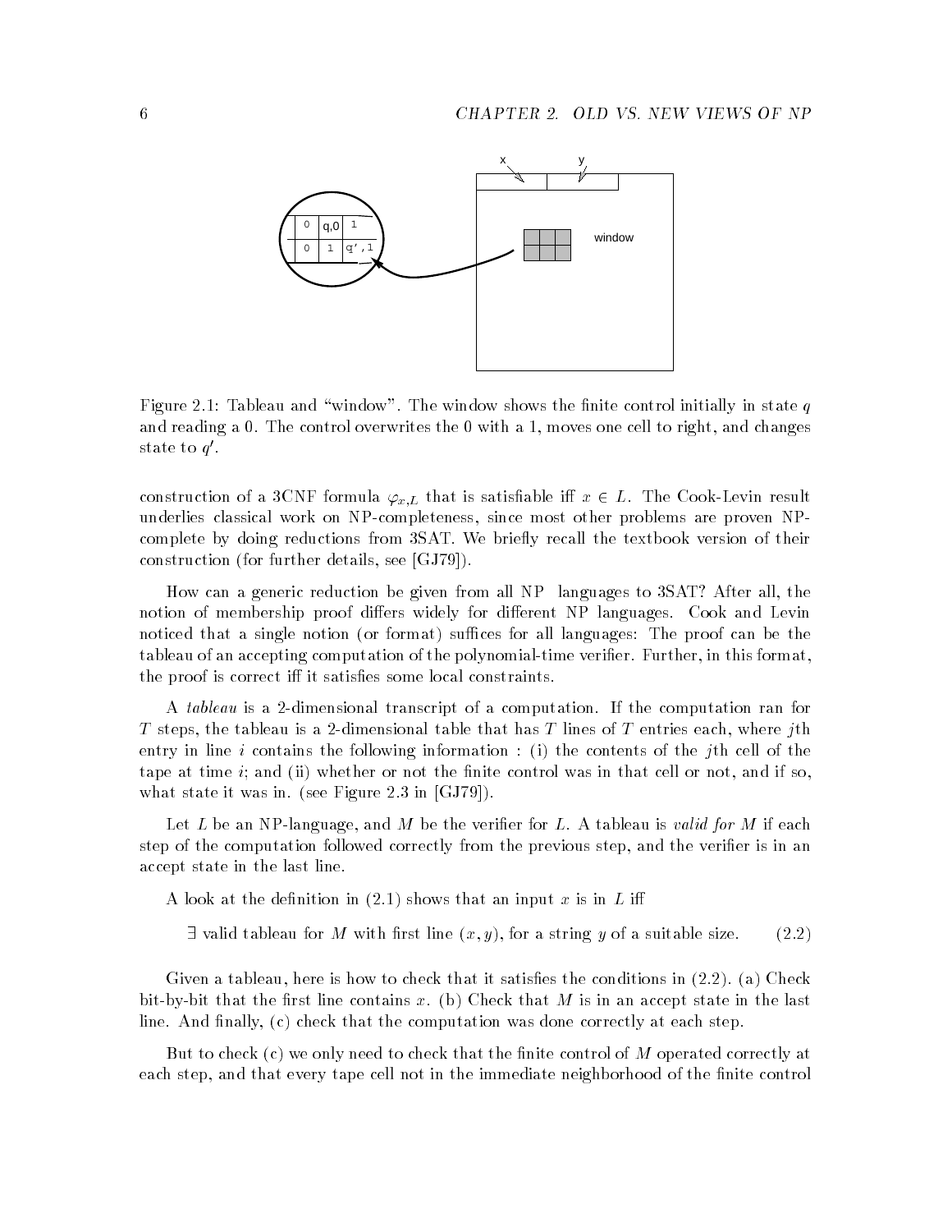Figure 2.1: Tableau and "window". The window shows the finite control initially in state $q$ and reading a 0. The control overwrites the 0 with a 1, moves one cell to right, and changes state to $q'$.

construction of a 3CNF formula $\varphi_{x,L}$ that is satisfiable iff $x \in L$. The Cook-Levin result underlies classical work on NP-completeness, since most other problems are proven NP-complete by doing reductions from 3SAT. We briefly recall the textbook version of their construction (for further details, see [GJ79]).

How can a generic reduction be given from all NP languages to 3SAT? After all, the notion of membership proof differs widely for different NP languages. Cook and Levin noticed that a single notion (or format) suffices for all languages: The proof can be the tableau of an accepting computation of the polynomial-time verifier. Further, in this format, the proof is correct iff it satisfies some local constraints.

A *tableau* is a 2-dimensional transcript of a computation. If the computation ran for $T$ steps, the tableau is a 2-dimensional table that has $T$ lines of $T$ entries each, where $j$th entry in line $i$ contains the following information : (i) the contents of the $j$th cell of the tape at time $i$; and (ii) whether or not the finite control was in that cell or not, and if so, what state it was in. (see Figure 2.3 in [GJ79]).

Let $L$ be an NP-language, and $M$ be the verifier for $L$. A tableau is *valid for M* if each step of the computation followed correctly from the previous step, and the verifier is in an accept state in the last line.

A look at the definition in (2.1) shows that an input $x$ is in $L$ iff

$$\exists \text{ valid tableau for } M \text{ with first line } (x, y), \text{ for a string } y \text{ of a suitable size.} \tag{2.2}$$

Given a tableau, here is how to check that it satisfies the conditions in (2.2). (a) Check bit-by-bit that the first line contains $x$. (b) Check that $M$ is in an accept state in the last line. And finally, (c) check that the computation was done correctly at each step.

But to check (c) we only need to check that the finite control of $M$ operated correctly at each step, and that every tape cell not in the immediate neighborhood of the finite control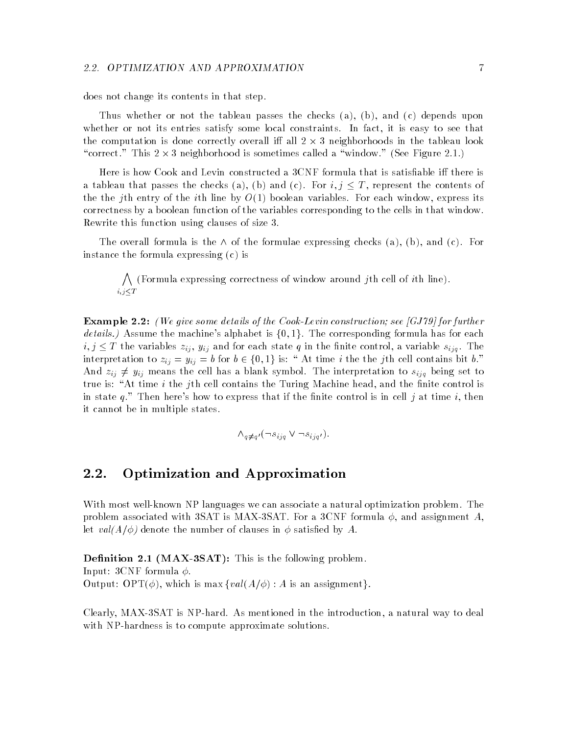does not change its contents in that step.

Thus whether or not the tableau passes the checks (a), (b), and (c) depends upon whether or not its entries satisfy some local constraints. In fact, it is easy to see that the computation is done correctly overall iff all $2 \times 3$ neighborhoods in the tableau look "correct." This $2 \times 3$ neighborhood is sometimes called a "window." (See Figure 2.1.)

Here is how Cook and Levin constructed a 3CNF formula that is satisfiable iff there is a tableau that passes the checks (a), (b) and (c). For $i, j \le T$, represent the contents of the the $j$th entry of the $i$th line by $O(1)$ boolean variables. For each window, express its correctness by a boolean function of the variables corresponding to the cells in that window. Rewrite this function using clauses of size 3.

The overall formula is the $\wedge$ of the formulae expressing checks (a), (b), and (c). For instance the formula expressing (c) is

$$\bigwedge_{i,j \le T} (\text{Formula expressing correctness of window around } j\text{th cell of } i\text{th line}).$$

**Example 2.2:** *(We give some details of the Cook-Levin construction; see [GJ79] for further details.)* Assume the machine's alphabet is $\{0, 1\}$. The corresponding formula has for each $i, j \le T$ the variables $z_{ij}$, $y_{ij}$ and for each state $q$ in the finite control, a variable $s_{ijq}$. The interpretation to $z_{ij} = y_{ij} = b$ for $b \in \{0, 1\}$ is: " At time $i$ the the $j$th cell contains bit $b$." And $z_{ij} \ne y_{ij}$ means the cell has a blank symbol. The interpretation to $s_{ijq}$ being set to true is: "At time $i$ the $j$th cell contains the Turing Machine head, and the finite control is in state $q$." Then here's how to express that if the finite control is in cell $j$ at time $i$, then it cannot be in multiple states.

$$\wedge_{q \ne q'} (\neg s_{ijq} \vee \neg s_{ijq'}).$$

## 2.2. Optimization and Approximation

With most well-known NP languages we can associate a natural optimization problem. The problem associated with 3SAT is MAX-3SAT. For a 3CNF formula $\phi$, and assignment $A$, let *val(A/φ)* denote the number of clauses in $\phi$ satisfied by $A$.

**Definition 2.1 (MAX-3SAT):** This is the following problem.
Input: 3CNF formula $\phi$.
Output: OPT($\phi$), which is $\max\{val(A/\phi) : A \text{ is an assignment}\}$.

Clearly, MAX-3SAT is NP-hard. As mentioned in the introduction, a natural way to deal with NP-hardness is to compute approximate solutions.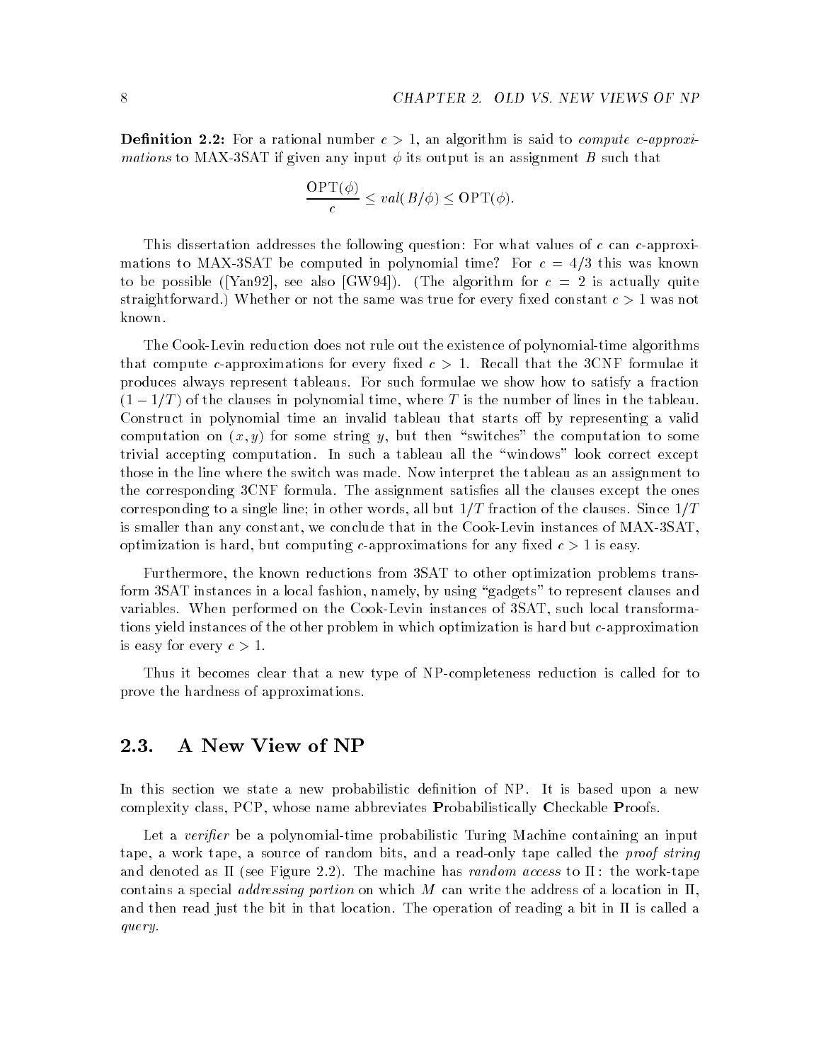**Definition 2.2:** For a rational number $c > 1$, an algorithm is said to *compute c-approximations* to MAX-3SAT if given any input $\phi$ its output is an assignment $B$ such that

$$\frac{\text{OPT}(\phi)}{c} \leq val(B/\phi) \leq \text{OPT}(\phi).$$

This dissertation addresses the following question: For what values of $c$ can $c$-approximations to MAX-3SAT be computed in polynomial time? For $c = 4/3$ this was known to be possible ([Yan92], see also [GW94]). (The algorithm for $c = 2$ is actually quite straightforward.) Whether or not the same was true for every fixed constant $c > 1$ was not known.

The Cook-Levin reduction does not rule out the existence of polynomial-time algorithms that compute $c$-approximations for every fixed $c > 1$. Recall that the 3CNF formulae it produces always represent tableaus. For such formulae we show how to satisfy a fraction $(1 - 1/T)$ of the clauses in polynomial time, where $T$ is the number of lines in the tableau. Construct in polynomial time an invalid tableau that starts off by representing a valid computation on $(x, y)$ for some string $y$, but then "switches" the computation to some trivial accepting computation. In such a tableau all the "windows" look correct except those in the line where the switch was made. Now interpret the tableau as an assignment to the corresponding 3CNF formula. The assignment satisfies all the clauses except the ones corresponding to a single line; in other words, all but $1/T$ fraction of the clauses. Since $1/T$ is smaller than any constant, we conclude that in the Cook-Levin instances of MAX-3SAT, optimization is hard, but computing $c$-approximations for any fixed $c > 1$ is easy.

Furthermore, the known reductions from 3SAT to other optimization problems transform 3SAT instances in a local fashion, namely, by using "gadgets" to represent clauses and variables. When performed on the Cook-Levin instances of 3SAT, such local transformations yield instances of the other problem in which optimization is hard but $c$-approximation is easy for every $c > 1$.

Thus it becomes clear that a new type of NP-completeness reduction is called for to prove the hardness of approximations.

## 2.3. A New View of NP

In this section we state a new probabilistic definition of NP. It is based upon a new complexity class, PCP, whose name abbreviates **P**robabilistically **C**heckable **P**roofs.

Let a *verifier* be a polynomial-time probabilistic Turing Machine containing an input tape, a work tape, a source of random bits, and a read-only tape called the *proof string* and denoted as $\Pi$ (see Figure 2.2). The machine has *random access* to $\Pi$: the work-tape contains a special *addressing portion* on which $M$ can write the address of a location in $\Pi$, and then read just the bit in that location. The operation of reading a bit in $\Pi$ is called a *query*.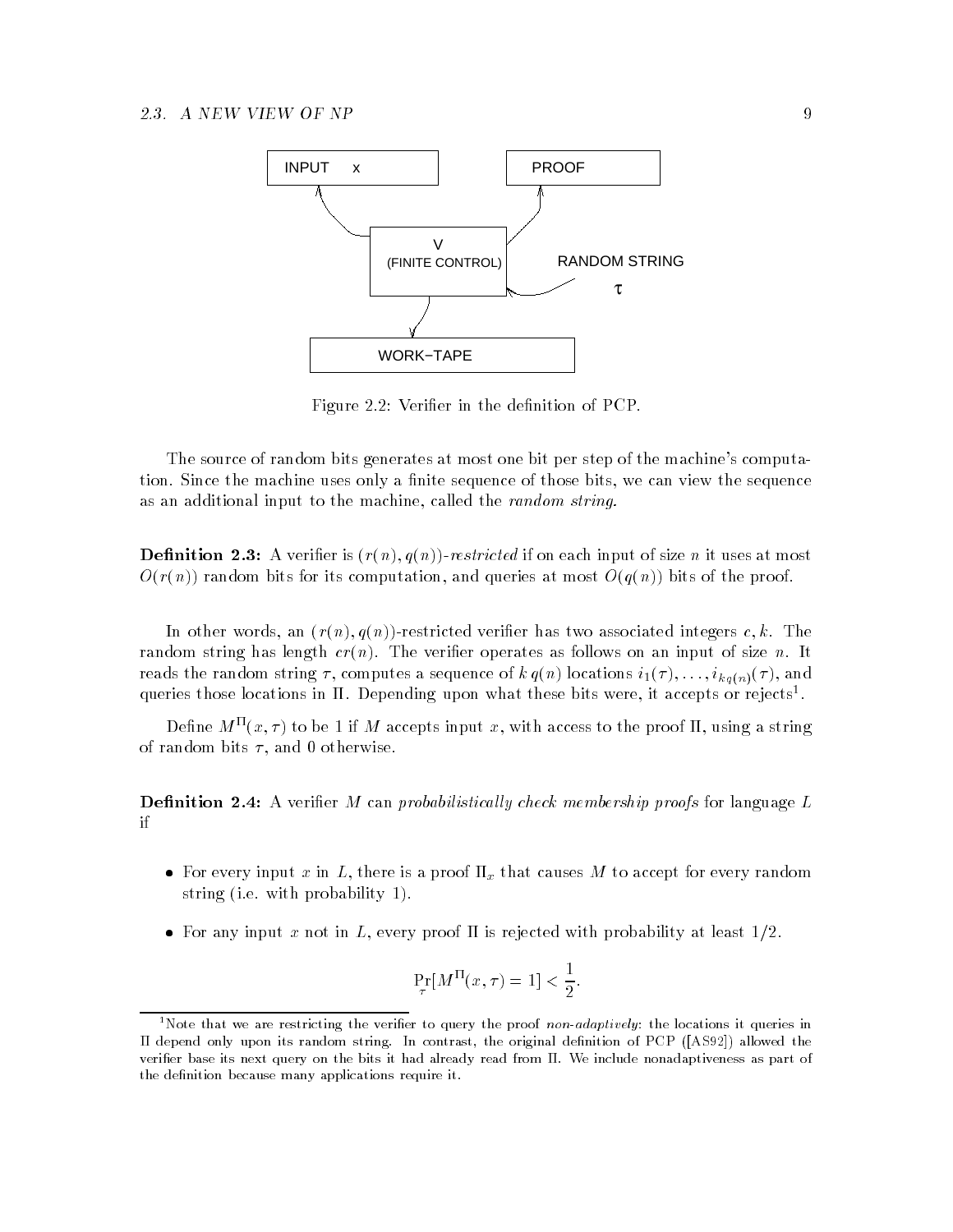INPUT x

PROOF

V
(FINITE CONTROL)

RANDOM STRING
$\tau$

WORK−TAPE

Figure 2.2: Verifier in the definition of PCP.

The source of random bits generates at most one bit per step of the machine's computation. Since the machine uses only a finite sequence of those bits, we can view the sequence as an additional input to the machine, called the *random string.*

**Definition 2.3:** A verifier is $(r(n), q(n))$-*restricted* if on each input of size $n$ it uses at most $O(r(n))$ random bits for its computation, and queries at most $O(q(n))$ bits of the proof.

In other words, an $(r(n), q(n))$-restricted verifier has two associated integers $c, k$. The random string has length $cr(n)$. The verifier operates as follows on an input of size $n$. It reads the random string $\tau$, computes a sequence of $k\, q(n)$ locations $i_1(\tau), \ldots, i_{kq(n)}(\tau)$, and queries those locations in $\Pi$. Depending upon what these bits were, it accepts or rejects[1].

Define $M^{\Pi}(x, \tau)$ to be 1 if $M$ accepts input $x$, with access to the proof $\Pi$, using a string of random bits $\tau$, and 0 otherwise.

**Definition 2.4:** A verifier $M$ can *probabilistically check membership proofs* for language $L$ if

- For every input $x$ in $L$, there is a proof $\Pi_x$ that causes $M$ to accept for every random string (i.e. with probability 1).
- For any input $x$ not in $L$, every proof $\Pi$ is rejected with probability at least 1/2.

$$\Pr_{\tau}[M^{\Pi}(x, \tau) = 1] < \frac{1}{2}.$$

[1] Note that we are restricting the verifier to query the proof *non-adaptively*: the locations it queries in $\Pi$ depend only upon its random string. In contrast, the original definition of PCP ([AS92]) allowed the verifier base its next query on the bits it had already read from $\Pi$. We include nonadaptiveness as part of the definition because many applications require it.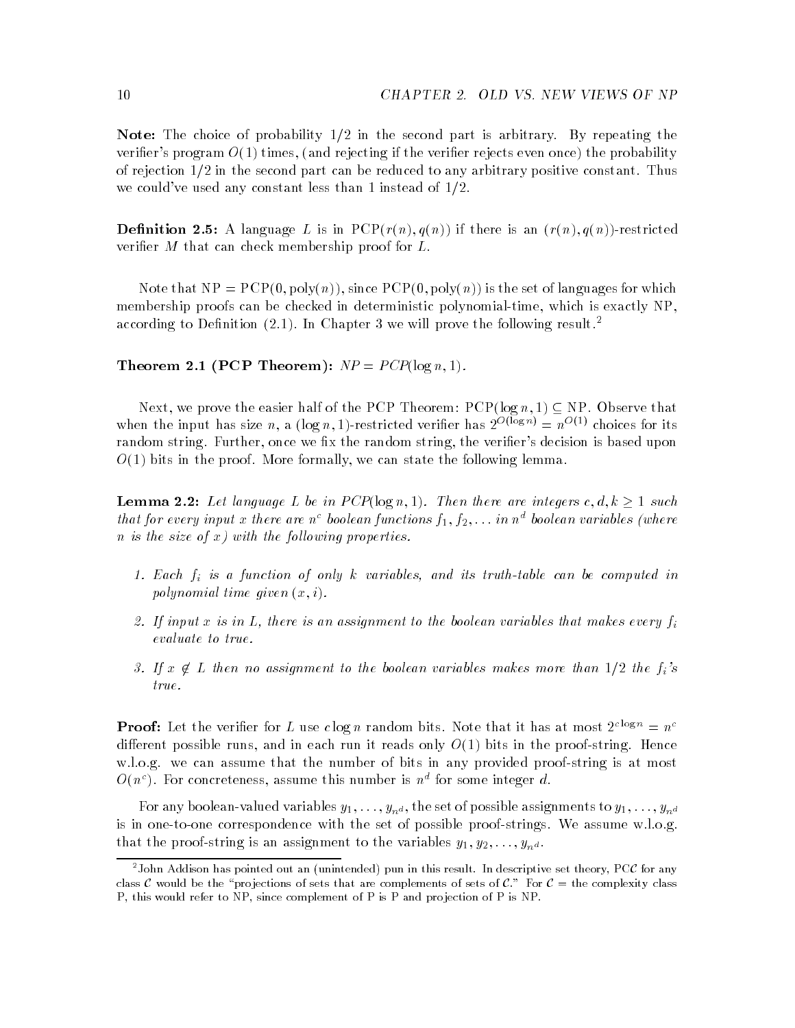**Note:** The choice of probability 1/2 in the second part is arbitrary. By repeating the verifier's program $O(1)$ times, (and rejecting if the verifier rejects even once) the probability of rejection 1/2 in the second part can be reduced to any arbitrary positive constant. Thus we could've used any constant less than 1 instead of 1/2.

**Definition 2.5:** A language $L$ is in $\text{PCP}(r(n), q(n))$ if there is an $(r(n), q(n))$-restricted verifier $M$ that can check membership proof for $L$.

Note that $\text{NP} = \text{PCP}(0, \text{poly}(n))$, since $\text{PCP}(0, \text{poly}(n))$ is the set of languages for which membership proofs can be checked in deterministic polynomial-time, which is exactly NP, according to Definition (2.1). In Chapter 3 we will prove the following result.[2]

**Theorem 2.1 (PCP Theorem):** *$NP = PCP(\log n, 1)$.*

Next, we prove the easier half of the PCP Theorem: $\text{PCP}(\log n, 1) \subseteq \text{NP}$. Observe that when the input has size $n$, a $(\log n, 1)$-restricted verifier has $2^{O(\log n)} = n^{O(1)}$ choices for its random string. Further, once we fix the random string, the verifier's decision is based upon $O(1)$ bits in the proof. More formally, we can state the following lemma.

**Lemma 2.2:** *Let language $L$ be in $PCP(\log n, 1)$. Then there are integers $c, d, k \geq 1$ such that for every input $x$ there are $n^c$ boolean functions $f_1, f_2, \ldots$ in $n^d$ boolean variables (where $n$ is the size of $x$) with the following properties.*

1. *Each $f_i$ is a function of only $k$ variables, and its truth-table can be computed in polynomial time given $(x, i)$.*
2. *If input $x$ is in $L$, there is an assignment to the boolean variables that makes every $f_i$ evaluate to true.*
3. *If $x \notin L$ then no assignment to the boolean variables makes more than 1/2 the $f_i$'s true.*

**Proof:** Let the verifier for $L$ use $c \log n$ random bits. Note that it has at most $2^{c \log n} = n^c$ different possible runs, and in each run it reads only $O(1)$ bits in the proof-string. Hence w.l.o.g. we can assume that the number of bits in any provided proof-string is at most $O(n^c)$. For concreteness, assume this number is $n^d$ for some integer $d$.

For any boolean-valued variables $y_1, \ldots, y_{n^d}$, the set of possible assignments to $y_1, \ldots, y_{n^d}$ is in one-to-one correspondence with the set of possible proof-strings. We assume w.l.o.g. that the proof-string is an assignment to the variables $y_1, y_2, \ldots, y_{n^d}$.

[2] John Addison has pointed out an (unintended) pun in this result. In descriptive set theory, $\text{PC}\mathcal{C}$ for any class $\mathcal{C}$ would be the "projections of sets that are complements of sets of $\mathcal{C}$." For $\mathcal{C}$ = the complexity class P, this would refer to NP, since complement of P is P and projection of P is NP.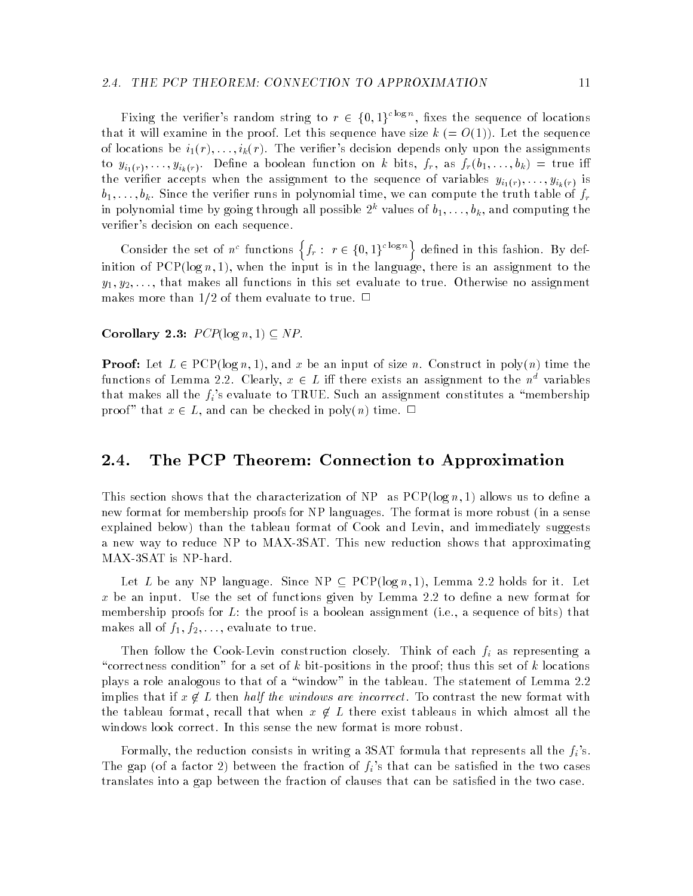Fixing the verifier's random string to $r \in \{0,1\}^{c \log n}$, fixes the sequence of locations that it will examine in the proof. Let this sequence have size $k$ ($= O(1)$). Let the sequence of locations be $i_1(r), \ldots, i_k(r)$. The verifier's decision depends only upon the assignments to $y_{i_1(r)}, \ldots, y_{i_k(r)}$. Define a boolean function on $k$ bits, $f_r$, as $f_r(b_1, \ldots, b_k) = \text{true}$ iff the verifier accepts when the assignment to the sequence of variables $y_{i_1(r)}, \ldots, y_{i_k(r)}$ is $b_1, \ldots, b_k$. Since the verifier runs in polynomial time, we can compute the truth table of $f_r$ in polynomial time by going through all possible $2^k$ values of $b_1, \ldots, b_k$, and computing the verifier's decision on each sequence.

Consider the set of $n^c$ functions $\left\{f_r : \ r \in \{0,1\}^{c \log n}\right\}$ defined in this fashion. By definition of PCP($\log n, 1$), when the input is in the language, there is an assignment to the $y_1, y_2, \ldots$, that makes all functions in this set evaluate to true. Otherwise no assignment makes more than $1/2$ of them evaluate to true. $\Box$

**Corollary 2.3:** *PCP*($\log n, 1$) $\subseteq$ *NP*.

**Proof:** Let $L \in$ PCP($\log n, 1$), and $x$ be an input of size $n$. Construct in poly($n$) time the functions of Lemma 2.2. Clearly, $x \in L$ iff there exists an assignment to the $n^d$ variables that makes all the $f_i$'s evaluate to TRUE. Such an assignment constitutes a "membership proof" that $x \in L$, and can be checked in poly($n$) time. $\Box$

## 2.4. The PCP Theorem: Connection to Approximation

This section shows that the characterization of NP as PCP($\log n, 1$) allows us to define a new format for membership proofs for NP languages. The format is more robust (in a sense explained below) than the tableau format of Cook and Levin, and immediately suggests a new way to reduce NP to MAX-3SAT. This new reduction shows that approximating MAX-3SAT is NP-hard.

Let $L$ be any NP language. Since NP $\subseteq$ PCP($\log n, 1$), Lemma 2.2 holds for it. Let $x$ be an input. Use the set of functions given by Lemma 2.2 to define a new format for membership proofs for $L$: the proof is a boolean assignment (i.e., a sequence of bits) that makes all of $f_1, f_2, \ldots$, evaluate to true.

Then follow the Cook-Levin construction closely. Think of each $f_i$ as representing a "correctness condition" for a set of $k$ bit-positions in the proof; thus this set of $k$ locations plays a role analogous to that of a "window" in the tableau. The statement of Lemma 2.2 implies that if $x \notin L$ then *half the windows are incorrect*. To contrast the new format with the tableau format, recall that when $x \notin L$ there exist tableaus in which almost all the windows look correct. In this sense the new format is more robust.

Formally, the reduction consists in writing a 3SAT formula that represents all the $f_i$'s. The gap (of a factor 2) between the fraction of $f_i$'s that can be satisfied in the two cases translates into a gap between the fraction of clauses that can be satisfied in the two case.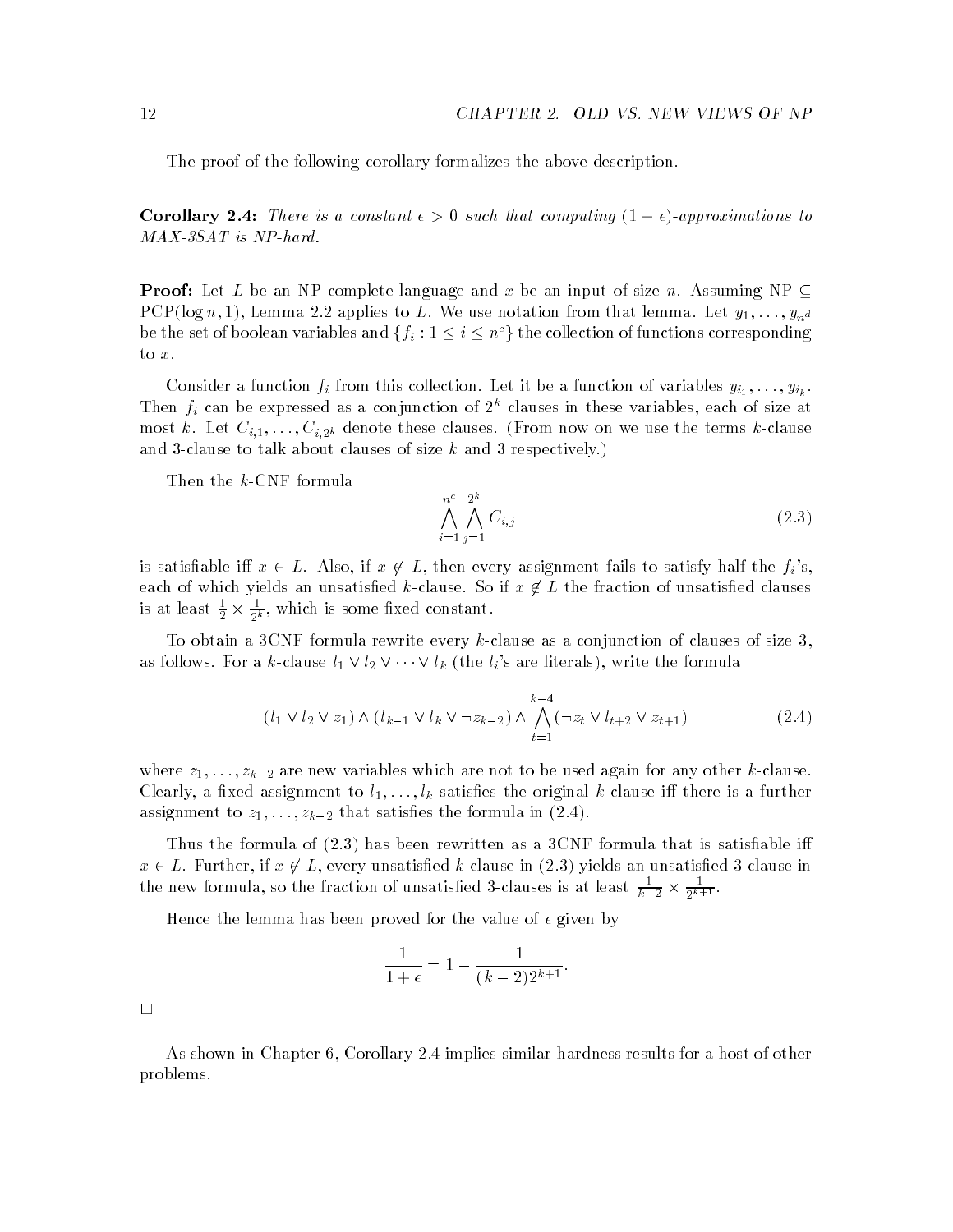The proof of the following corollary formalizes the above description.

**Corollary 2.4:** *There is a constant $\epsilon > 0$ such that computing $(1+\epsilon)$-approximations to MAX-3SAT is NP-hard.*

**Proof:** Let $L$ be an NP-complete language and $x$ be an input of size $n$. Assuming NP $\subseteq$ PCP($\log n, 1$), Lemma 2.2 applies to $L$. We use notation from that lemma. Let $y_1, \ldots, y_{n^d}$ be the set of boolean variables and $\{f_i : 1 \le i \le n^c\}$ the collection of functions corresponding to $x$.

Consider a function $f_i$ from this collection. Let it be a function of variables $y_{i_1}, \ldots, y_{i_k}$. Then $f_i$ can be expressed as a conjunction of $2^k$ clauses in these variables, each of size at most $k$. Let $C_{i,1}, \ldots, C_{i,2^k}$ denote these clauses. (From now on we use the terms $k$-clause and 3-clause to talk about clauses of size $k$ and 3 respectively.)

Then the $k$-CNF formula

$$\bigwedge_{i=1}^{n^c} \bigwedge_{j=1}^{2^k} C_{i,j} \tag{2.3}$$

is satisfiable iff $x \in L$. Also, if $x \notin L$, then every assignment fails to satisfy half the $f_i$'s, each of which yields an unsatisfied $k$-clause. So if $x \notin L$ the fraction of unsatisfied clauses is at least $\frac{1}{2} \times \frac{1}{2^k}$, which is some fixed constant.

To obtain a 3CNF formula rewrite every $k$-clause as a conjunction of clauses of size 3, as follows. For a $k$-clause $l_1 \vee l_2 \vee \cdots \vee l_k$ (the $l_i$'s are literals), write the formula

$$(l_1 \vee l_2 \vee z_1) \wedge (l_{k-1} \vee l_k \vee \neg z_{k-2}) \wedge \bigwedge_{t=1}^{k-4} (\neg z_t \vee l_{t+2} \vee z_{t+1}) \tag{2.4}$$

where $z_1, \ldots, z_{k-2}$ are new variables which are not to be used again for any other $k$-clause. Clearly, a fixed assignment to $l_1, \ldots, l_k$ satisfies the original $k$-clause iff there is a further assignment to $z_1, \ldots, z_{k-2}$ that satisfies the formula in (2.4).

Thus the formula of (2.3) has been rewritten as a 3CNF formula that is satisfiable iff $x \in L$. Further, if $x \notin L$, every unsatisfied $k$-clause in (2.3) yields an unsatisfied 3-clause in the new formula, so the fraction of unsatisfied 3-clauses is at least $\frac{1}{k-2} \times \frac{1}{2^{k+1}}$.

Hence the lemma has been proved for the value of $\epsilon$ given by

$$\frac{1}{1+\epsilon} = 1 - \frac{1}{(k-2)2^{k+1}}.$$

□

As shown in Chapter 6, Corollary 2.4 implies similar hardness results for a host of other problems.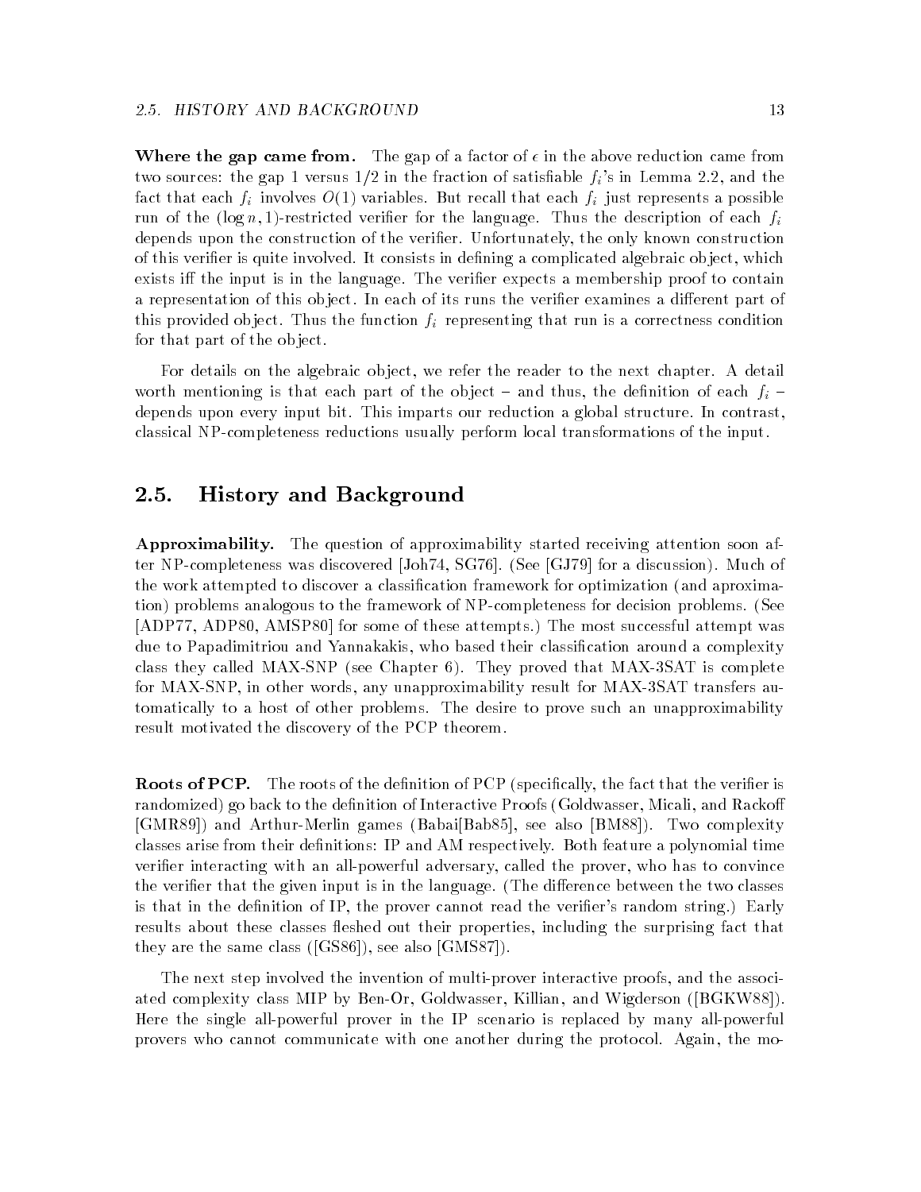**Where the gap came from.** The gap of a factor of $\epsilon$ in the above reduction came from two sources: the gap 1 versus 1/2 in the fraction of satisfiable $f_i$'s in Lemma 2.2, and the fact that each $f_i$ involves $O(1)$ variables. But recall that each $f_i$ just represents a possible run of the $(\log n, 1)$-restricted verifier for the language. Thus the description of each $f_i$ depends upon the construction of the verifier. Unfortunately, the only known construction of this verifier is quite involved. It consists in defining a complicated algebraic object, which exists iff the input is in the language. The verifier expects a membership proof to contain a representation of this object. In each of its runs the verifier examines a different part of this provided object. Thus the function $f_i$ representing that run is a correctness condition for that part of the object.

For details on the algebraic object, we refer the reader to the next chapter. A detail worth mentioning is that each part of the object – and thus, the definition of each $f_i$ – depends upon every input bit. This imparts our reduction a global structure. In contrast, classical NP-completeness reductions usually perform local transformations of the input.

## 2.5. History and Background

**Approximability.** The question of approximability started receiving attention soon after NP-completeness was discovered [Joh74, SG76]. (See [GJ79] for a discussion). Much of the work attempted to discover a classification framework for optimization (and aproximation) problems analogous to the framework of NP-completeness for decision problems. (See [ADP77, ADP80, AMSP80] for some of these attempts.) The most successful attempt was due to Papadimitriou and Yannakakis, who based their classification around a complexity class they called MAX-SNP (see Chapter 6). They proved that MAX-3SAT is complete for MAX-SNP, in other words, any unapproximability result for MAX-3SAT transfers automatically to a host of other problems. The desire to prove such an unapproximability result motivated the discovery of the PCP theorem.

**Roots of PCP.** The roots of the definition of PCP (specifically, the fact that the verifier is randomized) go back to the definition of Interactive Proofs (Goldwasser, Micali, and Rackoff [GMR89]) and Arthur-Merlin games (Babai[Bab85], see also [BM88]). Two complexity classes arise from their definitions: IP and AM respectively. Both feature a polynomial time verifier interacting with an all-powerful adversary, called the prover, who has to convince the verifier that the given input is in the language. (The difference between the two classes is that in the definition of IP, the prover cannot read the verifier's random string.) Early results about these classes fleshed out their properties, including the surprising fact that they are the same class ([GS86]), see also [GMS87]).

The next step involved the invention of multi-prover interactive proofs, and the associated complexity class MIP by Ben-Or, Goldwasser, Killian, and Wigderson ([BGKW88]). Here the single all-powerful prover in the IP scenario is replaced by many all-powerful provers who cannot communicate with one another during the protocol. Again, the mo-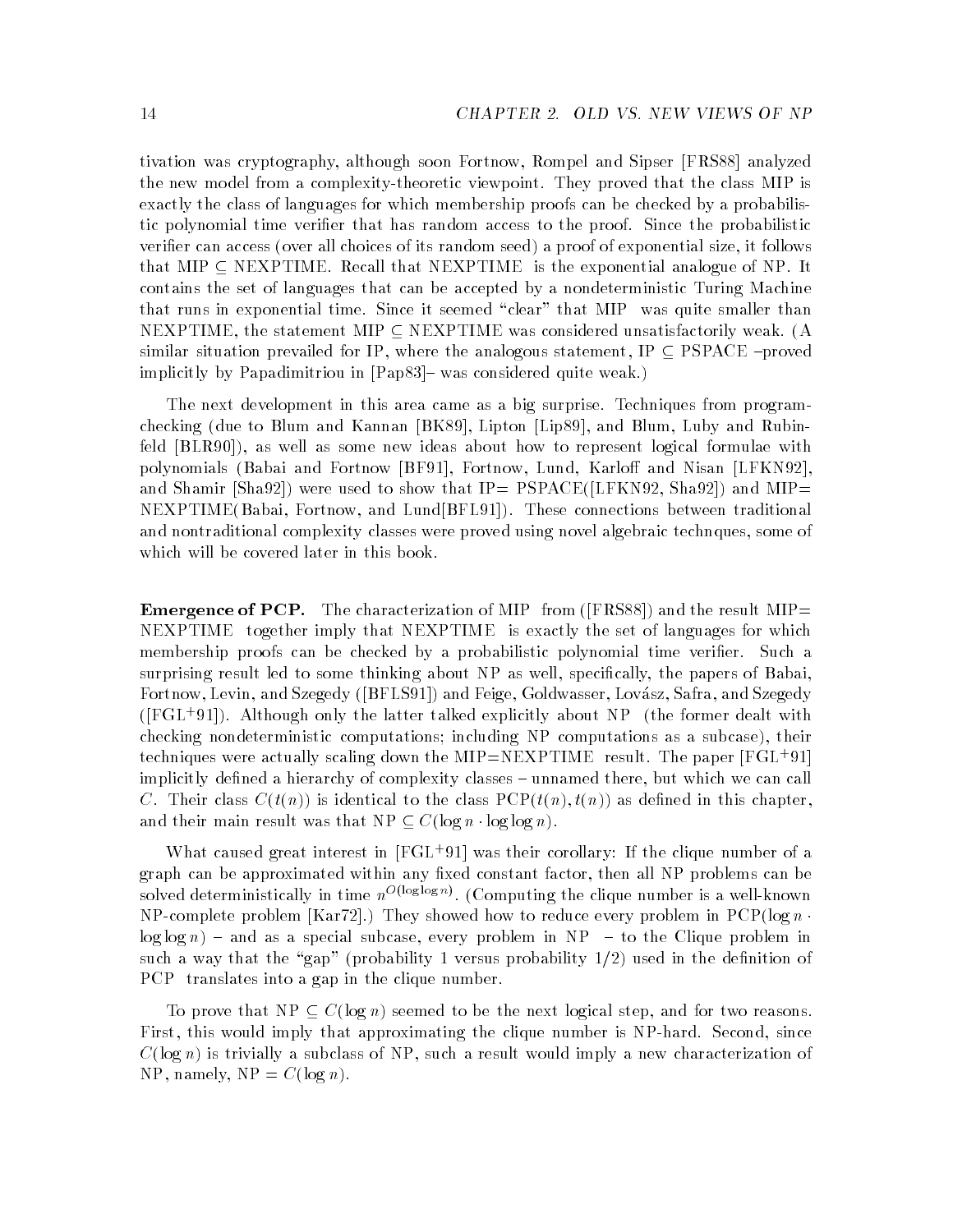tivation was cryptography, although soon Fortnow, Rompel and Sipser [FRS88] analyzed the new model from a complexity-theoretic viewpoint. They proved that the class MIP is exactly the class of languages for which membership proofs can be checked by a probabilistic polynomial time verifier that has random access to the proof. Since the probabilistic verifier can access (over all choices of its random seed) a proof of exponential size, it follows that MIP $\subseteq$ NEXPTIME. Recall that NEXPTIME is the exponential analogue of NP. It contains the set of languages that can be accepted by a nondeterministic Turing Machine that runs in exponential time. Since it seemed "clear" that MIP was quite smaller than NEXPTIME, the statement MIP $\subseteq$ NEXPTIME was considered unsatisfactorily weak. (A similar situation prevailed for IP, where the analogous statement, IP $\subseteq$ PSPACE –proved implicitly by Papadimitriou in [Pap83]– was considered quite weak.)

The next development in this area came as a big surprise. Techniques from program-checking (due to Blum and Kannan [BK89], Lipton [Lip89], and Blum, Luby and Rubinfeld [BLR90]), as well as some new ideas about how to represent logical formulae with polynomials (Babai and Fortnow [BF91], Fortnow, Lund, Karloff and Nisan [LFKN92], and Shamir [Sha92]) were used to show that IP= PSPACE([LFKN92, Sha92]) and MIP= NEXPTIME(Babai, Fortnow, and Lund[BFL91]). These connections between traditional and nontraditional complexity classes were proved using novel algebraic technques, some of which will be covered later in this book.

**Emergence of PCP.** The characterization of MIP from ([FRS88]) and the result MIP= NEXPTIME together imply that NEXPTIME is exactly the set of languages for which membership proofs can be checked by a probabilistic polynomial time verifier. Such a surprising result led to some thinking about NP as well, specifically, the papers of Babai, Fortnow, Levin, and Szegedy ([BFLS91]) and Feige, Goldwasser, Lovász, Safra, and Szegedy ([FGL+91]). Although only the latter talked explicitly about NP (the former dealt with checking nondeterministic computations; including NP computations as a subcase), their techniques were actually scaling down the MIP=NEXPTIME result. The paper [FGL+91] implicitly defined a hierarchy of complexity classes – unnamed there, but which we can call $C$. Their class $C(t(n))$ is identical to the class PCP$(t(n), t(n))$ as defined in this chapter, and their main result was that NP $\subseteq C(\log n \cdot \log\log n)$.

What caused great interest in [FGL+91] was their corollary: If the clique number of a graph can be approximated within any fixed constant factor, then all NP problems can be solved deterministically in time $n^{O(\log\log n)}$. (Computing the clique number is a well-known NP-complete problem [Kar72].) They showed how to reduce every problem in PCP$(\log n \cdot \log\log n)$ – and as a special subcase, every problem in NP – to the Clique problem in such a way that the "gap" (probability 1 versus probability 1/2) used in the definition of PCP translates into a gap in the clique number.

To prove that NP $\subseteq C(\log n)$ seemed to be the next logical step, and for two reasons. First, this would imply that approximating the clique number is NP-hard. Second, since $C(\log n)$ is trivially a subclass of NP, such a result would imply a new characterization of NP, namely, NP $= C(\log n)$.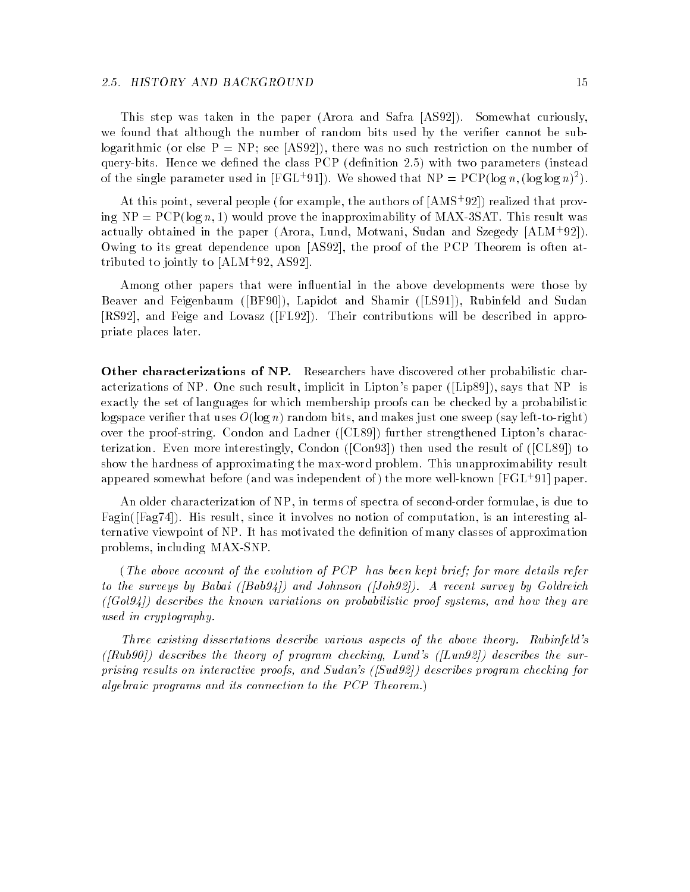This step was taken in the paper (Arora and Safra [AS92]). Somewhat curiously, we found that although the number of random bits used by the verifier cannot be sublogarithmic (or else P = NP; see [AS92]), there was no such restriction on the number of query-bits. Hence we defined the class PCP (definition 2.5) with two parameters (instead of the single parameter used in [FGL+91]). We showed that NP = PCP($\log n, (\log \log n)^2$).

At this point, several people (for example, the authors of [AMS+92]) realized that proving NP = PCP($\log n$, 1) would prove the inapproximability of MAX-3SAT. This result was actually obtained in the paper (Arora, Lund, Motwani, Sudan and Szegedy [ALM+92]). Owing to its great dependence upon [AS92], the proof of the PCP Theorem is often attributed to jointly to [ALM+92, AS92].

Among other papers that were influential in the above developments were those by Beaver and Feigenbaum ([BF90]), Lapidot and Shamir ([LS91]), Rubinfeld and Sudan [RS92], and Feige and Lovasz ([FL92]). Their contributions will be described in appropriate places later.

**Other characterizations of NP.** Researchers have discovered other probabilistic characterizations of NP. One such result, implicit in Lipton's paper ([Lip89]), says that NP is exactly the set of languages for which membership proofs can be checked by a probabilistic logspace verifier that uses $O(\log n)$ random bits, and makes just one sweep (say left-to-right) over the proof-string. Condon and Ladner ([CL89]) further strengthened Lipton's characterization. Even more interestingly, Condon ([Con93]) then used the result of ([CL89]) to show the hardness of approximating the max-word problem. This unapproximability result appeared somewhat before (and was independent of) the more well-known [FGL+91] paper.

An older characterization of NP, in terms of spectra of second-order formulae, is due to Fagin([Fag74]). His result, since it involves no notion of computation, is an interesting alternative viewpoint of NP. It has motivated the definition of many classes of approximation problems, including MAX-SNP.

*(The above account of the evolution of PCP has been kept brief; for more details refer to the surveys by Babai ([Bab94]) and Johnson ([Joh92]). A recent survey by Goldreich ([Gol94]) describes the known variations on probabilistic proof systems, and how they are used in cryptography.*

*Three existing dissertations describe various aspects of the above theory. Rubinfeld's ([Rub90]) describes the theory of program checking, Lund's ([Lun92]) describes the surprising results on interactive proofs, and Sudan's ([Sud92]) describes program checking for algebraic programs and its connection to the PCP Theorem.)*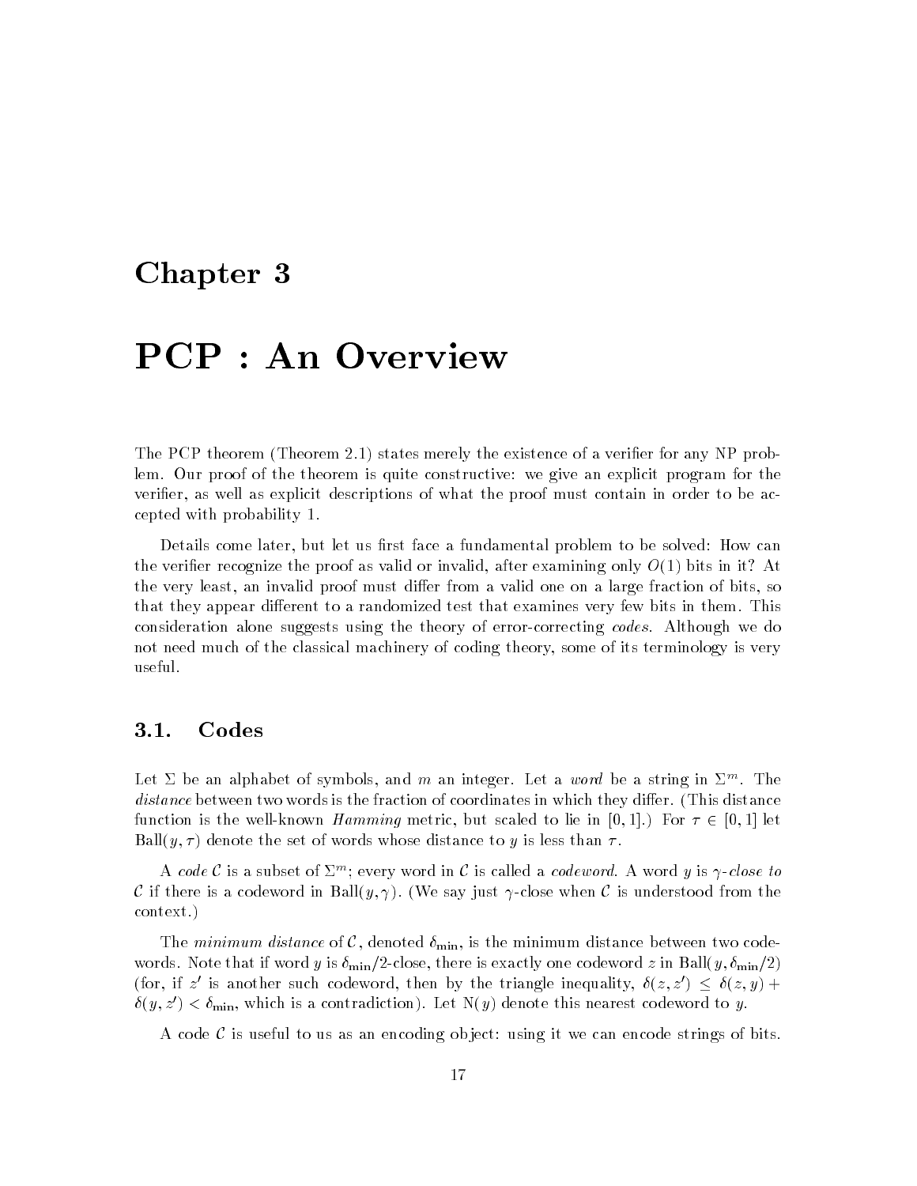# Chapter 3

# PCP : An Overview

The PCP theorem (Theorem 2.1) states merely the existence of a verifier for any NP problem. Our proof of the theorem is quite constructive: we give an explicit program for the verifier, as well as explicit descriptions of what the proof must contain in order to be accepted with probability 1.

Details come later, but let us first face a fundamental problem to be solved: How can the verifier recognize the proof as valid or invalid, after examining only $O(1)$ bits in it? At the very least, an invalid proof must differ from a valid one on a large fraction of bits, so that they appear different to a randomized test that examines very few bits in them. This consideration alone suggests using the theory of error-correcting *codes*. Although we do not need much of the classical machinery of coding theory, some of its terminology is very useful.

## 3.1. Codes

Let $\Sigma$ be an alphabet of symbols, and $m$ an integer. Let a *word* be a string in $\Sigma^m$. The *distance* between two words is the fraction of coordinates in which they differ. (This distance function is the well-known *Hamming* metric, but scaled to lie in $[0, 1]$.) For $\tau \in [0, 1]$ let $\text{Ball}(y, \tau)$ denote the set of words whose distance to $y$ is less than $\tau$.

A *code* $\mathcal{C}$ is a subset of $\Sigma^m$; every word in $\mathcal{C}$ is called a *codeword*. A word $y$ is $\gamma$*-close to* $\mathcal{C}$ if there is a codeword in $\text{Ball}(y, \gamma)$. (We say just $\gamma$-close when $\mathcal{C}$ is understood from the context.)

The *minimum distance* of $\mathcal{C}$, denoted $\delta_{\min}$, is the minimum distance between two codewords. Note that if word $y$ is $\delta_{\min}/2$-close, there is exactly one codeword $z$ in $\text{Ball}(y, \delta_{\min}/2)$ (for, if $z'$ is another such codeword, then by the triangle inequality, $\delta(z, z') \leq \delta(z, y) + \delta(y, z') < \delta_{\min}$, which is a contradiction). Let $\text{N}(y)$ denote this nearest codeword to $y$.

A code $\mathcal{C}$ is useful to us as an encoding object: using it we can encode strings of bits.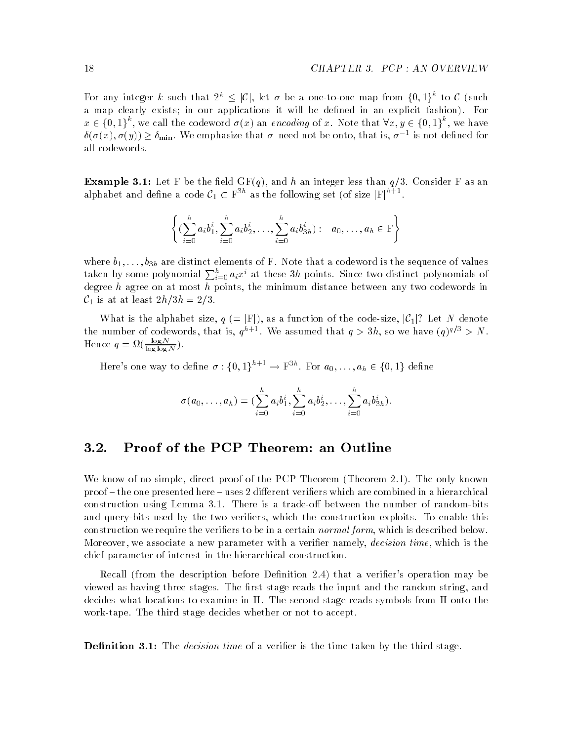For any integer $k$ such that $2^k \leq |\mathcal{C}|$, let $\sigma$ be a one-to-one map from $\{0,1\}^k$ to $\mathcal{C}$ (such a map clearly exists; in our applications it will be defined in an explicit fashion). For $x \in \{0,1\}^k$, we call the codeword $\sigma(x)$ an *encoding* of $x$. Note that $\forall x, y \in \{0,1\}^k$, we have $\delta(\sigma(x), \sigma(y)) \geq \delta_{\min}$. We emphasize that $\sigma$ need not be onto, that is, $\sigma^{-1}$ is not defined for all codewords.

**Example 3.1:** Let F be the field GF($q$), and $h$ an integer less than $q/3$. Consider F as an alphabet and define a code $\mathcal{C}_1 \subset \mathrm{F}^{3h}$ as the following set (of size $|\mathrm{F}|^{h+1}$.

$$\left\{ (\sum_{i=0}^{h} a_i b_1^i, \sum_{i=0}^{h} a_i b_2^i, \ldots, \sum_{i=0}^{h} a_i b_{3h}^i) : \quad a_0, \ldots, a_h \in \mathrm{F} \right\}$$

where $b_1, \ldots, b_{3h}$ are distinct elements of F. Note that a codeword is the sequence of values taken by some polynomial $\sum_{i=0}^{h} a_i x^i$ at these $3h$ points. Since two distinct polynomials of degree $h$ agree on at most $h$ points, the minimum distance between any two codewords in $\mathcal{C}_1$ is at at least $2h/3h = 2/3$.

What is the alphabet size, $q$ $(= |\mathrm{F}|)$, as a function of the code-size, $|\mathcal{C}_1|$? Let $N$ denote the number of codewords, that is, $q^{h+1}$. We assumed that $q > 3h$, so we have $(q)^{q/3} > N$. Hence $q = \Omega(\frac{\log N}{\log \log N})$.

Here's one way to define $\sigma : \{0,1\}^{h+1} \to \mathrm{F}^{3h}$. For $a_0, \ldots, a_h \in \{0,1\}$ define

$$\sigma(a_0, \ldots, a_h) = (\sum_{i=0}^{h} a_i b_1^i, \sum_{i=0}^{h} a_i b_2^i, \ldots, \sum_{i=0}^{h} a_i b_{3h}^i).$$

## 3.2. Proof of the PCP Theorem: an Outline

We know of no simple, direct proof of the PCP Theorem (Theorem 2.1). The only known proof – the one presented here – uses 2 different verifiers which are combined in a hierarchical construction using Lemma 3.1. There is a trade-off between the number of random-bits and query-bits used by the two verifiers, which the construction exploits. To enable this construction we require the verifiers to be in a certain *normal form*, which is described below. Moreover, we associate a new parameter with a verifier namely, *decision time*, which is the chief parameter of interest in the hierarchical construction.

Recall (from the description before Definition 2.4) that a verifier's operation may be viewed as having three stages. The first stage reads the input and the random string, and decides what locations to examine in $\Pi$. The second stage reads symbols from $\Pi$ onto the work-tape. The third stage decides whether or not to accept.

**Definition 3.1:** The *decision time* of a verifier is the time taken by the third stage.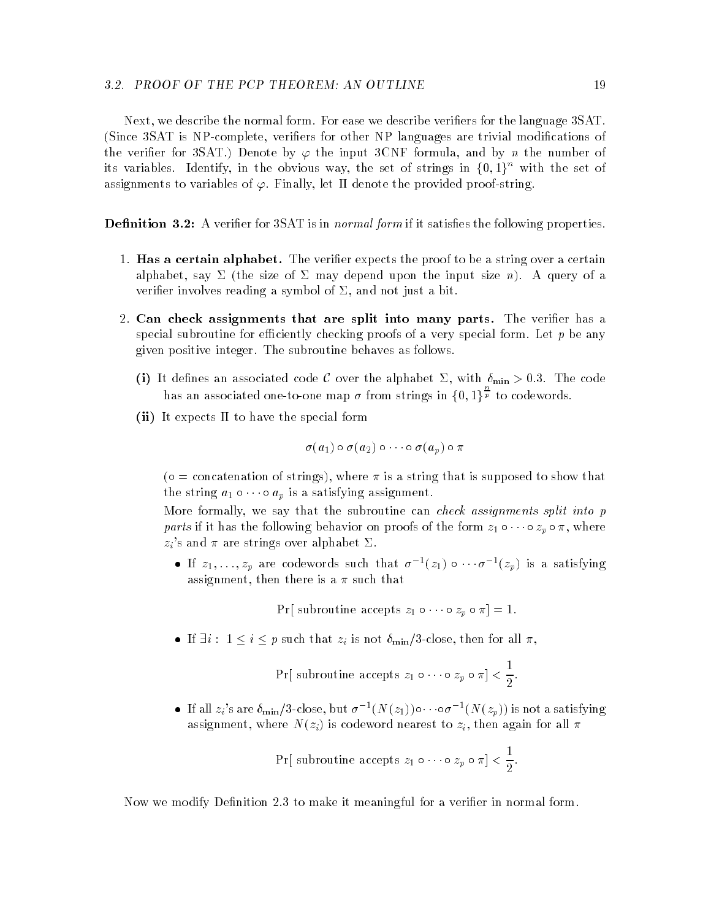Next, we describe the normal form. For ease we describe verifiers for the language 3SAT. (Since 3SAT is NP-complete, verifiers for other NP languages are trivial modifications of the verifier for 3SAT.) Denote by $\varphi$ the input 3CNF formula, and by $n$ the number of its variables. Identify, in the obvious way, the set of strings in $\{0,1\}^n$ with the set of assignments to variables of $\varphi$. Finally, let $\Pi$ denote the provided proof-string.

**Definition 3.2:** A verifier for 3SAT is in *normal form* if it satisfies the following properties.

1. **Has a certain alphabet.** The verifier expects the proof to be a string over a certain alphabet, say $\Sigma$ (the size of $\Sigma$ may depend upon the input size $n$). A query of a verifier involves reading a symbol of $\Sigma$, and not just a bit.

2. **Can check assignments that are split into many parts.** The verifier has a special subroutine for efficiently checking proofs of a very special form. Let $p$ be any given positive integer. The subroutine behaves as follows.

   **(i)** It defines an associated code $\mathcal{C}$ over the alphabet $\Sigma$, with $\delta_{\min} > 0.3$. The code has an associated one-to-one map $\sigma$ from strings in $\{0,1\}^{\frac{n}{p}}$ to codewords.

   **(ii)** It expects $\Pi$ to have the special form

   $$\sigma(a_1) \circ \sigma(a_2) \circ \cdots \circ \sigma(a_p) \circ \pi$$

   ($\circ$ = concatenation of strings), where $\pi$ is a string that is supposed to show that the string $a_1 \circ \cdots \circ a_p$ is a satisfying assignment.

   More formally, we say that the subroutine can *check assignments split into $p$ parts* if it has the following behavior on proofs of the form $z_1 \circ \cdots \circ z_p \circ \pi$, where $z_i$'s and $\pi$ are strings over alphabet $\Sigma$.

   - If $z_1, \ldots, z_p$ are codewords such that $\sigma^{-1}(z_1) \circ \cdots \sigma^{-1}(z_p)$ is a satisfying assignment, then there is a $\pi$ such that

     $$\Pr[\text{ subroutine accepts } z_1 \circ \cdots \circ z_p \circ \pi] = 1.$$

   - If $\exists i: \ 1 \leq i \leq p$ such that $z_i$ is not $\delta_{\min}/3$-close, then for all $\pi$,

     $$\Pr[\text{ subroutine accepts } z_1 \circ \cdots \circ z_p \circ \pi] < \frac{1}{2}.$$

   - If all $z_i$'s are $\delta_{\min}/3$-close, but $\sigma^{-1}(N(z_1)) \circ \cdots \circ \sigma^{-1}(N(z_p))$ is not a satisfying assignment, where $N(z_i)$ is codeword nearest to $z_i$, then again for all $\pi$

     $$\Pr[\text{ subroutine accepts } z_1 \circ \cdots \circ z_p \circ \pi] < \frac{1}{2}.$$

Now we modify Definition 2.3 to make it meaningful for a verifier in normal form.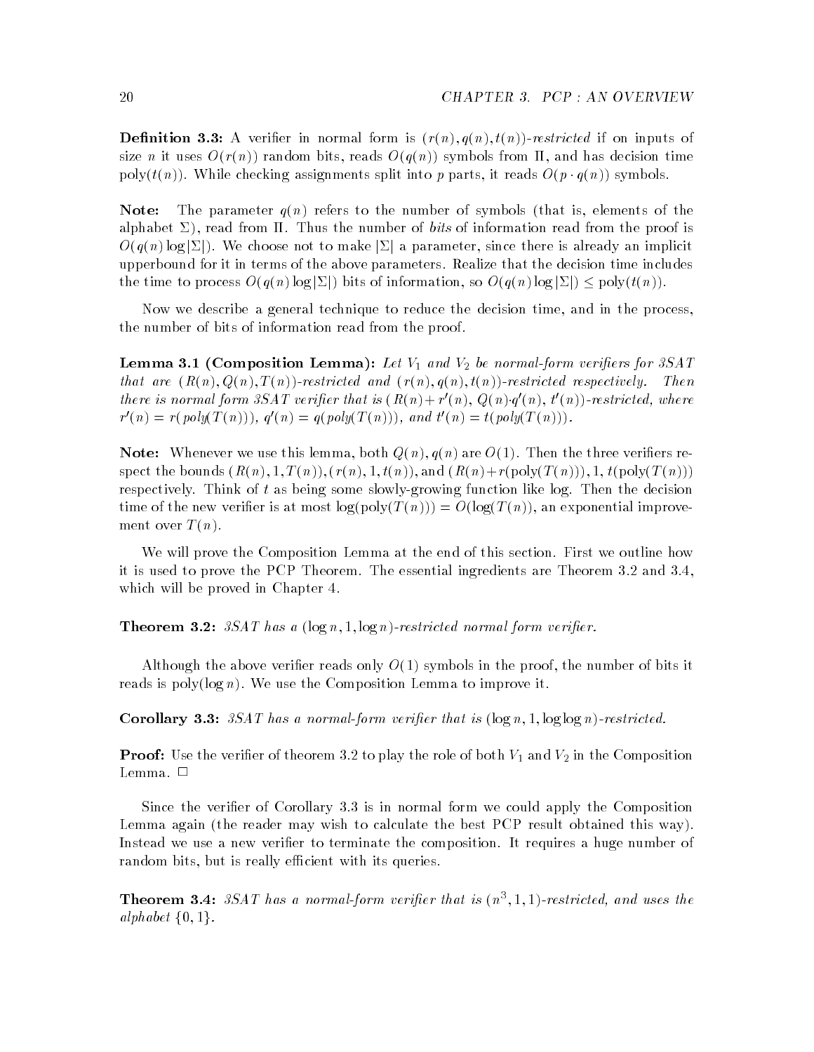**Definition 3.3:** A verifier in normal form is $(r(n), q(n), t(n))$-*restricted* if on inputs of size $n$ it uses $O(r(n))$ random bits, reads $O(q(n))$ symbols from $\Pi$, and has decision time poly$(t(n))$. While checking assignments split into $p$ parts, it reads $O(p \cdot q(n))$ symbols.

**Note:** The parameter $q(n)$ refers to the number of symbols (that is, elements of the alphabet $\Sigma$), read from $\Pi$. Thus the number of *bits* of information read from the proof is $O(q(n) \log |\Sigma|)$. We choose not to make $|\Sigma|$ a parameter, since there is already an implicit upperbound for it in terms of the above parameters. Realize that the decision time includes the time to process $O(q(n) \log |\Sigma|)$ bits of information, so $O(q(n) \log |\Sigma|) \le \text{poly}(t(n))$.

Now we describe a general technique to reduce the decision time, and in the process, the number of bits of information read from the proof.

**Lemma 3.1 (Composition Lemma):** *Let $V_1$ and $V_2$ be normal-form verifiers for 3SAT that are $(R(n), Q(n), T(n))$-restricted and $(r(n), q(n), t(n))$-restricted respectively. Then there is normal form 3SAT verifier that is $(R(n) + r'(n),\ Q(n) \cdot q'(n),\ t'(n))$-restricted, where $r'(n) = r(\text{poly}(T(n)))$, $q'(n) = q(\text{poly}(T(n)))$, and $t'(n) = t(\text{poly}(T(n)))$.*

**Note:** Whenever we use this lemma, both $Q(n), q(n)$ are $O(1)$. Then the three verifiers respect the bounds $(R(n), 1, T(n)), (r(n), 1, t(n))$, and $(R(n) + r(\text{poly}(T(n))), 1, t(\text{poly}(T(n)))$ respectively. Think of $t$ as being some slowly-growing function like log. Then the decision time of the new verifier is at most $\log(\text{poly}(T(n))) = O(\log(T(n))$, an exponential improvement over $T(n)$.

We will prove the Composition Lemma at the end of this section. First we outline how it is used to prove the PCP Theorem. The essential ingredients are Theorem 3.2 and 3.4, which will be proved in Chapter 4.

**Theorem 3.2:** *3SAT has a $(\log n, 1, \log n)$-restricted normal form verifier.*

Although the above verifier reads only $O(1)$ symbols in the proof, the number of bits it reads is poly$(\log n)$. We use the Composition Lemma to improve it.

**Corollary 3.3:** *3SAT has a normal-form verifier that is $(\log n, 1, \log \log n)$-restricted.*

**Proof:** Use the verifier of theorem 3.2 to play the role of both $V_1$ and $V_2$ in the Composition Lemma. $\Box$

Since the verifier of Corollary 3.3 is in normal form we could apply the Composition Lemma again (the reader may wish to calculate the best PCP result obtained this way). Instead we use a new verifier to terminate the composition. It requires a huge number of random bits, but is really efficient with its queries.

**Theorem 3.4:** *3SAT has a normal-form verifier that is $(n^3, 1, 1)$-restricted, and uses the alphabet $\{0, 1\}$.*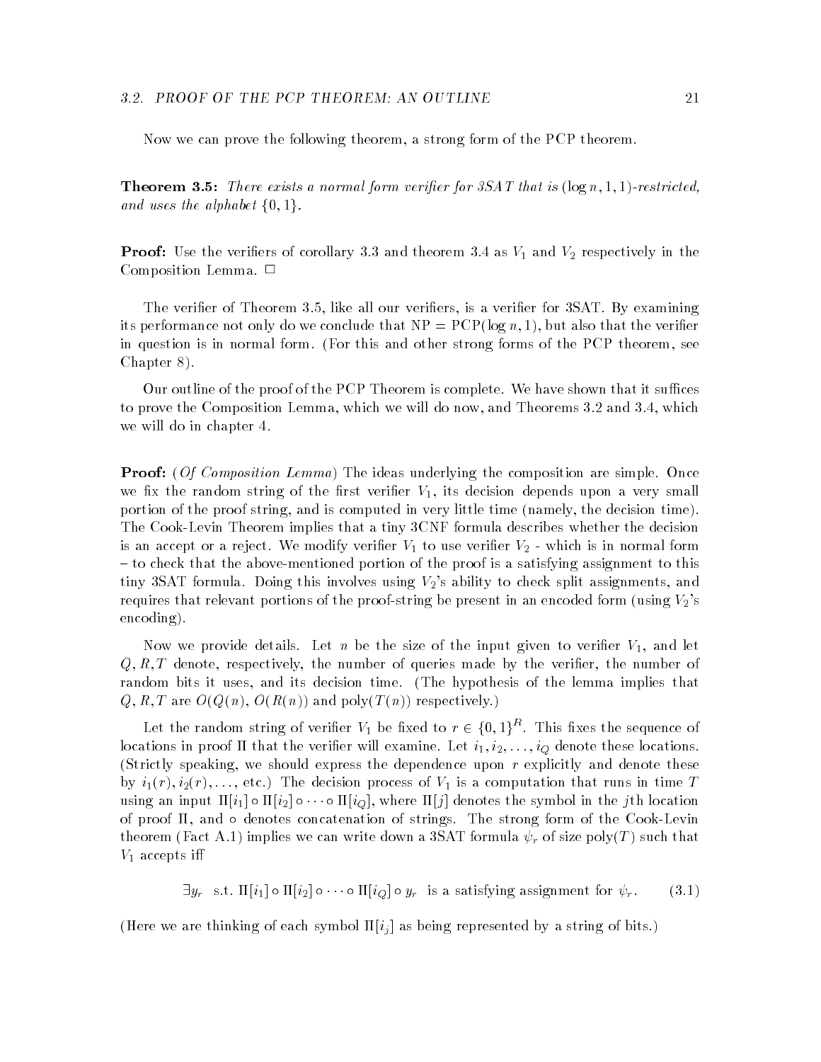Now we can prove the following theorem, a strong form of the PCP theorem.

**Theorem 3.5:** *There exists a normal form verifier for 3SAT that is* $(\log n, 1, 1)$*-restricted, and uses the alphabet* $\{0, 1\}$*.*

**Proof:** Use the verifiers of corollary 3.3 and theorem 3.4 as $V_1$ and $V_2$ respectively in the Composition Lemma. □

The verifier of Theorem 3.5, like all our verifiers, is a verifier for 3SAT. By examining its performance not only do we conclude that NP = PCP$(\log n, 1)$, but also that the verifier in question is in normal form. (For this and other strong forms of the PCP theorem, see Chapter 8).

Our outline of the proof of the PCP Theorem is complete. We have shown that it suffices to prove the Composition Lemma, which we will do now, and Theorems 3.2 and 3.4, which we will do in chapter 4.

**Proof:** (*Of Composition Lemma*) The ideas underlying the composition are simple. Once we fix the random string of the first verifier $V_1$, its decision depends upon a very small portion of the proof string, and is computed in very little time (namely, the decision time). The Cook-Levin Theorem implies that a tiny 3CNF formula describes whether the decision is an accept or a reject. We modify verifier $V_1$ to use verifier $V_2$ - which is in normal form – to check that the above-mentioned portion of the proof is a satisfying assignment to this tiny 3SAT formula. Doing this involves using $V_2$'s ability to check split assignments, and requires that relevant portions of the proof-string be present in an encoded form (using $V_2$'s encoding).

Now we provide details. Let $n$ be the size of the input given to verifier $V_1$, and let $Q, R, T$ denote, respectively, the number of queries made by the verifier, the number of random bits it uses, and its decision time. (The hypothesis of the lemma implies that $Q, R, T$ are $O(Q(n)$, $O(R(n))$ and poly$(T(n))$ respectively.)

Let the random string of verifier $V_1$ be fixed to $r \in \{0,1\}^R$. This fixes the sequence of locations in proof $\Pi$ that the verifier will examine. Let $i_1, i_2, \ldots, i_Q$ denote these locations. (Strictly speaking, we should express the dependence upon $r$ explicitly and denote these by $i_1(r), i_2(r), \ldots,$ etc.) The decision process of $V_1$ is a computation that runs in time $T$ using an input $\Pi[i_1] \circ \Pi[i_2] \circ \cdots \circ \Pi[i_Q]$, where $\Pi[j]$ denotes the symbol in the $j$th location of proof $\Pi$, and $\circ$ denotes concatenation of strings. The strong form of the Cook-Levin theorem (Fact A.1) implies we can write down a 3SAT formula $\psi_r$ of size poly$(T)$ such that $V_1$ accepts iff

$$\exists y_r \text{ s.t. } \Pi[i_1] \circ \Pi[i_2] \circ \cdots \circ \Pi[i_Q] \circ y_r \text{ is a satisfying assignment for } \psi_r. \qquad (3.1)$$

(Here we are thinking of each symbol $\Pi[i_j]$ as being represented by a string of bits.)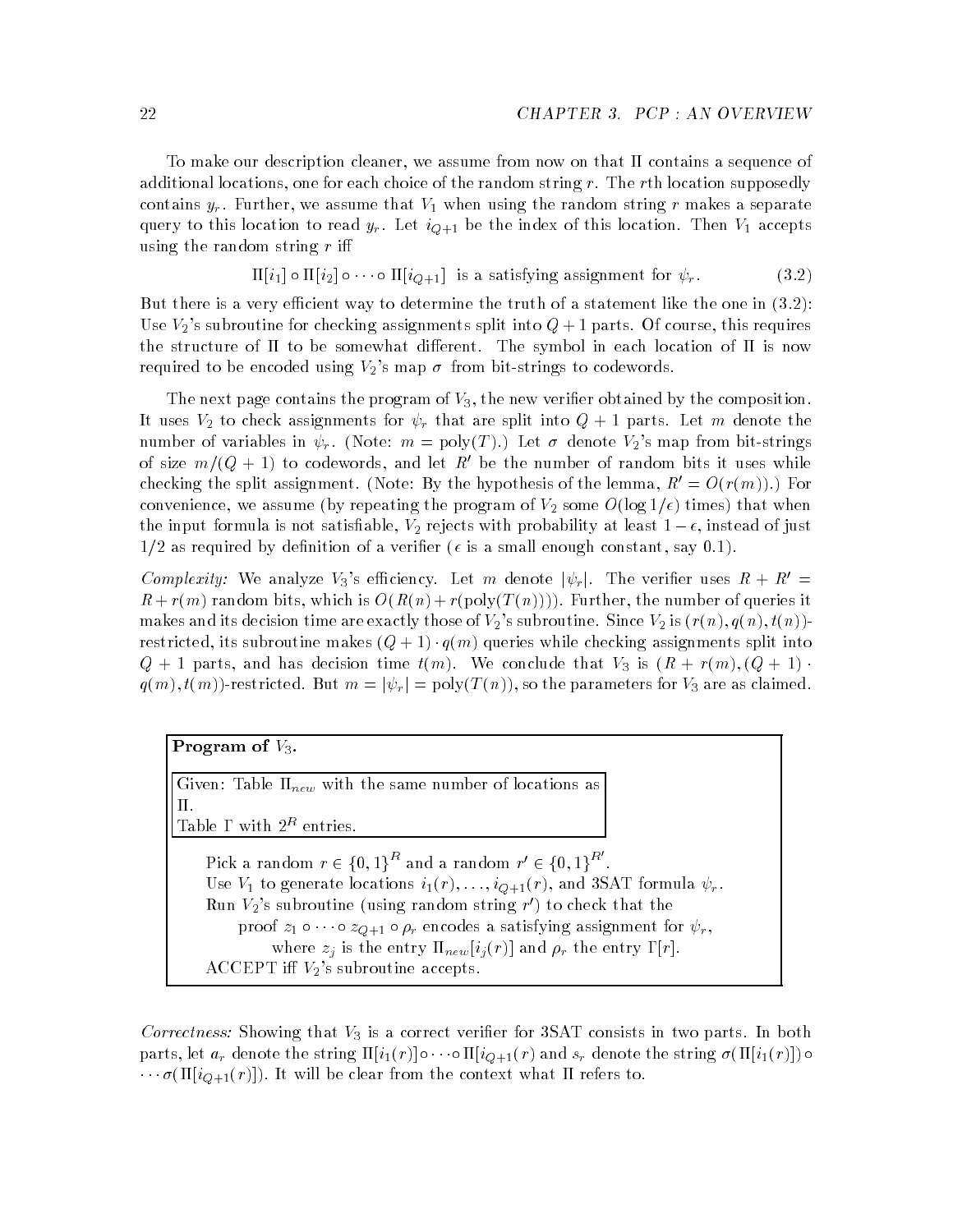To make our description cleaner, we assume from now on that $\Pi$ contains a sequence of additional locations, one for each choice of the random string $r$. The $r$th location supposedly contains $y_r$. Further, we assume that $V_1$ when using the random string $r$ makes a separate query to this location to read $y_r$. Let $i_{Q+1}$ be the index of this location. Then $V_1$ accepts using the random string $r$ iff

$$\Pi[i_1] \circ \Pi[i_2] \circ \cdots \circ \Pi[i_{Q+1}] \text{ is a satisfying assignment for } \psi_r. \tag{3.2}$$

But there is a very efficient way to determine the truth of a statement like the one in (3.2): Use $V_2$'s subroutine for checking assignments split into $Q+1$ parts. Of course, this requires the structure of $\Pi$ to be somewhat different. The symbol in each location of $\Pi$ is now required to be encoded using $V_2$'s map $\sigma$ from bit-strings to codewords.

The next page contains the program of $V_3$, the new verifier obtained by the composition. It uses $V_2$ to check assignments for $\psi_r$ that are split into $Q+1$ parts. Let $m$ denote the number of variables in $\psi_r$. (Note: $m = \text{poly}(T)$.) Let $\sigma$ denote $V_2$'s map from bit-strings of size $m/(Q+1)$ to codewords, and let $R'$ be the number of random bits it uses while checking the split assignment. (Note: By the hypothesis of the lemma, $R' = O(r(m))$.) For convenience, we assume (by repeating the program of $V_2$ some $O(\log 1/\epsilon)$ times) that when the input formula is not satisfiable, $V_2$ rejects with probability at least $1-\epsilon$, instead of just $1/2$ as required by definition of a verifier ($\epsilon$ is a small enough constant, say 0.1).

*Complexity:* We analyze $V_3$'s efficiency. Let $m$ denote $|\psi_r|$. The verifier uses $R + R' = R + r(m)$ random bits, which is $O(R(n) + r(\text{poly}(T(n))))$. Further, the number of queries it makes and its decision time are exactly those of $V_2$'s subroutine. Since $V_2$ is $(r(n), q(n), t(n))$-restricted, its subroutine makes $(Q+1) \cdot q(m)$ queries while checking assignments split into $Q+1$ parts, and has decision time $t(m)$. We conclude that $V_3$ is $(R + r(m), (Q+1) \cdot q(m), t(m))$-restricted. But $m = |\psi_r| = \text{poly}(T(n))$, so the parameters for $V_3$ are as claimed.

**Program of $V_3$.**

Given: Table $\Pi_{new}$ with the same number of locations as $\Pi$.
Table $\Gamma$ with $2^R$ entries.

Pick a random $r \in \{0,1\}^R$ and a random $r' \in \{0,1\}^{R'}$.
Use $V_1$ to generate locations $i_1(r), \ldots, i_{Q+1}(r)$, and 3SAT formula $\psi_r$.
Run $V_2$'s subroutine (using random string $r'$) to check that the
proof $z_1 \circ \cdots \circ z_{Q+1} \circ \rho_r$ encodes a satisfying assignment for $\psi_r$,
where $z_j$ is the entry $\Pi_{new}[i_j(r)]$ and $\rho_r$ the entry $\Gamma[r]$.
ACCEPT iff $V_2$'s subroutine accepts.

*Correctness:* Showing that $V_3$ is a correct verifier for 3SAT consists in two parts. In both parts, let $a_r$ denote the string $\Pi[i_1(r)] \circ \cdots \circ \Pi[i_{Q+1}(r)$ and $s_r$ denote the string $\sigma(\Pi[i_1(r)]) \circ \cdots \sigma(\Pi[i_{Q+1}(r)])$. It will be clear from the context what $\Pi$ refers to.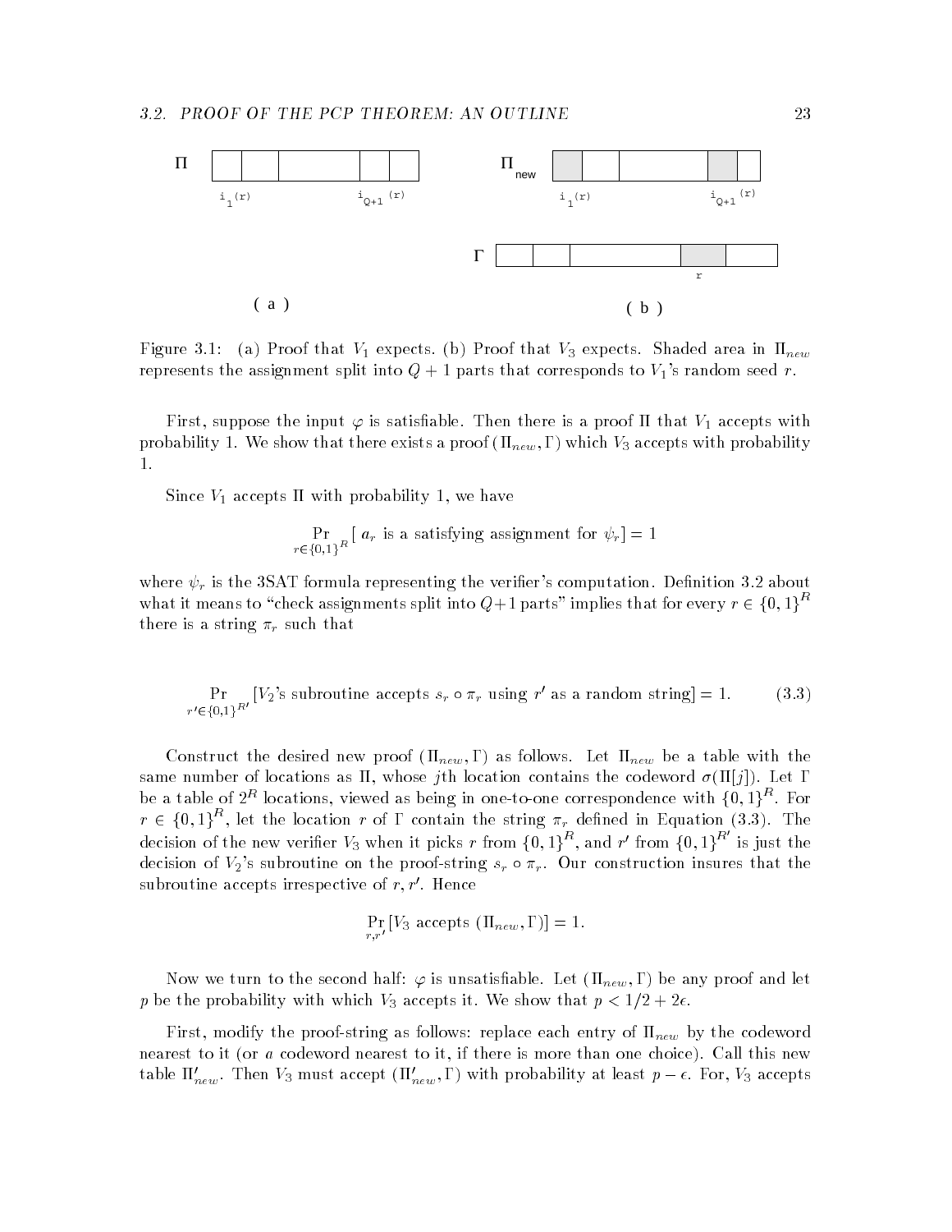Figure 3.1: (a) Proof that $V_1$ expects. (b) Proof that $V_3$ expects. Shaded area in $\Pi_{new}$ represents the assignment split into $Q+1$ parts that corresponds to $V_1$'s random seed $r$.

First, suppose the input $\varphi$ is satisfiable. Then there is a proof $\Pi$ that $V_1$ accepts with probability 1. We show that there exists a proof $(\Pi_{new}, \Gamma)$ which $V_3$ accepts with probability 1.

Since $V_1$ accepts $\Pi$ with probability 1, we have

$$\Pr_{r \in \{0,1\}^R} [\, a_r \text{ is a satisfying assignment for } \psi_r] = 1$$

where $\psi_r$ is the 3SAT formula representing the verifier's computation. Definition 3.2 about what it means to "check assignments split into $Q+1$ parts" implies that for every $r \in \{0,1\}^R$ there is a string $\pi_r$ such that

$$\Pr_{r' \in \{0,1\}^{R'}} [V_2\text{'s subroutine accepts } s_r \circ \pi_r \text{ using } r' \text{ as a random string}] = 1. \tag{3.3}$$

Construct the desired new proof $(\Pi_{new}, \Gamma)$ as follows. Let $\Pi_{new}$ be a table with the same number of locations as $\Pi$, whose $j$th location contains the codeword $\sigma(\Pi[j])$. Let $\Gamma$ be a table of $2^R$ locations, viewed as being in one-to-one correspondence with $\{0,1\}^R$. For $r \in \{0,1\}^R$, let the location $r$ of $\Gamma$ contain the string $\pi_r$ defined in Equation (3.3). The decision of the new verifier $V_3$ when it picks $r$ from $\{0,1\}^R$, and $r'$ from $\{0,1\}^{R'}$ is just the decision of $V_2$'s subroutine on the proof-string $s_r \circ \pi_r$. Our construction insures that the subroutine accepts irrespective of $r, r'$. Hence

$$\Pr_{r,r'} [V_3 \text{ accepts } (\Pi_{new}, \Gamma)] = 1.$$

Now we turn to the second half: $\varphi$ is unsatisfiable. Let $(\Pi_{new}, \Gamma)$ be any proof and let $p$ be the probability with which $V_3$ accepts it. We show that $p < 1/2 + 2\epsilon$.

First, modify the proof-string as follows: replace each entry of $\Pi_{new}$ by the codeword nearest to it (or *a* codeword nearest to it, if there is more than one choice). Call this new table $\Pi'_{new}$. Then $V_3$ must accept $(\Pi'_{new}, \Gamma)$ with probability at least $p - \epsilon$. For, $V_3$ accepts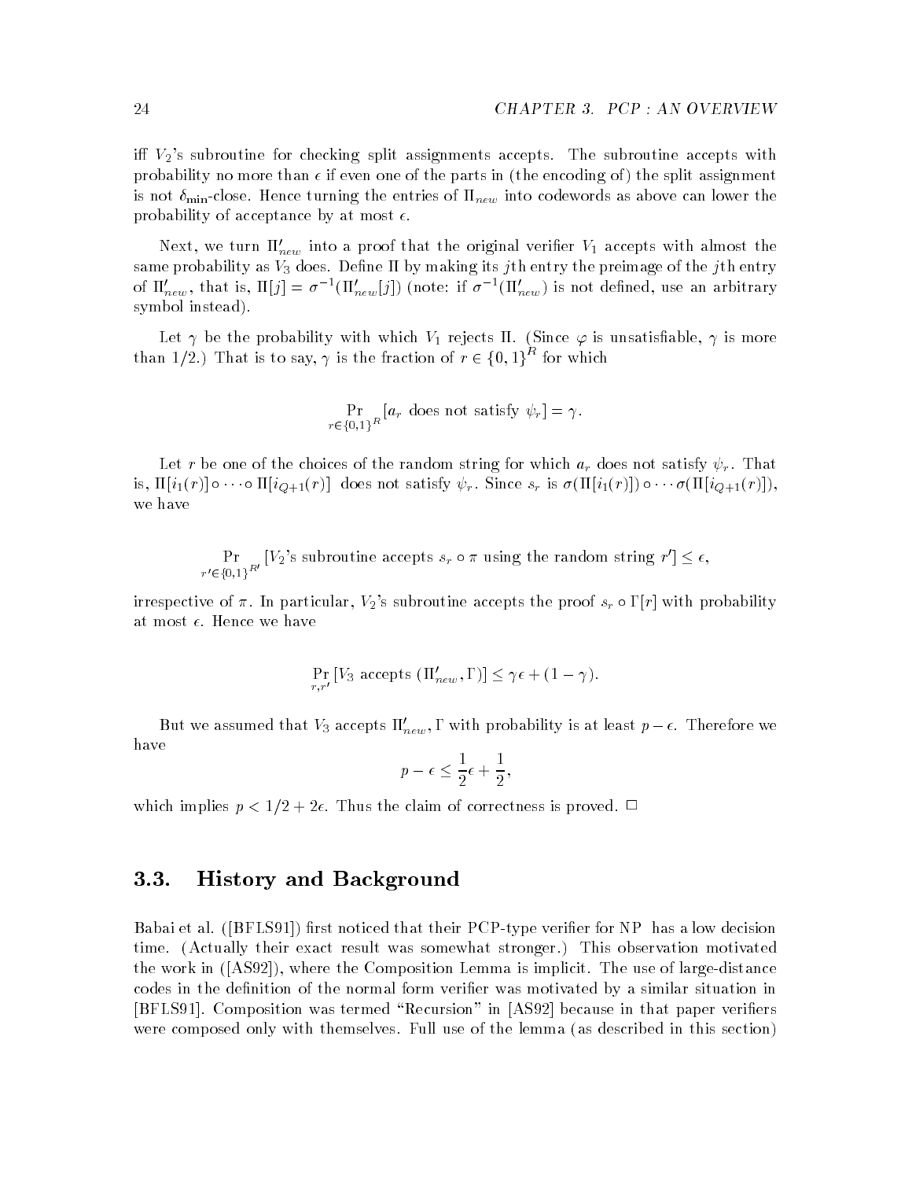iff $V_2$'s subroutine for checking split assignments accepts. The subroutine accepts with probability no more than $\epsilon$ if even one of the parts in (the encoding of) the split assignment is not $\delta_{\min}$-close. Hence turning the entries of $\Pi_{new}$ into codewords as above can lower the probability of acceptance by at most $\epsilon$.

Next, we turn $\Pi'_{new}$ into a proof that the original verifier $V_1$ accepts with almost the same probability as $V_3$ does. Define $\Pi$ by making its $j$th entry the preimage of the $j$th entry of $\Pi'_{new}$, that is, $\Pi[j] = \sigma^{-1}(\Pi'_{new}[j])$ (note: if $\sigma^{-1}(\Pi'_{new})$ is not defined, use an arbitrary symbol instead).

Let $\gamma$ be the probability with which $V_1$ rejects $\Pi$. (Since $\varphi$ is unsatisfiable, $\gamma$ is more than 1/2.) That is to say, $\gamma$ is the fraction of $r \in \{0,1\}^R$ for which

$$\Pr_{r \in \{0,1\}^R}[a_r \text{ does not satisfy } \psi_r] = \gamma.$$

Let $r$ be one of the choices of the random string for which $a_r$ does not satisfy $\psi_r$. That is, $\Pi[i_1(r)] \circ \cdots \circ \Pi[i_{Q+1}(r)]$ does not satisfy $\psi_r$. Since $s_r$ is $\sigma(\Pi[i_1(r)]) \circ \cdots \sigma(\Pi[i_{Q+1}(r)])$, we have

$$\Pr_{r' \in \{0,1\}^{R'}}[V_2\text{'s subroutine accepts } s_r \circ \pi \text{ using the random string } r'] \leq \epsilon,$$

irrespective of $\pi$. In particular, $V_2$'s subroutine accepts the proof $s_r \circ \Gamma[r]$ with probability at most $\epsilon$. Hence we have

$$\Pr_{r,r'}[V_3 \text{ accepts } (\Pi'_{new}, \Gamma)] \leq \gamma\epsilon + (1-\gamma).$$

But we assumed that $V_3$ accepts $\Pi'_{new}, \Gamma$ with probability is at least $p - \epsilon$. Therefore we have

$$p - \epsilon \leq \frac{1}{2}\epsilon + \frac{1}{2},$$

which implies $p < 1/2 + 2\epsilon$. Thus the claim of correctness is proved. $\Box$

## 3.3. History and Background

Babai et al. ([BFLS91]) first noticed that their PCP-type verifier for NP has a low decision time. (Actually their exact result was somewhat stronger.) This observation motivated the work in ([AS92]), where the Composition Lemma is implicit. The use of large-distance codes in the definition of the normal form verifier was motivated by a similar situation in [BFLS91]. Composition was termed "Recursion" in [AS92] because in that paper verifiers were composed only with themselves. Full use of the lemma (as described in this section)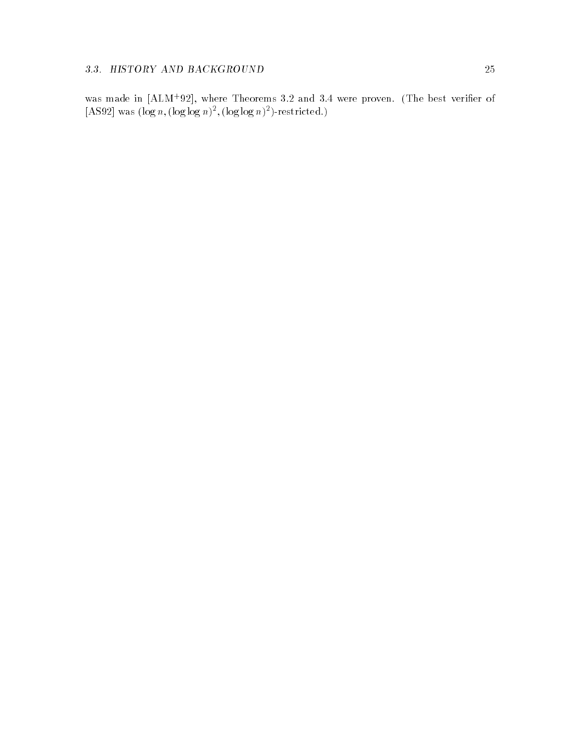was made in [ALM+92], where Theorems 3.2 and 3.4 were proven. (The best verifier of [AS92] was $(\log n, (\log \log n)^2, (\log \log n)^2)$-restricted.)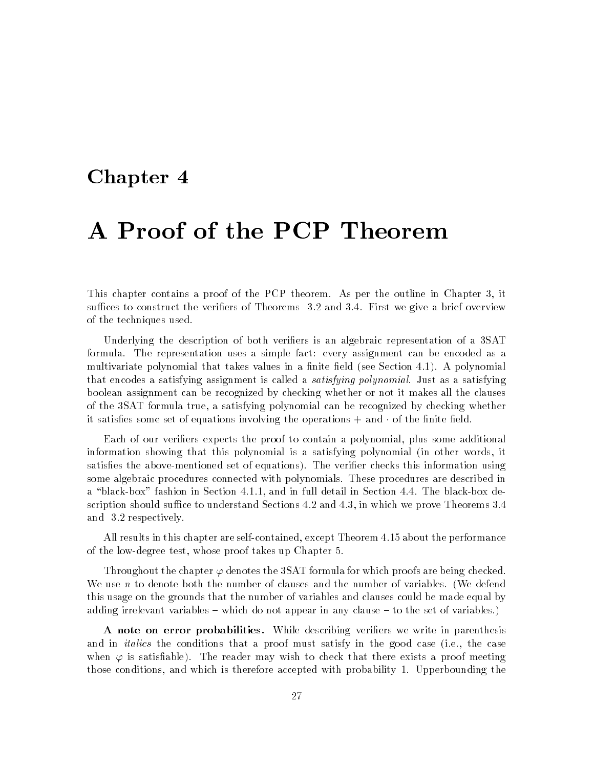# Chapter 4

# A Proof of the PCP Theorem

This chapter contains a proof of the PCP theorem. As per the outline in Chapter 3, it suffices to construct the verifiers of Theorems 3.2 and 3.4. First we give a brief overview of the techniques used.

Underlying the description of both verifiers is an algebraic representation of a 3SAT formula. The representation uses a simple fact: every assignment can be encoded as a multivariate polynomial that takes values in a finite field (see Section 4.1). A polynomial that encodes a satisfying assignment is called a *satisfying polynomial*. Just as a satisfying boolean assignment can be recognized by checking whether or not it makes all the clauses of the 3SAT formula true, a satisfying polynomial can be recognized by checking whether it satisfies some set of equations involving the operations $+$ and $\cdot$ of the finite field.

Each of our verifiers expects the proof to contain a polynomial, plus some additional information showing that this polynomial is a satisfying polynomial (in other words, it satisfies the above-mentioned set of equations). The verifier checks this information using some algebraic procedures connected with polynomials. These procedures are described in a "black-box" fashion in Section 4.1.1, and in full detail in Section 4.4. The black-box description should suffice to understand Sections 4.2 and 4.3, in which we prove Theorems 3.4 and 3.2 respectively.

All results in this chapter are self-contained, except Theorem 4.15 about the performance of the low-degree test, whose proof takes up Chapter 5.

Throughout the chapter $\varphi$ denotes the 3SAT formula for which proofs are being checked. We use $n$ to denote both the number of clauses and the number of variables. (We defend this usage on the grounds that the number of variables and clauses could be made equal by adding irrelevant variables – which do not appear in any clause – to the set of variables.)

**A note on error probabilities.** While describing verifiers we write in parenthesis and in *italics* the conditions that a proof must satisfy in the good case (i.e., the case when $\varphi$ is satisfiable). The reader may wish to check that there exists a proof meeting those conditions, and which is therefore accepted with probability 1. Upperbounding the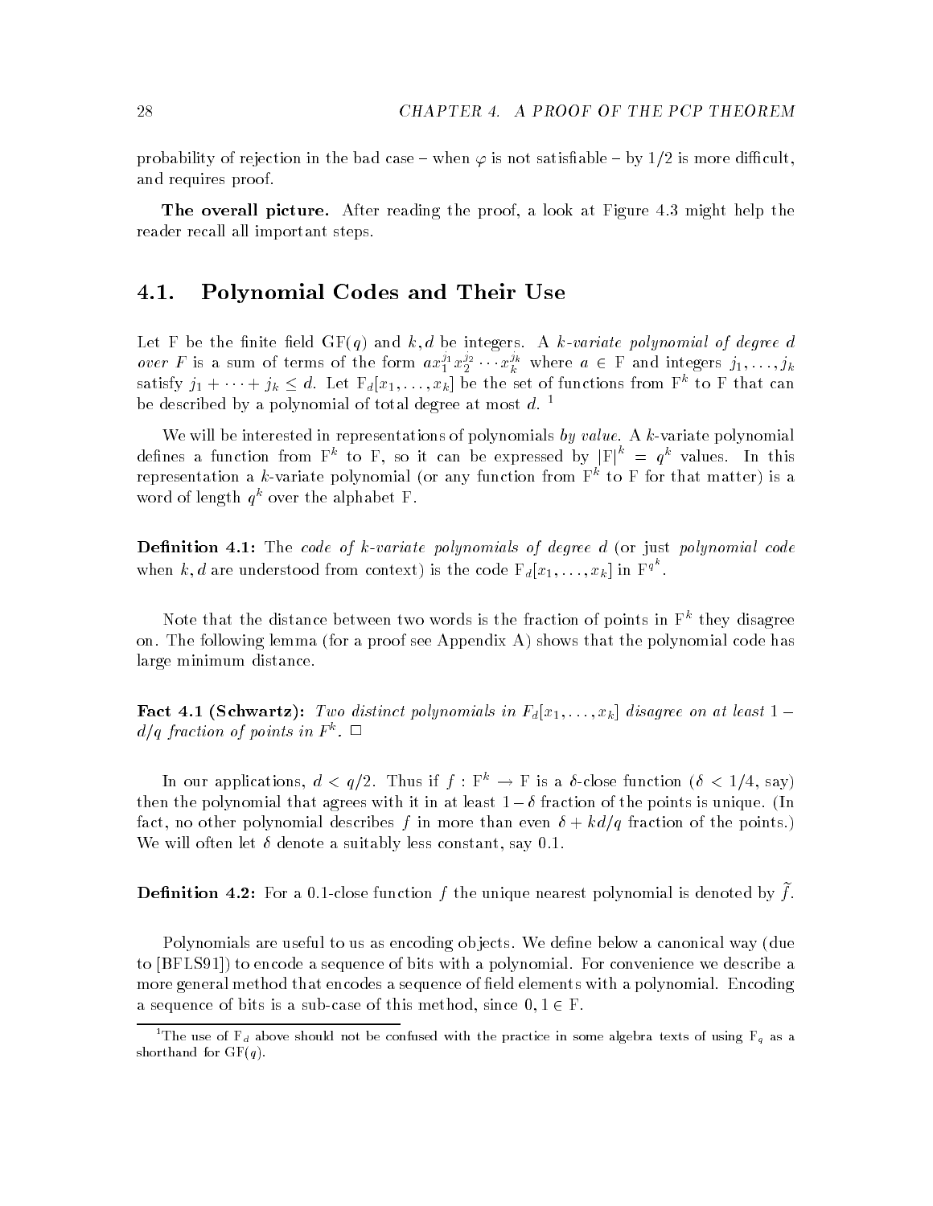probability of rejection in the bad case – when $\varphi$ is not satisfiable – by 1/2 is more difficult, and requires proof.

**The overall picture.** After reading the proof, a look at Figure 4.3 might help the reader recall all important steps.

## 4.1. Polynomial Codes and Their Use

Let F be the finite field GF($q$) and $k, d$ be integers. A *$k$-variate polynomial of degree $d$ over $F$* is a sum of terms of the form $ax_1^{j_1}x_2^{j_2}\cdots x_k^{j_k}$ where $a \in \mathrm{F}$ and integers $j_1, \ldots, j_k$ satisfy $j_1 + \cdots + j_k \leq d$. Let $\mathrm{F}_d[x_1, \ldots, x_k]$ be the set of functions from $\mathrm{F}^k$ to F that can be described by a polynomial of total degree at most $d$. [1]

We will be interested in representations of polynomials *by value*. A $k$-variate polynomial defines a function from $\mathrm{F}^k$ to F, so it can be expressed by $|\mathrm{F}|^k = q^k$ values. In this representation a $k$-variate polynomial (or any function from $\mathrm{F}^k$ to F for that matter) is a word of length $q^k$ over the alphabet F.

**Definition 4.1:** The *code of $k$-variate polynomials of degree $d$* (or just *polynomial code* when $k, d$ are understood from context) is the code $\mathrm{F}_d[x_1, \ldots, x_k]$ in $\mathrm{F}^{q^k}$.

Note that the distance between two words is the fraction of points in $\mathrm{F}^k$ they disagree on. The following lemma (for a proof see Appendix A) shows that the polynomial code has large minimum distance.

**Fact 4.1 (Schwartz):** *Two distinct polynomials in $F_d[x_1, \ldots, x_k]$ disagree on at least $1 - d/q$ fraction of points in $F^k$.* □

In our applications, $d < q/2$. Thus if $f : \mathrm{F}^k \to \mathrm{F}$ is a $\delta$-close function ($\delta < 1/4$, say) then the polynomial that agrees with it in at least $1 - \delta$ fraction of the points is unique. (In fact, no other polynomial describes $f$ in more than even $\delta + kd/q$ fraction of the points.) We will often let $\delta$ denote a suitably less constant, say 0.1.

**Definition 4.2:** For a 0.1-close function $f$ the unique nearest polynomial is denoted by $\tilde{f}$.

Polynomials are useful to us as encoding objects. We define below a canonical way (due to [BFLS91]) to encode a sequence of bits with a polynomial. For convenience we describe a more general method that encodes a sequence of field elements with a polynomial. Encoding a sequence of bits is a sub-case of this method, since $0, 1 \in \mathrm{F}$.

[1] The use of $\mathrm{F}_d$ above should not be confused with the practice in some algebra texts of using $\mathrm{F}_q$ as a shorthand for GF($q$).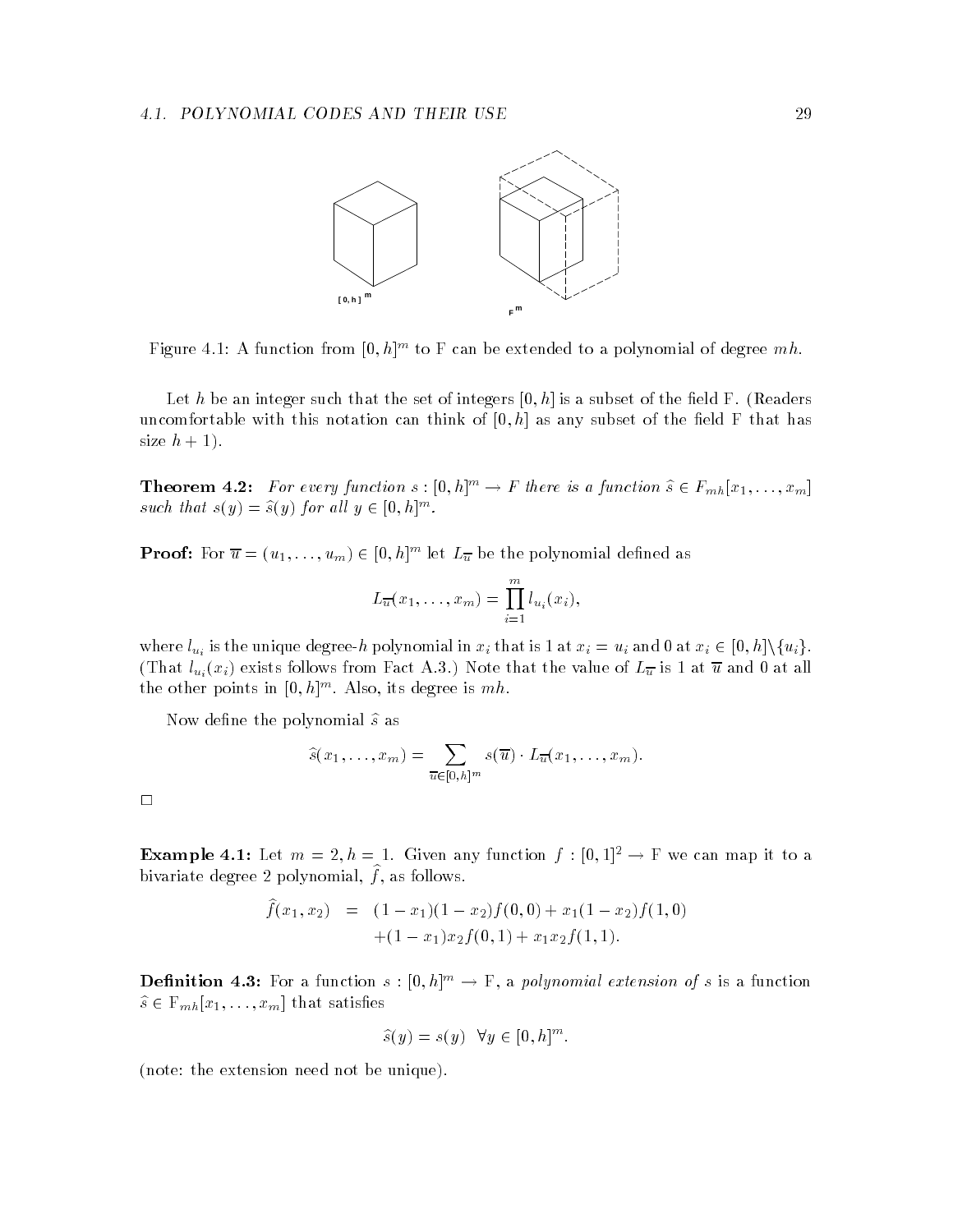Figure 4.1: A function from $[0,h]^m$ to F can be extended to a polynomial of degree $mh$.

Let $h$ be an integer such that the set of integers $[0,h]$ is a subset of the field F. (Readers uncomfortable with this notation can think of $[0,h]$ as any subset of the field F that has size $h+1$).

**Theorem 4.2:** *For every function $s : [0,h]^m \to F$ there is a function $\widehat{s} \in F_{mh}[x_1, \ldots, x_m]$ such that $s(y) = \widehat{s}(y)$ for all $y \in [0,h]^m$.*

**Proof:** For $\overline{u} = (u_1, \ldots, u_m) \in [0,h]^m$ let $L_{\overline{u}}$ be the polynomial defined as

$$L_{\overline{u}}(x_1, \ldots, x_m) = \prod_{i=1}^{m} l_{u_i}(x_i),$$

where $l_{u_i}$ is the unique degree-$h$ polynomial in $x_i$ that is 1 at $x_i = u_i$ and 0 at $x_i \in [0,h] \backslash \{u_i\}$. (That $l_{u_i}(x_i)$ exists follows from Fact A.3.) Note that the value of $L_{\overline{u}}$ is 1 at $\overline{u}$ and 0 at all the other points in $[0,h]^m$. Also, its degree is $mh$.

Now define the polynomial $\widehat{s}$ as

$$\widehat{s}(x_1, \ldots, x_m) = \sum_{\overline{u} \in [0,h]^m} s(\overline{u}) \cdot L_{\overline{u}}(x_1, \ldots, x_m).$$

□

**Example 4.1:** Let $m = 2, h = 1$. Given any function $f : [0,1]^2 \to$ F we can map it to a bivariate degree 2 polynomial, $\widehat{f}$, as follows.

$$\begin{aligned} \widehat{f}(x_1, x_2) &= (1-x_1)(1-x_2)f(0,0) + x_1(1-x_2)f(1,0) \\ &\quad + (1-x_1)x_2 f(0,1) + x_1 x_2 f(1,1). \end{aligned}$$

**Definition 4.3:** For a function $s : [0,h]^m \to$ F, a *polynomial extension of s* is a function $\widehat{s} \in \mathrm{F}_{mh}[x_1, \ldots, x_m]$ that satisfies

$$\widehat{s}(y) = s(y) \quad \forall y \in [0,h]^m.$$

(note: the extension need not be unique).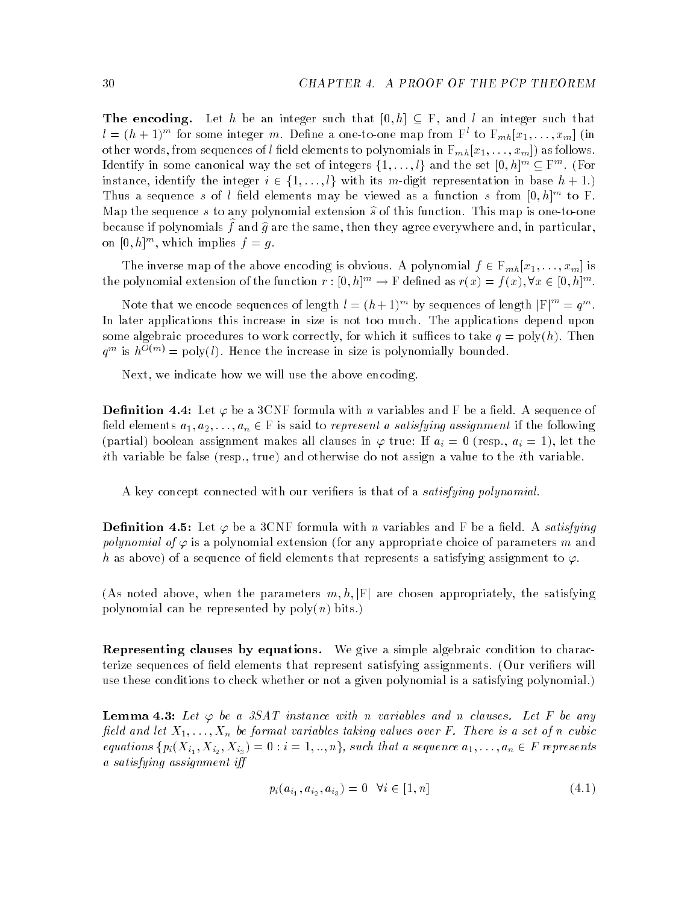**The encoding.** Let $h$ be an integer such that $[0, h] \subseteq \mathrm{F}$, and $l$ an integer such that $l = (h+1)^m$ for some integer $m$. Define a one-to-one map from $\mathrm{F}^l$ to $\mathrm{F}_{mh}[x_1, \ldots, x_m]$ (in other words, from sequences of $l$ field elements to polynomials in $\mathrm{F}_{mh}[x_1, \ldots, x_m]$) as follows. Identify in some canonical way the set of integers $\{1, \ldots, l\}$ and the set $[0, h]^m \subseteq \mathrm{F}^m$. (For instance, identify the integer $i \in \{1, \ldots, l\}$ with its $m$-digit representation in base $h+1$.) Thus a sequence $s$ of $l$ field elements may be viewed as a function $s$ from $[0, h]^m$ to $\mathrm{F}$. Map the sequence $s$ to any polynomial extension $\widehat{s}$ of this function. This map is one-to-one because if polynomials $\widehat{f}$ and $\widehat{g}$ are the same, then they agree everywhere and, in particular, on $[0, h]^m$, which implies $f = g$.

The inverse map of the above encoding is obvious. A polynomial $f \in \mathrm{F}_{mh}[x_1, \ldots, x_m]$ is the polynomial extension of the function $r : [0, h]^m \to \mathrm{F}$ defined as $r(x) = f(x), \forall x \in [0, h]^m$.

Note that we encode sequences of length $l = (h+1)^m$ by sequences of length $|\mathrm{F}|^m = q^m$. In later applications this increase in size is not too much. The applications depend upon some algebraic procedures to work correctly, for which it suffices to take $q = \mathrm{poly}(h)$. Then $q^m$ is $h^{O(m)} = \mathrm{poly}(l)$. Hence the increase in size is polynomially bounded.

Next, we indicate how we will use the above encoding.

**Definition 4.4:** Let $\varphi$ be a 3CNF formula with $n$ variables and $\mathrm{F}$ be a field. A sequence of field elements $a_1, a_2, \ldots, a_n \in \mathrm{F}$ is said to *represent a satisfying assignment* if the following (partial) boolean assignment makes all clauses in $\varphi$ true: If $a_i = 0$ (resp., $a_i = 1$), let the $i$th variable be false (resp., true) and otherwise do not assign a value to the $i$th variable.

A key concept connected with our verifiers is that of a *satisfying polynomial*.

**Definition 4.5:** Let $\varphi$ be a 3CNF formula with $n$ variables and $\mathrm{F}$ be a field. A *satisfying polynomial of* $\varphi$ is a polynomial extension (for any appropriate choice of parameters $m$ and $h$ as above) of a sequence of field elements that represents a satisfying assignment to $\varphi$.

(As noted above, when the parameters $m, h, |\mathrm{F}|$ are chosen appropriately, the satisfying polynomial can be represented by $\mathrm{poly}(n)$ bits.)

**Representing clauses by equations.** We give a simple algebraic condition to characterize sequences of field elements that represent satisfying assignments. (Our verifiers will use these conditions to check whether or not a given polynomial is a satisfying polynomial.)

**Lemma 4.3:** *Let $\varphi$ be a 3SAT instance with $n$ variables and $n$ clauses. Let $F$ be any field and let $X_1, \ldots, X_n$ be formal variables taking values over $F$. There is a set of $n$ cubic equations $\{p_i(X_{i_1}, X_{i_2}, X_{i_3}) = 0 : i = 1, .., n\}$, such that a sequence $a_1, \ldots, a_n \in F$ represents a satisfying assignment iff*

$$p_i(a_{i_1}, a_{i_2}, a_{i_3}) = 0 \quad \forall i \in [1, n] \tag{4.1}$$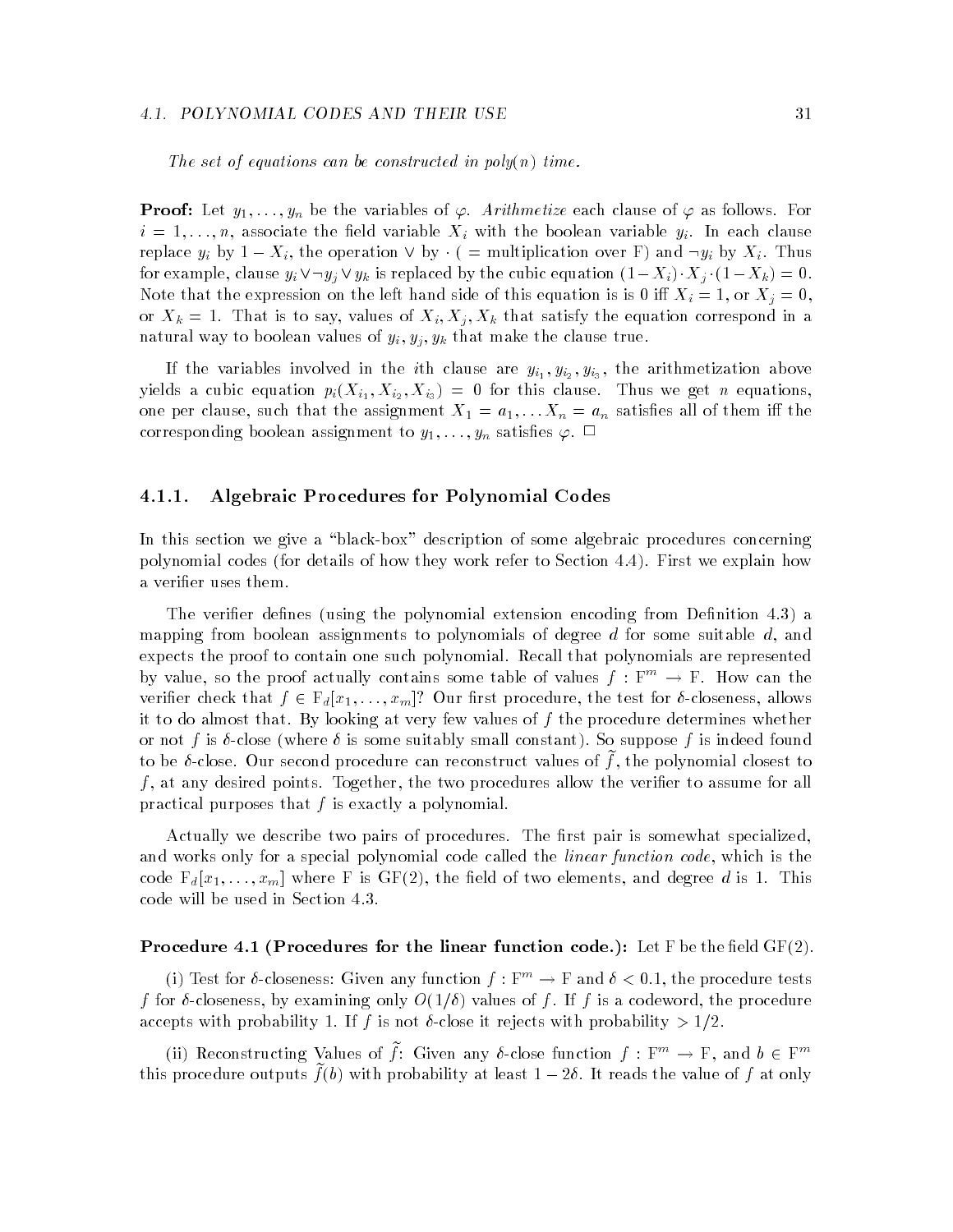*The set of equations can be constructed in poly(n) time.*

**Proof:** Let $y_1, \ldots, y_n$ be the variables of $\varphi$. *Arithmetize* each clause of $\varphi$ as follows. For $i = 1, \ldots, n$, associate the field variable $X_i$ with the boolean variable $y_i$. In each clause replace $y_i$ by $1 - X_i$, the operation $\vee$ by $\cdot$ ( = multiplication over F) and $\neg y_i$ by $X_i$. Thus for example, clause $y_i \vee \neg y_j \vee y_k$ is replaced by the cubic equation $(1 - X_i) \cdot X_j \cdot (1 - X_k) = 0$. Note that the expression on the left hand side of this equation is is 0 iff $X_i = 1$, or $X_j = 0$, or $X_k = 1$. That is to say, values of $X_i, X_j, X_k$ that satisfy the equation correspond in a natural way to boolean values of $y_i, y_j, y_k$ that make the clause true.

If the variables involved in the $i$th clause are $y_{i_1}, y_{i_2}, y_{i_3}$, the arithmetization above yields a cubic equation $p_i(X_{i_1}, X_{i_2}, X_{i_3}) = 0$ for this clause. Thus we get $n$ equations, one per clause, such that the assignment $X_1 = a_1, \ldots X_n = a_n$ satisfies all of them iff the corresponding boolean assignment to $y_1, \ldots, y_n$ satisfies $\varphi$. $\square$

### 4.1.1. Algebraic Procedures for Polynomial Codes

In this section we give a "black-box" description of some algebraic procedures concerning polynomial codes (for details of how they work refer to Section 4.4). First we explain how a verifier uses them.

The verifier defines (using the polynomial extension encoding from Definition 4.3) a mapping from boolean assignments to polynomials of degree $d$ for some suitable $d$, and expects the proof to contain one such polynomial. Recall that polynomials are represented by value, so the proof actually contains some table of values $f : \mathrm{F}^m \to \mathrm{F}$. How can the verifier check that $f \in \mathrm{F}_d[x_1, \ldots, x_m]$? Our first procedure, the test for $\delta$-closeness, allows it to do almost that. By looking at very few values of $f$ the procedure determines whether or not $f$ is $\delta$-close (where $\delta$ is some suitably small constant). So suppose $f$ is indeed found to be $\delta$-close. Our second procedure can reconstruct values of $\tilde{f}$, the polynomial closest to $f$, at any desired points. Together, the two procedures allow the verifier to assume for all practical purposes that $f$ is exactly a polynomial.

Actually we describe two pairs of procedures. The first pair is somewhat specialized, and works only for a special polynomial code called the *linear function code*, which is the code $\mathrm{F}_d[x_1, \ldots, x_m]$ where F is GF(2), the field of two elements, and degree $d$ is 1. This code will be used in Section 4.3.

**Procedure 4.1 (Procedures for the linear function code.):** Let F be the field GF(2).

(i) Test for $\delta$-closeness: Given any function $f : \mathrm{F}^m \to \mathrm{F}$ and $\delta < 0.1$, the procedure tests $f$ for $\delta$-closeness, by examining only $O(1/\delta)$ values of $f$. If $f$ is a codeword, the procedure accepts with probability 1. If $f$ is not $\delta$-close it rejects with probability $> 1/2$.

(ii) Reconstructing Values of $\tilde{f}$: Given any $\delta$-close function $f : \mathrm{F}^m \to \mathrm{F}$, and $b \in \mathrm{F}^m$ this procedure outputs $\tilde{f}(b)$ with probability at least $1 - 2\delta$. It reads the value of $f$ at only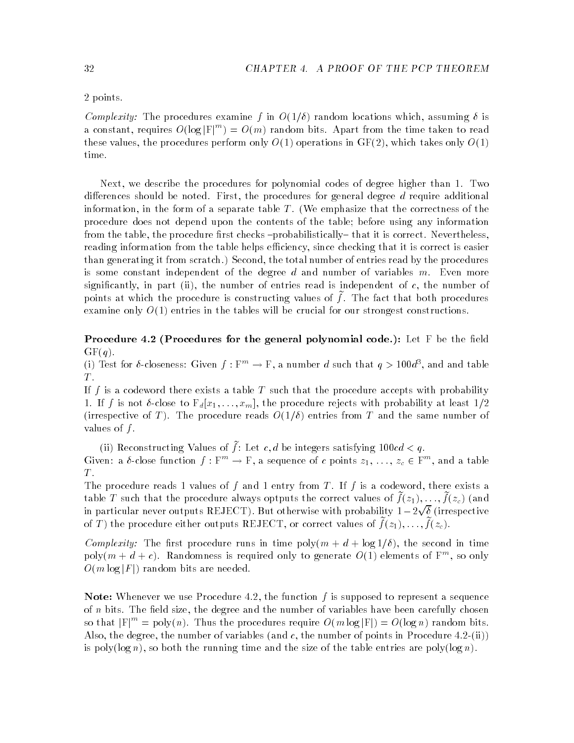2 points.

*Complexity:* The procedures examine $f$ in $O(1/\delta)$ random locations which, assuming $\delta$ is a constant, requires $O(\log |\mathrm{F}|^m) = O(m)$ random bits. Apart from the time taken to read these values, the procedures perform only $O(1)$ operations in GF(2), which takes only $O(1)$ time.

Next, we describe the procedures for polynomial codes of degree higher than 1. Two differences should be noted. First, the procedures for general degree $d$ require additional information, in the form of a separate table $T$. (We emphasize that the correctness of the procedure does not depend upon the contents of the table; before using any information from the table, the procedure first checks –probabilistically– that it is correct. Nevertheless, reading information from the table helps efficiency, since checking that it is correct is easier than generating it from scratch.) Second, the total number of entries read by the procedures is some constant independent of the degree $d$ and number of variables $m$. Even more significantly, in part (ii), the number of entries read is independent of $c$, the number of points at which the procedure is constructing values of $\tilde{f}$. The fact that both procedures examine only $O(1)$ entries in the tables will be crucial for our strongest constructions.

**Procedure 4.2 (Procedures for the general polynomial code.):** Let F be the field GF($q$).

(i) Test for $\delta$-closeness: Given $f : \mathrm{F}^m \to \mathrm{F}$, a number $d$ such that $q > 100d^3$, and and table $T$.

If $f$ is a codeword there exists a table $T$ such that the procedure accepts with probability 1. If $f$ is not $\delta$-close to $\mathrm{F}_d[x_1, \ldots, x_m]$, the procedure rejects with probability at least 1/2 (irrespective of $T$). The procedure reads $O(1/\delta)$ entries from $T$ and the same number of values of $f$.

(ii) Reconstructing Values of $\tilde{f}$: Let $c, d$ be integers satisfying $100cd < q$.

Given: a $\delta$-close function $f : \mathrm{F}^m \to \mathrm{F}$, a sequence of $c$ points $z_1, \ldots, z_c \in \mathrm{F}^m$, and a table $T$.

The procedure reads 1 values of $f$ and 1 entry from $T$. If $f$ is a codeword, there exists a table $T$ such that the procedure always optputs the correct values of $\tilde{f}(z_1), \ldots, \tilde{f}(z_c)$ (and in particular never outputs REJECT). But otherwise with probability $1 - 2\sqrt{\delta}$ (irrespective of $T$) the procedure either outputs REJECT, or correct values of $\tilde{f}(z_1), \ldots, \tilde{f}(z_c)$.

*Complexity:* The first procedure runs in time poly$(m + d + \log 1/\delta)$, the second in time poly$(m + d + c)$. Randomness is required only to generate $O(1)$ elements of $\mathrm{F}^m$, so only $O(m \log |F|)$ random bits are needed.

**Note:** Whenever we use Procedure 4.2, the function $f$ is supposed to represent a sequence of $n$ bits. The field size, the degree and the number of variables have been carefully chosen so that $|\mathrm{F}|^m = \mathrm{poly}(n)$. Thus the procedures require $O(m \log |\mathrm{F}|) = O(\log n)$ random bits. Also, the degree, the number of variables (and $c$, the number of points in Procedure 4.2-(ii)) is poly$(\log n)$, so both the running time and the size of the table entries are poly$(\log n)$.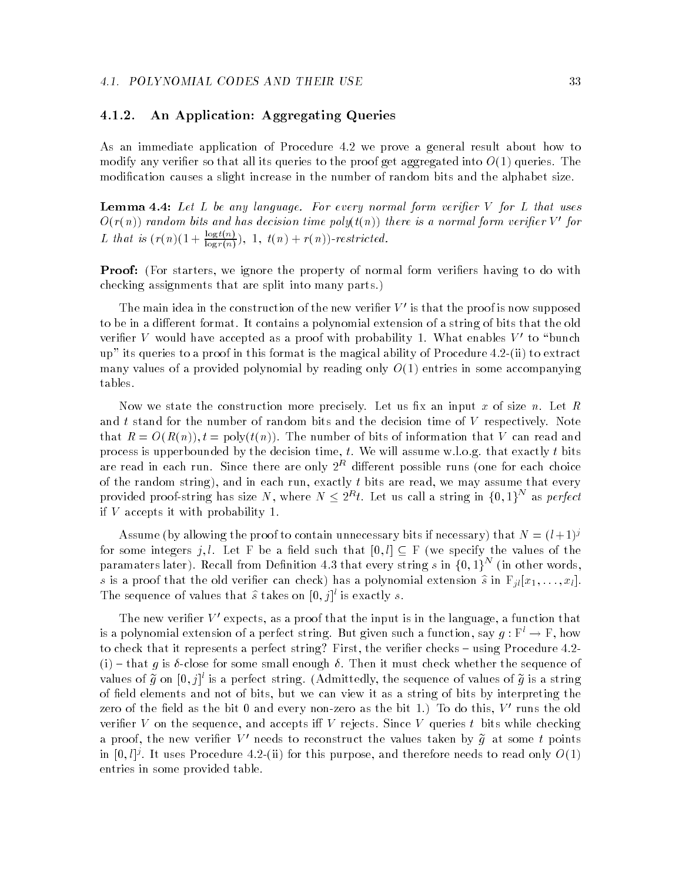### 4.1.2. An Application: Aggregating Queries

As an immediate application of Procedure 4.2 we prove a general result about how to modify any verifier so that all its queries to the proof get aggregated into $O(1)$ queries. The modification causes a slight increase in the number of random bits and the alphabet size.

**Lemma 4.4:** *Let $L$ be any language. For every normal form verifier $V$ for $L$ that uses $O(r(n))$ random bits and has decision time poly$(t(n))$ there is a normal form verifier $V'$ for $L$ that is $(r(n)(1+\frac{\log t(n)}{\log r(n)}),\ 1,\ t(n)+r(n))$-restricted.*

**Proof:** (For starters, we ignore the property of normal form verifiers having to do with checking assignments that are split into many parts.)

The main idea in the construction of the new verifier $V'$ is that the proof is now supposed to be in a different format. It contains a polynomial extension of a string of bits that the old verifier $V$ would have accepted as a proof with probability 1. What enables $V'$ to "bunch up" its queries to a proof in this format is the magical ability of Procedure 4.2-(ii) to extract many values of a provided polynomial by reading only $O(1)$ entries in some accompanying tables.

Now we state the construction more precisely. Let us fix an input $x$ of size $n$. Let $R$ and $t$ stand for the number of random bits and the decision time of $V$ respectively. Note that $R = O(R(n)), t = \text{poly}(t(n))$. The number of bits of information that $V$ can read and process is upperbounded by the decision time, $t$. We will assume w.l.o.g. that exactly $t$ bits are read in each run. Since there are only $2^R$ different possible runs (one for each choice of the random string), and in each run, exactly $t$ bits are read, we may assume that every provided proof-string has size $N$, where $N \leq 2^R t$. Let us call a string in $\{0,1\}^N$ as *perfect* if $V$ accepts it with probability 1.

Assume (by allowing the proof to contain unnecessary bits if necessary) that $N = (l+1)^j$ for some integers $j, l$. Let $\mathrm{F}$ be a field such that $[0,l] \subseteq \mathrm{F}$ (we specify the values of the paramaters later). Recall from Definition 4.3 that every string $s$ in $\{0,1\}^N$ (in other words, $s$ is a proof that the old verifier can check) has a polynomial extension $\widehat{s}$ in $\mathrm{F}_{jl}[x_1,\ldots,x_l]$. The sequence of values that $\widehat{s}$ takes on $[0,j]^l$ is exactly $s$.

The new verifier $V'$ expects, as a proof that the input is in the language, a function that is a polynomial extension of a perfect string. But given such a function, say $g : \mathrm{F}^l \to \mathrm{F}$, how to check that it represents a perfect string? First, the verifier checks – using Procedure 4.2-(i) – that $g$ is $\delta$-close for some small enough $\delta$. Then it must check whether the sequence of values of $\widetilde{g}$ on $[0,j]^l$ is a perfect string. (Admittedly, the sequence of values of $\widetilde{g}$ is a string of field elements and not of bits, but we can view it as a string of bits by interpreting the zero of the field as the bit 0 and every non-zero as the bit 1.) To do this, $V'$ runs the old verifier $V$ on the sequence, and accepts iff $V$ rejects. Since $V$ queries $t$ bits while checking a proof, the new verifier $V'$ needs to reconstruct the values taken by $\widetilde{g}$ at some $t$ points in $[0,l]^j$. It uses Procedure 4.2-(ii) for this purpose, and therefore needs to read only $O(1)$ entries in some provided table.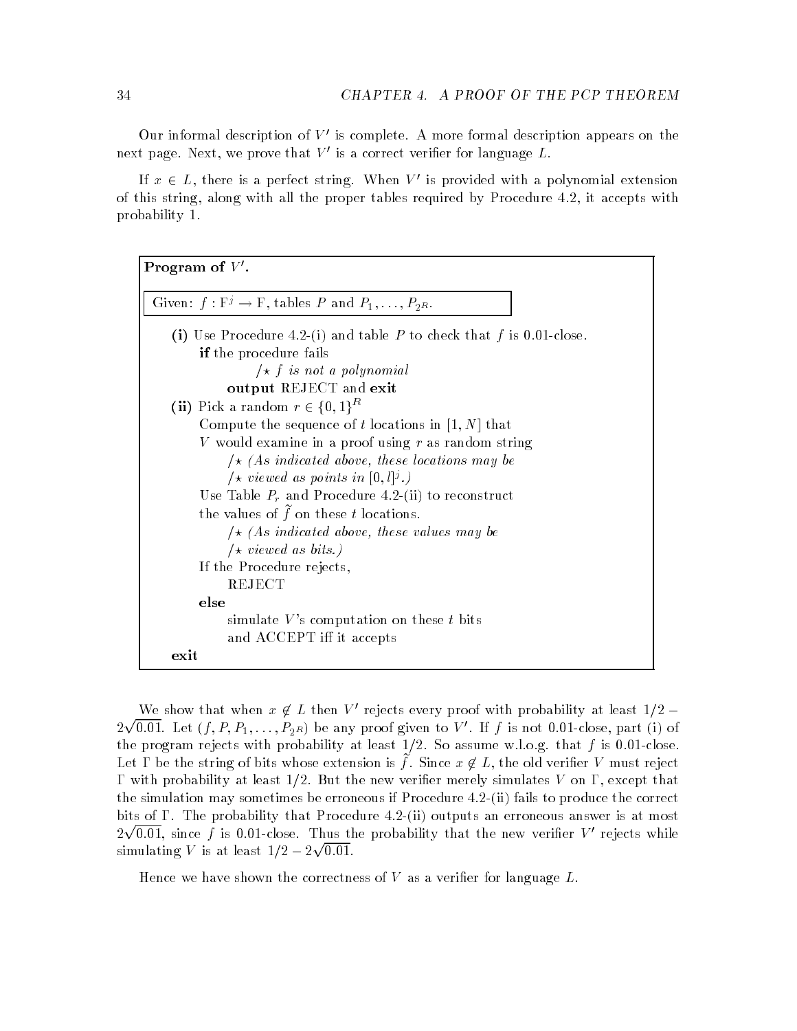Our informal description of $V'$ is complete. A more formal description appears on the next page. Next, we prove that $V'$ is a correct verifier for language $L$.

If $x \in L$, there is a perfect string. When $V'$ is provided with a polynomial extension of this string, along with all the proper tables required by Procedure 4.2, it accepts with probability 1.

```
Program of V'.

Given: f : F^j → F, tables P and P_1, ..., P_{2^R}.

(i) Use Procedure 4.2-(i) and table P to check that f is 0.01-close.
    if the procedure fails
            /* f is not a polynomial
        output REJECT and exit
(ii) Pick a random r ∈ {0,1}^R
    Compute the sequence of t locations in [1, N] that
    V would examine in a proof using r as random string
        /* (As indicated above, these locations may be
        /* viewed as points in [0, l]^j.)
    Use Table P_r and Procedure 4.2-(ii) to reconstruct
    the values of f̃ on these t locations.
        /* (As indicated above, these values may be
        /* viewed as bits.)
    If the Procedure rejects,
        REJECT
    else
        simulate V's computation on these t bits
        and ACCEPT iff it accepts
exit
```

We show that when $x \notin L$ then $V'$ rejects every proof with probability at least $1/2 - 2\sqrt{0.01}$. Let $(f, P, P_1, \ldots, P_{2^R})$ be any proof given to $V'$. If $f$ is not 0.01-close, part (i) of the program rejects with probability at least $1/2$. So assume w.l.o.g. that $f$ is 0.01-close. Let $\Gamma$ be the string of bits whose extension is $\tilde{f}$. Since $x \notin L$, the old verifier $V$ must reject $\Gamma$ with probability at least $1/2$. But the new verifier merely simulates $V$ on $\Gamma$, except that the simulation may sometimes be erroneous if Procedure 4.2-(ii) fails to produce the correct bits of $\Gamma$. The probability that Procedure 4.2-(ii) outputs an erroneous answer is at most $2\sqrt{0.01}$, since $f$ is 0.01-close. Thus the probability that the new verifier $V'$ rejects while simulating $V$ is at least $1/2 - 2\sqrt{0.01}$.

Hence we have shown the correctness of $V$ as a verifier for language $L$.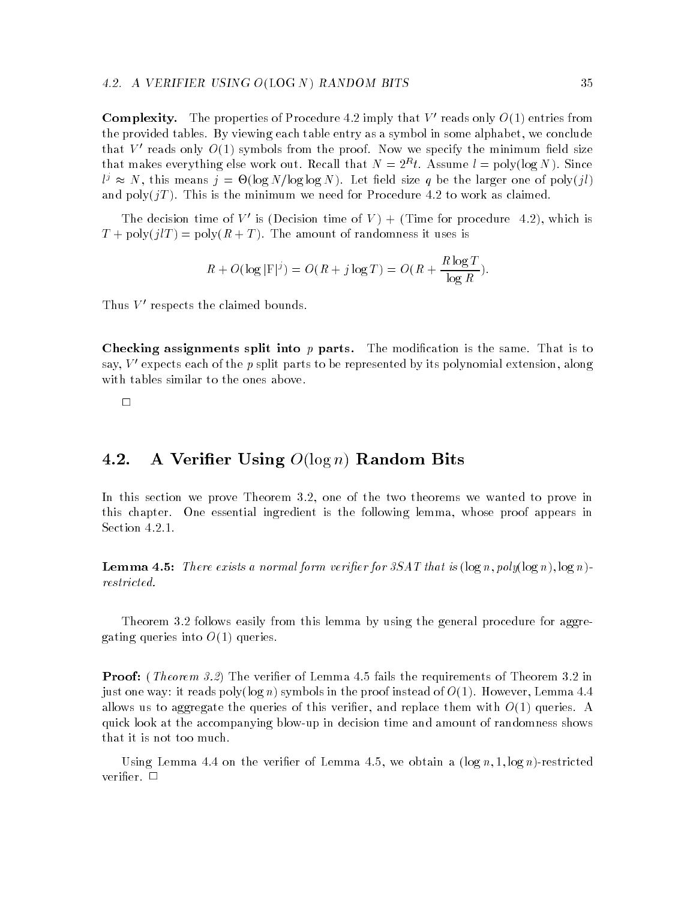**Complexity.** The properties of Procedure 4.2 imply that $V'$ reads only $O(1)$ entries from the provided tables. By viewing each table entry as a symbol in some alphabet, we conclude that $V'$ reads only $O(1)$ symbols from the proof. Now we specify the minimum field size that makes everything else work out. Recall that $N = 2^R t$. Assume $l = \text{poly}(\log N)$. Since $l^j \approx N$, this means $j = \Theta(\log N / \log \log N)$. Let field size $q$ be the larger one of $\text{poly}(jl)$ and $\text{poly}(jT)$. This is the minimum we need for Procedure 4.2 to work as claimed.

The decision time of $V'$ is (Decision time of $V$) + (Time for procedure 4.2), which is $T + \text{poly}(jlT) = \text{poly}(R + T)$. The amount of randomness it uses is

$$R + O(\log |\mathrm{F}|^j) = O(R + j \log T) = O(R + \frac{R \log T}{\log R}).$$

Thus $V'$ respects the claimed bounds.

**Checking assignments split into $p$ parts.** The modification is the same. That is to say, $V'$ expects each of the $p$ split parts to be represented by its polynomial extension, along with tables similar to the ones above.

□

## 4.2. A Verifier Using $O(\log n)$ Random Bits

In this section we prove Theorem 3.2, one of the two theorems we wanted to prove in this chapter. One essential ingredient is the following lemma, whose proof appears in Section 4.2.1.

**Lemma 4.5:** *There exists a normal form verifier for 3SAT that is* $(\log n, \text{poly}(\log n), \log n)$*-restricted.*

Theorem 3.2 follows easily from this lemma by using the general procedure for aggregating queries into $O(1)$ queries.

**Proof:** (*Theorem 3.2*) The verifier of Lemma 4.5 fails the requirements of Theorem 3.2 in just one way: it reads $\text{poly}(\log n)$ symbols in the proof instead of $O(1)$. However, Lemma 4.4 allows us to aggregate the queries of this verifier, and replace them with $O(1)$ queries. A quick look at the accompanying blow-up in decision time and amount of randomness shows that it is not too much.

Using Lemma 4.4 on the verifier of Lemma 4.5, we obtain a $(\log n, 1, \log n)$-restricted verifier. □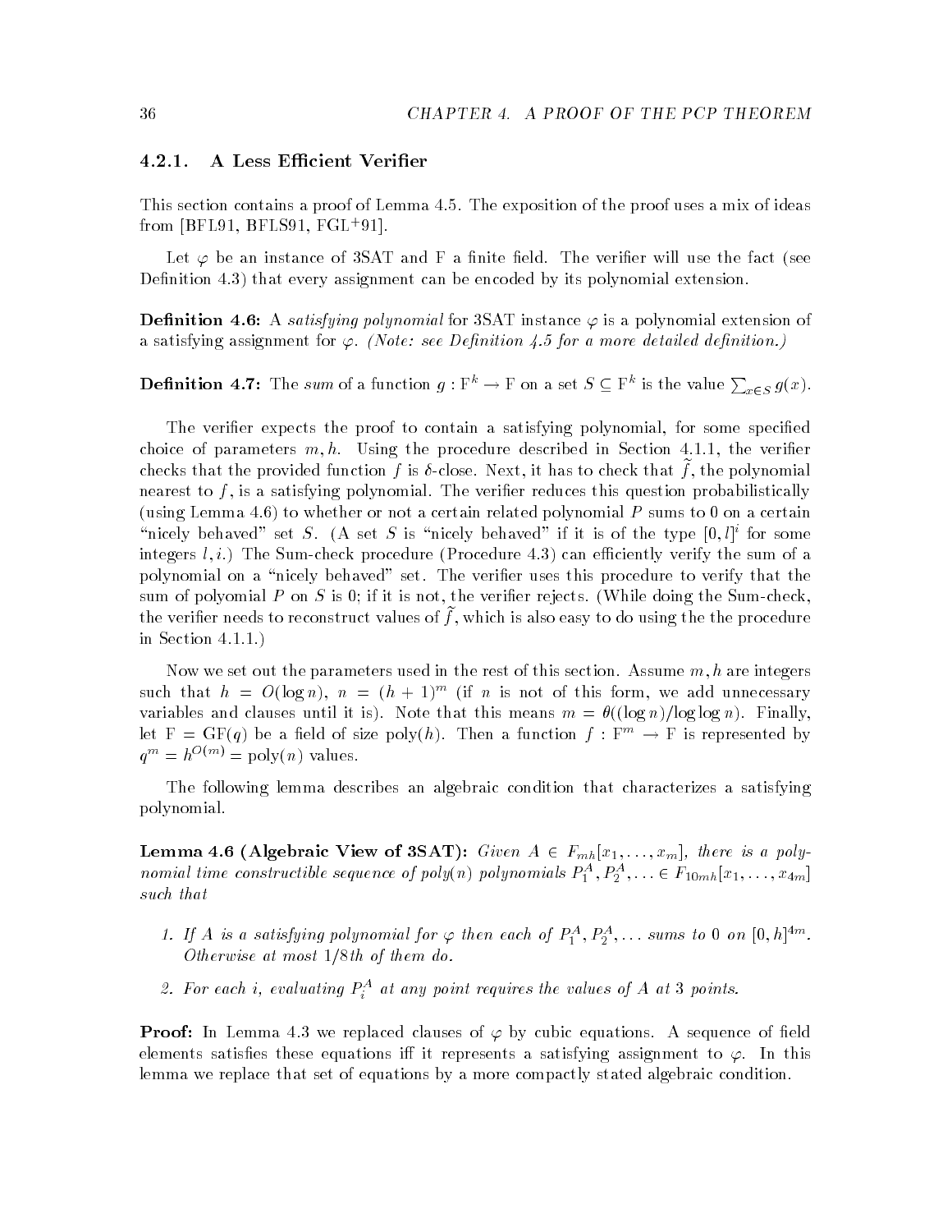### 4.2.1. A Less Efficient Verifier

This section contains a proof of Lemma 4.5. The exposition of the proof uses a mix of ideas from [BFL91, BFLS91, FGL+91].

Let $\varphi$ be an instance of 3SAT and F a finite field. The verifier will use the fact (see Definition 4.3) that every assignment can be encoded by its polynomial extension.

**Definition 4.6:** A *satisfying polynomial* for 3SAT instance $\varphi$ is a polynomial extension of a satisfying assignment for $\varphi$. *(Note: see Definition 4.5 for a more detailed definition.)*

**Definition 4.7:** The *sum* of a function $g : \mathrm{F}^k \to \mathrm{F}$ on a set $S \subseteq \mathrm{F}^k$ is the value $\sum_{x \in S} g(x)$.

The verifier expects the proof to contain a satisfying polynomial, for some specified choice of parameters $m, h$. Using the procedure described in Section 4.1.1, the verifier checks that the provided function $f$ is $\delta$-close. Next, it has to check that $\tilde{f}$, the polynomial nearest to $f$, is a satisfying polynomial. The verifier reduces this question probabilistically (using Lemma 4.6) to whether or not a certain related polynomial $P$ sums to 0 on a certain "nicely behaved" set $S$. (A set $S$ is "nicely behaved" if it is of the type $[0, l]^i$ for some integers $l, i$.) The Sum-check procedure (Procedure 4.3) can efficiently verify the sum of a polynomial on a "nicely behaved" set. The verifier uses this procedure to verify that the sum of polyomial $P$ on $S$ is 0; if it is not, the verifier rejects. (While doing the Sum-check, the verifier needs to reconstruct values of $\tilde{f}$, which is also easy to do using the the procedure in Section 4.1.1.)

Now we set out the parameters used in the rest of this section. Assume $m, h$ are integers such that $h = O(\log n)$, $n = (h+1)^m$ (if $n$ is not of this form, we add unnecessary variables and clauses until it is). Note that this means $m = \theta((\log n)/\log\log n)$. Finally, let $\mathrm{F} = \mathrm{GF}(q)$ be a field of size $\mathrm{poly}(h)$. Then a function $f : \mathrm{F}^m \to \mathrm{F}$ is represented by $q^m = h^{O(m)} = \mathrm{poly}(n)$ values.

The following lemma describes an algebraic condition that characterizes a satisfying polynomial.

**Lemma 4.6 (Algebraic View of 3SAT):** *Given $A \in F_{mh}[x_1, \ldots, x_m]$, there is a polynomial time constructible sequence of poly(n) polynomials $P_1^A, P_2^A, \ldots \in F_{10mh}[x_1, \ldots, x_{4m}]$ such that*

1. *If $A$ is a satisfying polynomial for $\varphi$ then each of $P_1^A, P_2^A, \ldots$ sums to 0 on $[0, h]^{4m}$. Otherwise at most 1/8th of them do.*
2. *For each $i$, evaluating $P_i^A$ at any point requires the values of $A$ at 3 points.*

**Proof:** In Lemma 4.3 we replaced clauses of $\varphi$ by cubic equations. A sequence of field elements satisfies these equations iff it represents a satisfying assignment to $\varphi$. In this lemma we replace that set of equations by a more compactly stated algebraic condition.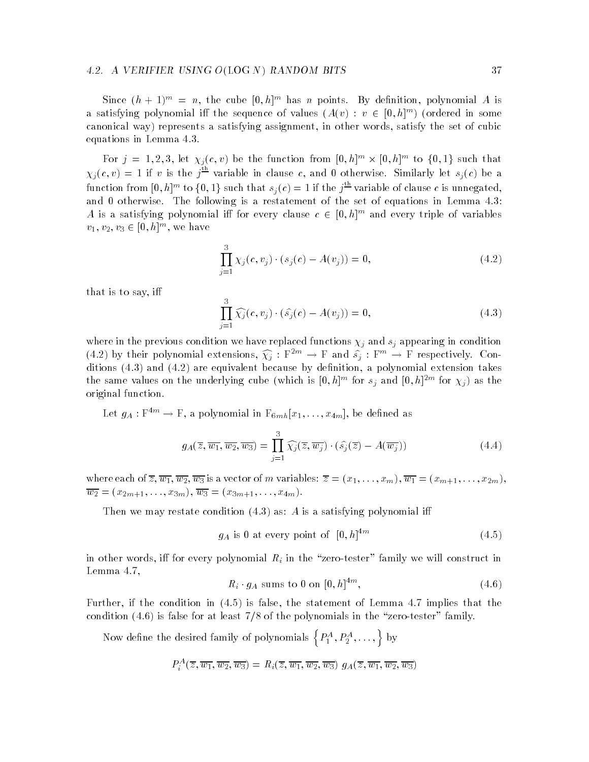Since $(h+1)^m = n$, the cube $[0,h]^m$ has $n$ points. By definition, polynomial $A$ is a satisfying polynomial iff the sequence of values $(A(v) : v \in [0,h]^m)$ (ordered in some canonical way) represents a satisfying assignment, in other words, satisfy the set of cubic equations in Lemma 4.3.

For $j = 1,2,3$, let $\chi_j(c,v)$ be the function from $[0,h]^m \times [0,h]^m$ to $\{0,1\}$ such that $\chi_j(c,v) = 1$ if $v$ is the $j^{\underline{\text{th}}}$ variable in clause $c$, and 0 otherwise. Similarly let $s_j(c)$ be a function from $[0,h]^m$ to $\{0,1\}$ such that $s_j(c) = 1$ if the $j^{\underline{\text{th}}}$ variable of clause $c$ is unnegated, and 0 otherwise. The following is a restatement of the set of equations in Lemma 4.3: $A$ is a satisfying polynomial iff for every clause $c \in [0,h]^m$ and every triple of variables $v_1, v_2, v_3 \in [0,h]^m$, we have

$$\prod_{j=1}^{3} \chi_j(c, v_j) \cdot (s_j(c) - A(v_j)) = 0, \tag{4.2}$$

that is to say, iff

$$\prod_{j=1}^{3} \widehat{\chi_j}(c, v_j) \cdot (\widehat{s_j}(c) - A(v_j)) = 0, \tag{4.3}$$

where in the previous condition we have replaced functions $\chi_j$ and $s_j$ appearing in condition (4.2) by their polynomial extensions, $\widehat{\chi_j} : \mathrm{F}^{2m} \to \mathrm{F}$ and $\widehat{s_j} : \mathrm{F}^m \to \mathrm{F}$ respectively. Conditions (4.3) and (4.2) are equivalent because by definition, a polynomial extension takes the same values on the underlying cube (which is $[0,h]^m$ for $s_j$ and $[0,h]^{2m}$ for $\chi_j$) as the original function.

Let $g_A : \mathrm{F}^{4m} \to \mathrm{F}$, a polynomial in $\mathrm{F}_{6mh}[x_1, \ldots, x_{4m}]$, be defined as

$$g_A(\overline{z}, \overline{w_1}, \overline{w_2}, \overline{w_3}) = \prod_{j=1}^{3} \widehat{\chi_j}(\overline{z}, \overline{w_j}) \cdot (\widehat{s_j}(\overline{z}) - A(\overline{w_j})) \tag{4.4}$$

where each of $\overline{z}, \overline{w_1}, \overline{w_2}, \overline{w_3}$ is a vector of $m$ variables: $\overline{z} = (x_1, \ldots, x_m)$, $\overline{w_1} = (x_{m+1}, \ldots, x_{2m})$, $\overline{w_2} = (x_{2m+1}, \ldots, x_{3m})$, $\overline{w_3} = (x_{3m+1}, \ldots, x_{4m})$.

Then we may restate condition (4.3) as: $A$ is a satisfying polynomial iff

$$g_A \text{ is } 0 \text{ at every point of } [0,h]^{4m} \tag{4.5}$$

in other words, iff for every polynomial $R_i$ in the "zero-tester" family we will construct in Lemma 4.7,

$$R_i \cdot g_A \text{ sums to } 0 \text{ on } [0,h]^{4m}, \tag{4.6}$$

Further, if the condition in (4.5) is false, the statement of Lemma 4.7 implies that the condition (4.6) is false for at least 7/8 of the polynomials in the "zero-tester" family.

Now define the desired family of polynomials $\left\{ P_1^A, P_2^A, \ldots, \right\}$ by

$$P_i^A(\overline{z}, \overline{w_1}, \overline{w_2}, \overline{w_3}) = R_i(\overline{z}, \overline{w_1}, \overline{w_2}, \overline{w_3})\ g_A(\overline{z}, \overline{w_1}, \overline{w_2}, \overline{w_3})$$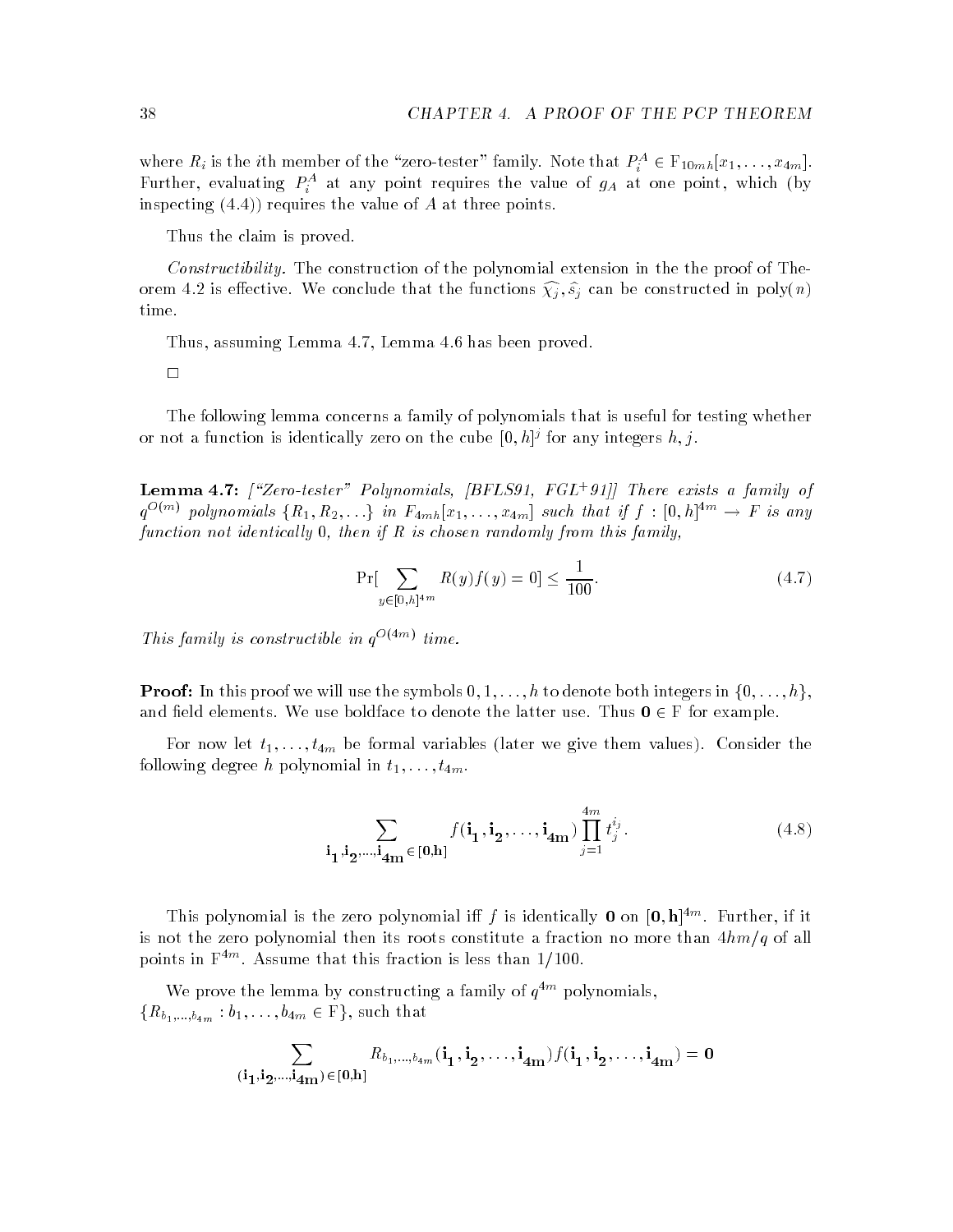where $R_i$ is the $i$th member of the "zero-tester" family. Note that $P_i^A \in \mathrm{F}_{10mh}[x_1, \ldots, x_{4m}]$. Further, evaluating $P_i^A$ at any point requires the value of $g_A$ at one point, which (by inspecting (4.4)) requires the value of $A$ at three points.

Thus the claim is proved.

*Constructibility.* The construction of the polynomial extension in the the proof of Theorem 4.2 is effective. We conclude that the functions $\widehat{\chi_j}, \hat{s}_j$ can be constructed in poly($n$) time.

Thus, assuming Lemma 4.7, Lemma 4.6 has been proved.

□

The following lemma concerns a family of polynomials that is useful for testing whether or not a function is identically zero on the cube $[0, h]^j$ for any integers $h, j$.

**Lemma 4.7:** *["Zero-tester" Polynomials, [BFLS91, FGL+91]] There exists a family of $q^{O(m)}$ polynomials $\{R_1, R_2, \ldots\}$ in $F_{4mh}[x_1, \ldots, x_{4m}]$ such that if $f : [0, h]^{4m} \to F$ is any function not identically 0, then if $R$ is chosen randomly from this family,*

$$\Pr[\sum_{y \in [0,h]^{4m}} R(y) f(y) = 0] \leq \frac{1}{100}. \tag{4.7}$$

*This family is constructible in $q^{O(4m)}$ time.*

**Proof:** In this proof we will use the symbols $0, 1, \ldots, h$ to denote both integers in $\{0, \ldots, h\}$, and field elements. We use boldface to denote the latter use. Thus $\mathbf{0} \in \mathrm{F}$ for example.

For now let $t_1, \ldots, t_{4m}$ be formal variables (later we give them values). Consider the following degree $h$ polynomial in $t_1, \ldots, t_{4m}$.

$$\sum_{\mathbf{i_1}, \mathbf{i_2}, \ldots, \mathbf{i_{4m}} \in [\mathbf{0}, \mathbf{h}]} f(\mathbf{i_1}, \mathbf{i_2}, \ldots, \mathbf{i_{4m}}) \prod_{j=1}^{4m} t_j^{i_j}. \tag{4.8}$$

This polynomial is the zero polynomial iff $f$ is identically $\mathbf{0}$ on $[\mathbf{0}, \mathbf{h}]^{4m}$. Further, if it is not the zero polynomial then its roots constitute a fraction no more than $4hm/q$ of all points in $\mathrm{F}^{4m}$. Assume that this fraction is less than $1/100$.

We prove the lemma by constructing a family of $q^{4m}$ polynomials, $\{R_{b_1, \ldots, b_{4m}} : b_1, \ldots, b_{4m} \in \mathrm{F}\}$, such that

$$\sum_{(\mathbf{i_1}, \mathbf{i_2}, \ldots, \mathbf{i_{4m}}) \in [\mathbf{0}, \mathbf{h}]} R_{b_1, \ldots, b_{4m}}(\mathbf{i_1}, \mathbf{i_2}, \ldots, \mathbf{i_{4m}}) f(\mathbf{i_1}, \mathbf{i_2}, \ldots, \mathbf{i_{4m}}) = \mathbf{0}$$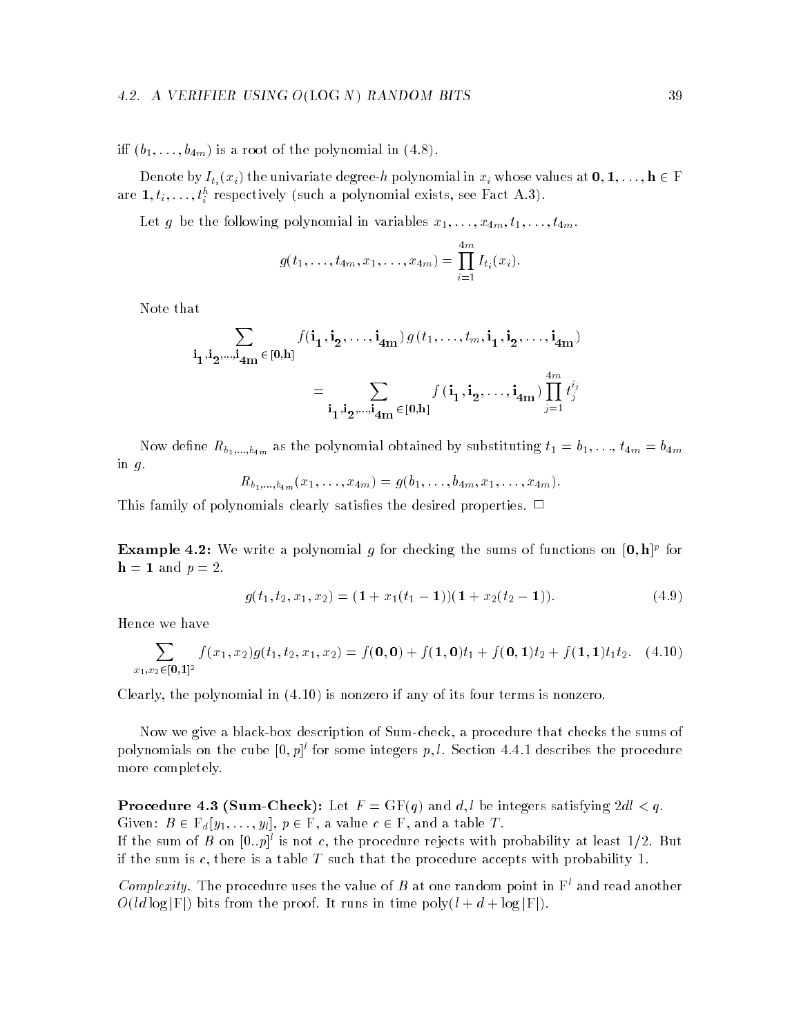iff $(b_1, \ldots, b_{4m})$ is a root of the polynomial in (4.8).

Denote by $I_{t_i}(x_i)$ the univariate degree-$h$ polynomial in $x_i$ whose values at $\mathbf{0}, \mathbf{1}, \ldots, \mathbf{h} \in \mathrm{F}$ are $\mathbf{1}, t_i, \ldots, t_i^h$ respectively (such a polynomial exists, see Fact A.3).

Let $g$ be the following polynomial in variables $x_1, \ldots, x_{4m}, t_1, \ldots, t_{4m}$.

$$g(t_1, \ldots, t_{4m}, x_1, \ldots, x_{4m}) = \prod_{i=1}^{4m} I_{t_i}(x_i).$$

Note that

$$\sum_{\mathbf{i_1}, \mathbf{i_2}, \ldots, \mathbf{i_{4m}} \in [\mathbf{0}, \mathbf{h}]} f(\mathbf{i_1}, \mathbf{i_2}, \ldots, \mathbf{i_{4m}})\, g(t_1, \ldots, t_m, \mathbf{i_1}, \mathbf{i_2}, \ldots, \mathbf{i_{4m}})$$

$$= \sum_{\mathbf{i_1}, \mathbf{i_2}, \ldots, \mathbf{i_{4m}} \in [\mathbf{0}, \mathbf{h}]} f(\mathbf{i_1}, \mathbf{i_2}, \ldots, \mathbf{i_{4m}}) \prod_{j=1}^{4m} t_j^{i_j}$$

Now define $R_{b_1, \ldots, b_{4m}}$ as the polynomial obtained by substituting $t_1 = b_1, \ldots, t_{4m} = b_{4m}$ in $g$.

$$R_{b_1, \ldots, b_{4m}}(x_1, \ldots, x_{4m}) = g(b_1, \ldots, b_{4m}, x_1, \ldots, x_{4m}).$$

This family of polynomials clearly satisfies the desired properties. $\Box$

**Example 4.2:** We write a polynomial $g$ for checking the sums of functions on $[\mathbf{0}, \mathbf{h}]^p$ for $\mathbf{h} = \mathbf{1}$ and $p = 2$.

$$g(t_1, t_2, x_1, x_2) = (\mathbf{1} + x_1(t_1 - \mathbf{1}))(\mathbf{1} + x_2(t_2 - \mathbf{1})). \tag{4.9}$$

Hence we have

$$\sum_{x_1, x_2 \in [\mathbf{0}, \mathbf{1}]^2} f(x_1, x_2) g(t_1, t_2, x_1, x_2) = f(\mathbf{0}, \mathbf{0}) + f(\mathbf{1}, \mathbf{0}) t_1 + f(\mathbf{0}, \mathbf{1}) t_2 + f(\mathbf{1}, \mathbf{1}) t_1 t_2. \tag{4.10}$$

Clearly, the polynomial in (4.10) is nonzero if any of its four terms is nonzero.

Now we give a black-box description of Sum-check, a procedure that checks the sums of polynomials on the cube $[0, p]^l$ for some integers $p, l$. Section 4.4.1 describes the procedure more completely.

**Procedure 4.3 (Sum-Check):** Let $F = \mathrm{GF}(q)$ and $d, l$ be integers satisfying $2dl < q$.
Given: $B \in \mathrm{F}_d[y_1, \ldots, y_l]$, $p \in \mathrm{F}$, a value $c \in \mathrm{F}$, and a table $T$.
If the sum of $B$ on $[0..p]^l$ is not $c$, the procedure rejects with probability at least $1/2$. But if the sum is $c$, there is a table $T$ such that the procedure accepts with probability 1.

*Complexity.* The procedure uses the value of $B$ at one random point in $\mathrm{F}^l$ and read another $O(ld \log |\mathrm{F}|)$ bits from the proof. It runs in time $\mathrm{poly}(l + d + \log |\mathrm{F}|)$.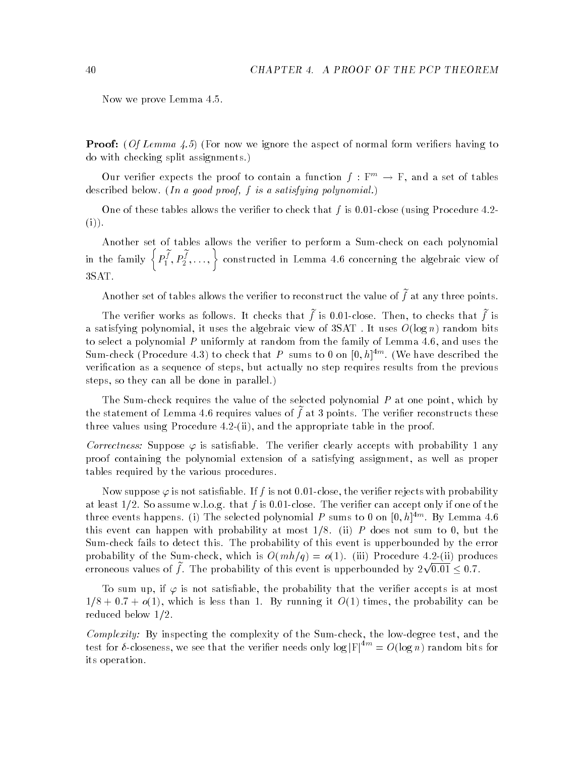Now we prove Lemma 4.5.

**Proof:** (*Of Lemma 4.5*) (For now we ignore the aspect of normal form verifiers having to do with checking split assignments.)

Our verifier expects the proof to contain a function $f : \mathrm{F}^m \to \mathrm{F}$, and a set of tables described below. (*In a good proof, $f$ is a satisfying polynomial.*)

One of these tables allows the verifier to check that $f$ is 0.01-close (using Procedure 4.2-(i)).

Another set of tables allows the verifier to perform a Sum-check on each polynomial in the family $\left\{ P_1^{\tilde{f}}, P_2^{\tilde{f}}, \ldots, \right\}$ constructed in Lemma 4.6 concerning the algebraic view of 3SAT.

Another set of tables allows the verifier to reconstruct the value of $\tilde{f}$ at any three points.

The verifier works as follows. It checks that $\tilde{f}$ is 0.01-close. Then, to checks that $\tilde{f}$ is a satisfying polynomial, it uses the algebraic view of 3SAT . It uses $O(\log n)$ random bits to select a polynomial $P$ uniformly at random from the family of Lemma 4.6, and uses the Sum-check (Procedure 4.3) to check that $P$ sums to 0 on $[0, h]^{4m}$. (We have described the verification as a sequence of steps, but actually no step requires results from the previous steps, so they can all be done in parallel.)

The Sum-check requires the value of the selected polynomial $P$ at one point, which by the statement of Lemma 4.6 requires values of $\tilde{f}$ at 3 points. The verifier reconstructs these three values using Procedure 4.2-(ii), and the appropriate table in the proof.

*Correctness:* Suppose $\varphi$ is satisfiable. The verifier clearly accepts with probability 1 any proof containing the polynomial extension of a satisfying assignment, as well as proper tables required by the various procedures.

Now suppose $\varphi$ is not satisfiable. If $f$ is not 0.01-close, the verifier rejects with probability at least 1/2. So assume w.l.o.g. that $f$ is 0.01-close. The verifier can accept only if one of the three events happens. (i) The selected polynomial $P$ sums to 0 on $[0, h]^{4m}$. By Lemma 4.6 this event can happen with probability at most 1/8. (ii) $P$ does not sum to 0, but the Sum-check fails to detect this. The probability of this event is upperbounded by the error probability of the Sum-check, which is $O(mh/q) = o(1)$. (iii) Procedure 4.2-(ii) produces erroneous values of $\tilde{f}$. The probability of this event is upperbounded by $2\sqrt{0.01} \leq 0.7$.

To sum up, if $\varphi$ is not satisfiable, the probability that the verifier accepts is at most $1/8 + 0.7 + o(1)$, which is less than 1. By running it $O(1)$ times, the probability can be reduced below 1/2.

*Complexity:* By inspecting the complexity of the Sum-check, the low-degree test, and the test for $\delta$-closeness, we see that the verifier needs only $\log |\mathrm{F}|^{4m} = O(\log n)$ random bits for its operation.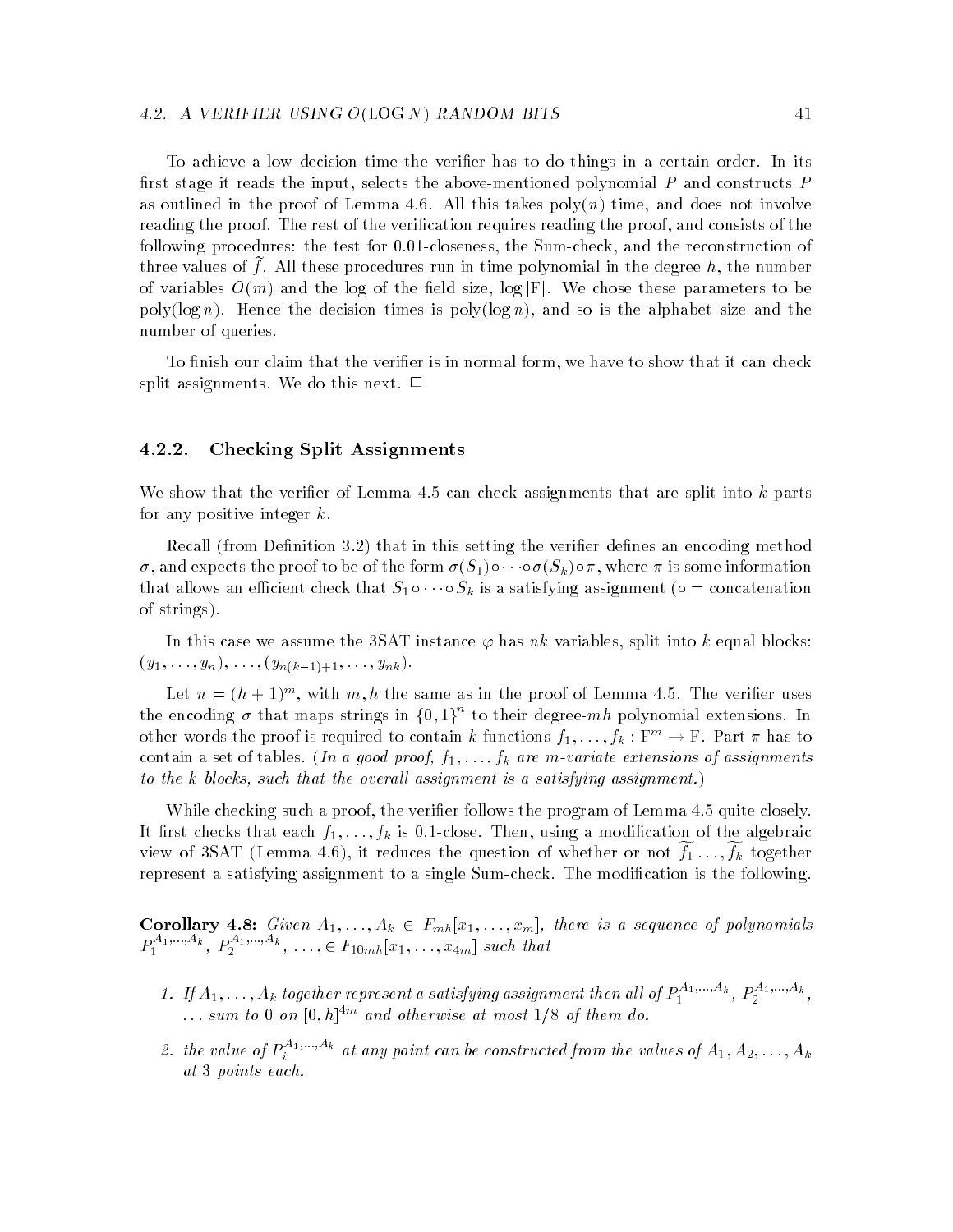To achieve a low decision time the verifier has to do things in a certain order. In its first stage it reads the input, selects the above-mentioned polynomial $P$ and constructs $P$ as outlined in the proof of Lemma 4.6. All this takes poly($n$) time, and does not involve reading the proof. The rest of the verification requires reading the proof, and consists of the following procedures: the test for 0.01-closeness, the Sum-check, and the reconstruction of three values of $\widetilde{f}$. All these procedures run in time polynomial in the degree $h$, the number of variables $O(m)$ and the log of the field size, $\log|\mathrm{F}|$. We chose these parameters to be poly($\log n$). Hence the decision times is poly($\log n$), and so is the alphabet size and the number of queries.

To finish our claim that the verifier is in normal form, we have to show that it can check split assignments. We do this next. □

### 4.2.2. Checking Split Assignments

We show that the verifier of Lemma 4.5 can check assignments that are split into $k$ parts for any positive integer $k$.

Recall (from Definition 3.2) that in this setting the verifier defines an encoding method $\sigma$, and expects the proof to be of the form $\sigma(S_1) \circ \cdots \circ \sigma(S_k) \circ \pi$, where $\pi$ is some information that allows an efficient check that $S_1 \circ \cdots \circ S_k$ is a satisfying assignment ($\circ$ = concatenation of strings).

In this case we assume the 3SAT instance $\varphi$ has $nk$ variables, split into $k$ equal blocks: $(y_1, \ldots, y_n), \ldots, (y_{n(k-1)+1}, \ldots, y_{nk})$.

Let $n = (h+1)^m$, with $m, h$ the same as in the proof of Lemma 4.5. The verifier uses the encoding $\sigma$ that maps strings in $\{0,1\}^n$ to their degree-$mh$ polynomial extensions. In other words the proof is required to contain $k$ functions $f_1, \ldots, f_k : \mathrm{F}^m \to \mathrm{F}$. Part $\pi$ has to contain a set of tables. (*In a good proof, $f_1, \ldots, f_k$ are $m$-variate extensions of assignments to the $k$ blocks, such that the overall assignment is a satisfying assignment.*)

While checking such a proof, the verifier follows the program of Lemma 4.5 quite closely. It first checks that each $f_1, \ldots, f_k$ is 0.1-close. Then, using a modification of the algebraic view of 3SAT (Lemma 4.6), it reduces the question of whether or not $\widetilde{f_1} \ldots, \widetilde{f_k}$ together represent a satisfying assignment to a single Sum-check. The modification is the following.

**Corollary 4.8:** *Given $A_1, \ldots, A_k \in F_{mh}[x_1, \ldots, x_m]$, there is a sequence of polynomials $P_1^{A_1,\ldots,A_k}$, $P_2^{A_1,\ldots,A_k}$, $\ldots, \in F_{10mh}[x_1, \ldots, x_{4m}]$ such that*

1. *If $A_1, \ldots, A_k$ together represent a satisfying assignment then all of $P_1^{A_1,\ldots,A_k}$, $P_2^{A_1,\ldots,A_k}$, $\ldots$ sum to 0 on $[0,h]^{4m}$ and otherwise at most $1/8$ of them do.*
2. *the value of $P_i^{A_1,\ldots,A_k}$ at any point can be constructed from the values of $A_1, A_2, \ldots, A_k$ at 3 points each.*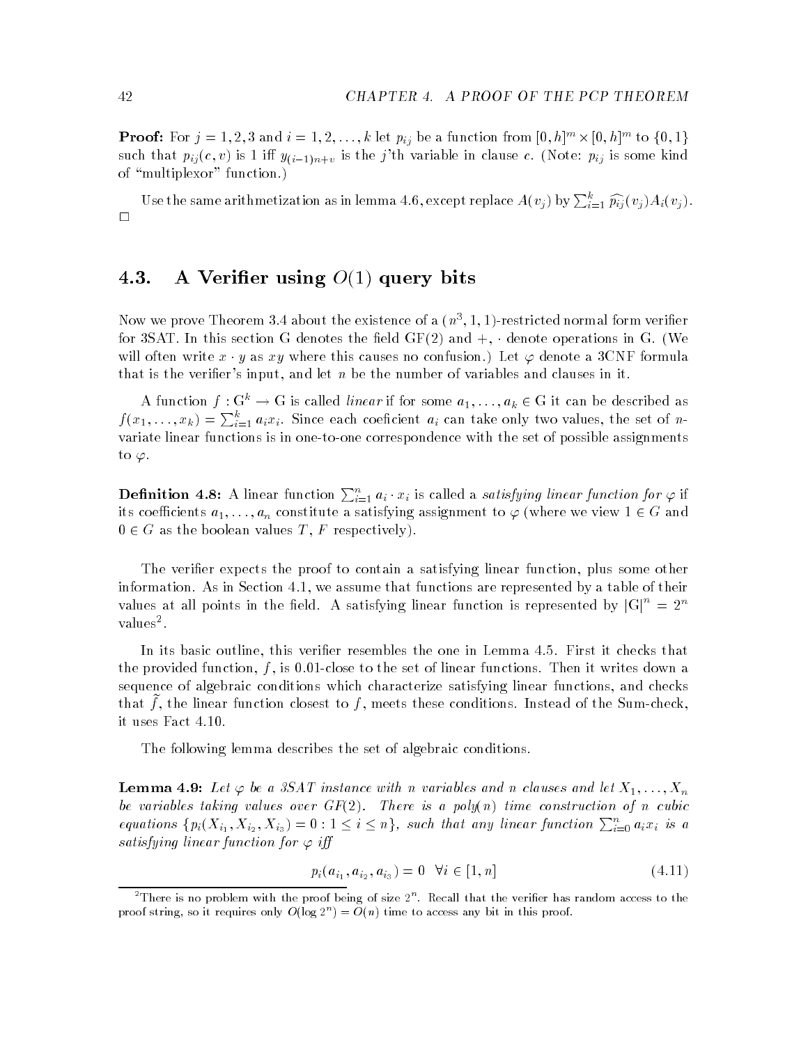**Proof:** For $j = 1, 2, 3$ and $i = 1, 2, \ldots, k$ let $p_{ij}$ be a function from $[0, h]^m \times [0, h]^m$ to $\{0, 1\}$ such that $p_{ij}(c, v)$ is 1 iff $y_{(i-1)n+v}$ is the $j$'th variable in clause $c$. (Note: $p_{ij}$ is some kind of "multiplexor" function.)

Use the same arithmetization as in lemma 4.6, except replace $A(v_j)$ by $\sum_{i=1}^{k} \widehat{p_{ij}}(v_j) A_i(v_j)$. □

## 4.3. A Verifier using $O(1)$ query bits

Now we prove Theorem 3.4 about the existence of a $(n^3, 1, 1)$-restricted normal form verifier for 3SAT. In this section G denotes the field GF(2) and $+$, $\cdot$ denote operations in G. (We will often write $x \cdot y$ as $xy$ where this causes no confusion.) Let $\varphi$ denote a 3CNF formula that is the verifier's input, and let $n$ be the number of variables and clauses in it.

A function $f : \mathrm{G}^k \to \mathrm{G}$ is called *linear* if for some $a_1, \ldots, a_k \in \mathrm{G}$ it can be described as $f(x_1, \ldots, x_k) = \sum_{i=1}^{k} a_i x_i$. Since each coeficient $a_i$ can take only two values, the set of $n$-variate linear functions is in one-to-one correspondence with the set of possible assignments to $\varphi$.

**Definition 4.8:** A linear function $\sum_{i=1}^{n} a_i \cdot x_i$ is called a *satisfying linear function for* $\varphi$ if its coefficients $a_1, \ldots, a_n$ constitute a satisfying assignment to $\varphi$ (where we view $1 \in G$ and $0 \in G$ as the boolean values $T$, $F$ respectively).

The verifier expects the proof to contain a satisfying linear function, plus some other information. As in Section 4.1, we assume that functions are represented by a table of their values at all points in the field. A satisfying linear function is represented by $|\mathrm{G}|^n = 2^n$ values[2].

In its basic outline, this verifier resembles the one in Lemma 4.5. First it checks that the provided function, $f$, is 0.01-close to the set of linear functions. Then it writes down a sequence of algebraic conditions which characterize satisfying linear functions, and checks that $\tilde{f}$, the linear function closest to $f$, meets these conditions. Instead of the Sum-check, it uses Fact 4.10.

The following lemma describes the set of algebraic conditions.

**Lemma 4.9:** *Let $\varphi$ be a 3SAT instance with $n$ variables and $n$ clauses and let $X_1, \ldots, X_n$ be variables taking values over GF(2). There is a poly(n) time construction of $n$ cubic equations $\{p_i(X_{i_1}, X_{i_2}, X_{i_3}) = 0 : 1 \le i \le n\}$, such that any linear function $\sum_{i=0}^{n} a_i x_i$ is a satisfying linear function for $\varphi$ iff*

$$p_i(a_{i_1}, a_{i_2}, a_{i_3}) = 0 \quad \forall i \in [1, n] \tag{4.11}$$

[2] There is no problem with the proof being of size $2^n$. Recall that the verifier has random access to the proof string, so it requires only $O(\log 2^n) = O(n)$ time to access any bit in this proof.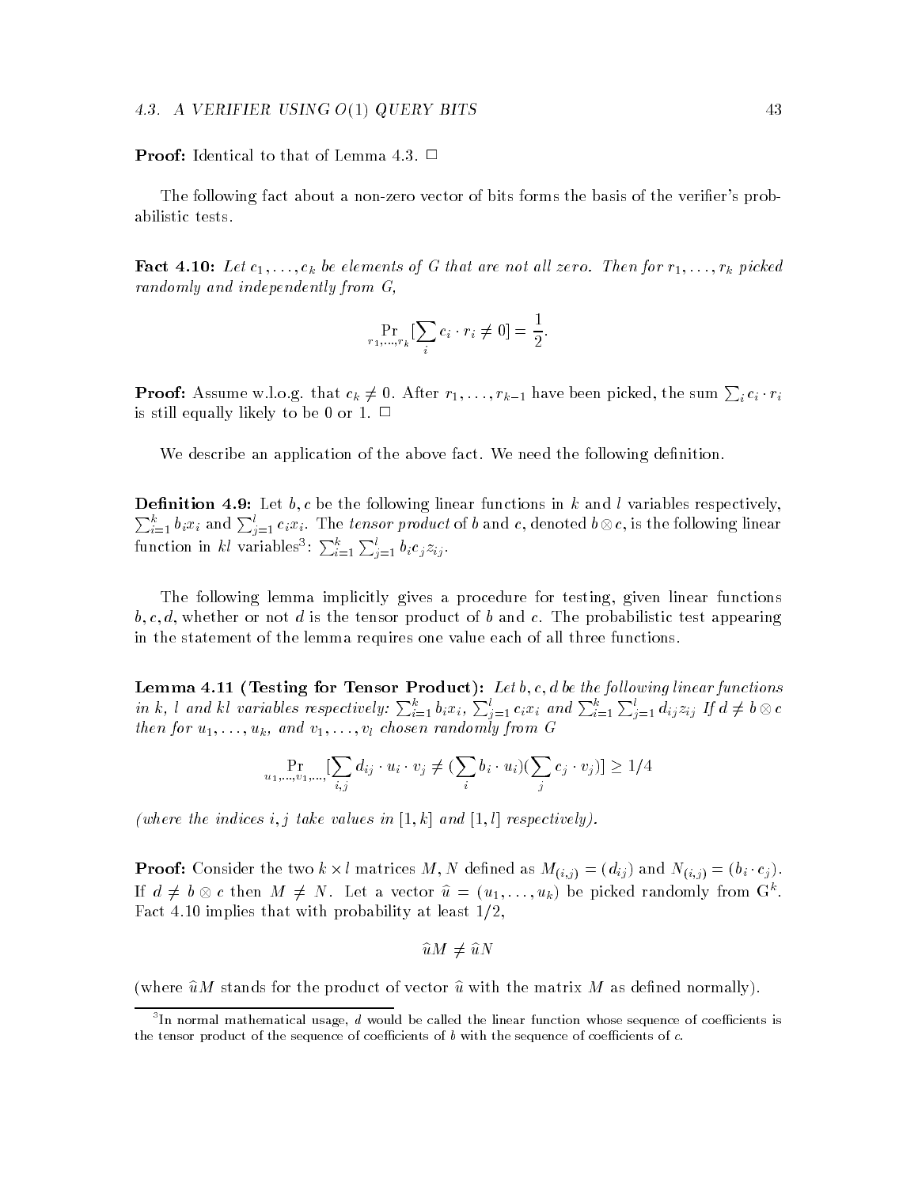**Proof:** Identical to that of Lemma 4.3. □

The following fact about a non-zero vector of bits forms the basis of the verifier's probabilistic tests.

**Fact 4.10:** *Let $c_1, \ldots, c_k$ be elements of $G$ that are not all zero. Then for $r_1, \ldots, r_k$ picked randomly and independently from $G$,*

$$\Pr_{r_1,\ldots,r_k}[\sum_i c_i \cdot r_i \neq 0] = \frac{1}{2}.$$

**Proof:** Assume w.l.o.g. that $c_k \neq 0$. After $r_1, \ldots, r_{k-1}$ have been picked, the sum $\sum_i c_i \cdot r_i$ is still equally likely to be 0 or 1. □

We describe an application of the above fact. We need the following definition.

**Definition 4.9:** Let $b, c$ be the following linear functions in $k$ and $l$ variables respectively, $\sum_{i=1}^{k} b_i x_i$ and $\sum_{j=1}^{l} c_i x_i$. The *tensor product* of $b$ and $c$, denoted $b \otimes c$, is the following linear function in $kl$ variables[3]: $\sum_{i=1}^{k} \sum_{j=1}^{l} b_i c_j z_{ij}$.

The following lemma implicitly gives a procedure for testing, given linear functions $b, c, d$, whether or not $d$ is the tensor product of $b$ and $c$. The probabilistic test appearing in the statement of the lemma requires one value each of all three functions.

**Lemma 4.11 (Testing for Tensor Product):** *Let $b, c, d$ be the following linear functions in $k$, $l$ and $kl$ variables respectively: $\sum_{i=1}^{k} b_i x_i$, $\sum_{j=1}^{l} c_i x_i$ and $\sum_{i=1}^{k} \sum_{j=1}^{l} d_{ij} z_{ij}$ If $d \neq b \otimes c$ then for $u_1, \ldots, u_k$, and $v_1, \ldots, v_l$ chosen randomly from $G$*

$$\Pr_{u_1,\ldots,v_1,\ldots,}[\sum_{i,j} d_{ij} \cdot u_i \cdot v_j \neq (\sum_i b_i \cdot u_i)(\sum_j c_j \cdot v_j)] \geq 1/4$$

*(where the indices $i, j$ take values in $[1, k]$ and $[1, l]$ respectively).*

**Proof:** Consider the two $k \times l$ matrices $M, N$ defined as $M_{(i,j)} = (d_{ij})$ and $N_{(i,j)} = (b_i \cdot c_j)$. If $d \neq b \otimes c$ then $M \neq N$. Let a vector $\hat{u} = (u_1, \ldots, u_k)$ be picked randomly from $G^k$. Fact 4.10 implies that with probability at least 1/2,

$$\hat{u}M \neq \hat{u}N$$

(where $\hat{u}M$ stands for the product of vector $\hat{u}$ with the matrix $M$ as defined normally).

[3] In normal mathematical usage, $d$ would be called the linear function whose sequence of coefficients is the tensor product of the sequence of coefficients of $b$ with the sequence of coefficients of $c$.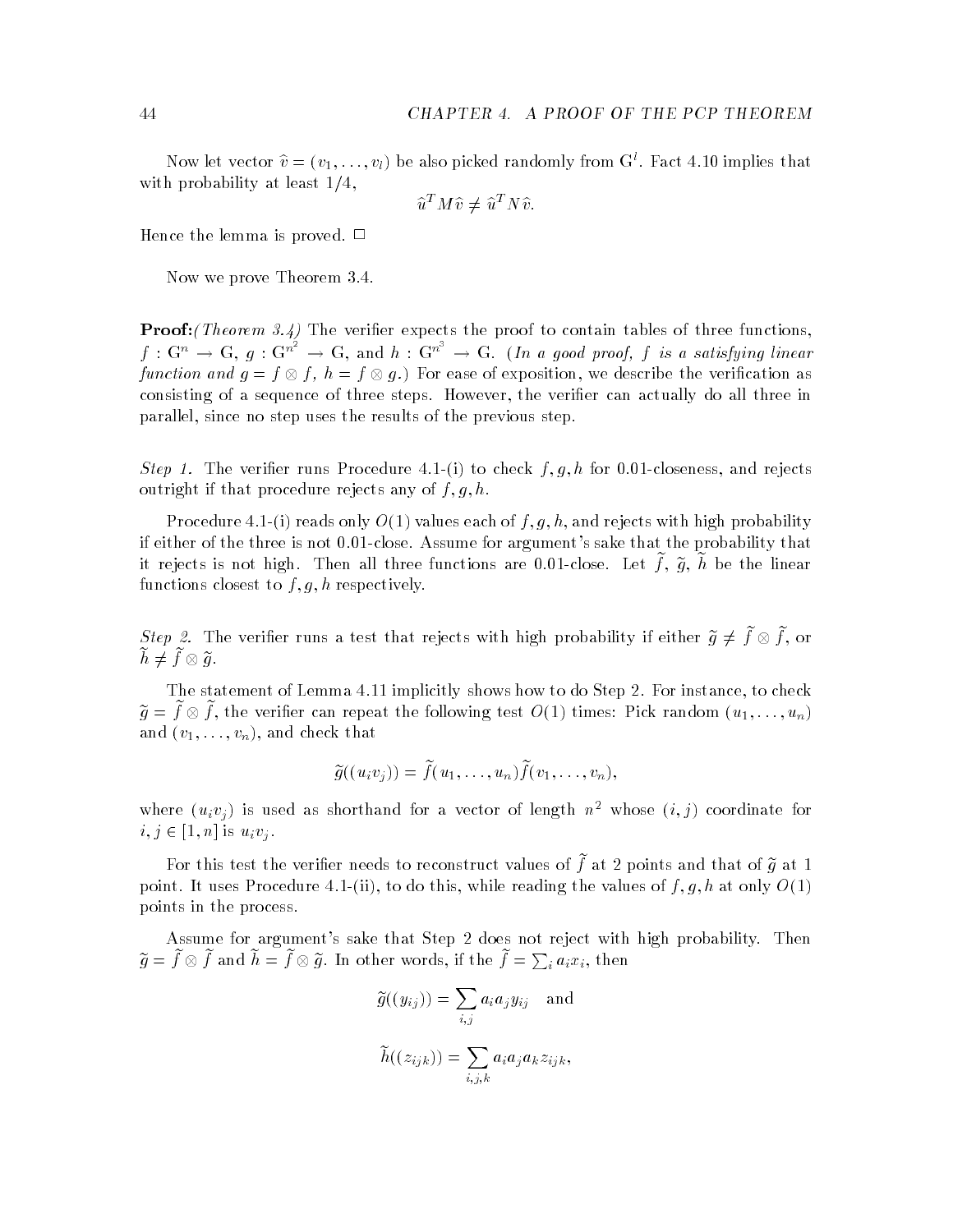Now let vector $\hat{v} = (v_1, \ldots, v_l)$ be also picked randomly from $\mathrm{G}^l$. Fact 4.10 implies that with probability at least 1/4,

$$\hat{u}^T M \hat{v} \neq \hat{u}^T N \hat{v}.$$

Hence the lemma is proved. $\Box$

Now we prove Theorem 3.4.

**Proof:***(Theorem 3.4)* The verifier expects the proof to contain tables of three functions, $f : \mathrm{G}^n \to \mathrm{G}$, $g : \mathrm{G}^{n^2} \to \mathrm{G}$, and $h : \mathrm{G}^{n^3} \to \mathrm{G}$. *(In a good proof, $f$ is a satisfying linear function and $g = f \otimes f$, $h = f \otimes g$.)* For ease of exposition, we describe the verification as consisting of a sequence of three steps. However, the verifier can actually do all three in parallel, since no step uses the results of the previous step.

*Step 1.* The verifier runs Procedure 4.1-(i) to check $f, g, h$ for 0.01-closeness, and rejects outright if that procedure rejects any of $f, g, h$.

Procedure 4.1-(i) reads only $O(1)$ values each of $f, g, h$, and rejects with high probability if either of the three is not 0.01-close. Assume for argument's sake that the probability that it rejects is not high. Then all three functions are 0.01-close. Let $\tilde{f}$, $\tilde{g}$, $\tilde{h}$ be the linear functions closest to $f, g, h$ respectively.

*Step 2.* The verifier runs a test that rejects with high probability if either $\tilde{g} \neq \tilde{f} \otimes \tilde{f}$, or $\tilde{h} \neq \tilde{f} \otimes \tilde{g}$.

The statement of Lemma 4.11 implicitly shows how to do Step 2. For instance, to check $\tilde{g} = \tilde{f} \otimes \tilde{f}$, the verifier can repeat the following test $O(1)$ times: Pick random $(u_1, \ldots, u_n)$ and $(v_1, \ldots, v_n)$, and check that

$$\tilde{g}((u_i v_j)) = \tilde{f}(u_1, \ldots, u_n)\tilde{f}(v_1, \ldots, v_n),$$

where $(u_i v_j)$ is used as shorthand for a vector of length $n^2$ whose $(i, j)$ coordinate for $i, j \in [1, n]$ is $u_i v_j$.

For this test the verifier needs to reconstruct values of $\tilde{f}$ at 2 points and that of $\tilde{g}$ at 1 point. It uses Procedure 4.1-(ii), to do this, while reading the values of $f, g, h$ at only $O(1)$ points in the process.

Assume for argument's sake that Step 2 does not reject with high probability. Then $\tilde{g} = \tilde{f} \otimes \tilde{f}$ and $\tilde{h} = \tilde{f} \otimes \tilde{g}$. In other words, if the $\tilde{f} = \sum_i a_i x_i$, then

$$\tilde{g}((y_{ij})) = \sum_{i,j} a_i a_j y_{ij} \quad \text{and}$$

$$\tilde{h}((z_{ijk})) = \sum_{i,j,k} a_i a_j a_k z_{ijk},$$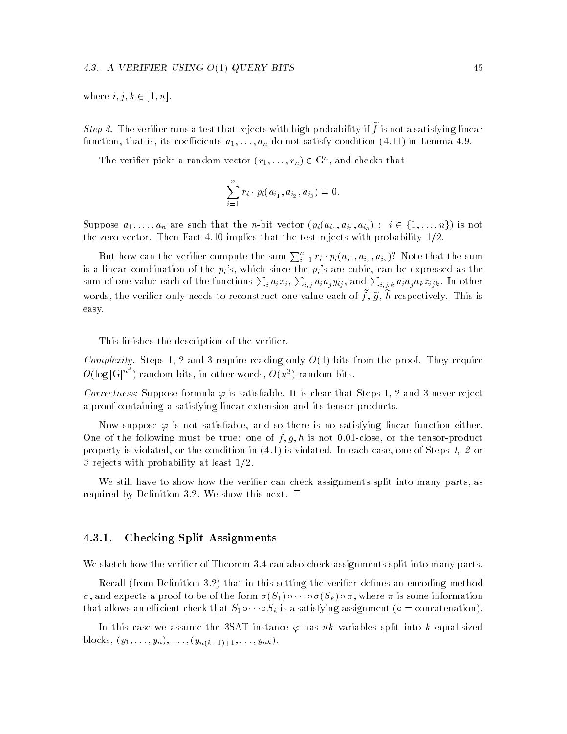where $i, j, k \in [1, n]$.

*Step 3.* The verifier runs a test that rejects with high probability if $\widetilde{f}$ is not a satisfying linear function, that is, its coefficients $a_1, \ldots, a_n$ do not satisfy condition (4.11) in Lemma 4.9.

The verifier picks a random vector $(r_1, \ldots, r_n) \in \mathrm{G}^n$, and checks that

$$\sum_{i=1}^{n} r_i \cdot p_i(a_{i_1}, a_{i_2}, a_{i_3}) = 0.$$

Suppose $a_1, \ldots, a_n$ are such that the $n$-bit vector $(p_i(a_{i_1}, a_{i_2}, a_{i_3}) : i \in \{1, \ldots, n\})$ is not the zero vector. Then Fact 4.10 implies that the test rejects with probability 1/2.

But how can the verifier compute the sum $\sum_{i=1}^{n} r_i \cdot p_i(a_{i_1}, a_{i_2}, a_{i_3})$? Note that the sum is a linear combination of the $p_i$'s, which since the $p_i$'s are cubic, can be expressed as the sum of one value each of the functions $\sum_i a_i x_i$, $\sum_{i,j} a_i a_j y_{ij}$, and $\sum_{i,j,k} a_i a_j a_k z_{ijk}$. In other words, the verifier only needs to reconstruct one value each of $\widetilde{f}$, $\widetilde{g}$, $\widetilde{h}$ respectively. This is easy.

This finishes the description of the verifier.

*Complexity.* Steps 1, 2 and 3 require reading only $O(1)$ bits from the proof. They require $O(\log |\mathrm{G}|^{n^3})$ random bits, in other words, $O(n^3)$ random bits.

*Correctness:* Suppose formula $\varphi$ is satisfiable. It is clear that Steps 1, 2 and 3 never reject a proof containing a satisfying linear extension and its tensor products.

Now suppose $\varphi$ is not satisfiable, and so there is no satisfying linear function either. One of the following must be true: one of $f, g, h$ is not 0.01-close, or the tensor-product property is violated, or the condition in (4.1) is violated. In each case, one of Steps *1, 2* or *3* rejects with probability at least 1/2.

We still have to show how the verifier can check assignments split into many parts, as required by Definition 3.2. We show this next. $\Box$

### 4.3.1. Checking Split Assignments

We sketch how the verifier of Theorem 3.4 can also check assignments split into many parts.

Recall (from Definition 3.2) that in this setting the verifier defines an encoding method $\sigma$, and expects a proof to be of the form $\sigma(S_1) \circ \cdots \circ \sigma(S_k) \circ \pi$, where $\pi$ is some information that allows an efficient check that $S_1 \circ \cdots \circ S_k$ is a satisfying assignment ($\circ$ = concatenation).

In this case we assume the 3SAT instance $\varphi$ has $nk$ variables split into $k$ equal-sized blocks, $(y_1, \ldots, y_n)$, $\ldots$, $(y_{n(k-1)+1}, \ldots, y_{nk})$.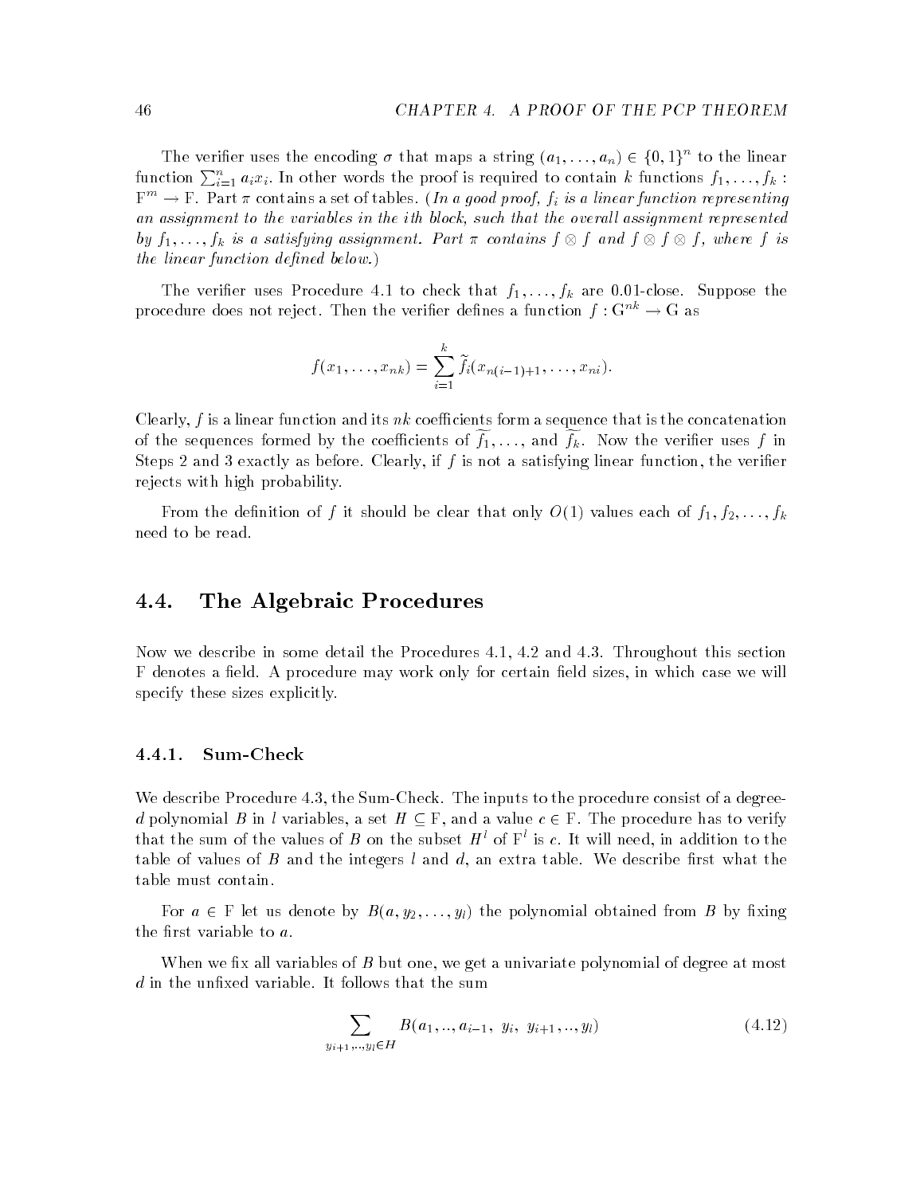The verifier uses the encoding $\sigma$ that maps a string $(a_1, \ldots, a_n) \in \{0,1\}^n$ to the linear function $\sum_{i=1}^{n} a_i x_i$. In other words the proof is required to contain $k$ functions $f_1, \ldots, f_k : \mathrm{F}^m \to \mathrm{F}$. Part $\pi$ contains a set of tables. (*In a good proof, $f_i$ is a linear function representing an assignment to the variables in the $i$th block, such that the overall assignment represented by $f_1, \ldots, f_k$ is a satisfying assignment. Part $\pi$ contains $f \otimes f$ and $f \otimes f \otimes f$, where $f$ is the linear function defined below.*)

The verifier uses Procedure 4.1 to check that $f_1, \ldots, f_k$ are 0.01-close. Suppose the procedure does not reject. Then the verifier defines a function $f : \mathrm{G}^{nk} \to \mathrm{G}$ as

$$f(x_1, \ldots, x_{nk}) = \sum_{i=1}^{k} \widetilde{f}_i(x_{n(i-1)+1}, \ldots, x_{ni}).$$

Clearly, $f$ is a linear function and its $nk$ coefficients form a sequence that is the concatenation of the sequences formed by the coefficients of $\widetilde{f_1}, \ldots,$ and $\widetilde{f_k}$. Now the verifier uses $f$ in Steps 2 and 3 exactly as before. Clearly, if $f$ is not a satisfying linear function, the verifier rejects with high probability.

From the definition of $f$ it should be clear that only $O(1)$ values each of $f_1, f_2, \ldots, f_k$ need to be read.

## 4.4. The Algebraic Procedures

Now we describe in some detail the Procedures 4.1, 4.2 and 4.3. Throughout this section $\mathrm{F}$ denotes a field. A procedure may work only for certain field sizes, in which case we will specify these sizes explicitly.

### 4.4.1. Sum-Check

We describe Procedure 4.3, the Sum-Check. The inputs to the procedure consist of a degree-$d$ polynomial $B$ in $l$ variables, a set $H \subseteq \mathrm{F}$, and a value $c \in \mathrm{F}$. The procedure has to verify that the sum of the values of $B$ on the subset $H^l$ of $\mathrm{F}^l$ is $c$. It will need, in addition to the table of values of $B$ and the integers $l$ and $d$, an extra table. We describe first what the table must contain.

For $a \in \mathrm{F}$ let us denote by $B(a, y_2, \ldots, y_l)$ the polynomial obtained from $B$ by fixing the first variable to $a$.

When we fix all variables of $B$ but one, we get a univariate polynomial of degree at most $d$ in the unfixed variable. It follows that the sum

$$\sum_{y_{i+1}, \ldots, y_l \in H} B(a_1, \ldots, a_{i-1},\ y_i,\ y_{i+1}, \ldots, y_l) \tag{4.12}$$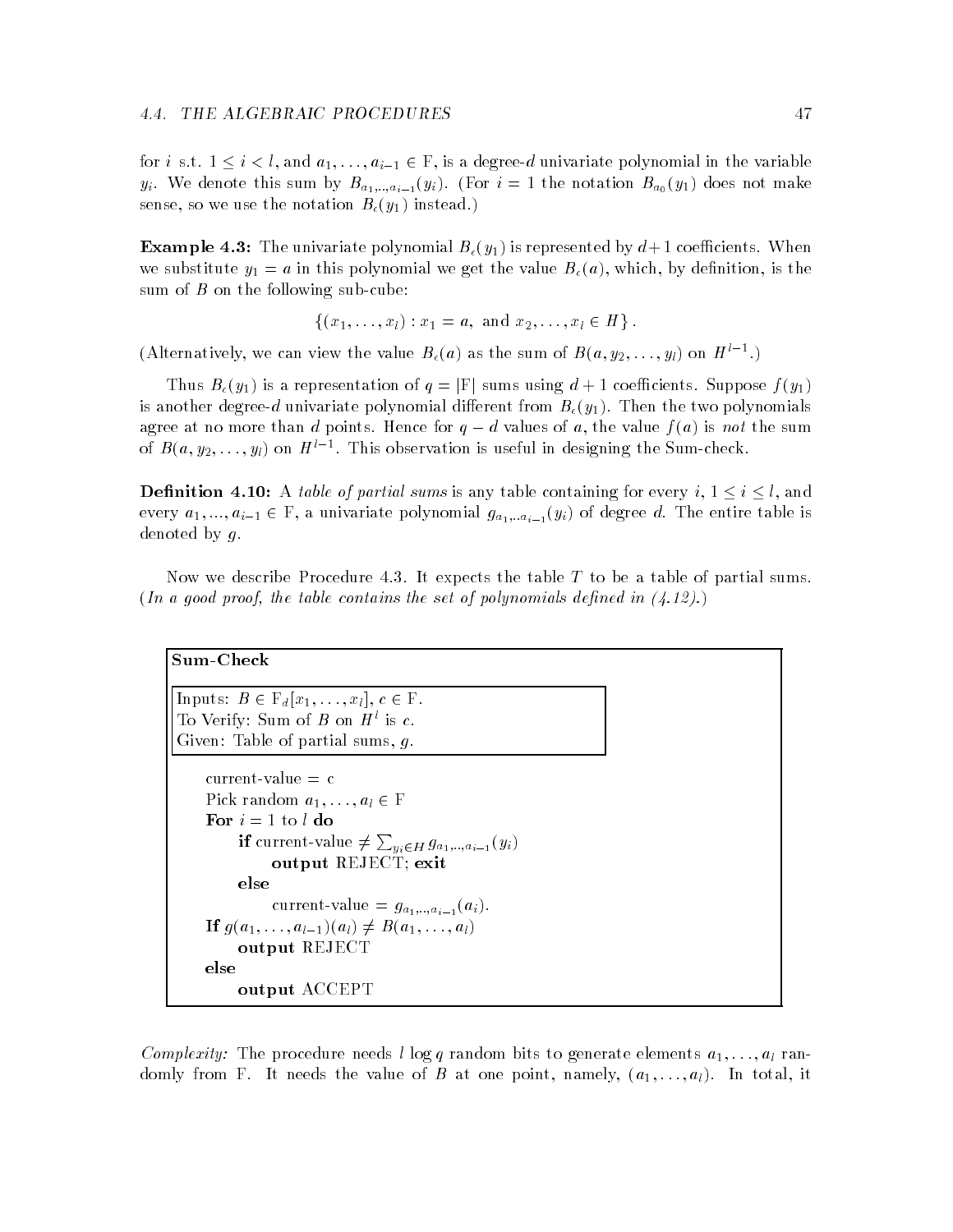for $i$ s.t. $1 \le i < l$, and $a_1, \ldots, a_{i-1} \in \mathrm{F}$, is a degree-$d$ univariate polynomial in the variable $y_i$. We denote this sum by $B_{a_1,..,a_{i-1}}(y_i)$. (For $i = 1$ the notation $B_{a_0}(y_1)$ does not make sense, so we use the notation $B_\epsilon(y_1)$ instead.)

**Example 4.3:** The univariate polynomial $B_\epsilon(y_1)$ is represented by $d+1$ coefficients. When we substitute $y_1 = a$ in this polynomial we get the value $B_\epsilon(a)$, which, by definition, is the sum of $B$ on the following sub-cube:

$$\{(x_1, \ldots, x_l) : x_1 = a, \text{ and } x_2, \ldots, x_l \in H\}.$$

(Alternatively, we can view the value $B_\epsilon(a)$ as the sum of $B(a, y_2, \ldots, y_l)$ on $H^{l-1}$.)

Thus $B_\epsilon(y_1)$ is a representation of $q = |\mathrm{F}|$ sums using $d+1$ coefficients. Suppose $f(y_1)$ is another degree-$d$ univariate polynomial different from $B_\epsilon(y_1)$. Then the two polynomials agree at no more than $d$ points. Hence for $q - d$ values of $a$, the value $f(a)$ is *not* the sum of $B(a, y_2, \ldots, y_l)$ on $H^{l-1}$. This observation is useful in designing the Sum-check.

**Definition 4.10:** A *table of partial sums* is any table containing for every $i$, $1 \le i \le l$, and every $a_1, ..., a_{i-1} \in \mathrm{F}$, a univariate polynomial $g_{a_1,..a_{i-1}}(y_i)$ of degree $d$. The entire table is denoted by $g$.

Now we describe Procedure 4.3. It expects the table $T$ to be a table of partial sums. (*In a good proof, the table contains the set of polynomials defined in (4.12).*)

**Sum-Check**

Inputs: $B \in \mathrm{F}_d[x_1, \ldots, x_l]$, $c \in \mathrm{F}$.
To Verify: Sum of $B$ on $H^l$ is $c$.
Given: Table of partial sums, $g$.

current-value = c
Pick random $a_1, \ldots, a_l \in \mathrm{F}$
**For** $i = 1$ to $l$ **do**
  **if** current-value $\neq \sum_{y_i \in H} g_{a_1,..,a_{i-1}}(y_i)$
    **output** REJECT; **exit**
  **else**
    current-value = $g_{a_1,..,a_{i-1}}(a_i)$.
**If** $g(a_1, \ldots, a_{l-1})(a_l) \neq B(a_1, \ldots, a_l)$
  **output** REJECT
**else**
  **output** ACCEPT

*Complexity:* The procedure needs $l \log q$ random bits to generate elements $a_1, \ldots, a_l$ randomly from F. It needs the value of $B$ at one point, namely, $(a_1, \ldots, a_l)$. In total, it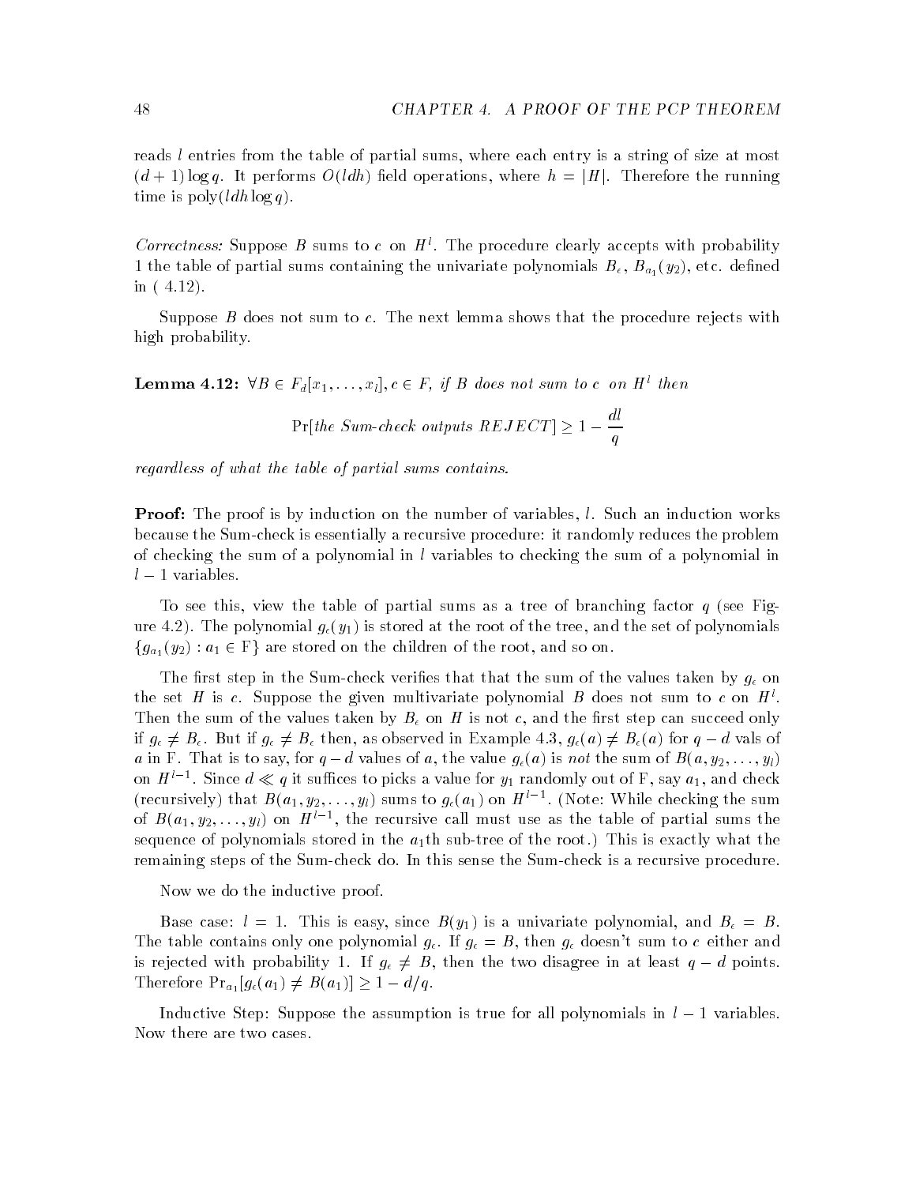reads $l$ entries from the table of partial sums, where each entry is a string of size at most $(d+1)\log q$. It performs $O(ldh)$ field operations, where $h = |H|$. Therefore the running time is $\text{poly}(ldh \log q)$.

*Correctness:* Suppose $B$ sums to $c$ on $H^l$. The procedure clearly accepts with probability 1 the table of partial sums containing the univariate polynomials $B_\epsilon$, $B_{a_1}(y_2)$, etc. defined in ( 4.12).

Suppose $B$ does not sum to $c$. The next lemma shows that the procedure rejects with high probability.

**Lemma 4.12:** *$\forall B \in F_d[x_1, \ldots, x_l], c \in F$, if $B$ does not sum to $c$ on $H^l$ then*

$$\Pr[\textit{the Sum-check outputs REJECT}] \geq 1 - \frac{dl}{q}$$

*regardless of what the table of partial sums contains.*

**Proof:** The proof is by induction on the number of variables, $l$. Such an induction works because the Sum-check is essentially a recursive procedure: it randomly reduces the problem of checking the sum of a polynomial in $l$ variables to checking the sum of a polynomial in $l-1$ variables.

To see this, view the table of partial sums as a tree of branching factor $q$ (see Figure 4.2). The polynomial $g_\epsilon(y_1)$ is stored at the root of the tree, and the set of polynomials $\{g_{a_1}(y_2) : a_1 \in \mathrm{F}\}$ are stored on the children of the root, and so on.

The first step in the Sum-check verifies that that the sum of the values taken by $g_\epsilon$ on the set $H$ is $c$. Suppose the given multivariate polynomial $B$ does not sum to $c$ on $H^l$. Then the sum of the values taken by $B_\epsilon$ on $H$ is not $c$, and the first step can succeed only if $g_\epsilon \neq B_\epsilon$. But if $g_\epsilon \neq B_\epsilon$ then, as observed in Example 4.3, $g_\epsilon(a) \neq B_\epsilon(a)$ for $q - d$ vals of $a$ in F. That is to say, for $q - d$ values of $a$, the value $g_\epsilon(a)$ is *not* the sum of $B(a, y_2, \ldots, y_l)$ on $H^{l-1}$. Since $d \ll q$ it suffices to picks a value for $y_1$ randomly out of F, say $a_1$, and check (recursively) that $B(a_1, y_2, \ldots, y_l)$ sums to $g_\epsilon(a_1)$ on $H^{l-1}$. (Note: While checking the sum of $B(a_1, y_2, \ldots, y_l)$ on $H^{l-1}$, the recursive call must use as the table of partial sums the sequence of polynomials stored in the $a_1$th sub-tree of the root.) This is exactly what the remaining steps of the Sum-check do. In this sense the Sum-check is a recursive procedure.

Now we do the inductive proof.

Base case: $l = 1$. This is easy, since $B(y_1)$ is a univariate polynomial, and $B_\epsilon = B$. The table contains only one polynomial $g_\epsilon$. If $g_\epsilon = B$, then $g_\epsilon$ doesn't sum to $c$ either and is rejected with probability 1. If $g_\epsilon \neq B$, then the two disagree in at least $q - d$ points. Therefore $\Pr_{a_1}[g_\epsilon(a_1) \neq B(a_1)] \geq 1 - d/q$.

Inductive Step: Suppose the assumption is true for all polynomials in $l-1$ variables. Now there are two cases.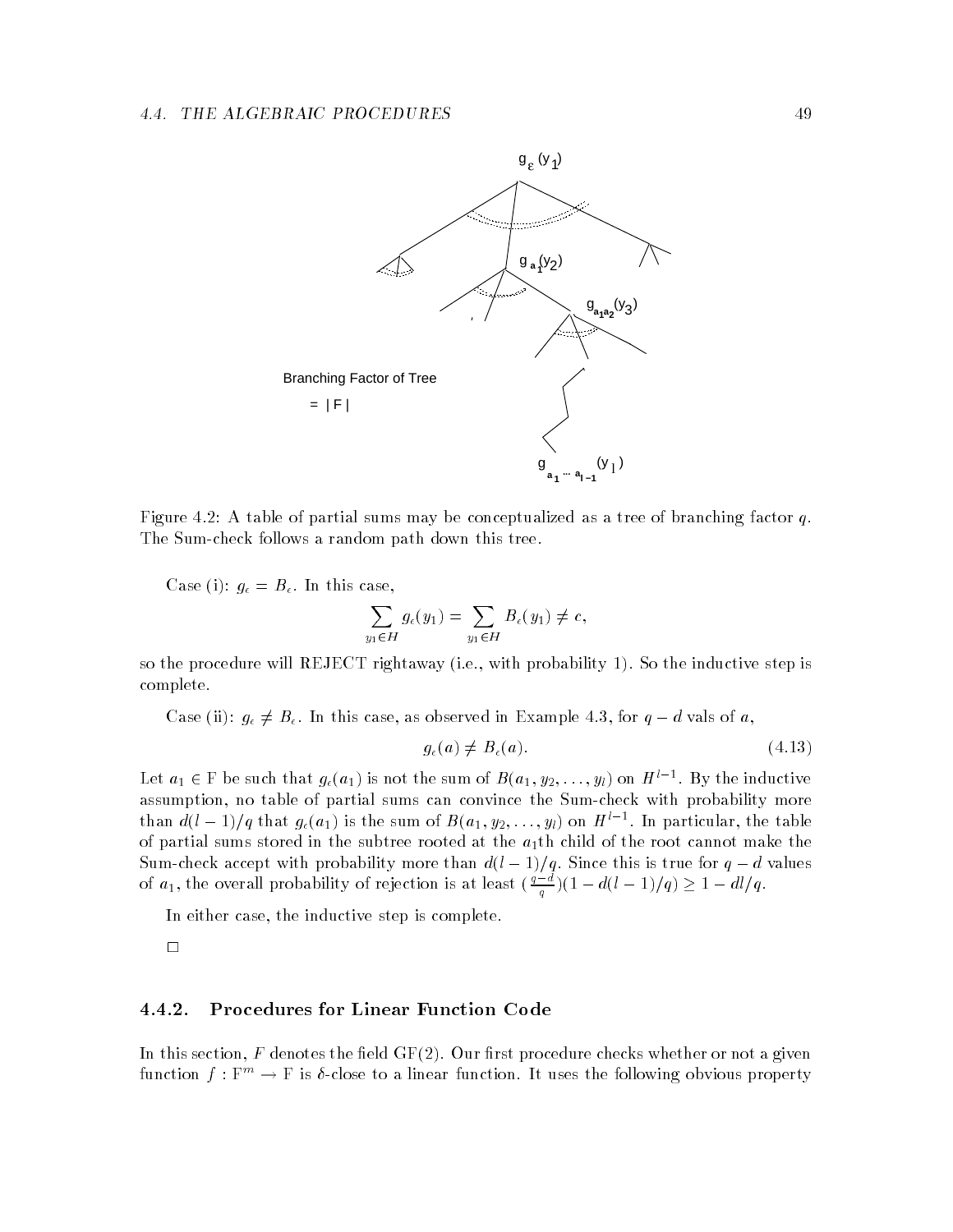Figure 4.2: A table of partial sums may be conceptualized as a tree of branching factor $q$. The Sum-check follows a random path down this tree.

Case (i): $g_\epsilon = B_\epsilon$. In this case,

$$\sum_{y_1 \in H} g_\epsilon(y_1) = \sum_{y_1 \in H} B_\epsilon(y_1) \neq c,$$

so the procedure will REJECT rightaway (i.e., with probability 1). So the inductive step is complete.

Case (ii): $g_\epsilon \neq B_\epsilon$. In this case, as observed in Example 4.3, for $q - d$ vals of $a$,

$$g_\epsilon(a) \neq B_\epsilon(a). \tag{4.13}$$

Let $a_1 \in \mathrm{F}$ be such that $g_\epsilon(a_1)$ is not the sum of $B(a_1, y_2, \ldots, y_l)$ on $H^{l-1}$. By the inductive assumption, no table of partial sums can convince the Sum-check with probability more than $d(l-1)/q$ that $g_\epsilon(a_1)$ is the sum of $B(a_1, y_2, \ldots, y_l)$ on $H^{l-1}$. In particular, the table of partial sums stored in the subtree rooted at the $a_1$th child of the root cannot make the Sum-check accept with probability more than $d(l-1)/q$. Since this is true for $q - d$ values of $a_1$, the overall probability of rejection is at least $(\frac{q-d}{q})(1 - d(l-1)/q) \geq 1 - dl/q$.

In either case, the inductive step is complete.

□

### 4.4.2. Procedures for Linear Function Code

In this section, $F$ denotes the field GF(2). Our first procedure checks whether or not a given function $f : \mathrm{F}^m \to \mathrm{F}$ is $\delta$-close to a linear function. It uses the following obvious property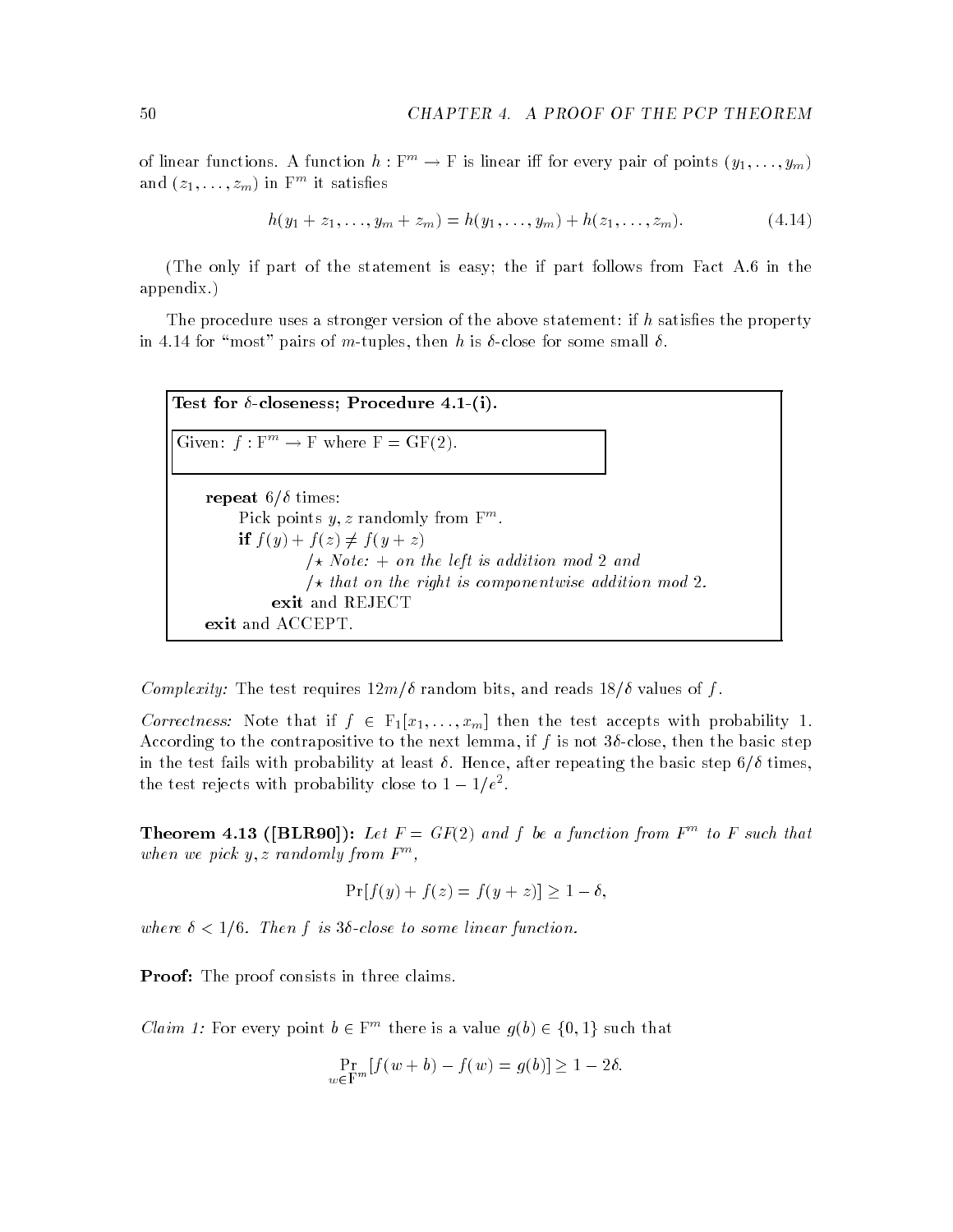of linear functions. A function $h : \mathrm{F}^m \to \mathrm{F}$ is linear iff for every pair of points $(y_1, \ldots, y_m)$ and $(z_1, \ldots, z_m)$ in $\mathrm{F}^m$ it satisfies

$$h(y_1 + z_1, \ldots, y_m + z_m) = h(y_1, \ldots, y_m) + h(z_1, \ldots, z_m). \tag{4.14}$$

(The only if part of the statement is easy; the if part follows from Fact A.6 in the appendix.)

The procedure uses a stronger version of the above statement: if $h$ satisfies the property in 4.14 for "most" pairs of $m$-tuples, then $h$ is $\delta$-close for some small $\delta$.

**Test for $\delta$-closeness; Procedure 4.1-(i).**

Given: $f : \mathrm{F}^m \to \mathrm{F}$ where $\mathrm{F} = \mathrm{GF}(2)$.

```
repeat 6/δ times:
    Pick points y, z randomly from F^m.
    if f(y) + f(z) ≠ f(y + z)
            /* Note: + on the left is addition mod 2 and
            /* that on the right is componentwise addition mod 2.
        exit and REJECT
exit and ACCEPT.
```

*Complexity:* The test requires $12m/\delta$ random bits, and reads $18/\delta$ values of $f$.

*Correctness:* Note that if $f \in \mathrm{F}_1[x_1, \ldots, x_m]$ then the test accepts with probability 1. According to the contrapositive to the next lemma, if $f$ is not $3\delta$-close, then the basic step in the test fails with probability at least $\delta$. Hence, after repeating the basic step $6/\delta$ times, the test rejects with probability close to $1 - 1/e^2$.

**Theorem 4.13 ([BLR90]):** *Let $F = GF(2)$ and $f$ be a function from $F^m$ to $F$ such that when we pick $y, z$ randomly from $F^m$,*

$$\Pr[f(y) + f(z) = f(y + z)] \geq 1 - \delta,$$

*where $\delta < 1/6$. Then $f$ is $3\delta$-close to some linear function.*

**Proof:** The proof consists in three claims.

*Claim 1:* For every point $b \in \mathrm{F}^m$ there is a value $g(b) \in \{0, 1\}$ such that

$$\Pr_{w \in \mathrm{F}^m}[f(w + b) - f(w) = g(b)] \geq 1 - 2\delta.$$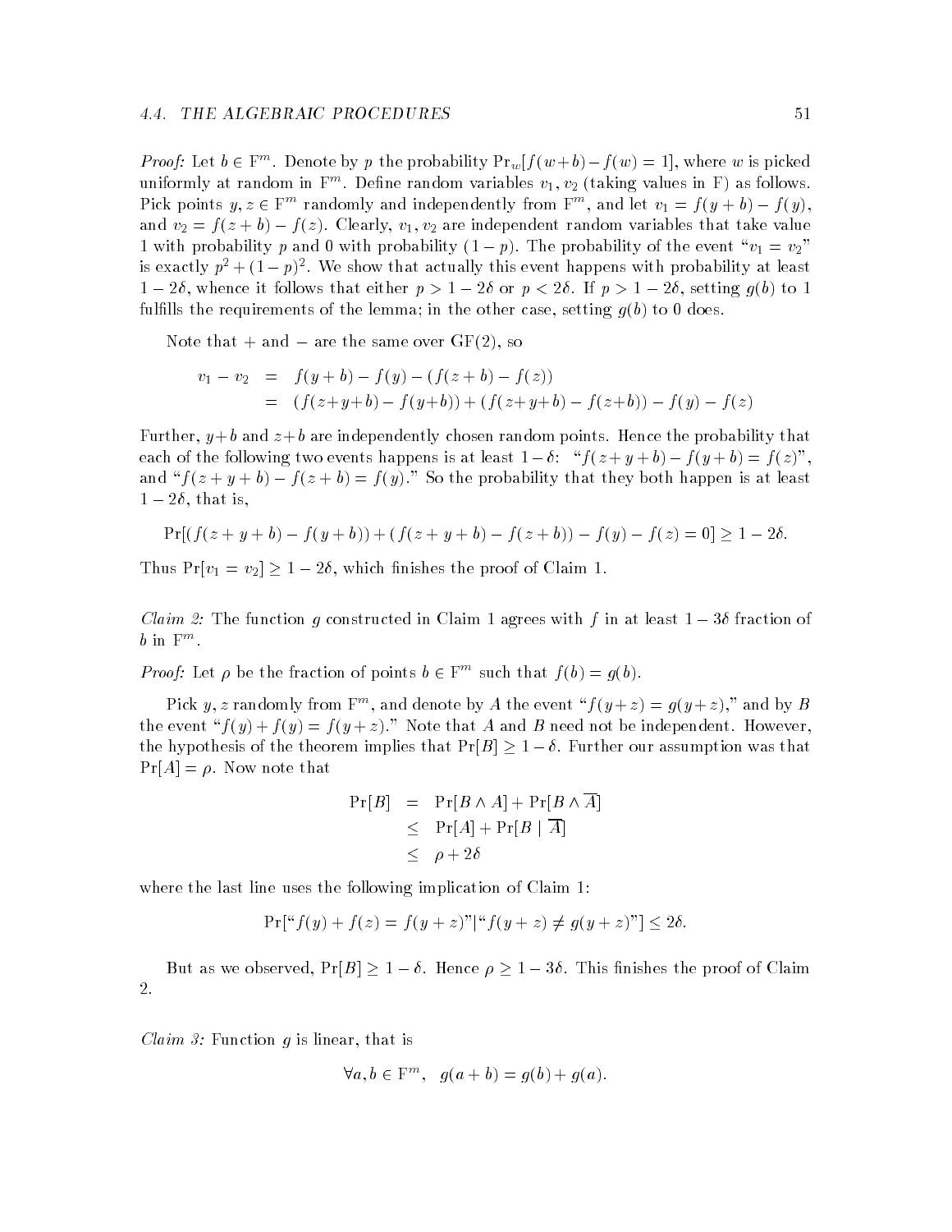*Proof:* Let $b \in \mathrm{F}^m$. Denote by $p$ the probability $\Pr_w[f(w+b) - f(w) = 1]$, where $w$ is picked uniformly at random in $\mathrm{F}^m$. Define random variables $v_1, v_2$ (taking values in F) as follows. Pick points $y, z \in \mathrm{F}^m$ randomly and independently from $\mathrm{F}^m$, and let $v_1 = f(y+b) - f(y)$, and $v_2 = f(z+b) - f(z)$. Clearly, $v_1, v_2$ are independent random variables that take value 1 with probability $p$ and 0 with probability $(1-p)$. The probability of the event "$v_1 = v_2$" is exactly $p^2 + (1-p)^2$. We show that actually this event happens with probability at least $1 - 2\delta$, whence it follows that either $p > 1 - 2\delta$ or $p < 2\delta$. If $p > 1 - 2\delta$, setting $g(b)$ to 1 fulfills the requirements of the lemma; in the other case, setting $g(b)$ to 0 does.

Note that $+$ and $-$ are the same over GF(2), so

$$\begin{aligned} v_1 - v_2 &= f(y+b) - f(y) - (f(z+b) - f(z)) \\ &= (f(z+y+b) - f(y+b)) + (f(z+y+b) - f(z+b)) - f(y) - f(z) \end{aligned}$$

Further, $y+b$ and $z+b$ are independently chosen random points. Hence the probability that each of the following two events happens is at least $1-\delta$: "$f(z+y+b) - f(y+b) = f(z)$", and "$f(z+y+b) - f(z+b) = f(y)$." So the probability that they both happen is at least $1 - 2\delta$, that is,

$$\Pr[(f(z+y+b) - f(y+b)) + (f(z+y+b) - f(z+b)) - f(y) - f(z) = 0] \geq 1 - 2\delta.$$

Thus $\Pr[v_1 = v_2] \geq 1 - 2\delta$, which finishes the proof of Claim 1.

*Claim 2:* The function $g$ constructed in Claim 1 agrees with $f$ in at least $1 - 3\delta$ fraction of $b$ in $\mathrm{F}^m$.

*Proof:* Let $\rho$ be the fraction of points $b \in \mathrm{F}^m$ such that $f(b) = g(b)$.

Pick $y, z$ randomly from $\mathrm{F}^m$, and denote by $A$ the event "$f(y+z) = g(y+z)$," and by $B$ the event "$f(y) + f(y) = f(y+z)$." Note that $A$ and $B$ need not be independent. However, the hypothesis of the theorem implies that $\Pr[B] \geq 1 - \delta$. Further our assumption was that $\Pr[A] = \rho$. Now note that

$$\begin{aligned} \Pr[B] &= \Pr[B \wedge A] + \Pr[B \wedge \overline{A}] \\ &\leq \Pr[A] + \Pr[B \mid \overline{A}] \\ &\leq \rho + 2\delta \end{aligned}$$

where the last line uses the following implication of Claim 1:

$$\Pr[\text{“}f(y) + f(z) = f(y+z)\text{”} \mid \text{“}f(y+z) \neq g(y+z)\text{”}] \leq 2\delta.$$

But as we observed, $\Pr[B] \geq 1 - \delta$. Hence $\rho \geq 1 - 3\delta$. This finishes the proof of Claim 2.

*Claim 3:* Function $g$ is linear, that is

$$\forall a, b \in \mathrm{F}^m, \quad g(a+b) = g(b) + g(a).$$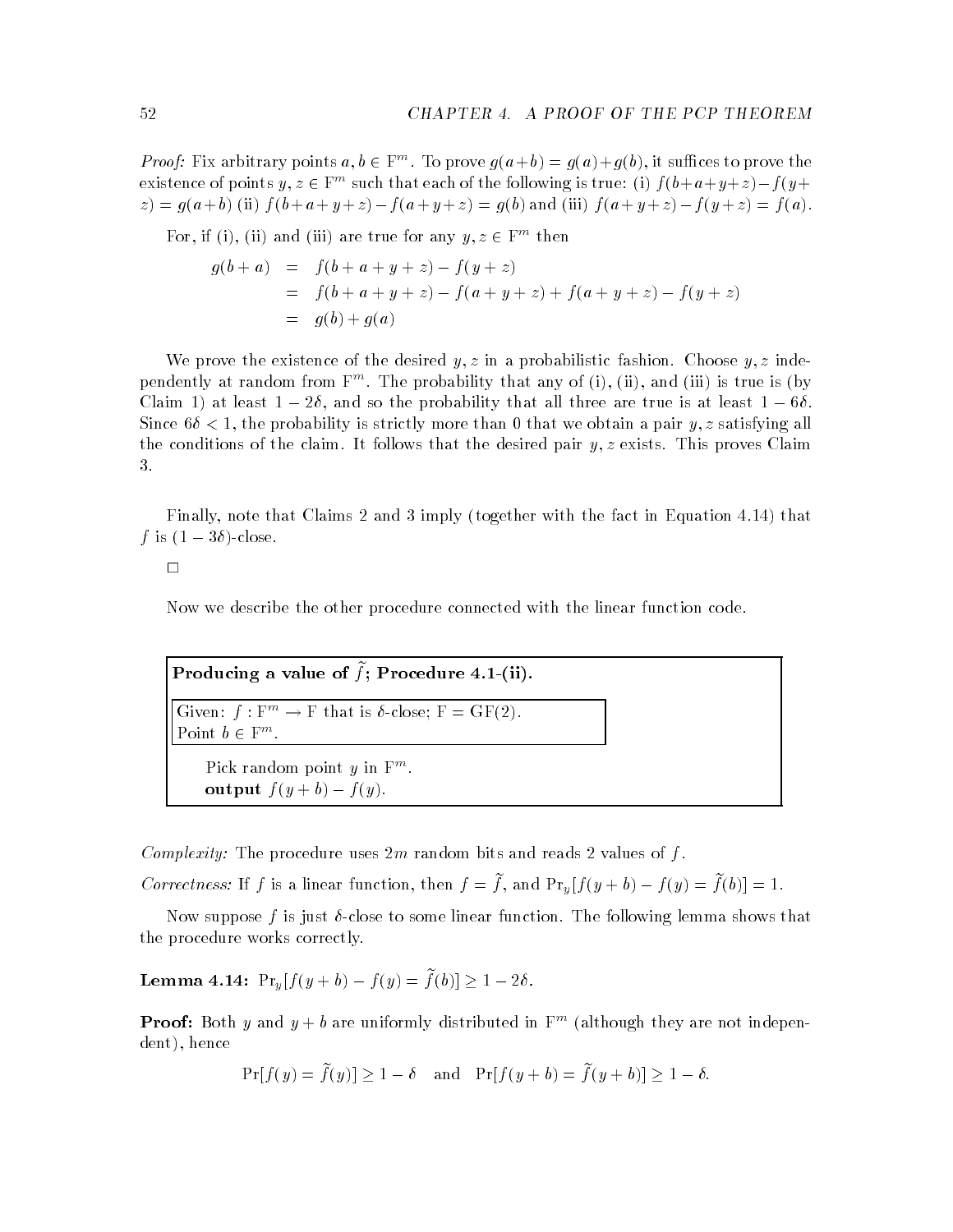*Proof:* Fix arbitrary points $a, b \in \mathrm{F}^m$. To prove $g(a+b) = g(a)+g(b)$, it suffices to prove the existence of points $y, z \in \mathrm{F}^m$ such that each of the following is true: (i) $f(b+a+y+z)-f(y+z) = g(a+b)$ (ii) $f(b+a+y+z)-f(a+y+z) = g(b)$ and (iii) $f(a+y+z)-f(y+z) = f(a)$.

For, if (i), (ii) and (iii) are true for any $y, z \in \mathrm{F}^m$ then

$$
\begin{aligned}
g(b+a) &= f(b+a+y+z) - f(y+z) \\
&= f(b+a+y+z) - f(a+y+z) + f(a+y+z) - f(y+z) \\
&= g(b) + g(a)
\end{aligned}
$$

We prove the existence of the desired $y, z$ in a probabilistic fashion. Choose $y, z$ independently at random from $\mathrm{F}^m$. The probability that any of (i), (ii), and (iii) is true is (by Claim 1) at least $1 - 2\delta$, and so the probability that all three are true is at least $1 - 6\delta$. Since $6\delta < 1$, the probability is strictly more than 0 that we obtain a pair $y, z$ satisfying all the conditions of the claim. It follows that the desired pair $y, z$ exists. This proves Claim 3.

Finally, note that Claims 2 and 3 imply (together with the fact in Equation 4.14) that $f$ is $(1 - 3\delta)$-close.

□

Now we describe the other procedure connected with the linear function code.

**Producing a value of $\tilde{f}$; Procedure 4.1-(ii).**

Given: $f : \mathrm{F}^m \to \mathrm{F}$ that is $\delta$-close; $\mathrm{F} = \mathrm{GF}(2)$.
Point $b \in \mathrm{F}^m$.

Pick random point $y$ in $\mathrm{F}^m$.
**output** $f(y+b) - f(y)$.

*Complexity:* The procedure uses $2m$ random bits and reads 2 values of $f$.

*Correctness:* If $f$ is a linear function, then $f = \tilde{f}$, and $\Pr_y[f(y+b) - f(y) = \tilde{f}(b)] = 1$.

Now suppose $f$ is just $\delta$-close to some linear function. The following lemma shows that the procedure works correctly.

**Lemma 4.14:** $\Pr_y[f(y+b) - f(y) = \tilde{f}(b)] \geq 1 - 2\delta$.

**Proof:** Both $y$ and $y+b$ are uniformly distributed in $\mathrm{F}^m$ (although they are not independent), hence

$$
\Pr[f(y) = \tilde{f}(y)] \geq 1 - \delta \quad \text{and} \quad \Pr[f(y+b) = \tilde{f}(y+b)] \geq 1 - \delta.
$$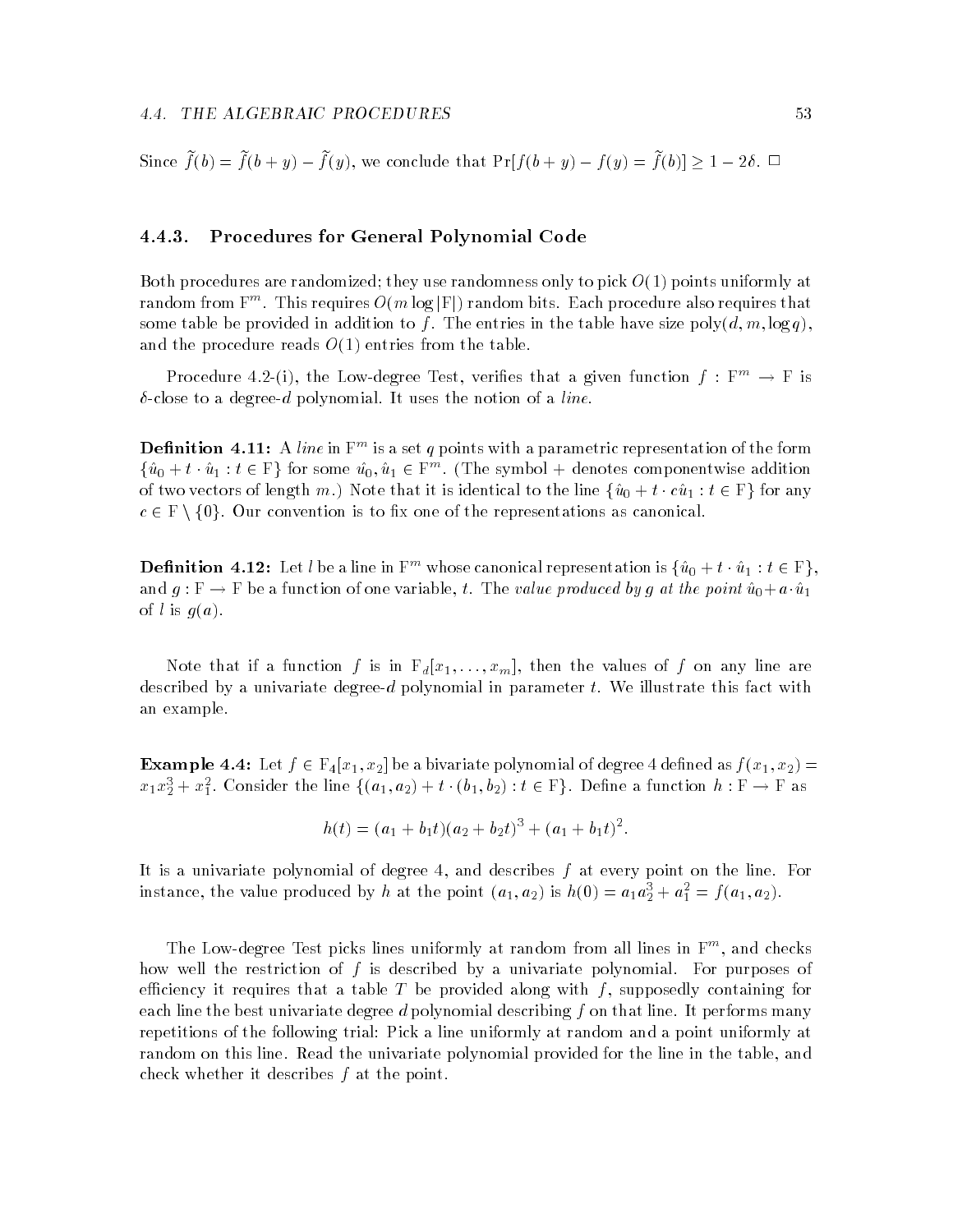Since $\tilde{f}(b) = \tilde{f}(b+y) - \tilde{f}(y)$, we conclude that $\Pr[f(b+y) - f(y) = \tilde{f}(b)] \geq 1 - 2\delta$. $\Box$

### 4.4.3. Procedures for General Polynomial Code

Both procedures are randomized; they use randomness only to pick $O(1)$ points uniformly at random from $\mathrm{F}^m$. This requires $O(m \log |\mathrm{F}|)$ random bits. Each procedure also requires that some table be provided in addition to $f$. The entries in the table have size $\mathrm{poly}(d, m, \log q)$, and the procedure reads $O(1)$ entries from the table.

Procedure 4.2-(i), the Low-degree Test, verifies that a given function $f : \mathrm{F}^m \to \mathrm{F}$ is $\delta$-close to a degree-$d$ polynomial. It uses the notion of a *line*.

**Definition 4.11:** A *line* in $\mathrm{F}^m$ is a set $q$ points with a parametric representation of the form $\{\hat{u}_0 + t \cdot \hat{u}_1 : t \in \mathrm{F}\}$ for some $\hat{u}_0, \hat{u}_1 \in \mathrm{F}^m$. (The symbol $+$ denotes componentwise addition of two vectors of length $m$.) Note that it is identical to the line $\{\hat{u}_0 + t \cdot c\hat{u}_1 : t \in \mathrm{F}\}$ for any $c \in \mathrm{F} \setminus \{0\}$. Our convention is to fix one of the representations as canonical.

**Definition 4.12:** Let $l$ be a line in $\mathrm{F}^m$ whose canonical representation is $\{\hat{u}_0 + t \cdot \hat{u}_1 : t \in \mathrm{F}\}$, and $g : \mathrm{F} \to \mathrm{F}$ be a function of one variable, $t$. The *value produced by $g$ at the point $\hat{u}_0 + a \cdot \hat{u}_1$ of $l$* is $g(a)$.

Note that if a function $f$ is in $\mathrm{F}_d[x_1, \ldots, x_m]$, then the values of $f$ on any line are described by a univariate degree-$d$ polynomial in parameter $t$. We illustrate this fact with an example.

**Example 4.4:** Let $f \in \mathrm{F}_4[x_1, x_2]$ be a bivariate polynomial of degree 4 defined as $f(x_1, x_2) = x_1 x_2^3 + x_1^2$. Consider the line $\{(a_1, a_2) + t \cdot (b_1, b_2) : t \in \mathrm{F}\}$. Define a function $h : \mathrm{F} \to \mathrm{F}$ as

$$h(t) = (a_1 + b_1 t)(a_2 + b_2 t)^3 + (a_1 + b_1 t)^2.$$

It is a univariate polynomial of degree 4, and describes $f$ at every point on the line. For instance, the value produced by $h$ at the point $(a_1, a_2)$ is $h(0) = a_1 a_2^3 + a_1^2 = f(a_1, a_2)$.

The Low-degree Test picks lines uniformly at random from all lines in $\mathrm{F}^m$, and checks how well the restriction of $f$ is described by a univariate polynomial. For purposes of efficiency it requires that a table $T$ be provided along with $f$, supposedly containing for each line the best univariate degree $d$ polynomial describing $f$ on that line. It performs many repetitions of the following trial: Pick a line uniformly at random and a point uniformly at random on this line. Read the univariate polynomial provided for the line in the table, and check whether it describes $f$ at the point.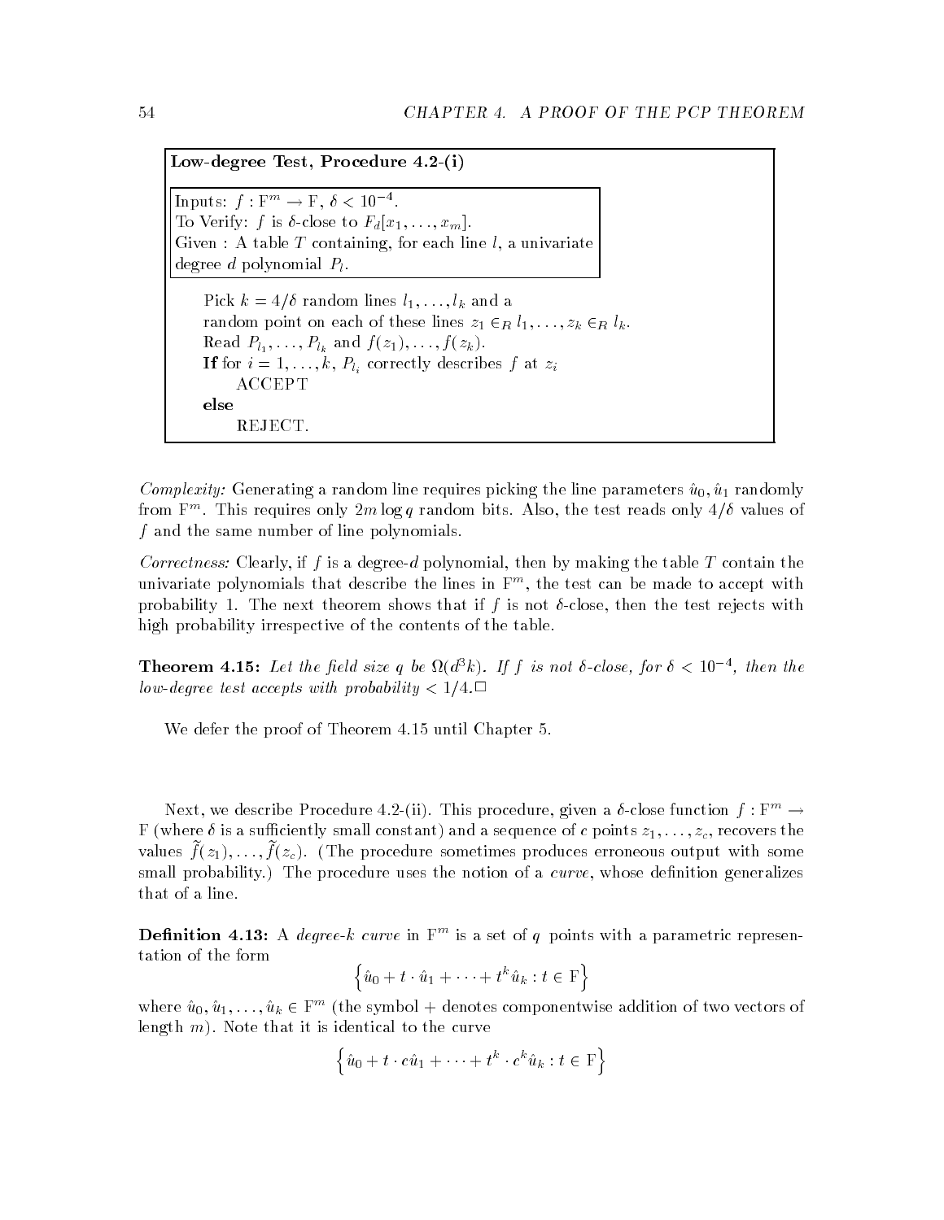**Low-degree Test, Procedure 4.2-(i)**

Inputs: $f : \mathrm{F}^m \to \mathrm{F}$, $\delta < 10^{-4}$.
To Verify: $f$ is $\delta$-close to $F_d[x_1, \ldots, x_m]$.
Given : A table $T$ containing, for each line $l$, a univariate degree $d$ polynomial $P_l$.

> Pick $k = 4/\delta$ random lines $l_1, \ldots, l_k$ and a random point on each of these lines $z_1 \in_R l_1, \ldots, z_k \in_R l_k$.
> Read $P_{l_1}, \ldots, P_{l_k}$ and $f(z_1), \ldots, f(z_k)$.
> **If** for $i = 1, \ldots, k$, $P_{l_i}$ correctly describes $f$ at $z_i$
> &nbsp;&nbsp;&nbsp;&nbsp;ACCEPT
> **else**
> &nbsp;&nbsp;&nbsp;&nbsp;REJECT.

*Complexity:* Generating a random line requires picking the line parameters $\hat{u}_0, \hat{u}_1$ randomly from $\mathrm{F}^m$. This requires only $2m \log q$ random bits. Also, the test reads only $4/\delta$ values of $f$ and the same number of line polynomials.

*Correctness:* Clearly, if $f$ is a degree-$d$ polynomial, then by making the table $T$ contain the univariate polynomials that describe the lines in $\mathrm{F}^m$, the test can be made to accept with probability 1. The next theorem shows that if $f$ is not $\delta$-close, then the test rejects with high probability irrespective of the contents of the table.

**Theorem 4.15:** *Let the field size $q$ be $\Omega(d^3 k)$. If $f$ is not $\delta$-close, for $\delta < 10^{-4}$, then the low-degree test accepts with probability $< 1/4$.*$\Box$

We defer the proof of Theorem 4.15 until Chapter 5.

Next, we describe Procedure 4.2-(ii). This procedure, given a $\delta$-close function $f : \mathrm{F}^m \to \mathrm{F}$ (where $\delta$ is a sufficiently small constant) and a sequence of $c$ points $z_1, \ldots, z_c$, recovers the values $\tilde{f}(z_1), \ldots, \tilde{f}(z_c)$. (The procedure sometimes produces erroneous output with some small probability.) The procedure uses the notion of a *curve*, whose definition generalizes that of a line.

**Definition 4.13:** A *degree-$k$ curve* in $\mathrm{F}^m$ is a set of $q$ points with a parametric representation of the form

$$\left\{ \hat{u}_0 + t \cdot \hat{u}_1 + \cdots + t^k \hat{u}_k : t \in \mathrm{F} \right\}$$

where $\hat{u}_0, \hat{u}_1, \ldots, \hat{u}_k \in \mathrm{F}^m$ (the symbol $+$ denotes componentwise addition of two vectors of length $m$). Note that it is identical to the curve

$$\left\{ \hat{u}_0 + t \cdot c\hat{u}_1 + \cdots + t^k \cdot c^k \hat{u}_k : t \in \mathrm{F} \right\}$$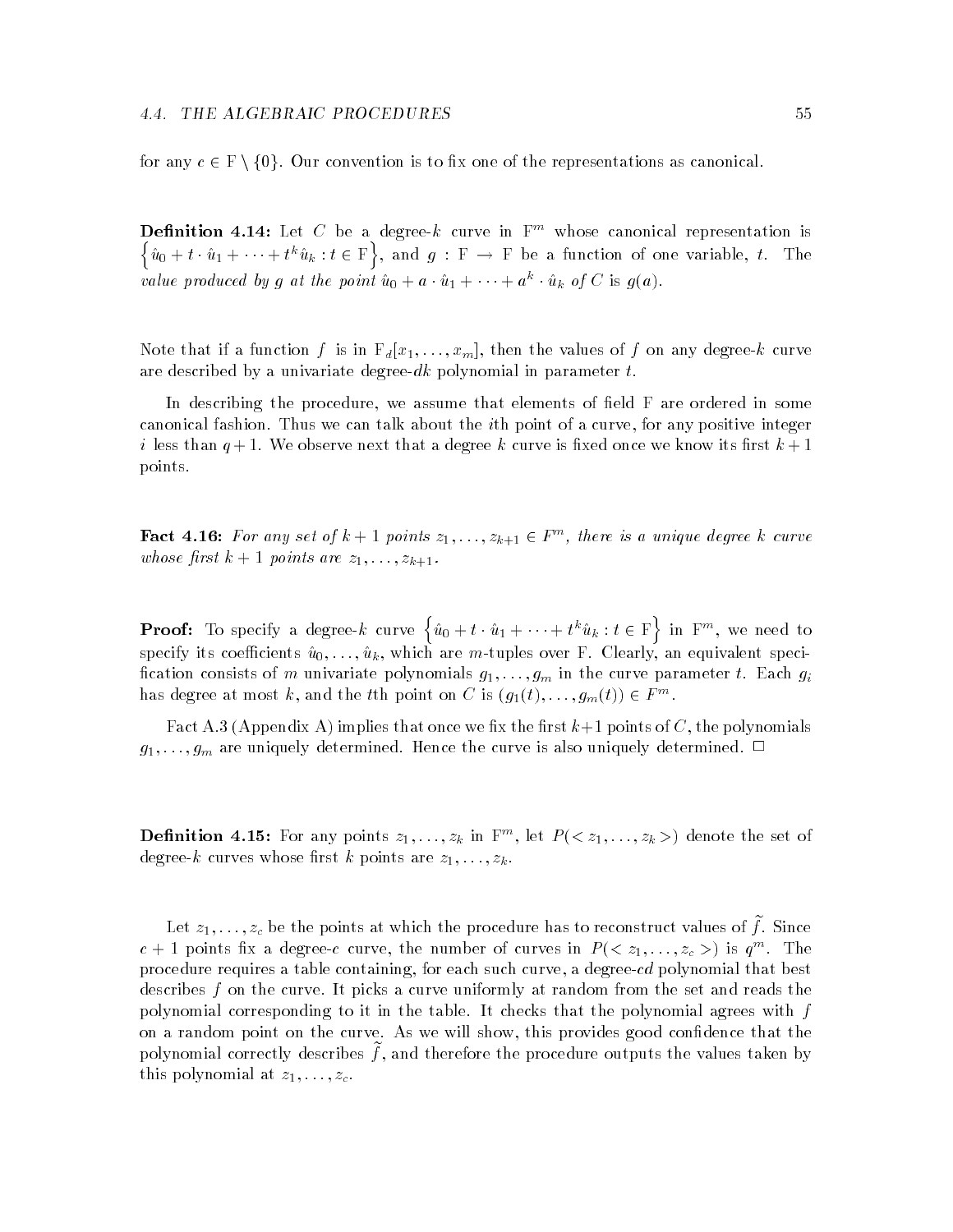for any $c \in \mathrm{F} \setminus \{0\}$. Our convention is to fix one of the representations as canonical.

**Definition 4.14:** Let $C$ be a degree-$k$ curve in $\mathrm{F}^m$ whose canonical representation is $\left\{\hat{u}_0 + t \cdot \hat{u}_1 + \cdots + t^k \hat{u}_k : t \in \mathrm{F}\right\}$, and $g : \mathrm{F} \to \mathrm{F}$ be a function of one variable, $t$. The *value produced by $g$ at the point $\hat{u}_0 + a \cdot \hat{u}_1 + \cdots + a^k \cdot \hat{u}_k$ of $C$* is $g(a)$.

Note that if a function $f$ is in $\mathrm{F}_d[x_1, \ldots, x_m]$, then the values of $f$ on any degree-$k$ curve are described by a univariate degree-$dk$ polynomial in parameter $t$.

In describing the procedure, we assume that elements of field F are ordered in some canonical fashion. Thus we can talk about the $i$th point of a curve, for any positive integer $i$ less than $q + 1$. We observe next that a degree $k$ curve is fixed once we know its first $k + 1$ points.

**Fact 4.16:** *For any set of $k + 1$ points $z_1, \ldots, z_{k+1} \in F^m$, there is a unique degree $k$ curve whose first $k + 1$ points are $z_1, \ldots, z_{k+1}$.*

**Proof:** To specify a degree-$k$ curve $\left\{\hat{u}_0 + t \cdot \hat{u}_1 + \cdots + t^k \hat{u}_k : t \in \mathrm{F}\right\}$ in $\mathrm{F}^m$, we need to specify its coefficients $\hat{u}_0, \ldots, \hat{u}_k$, which are $m$-tuples over F. Clearly, an equivalent specification consists of $m$ univariate polynomials $g_1, \ldots, g_m$ in the curve parameter $t$. Each $g_i$ has degree at most $k$, and the $t$th point on $C$ is $(g_1(t), \ldots, g_m(t)) \in F^m$.

Fact A.3 (Appendix A) implies that once we fix the first $k+1$ points of $C$, the polynomials $g_1, \ldots, g_m$ are uniquely determined. Hence the curve is also uniquely determined. □

**Definition 4.15:** For any points $z_1, \ldots, z_k$ in $\mathrm{F}^m$, let $P(< z_1, \ldots, z_k >)$ denote the set of degree-$k$ curves whose first $k$ points are $z_1, \ldots, z_k$.

Let $z_1, \ldots, z_c$ be the points at which the procedure has to reconstruct values of $\tilde{f}$. Since $c + 1$ points fix a degree-$c$ curve, the number of curves in $P(< z_1, \ldots, z_c >)$ is $q^m$. The procedure requires a table containing, for each such curve, a degree-$cd$ polynomial that best describes $f$ on the curve. It picks a curve uniformly at random from the set and reads the polynomial corresponding to it in the table. It checks that the polynomial agrees with $f$ on a random point on the curve. As we will show, this provides good confidence that the polynomial correctly describes $\tilde{f}$, and therefore the procedure outputs the values taken by this polynomial at $z_1, \ldots, z_c$.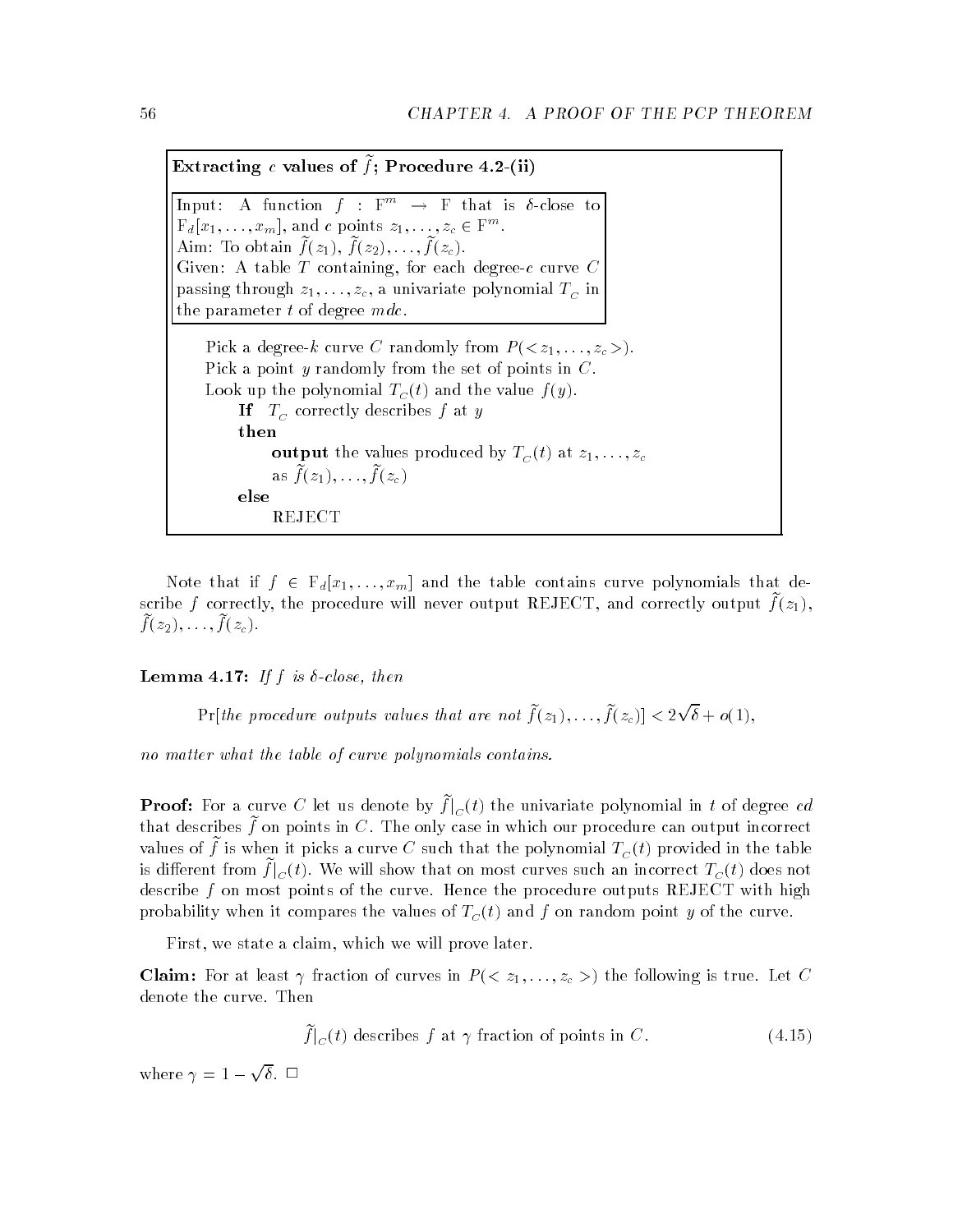**Extracting $c$ values of $\tilde{f}$; Procedure 4.2-(ii)**

Input: A function $f : \mathbf{F}^m \to \mathbf{F}$ that is $\delta$-close to $\mathbf{F}_d[x_1, \ldots, x_m]$, and $c$ points $z_1, \ldots, z_c \in \mathbf{F}^m$.
Aim: To obtain $\tilde{f}(z_1)$, $\tilde{f}(z_2), \ldots, \tilde{f}(z_c)$.
Given: A table $T$ containing, for each degree-$c$ curve $C$ passing through $z_1, \ldots, z_c$, a univariate polynomial $T_C$ in the parameter $t$ of degree $mdc$.

```
Pick a degree-k curve C randomly from P(<z_1, ..., z_c>).
Pick a point y randomly from the set of points in C.
Look up the polynomial T_C(t) and the value f(y).
    If  T_C correctly describes f at y
    then
        output the values produced by T_C(t) at z_1, ..., z_c
        as f~(z_1), ..., f~(z_c)
    else
        REJECT
```

Note that if $f \in \mathbf{F}_d[x_1, \ldots, x_m]$ and the table contains curve polynomials that describe $f$ correctly, the procedure will never output REJECT, and correctly output $\tilde{f}(z_1)$, $\tilde{f}(z_2), \ldots, \tilde{f}(z_c)$.

**Lemma 4.17:** *If $f$ is $\delta$-close, then*

$$\Pr[\textit{the procedure outputs values that are not } \tilde{f}(z_1), \ldots, \tilde{f}(z_c)] < 2\sqrt{\delta} + o(1),$$

*no matter what the table of curve polynomials contains.*

**Proof:** For a curve $C$ let us denote by $\tilde{f}|_C(t)$ the univariate polynomial in $t$ of degree $cd$ that describes $\tilde{f}$ on points in $C$. The only case in which our procedure can output incorrect values of $\tilde{f}$ is when it picks a curve $C$ such that the polynomial $T_C(t)$ provided in the table is different from $\tilde{f}|_C(t)$. We will show that on most curves such an incorrect $T_C(t)$ does not describe $f$ on most points of the curve. Hence the procedure outputs REJECT with high probability when it compares the values of $T_C(t)$ and $f$ on random point $y$ of the curve.

First, we state a claim, which we will prove later.

**Claim:** For at least $\gamma$ fraction of curves in $P(< z_1, \ldots, z_c >)$ the following is true. Let $C$ denote the curve. Then

$$\tilde{f}|_C(t) \text{ describes } f \text{ at } \gamma \text{ fraction of points in } C. \tag{4.15}$$

where $\gamma = 1 - \sqrt{\delta}$. □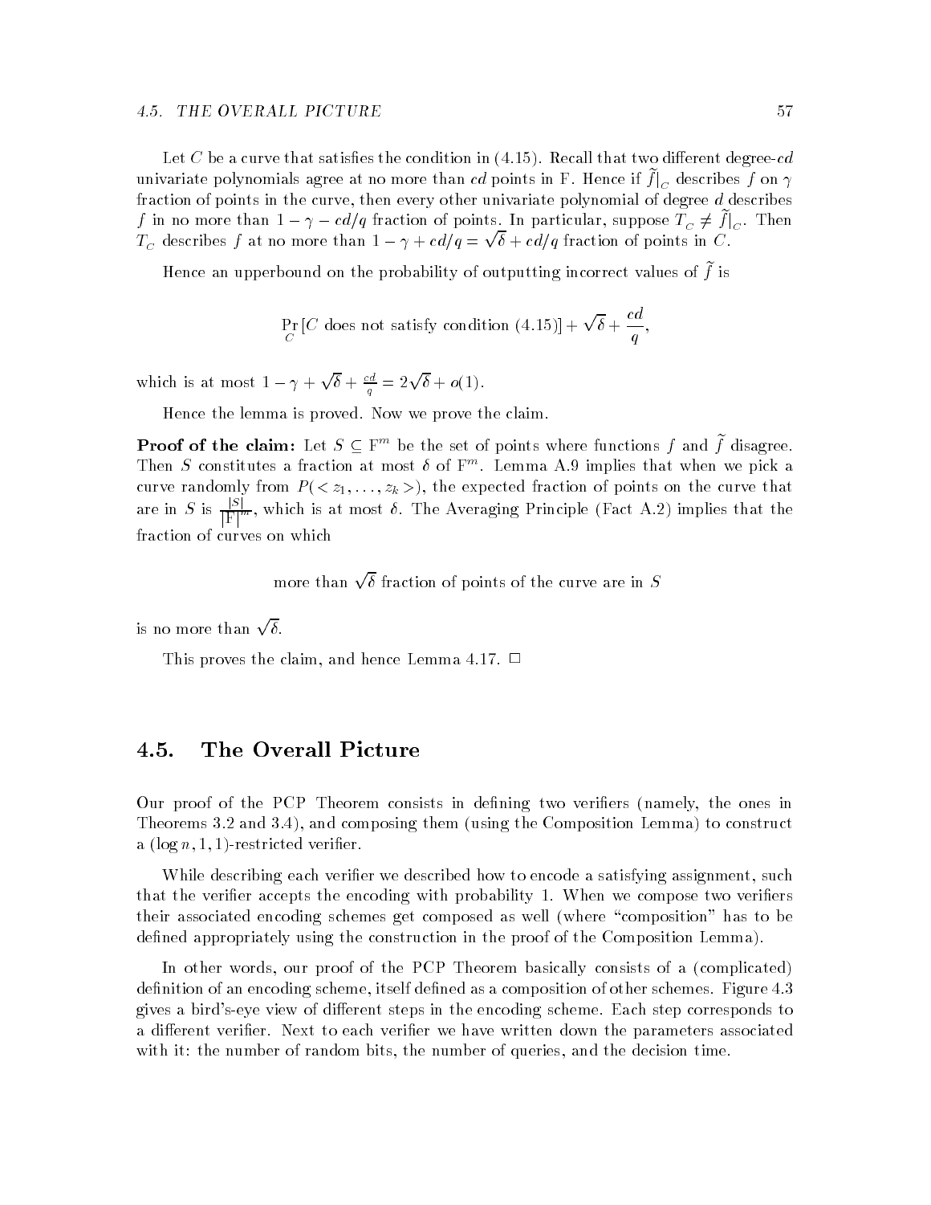Let $C$ be a curve that satisfies the condition in (4.15). Recall that two different degree-$cd$ univariate polynomials agree at no more than $cd$ points in $\mathbf{F}$. Hence if $\tilde{f}|_C$ describes $f$ on $\gamma$ fraction of points in the curve, then every other univariate polynomial of degree $d$ describes $f$ in no more than $1 - \gamma - cd/q$ fraction of points. In particular, suppose $T_C \neq \tilde{f}|_C$. Then $T_C$ describes $f$ at no more than $1 - \gamma + cd/q = \sqrt{\delta} + cd/q$ fraction of points in $C$.

Hence an upperbound on the probability of outputting incorrect values of $\tilde{f}$ is

$$\Pr_C[C \text{ does not satisfy condition } (4.15)] + \sqrt{\delta} + \frac{cd}{q},$$

which is at most $1 - \gamma + \sqrt{\delta} + \frac{cd}{q} = 2\sqrt{\delta} + o(1)$.

Hence the lemma is proved. Now we prove the claim.

**Proof of the claim:** Let $S \subseteq \mathbf{F}^m$ be the set of points where functions $f$ and $\tilde{f}$ disagree. Then $S$ constitutes a fraction at most $\delta$ of $\mathbf{F}^m$. Lemma A.9 implies that when we pick a curve randomly from $P(<z_1, \ldots, z_k>)$, the expected fraction of points on the curve that are in $S$ is $\frac{|S|}{|\mathbf{F}|^m}$, which is at most $\delta$. The Averaging Principle (Fact A.2) implies that the fraction of curves on which

more than $\sqrt{\delta}$ fraction of points of the curve are in $S$

is no more than $\sqrt{\delta}$.

This proves the claim, and hence Lemma 4.17. $\square$

## 4.5. The Overall Picture

Our proof of the PCP Theorem consists in defining two verifiers (namely, the ones in Theorems 3.2 and 3.4), and composing them (using the Composition Lemma) to construct a $(\log n, 1, 1)$-restricted verifier.

While describing each verifier we described how to encode a satisfying assignment, such that the verifier accepts the encoding with probability 1. When we compose two verifiers their associated encoding schemes get composed as well (where "composition" has to be defined appropriately using the construction in the proof of the Composition Lemma).

In other words, our proof of the PCP Theorem basically consists of a (complicated) definition of an encoding scheme, itself defined as a composition of other schemes. Figure 4.3 gives a bird's-eye view of different steps in the encoding scheme. Each step corresponds to a different verifier. Next to each verifier we have written down the parameters associated with it: the number of random bits, the number of queries, and the decision time.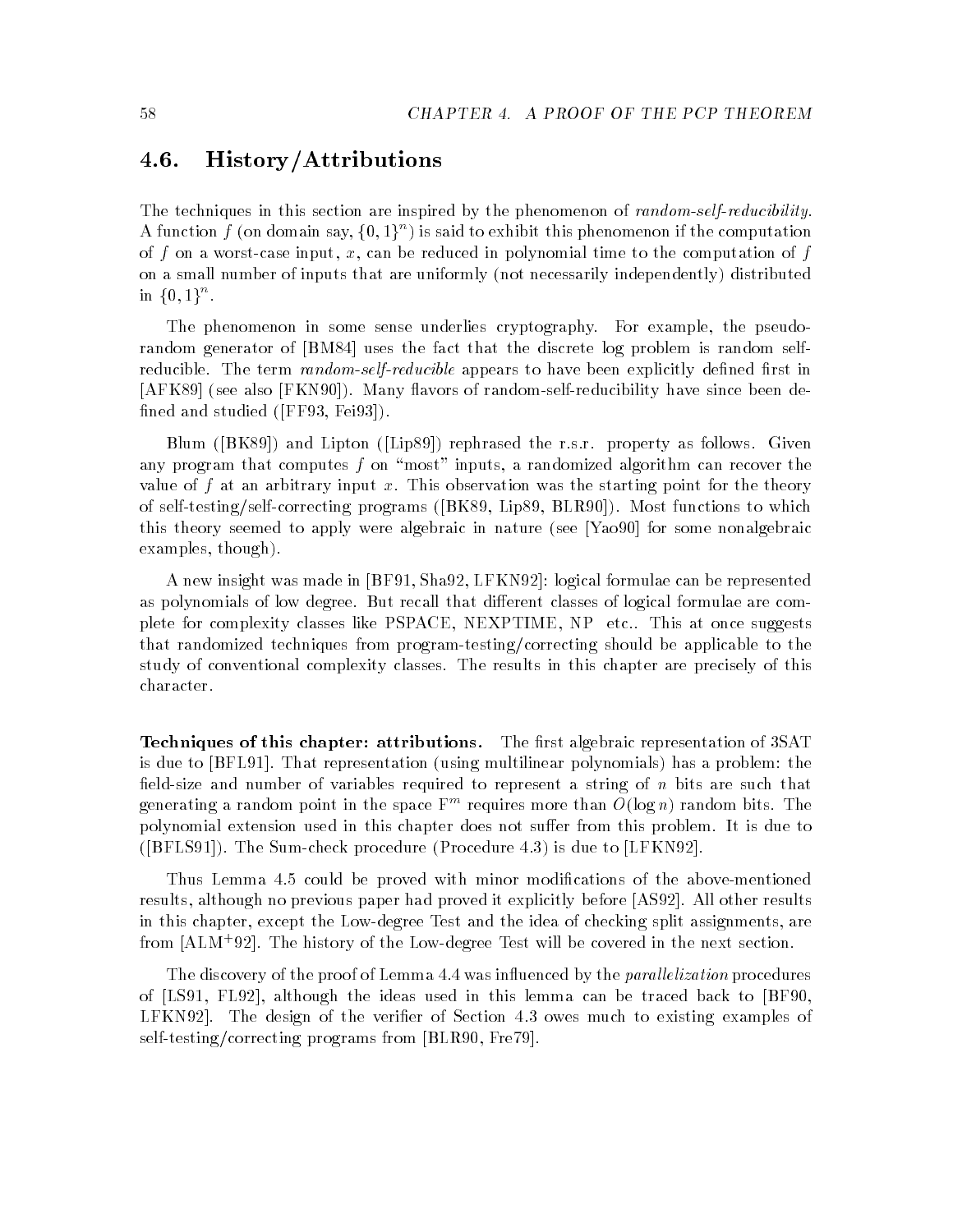## 4.6. History/Attributions

The techniques in this section are inspired by the phenomenon of *random-self-reducibility*. A function $f$ (on domain say, $\{0,1\}^n$) is said to exhibit this phenomenon if the computation of $f$ on a worst-case input, $x$, can be reduced in polynomial time to the computation of $f$ on a small number of inputs that are uniformly (not necessarily independently) distributed in $\{0,1\}^n$.

The phenomenon in some sense underlies cryptography. For example, the pseudo-random generator of [BM84] uses the fact that the discrete log problem is random self-reducible. The term *random-self-reducible* appears to have been explicitly defined first in [AFK89] (see also [FKN90]). Many flavors of random-self-reducibility have since been defined and studied ([FF93, Fei93]).

Blum ([BK89]) and Lipton ([Lip89]) rephrased the r.s.r. property as follows. Given any program that computes $f$ on "most" inputs, a randomized algorithm can recover the value of $f$ at an arbitrary input $x$. This observation was the starting point for the theory of self-testing/self-correcting programs ([BK89, Lip89, BLR90]). Most functions to which this theory seemed to apply were algebraic in nature (see [Yao90] for some nonalgebraic examples, though).

A new insight was made in [BF91, Sha92, LFKN92]: logical formulae can be represented as polynomials of low degree. But recall that different classes of logical formulae are complete for complexity classes like PSPACE, NEXPTIME, NP etc.. This at once suggests that randomized techniques from program-testing/correcting should be applicable to the study of conventional complexity classes. The results in this chapter are precisely of this character.

**Techniques of this chapter: attributions.** The first algebraic representation of 3SAT is due to [BFL91]. That representation (using multilinear polynomials) has a problem: the field-size and number of variables required to represent a string of $n$ bits are such that generating a random point in the space $\mathrm{F}^m$ requires more than $O(\log n)$ random bits. The polynomial extension used in this chapter does not suffer from this problem. It is due to ([BFLS91]). The Sum-check procedure (Procedure 4.3) is due to [LFKN92].

Thus Lemma 4.5 could be proved with minor modifications of the above-mentioned results, although no previous paper had proved it explicitly before [AS92]. All other results in this chapter, except the Low-degree Test and the idea of checking split assignments, are from [ALM+92]. The history of the Low-degree Test will be covered in the next section.

The discovery of the proof of Lemma 4.4 was influenced by the *parallelization* procedures of [LS91, FL92], although the ideas used in this lemma can be traced back to [BF90, LFKN92]. The design of the verifier of Section 4.3 owes much to existing examples of self-testing/correcting programs from [BLR90, Fre79].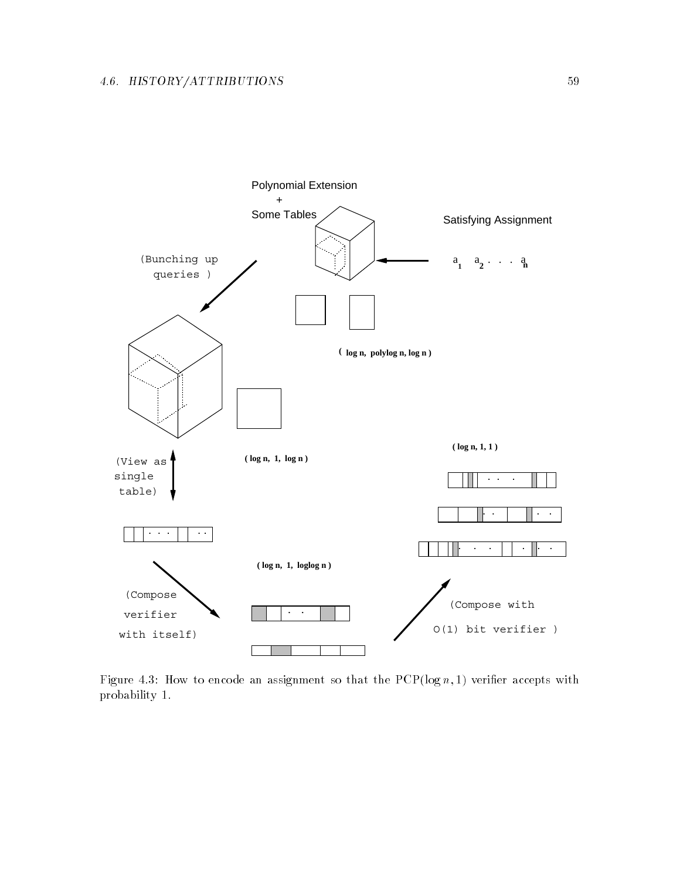Figure 4.3: How to encode an assignment so that the PCP($\log n, 1$) verifier accepts with probability 1.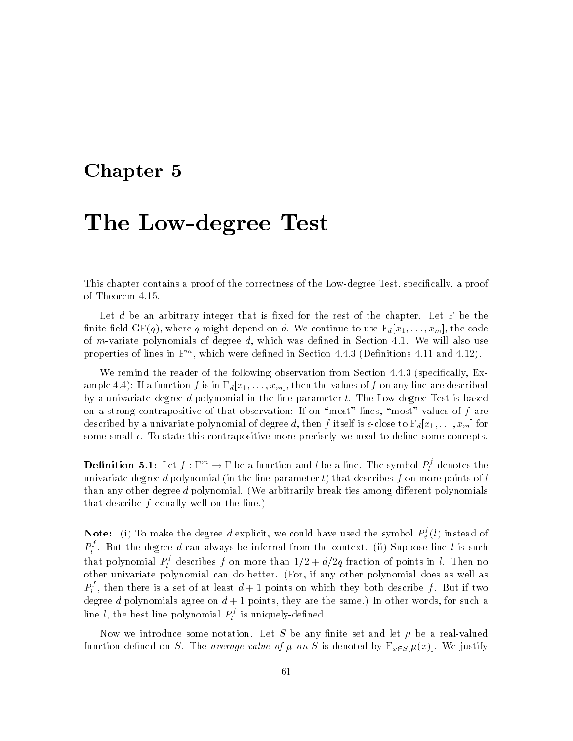# Chapter 5

# The Low-degree Test

This chapter contains a proof of the correctness of the Low-degree Test, specifically, a proof of Theorem 4.15.

Let $d$ be an arbitrary integer that is fixed for the rest of the chapter. Let F be the finite field GF($q$), where $q$ might depend on $d$. We continue to use $\mathrm{F}_d[x_1, \ldots, x_m]$, the code of $m$-variate polynomials of degree $d$, which was defined in Section 4.1. We will also use properties of lines in $\mathrm{F}^m$, which were defined in Section 4.4.3 (Definitions 4.11 and 4.12).

We remind the reader of the following observation from Section 4.4.3 (specifically, Example 4.4): If a function $f$ is in $\mathrm{F}_d[x_1, \ldots, x_m]$, then the values of $f$ on any line are described by a univariate degree-$d$ polynomial in the line parameter $t$. The Low-degree Test is based on a strong contrapositive of that observation: If on "most" lines, "most" values of $f$ are described by a univariate polynomial of degree $d$, then $f$ itself is $\epsilon$-close to $\mathrm{F}_d[x_1, \ldots, x_m]$ for some small $\epsilon$. To state this contrapositive more precisely we need to define some concepts.

**Definition 5.1:** Let $f : \mathrm{F}^m \to \mathrm{F}$ be a function and $l$ be a line. The symbol $P_l^f$ denotes the univariate degree $d$ polynomial (in the line parameter $t$) that describes $f$ on more points of $l$ than any other degree $d$ polynomial. (We arbitrarily break ties among different polynomials that describe $f$ equally well on the line.)

**Note:** (i) To make the degree $d$ explicit, we could have used the symbol $P_d^f(l)$ instead of $P_l^f$. But the degree $d$ can always be inferred from the context. (ii) Suppose line $l$ is such that polynomial $P_l^f$ describes $f$ on more than $1/2 + d/2q$ fraction of points in $l$. Then no other univariate polynomial can do better. (For, if any other polynomial does as well as $P_l^f$, then there is a set of at least $d+1$ points on which they both describe $f$. But if two degree $d$ polynomials agree on $d+1$ points, they are the same.) In other words, for such a line $l$, the best line polynomial $P_l^f$ is uniquely-defined.

Now we introduce some notation. Let $S$ be any finite set and let $\mu$ be a real-valued function defined on $S$. The *average value of* $\mu$ *on* $S$ is denoted by $\mathrm{E}_{x \in S}[\mu(x)]$. We justify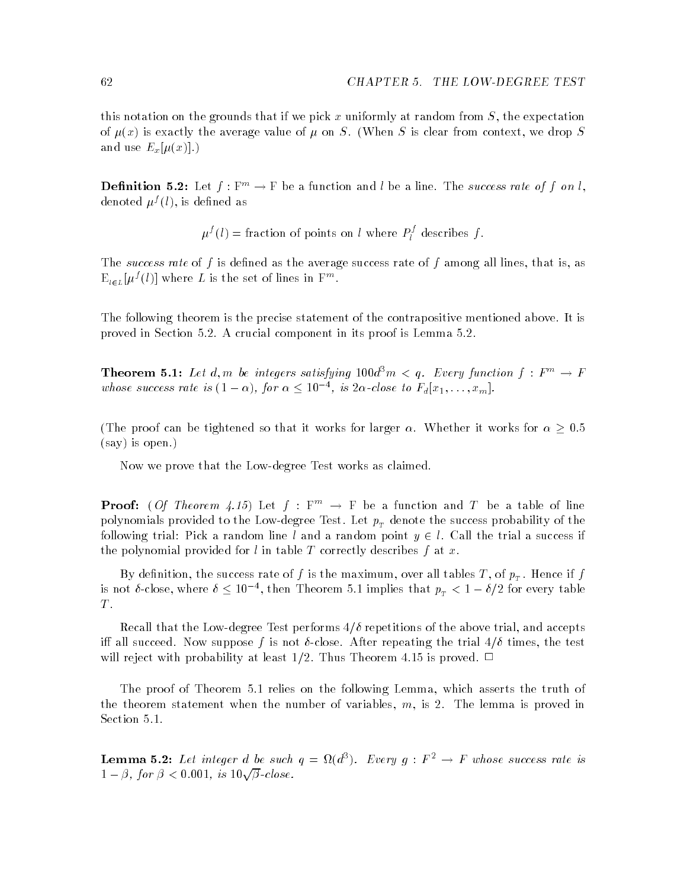this notation on the grounds that if we pick $x$ uniformly at random from $S$, the expectation of $\mu(x)$ is exactly the average value of $\mu$ on $S$. (When $S$ is clear from context, we drop $S$ and use $E_x[\mu(x)]$.)

**Definition 5.2:** Let $f : \mathrm{F}^m \to \mathrm{F}$ be a function and $l$ be a line. The *success rate of $f$ on $l$*, denoted $\mu^f(l)$, is defined as

$$\mu^f(l) = \text{fraction of points on } l \text{ where } P_l^f \text{ describes } f.$$

The *success rate* of $f$ is defined as the average success rate of $f$ among all lines, that is, as $\mathrm{E}_{l \in L}[\mu^f(l)]$ where $L$ is the set of lines in $\mathrm{F}^m$.

The following theorem is the precise statement of the contrapositive mentioned above. It is proved in Section 5.2. A crucial component in its proof is Lemma 5.2.

**Theorem 5.1:** *Let $d, m$ be integers satisfying $100d^3m < q$. Every function $f : F^m \to F$ whose success rate is $(1 - \alpha)$, for $\alpha \leq 10^{-4}$, is $2\alpha$-close to $F_d[x_1, \ldots, x_m]$.*

(The proof can be tightened so that it works for larger $\alpha$. Whether it works for $\alpha \geq 0.5$ (say) is open.)

Now we prove that the Low-degree Test works as claimed.

**Proof:** (*Of Theorem 4.15*) Let $f : \mathrm{F}^m \to \mathrm{F}$ be a function and $T$ be a table of line polynomials provided to the Low-degree Test. Let $p_T$ denote the success probability of the following trial: Pick a random line $l$ and a random point $y \in l$. Call the trial a success if the polynomial provided for $l$ in table $T$ correctly describes $f$ at $x$.

By definition, the success rate of $f$ is the maximum, over all tables $T$, of $p_T$. Hence if $f$ is not $\delta$-close, where $\delta \leq 10^{-4}$, then Theorem 5.1 implies that $p_T < 1 - \delta/2$ for every table $T$.

Recall that the Low-degree Test performs $4/\delta$ repetitions of the above trial, and accepts iff all succeed. Now suppose $f$ is not $\delta$-close. After repeating the trial $4/\delta$ times, the test will reject with probability at least $1/2$. Thus Theorem 4.15 is proved. $\Box$

The proof of Theorem 5.1 relies on the following Lemma, which asserts the truth of the theorem statement when the number of variables, $m$, is 2. The lemma is proved in Section 5.1.

**Lemma 5.2:** *Let integer $d$ be such $q = \Omega(d^3)$. Every $g : F^2 \to F$ whose success rate is $1 - \beta$, for $\beta < 0.001$, is $10\sqrt{\beta}$-close.*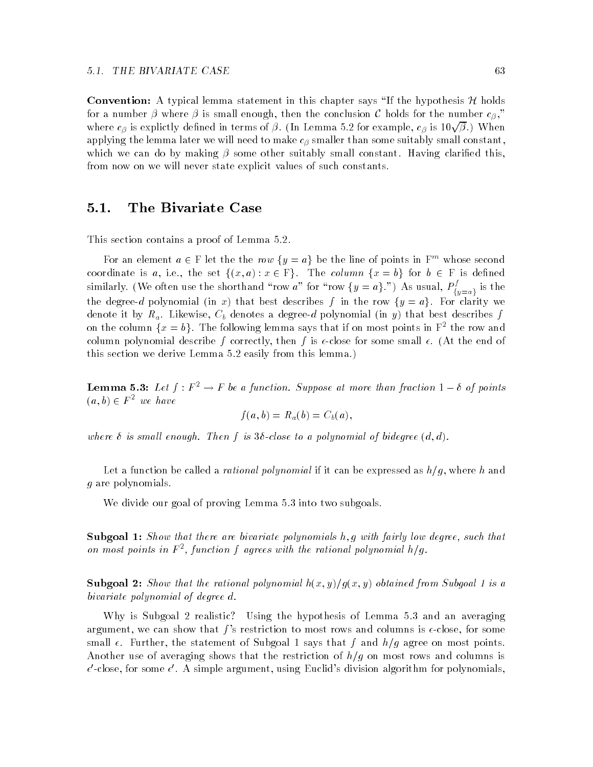**Convention:** A typical lemma statement in this chapter says "If the hypothesis $\mathcal{H}$ holds for a number $\beta$ where $\beta$ is small enough, then the conclusion $\mathcal{C}$ holds for the number $c_\beta$," where $c_\beta$ is explictly defined in terms of $\beta$. (In Lemma 5.2 for example, $c_\beta$ is $10\sqrt{\beta}$.) When applying the lemma later we will need to make $c_\beta$ smaller than some suitably small constant, which we can do by making $\beta$ some other suitably small constant. Having clarified this, from now on we will never state explicit values of such constants.

## 5.1. The Bivariate Case

This section contains a proof of Lemma 5.2.

For an element $a \in \mathrm{F}$ let the the *row* $\{y = a\}$ be the line of points in $\mathrm{F}^m$ whose second coordinate is $a$, i.e., the set $\{(x, a) : x \in \mathrm{F}\}$. The *column* $\{x = b\}$ for $b \in \mathrm{F}$ is defined similarly. (We often use the shorthand "row $a$" for "row $\{y = a\}$.") As usual, $P^f_{\{y=a\}}$ is the the degree-$d$ polynomial (in $x$) that best describes $f$ in the row $\{y = a\}$. For clarity we denote it by $R_a$. Likewise, $C_b$ denotes a degree-$d$ polynomial (in $y$) that best describes $f$ on the column $\{x = b\}$. The following lemma says that if on most points in $\mathrm{F}^2$ the row and column polynomial describe $f$ correctly, then $f$ is $\epsilon$-close for some small $\epsilon$. (At the end of this section we derive Lemma 5.2 easily from this lemma.)

**Lemma 5.3:** *Let $f : F^2 \to F$ be a function. Suppose at more than fraction $1 - \delta$ of points $(a, b) \in F^2$ we have*

$$f(a, b) = R_a(b) = C_b(a),$$

*where $\delta$ is small enough. Then $f$ is $3\delta$-close to a polynomial of bidegree $(d, d)$.*

Let a function be called a *rational polynomial* if it can be expressed as $h/g$, where $h$ and $g$ are polynomials.

We divide our goal of proving Lemma 5.3 into two subgoals.

**Subgoal 1:** *Show that there are bivariate polynomials $h, g$ with fairly low degree, such that on most points in $F^2$, function $f$ agrees with the rational polynomial $h/g$.*

**Subgoal 2:** *Show that the rational polynomial $h(x, y)/g(x, y)$ obtained from Subgoal 1 is a bivariate polynomial of degree $d$.*

Why is Subgoal 2 realistic? Using the hypothesis of Lemma 5.3 and an averaging argument, we can show that $f$'s restriction to most rows and columns is $\epsilon$-close, for some small $\epsilon$. Further, the statement of Subgoal 1 says that $f$ and $h/g$ agree on most points. Another use of averaging shows that the restriction of $h/g$ on most rows and columns is $\epsilon'$-close, for some $\epsilon'$. A simple argument, using Euclid's division algorithm for polynomials,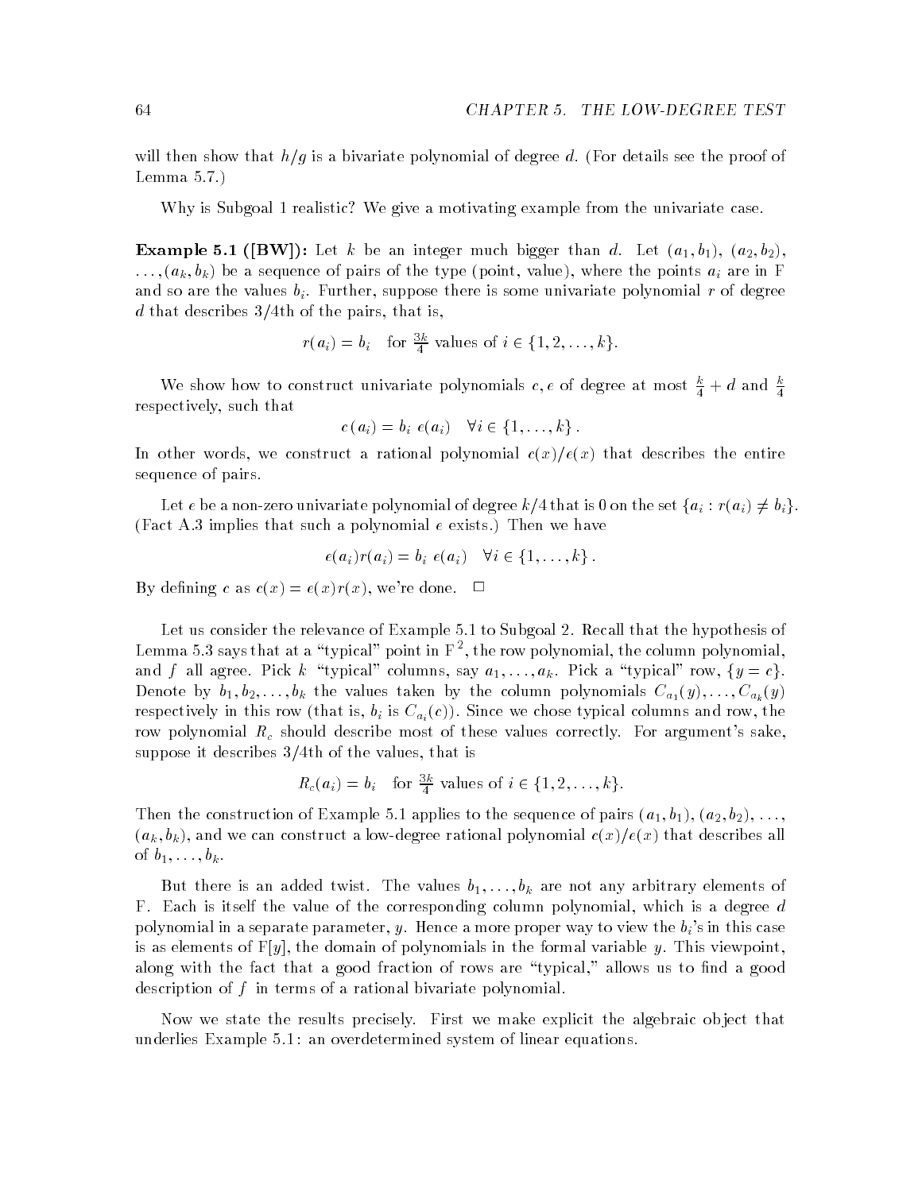will then show that $h/g$ is a bivariate polynomial of degree $d$. (For details see the proof of Lemma 5.7.)

Why is Subgoal 1 realistic? We give a motivating example from the univariate case.

**Example 5.1 ([BW]):** Let $k$ be an integer much bigger than $d$. Let $(a_1, b_1)$, $(a_2, b_2)$, $\ldots, (a_k, b_k)$ be a sequence of pairs of the type (point, value), where the points $a_i$ are in F and so are the values $b_i$. Further, suppose there is some univariate polynomial $r$ of degree $d$ that describes 3/4th of the pairs, that is,

$$r(a_i) = b_i \quad \text{for } \frac{3k}{4} \text{ values of } i \in \{1, 2, \ldots, k\}.$$

We show how to construct univariate polynomials $c, e$ of degree at most $\frac{k}{4} + d$ and $\frac{k}{4}$ respectively, such that

$$c(a_i) = b_i \; e(a_i) \quad \forall i \in \{1, \ldots, k\}.$$

In other words, we construct a rational polynomial $c(x)/e(x)$ that describes the entire sequence of pairs.

Let $e$ be a non-zero univariate polynomial of degree $k/4$ that is 0 on the set $\{a_i : r(a_i) \neq b_i\}$. (Fact A.3 implies that such a polynomial $e$ exists.) Then we have

$$e(a_i) r(a_i) = b_i \; e(a_i) \quad \forall i \in \{1, \ldots, k\}.$$

By defining $c$ as $c(x) = e(x)r(x)$, we're done. □

Let us consider the relevance of Example 5.1 to Subgoal 2. Recall that the hypothesis of Lemma 5.3 says that at a "typical" point in $F^2$, the row polynomial, the column polynomial, and $f$ all agree. Pick $k$ "typical" columns, say $a_1, \ldots, a_k$. Pick a "typical" row, $\{y = c\}$. Denote by $b_1, b_2, \ldots, b_k$ the values taken by the column polynomials $C_{a_1}(y), \ldots, C_{a_k}(y)$ respectively in this row (that is, $b_i$ is $C_{a_i}(c)$). Since we chose typical columns and row, the row polynomial $R_c$ should describe most of these values correctly. For argument's sake, suppose it describes 3/4th of the values, that is

$$R_c(a_i) = b_i \quad \text{for } \frac{3k}{4} \text{ values of } i \in \{1, 2, \ldots, k\}.$$

Then the construction of Example 5.1 applies to the sequence of pairs $(a_1, b_1)$, $(a_2, b_2)$, $\ldots$, $(a_k, b_k)$, and we can construct a low-degree rational polynomial $c(x)/e(x)$ that describes all of $b_1, \ldots, b_k$.

But there is an added twist. The values $b_1, \ldots, b_k$ are not any arbitrary elements of F. Each is itself the value of the corresponding column polynomial, which is a degree $d$ polynomial in a separate parameter, $y$. Hence a more proper way to view the $b_i$'s in this case is as elements of F$[y]$, the domain of polynomials in the formal variable $y$. This viewpoint, along with the fact that a good fraction of rows are "typical," allows us to find a good description of $f$ in terms of a rational bivariate polynomial.

Now we state the results precisely. First we make explicit the algebraic object that underlies Example 5.1: an overdetermined system of linear equations.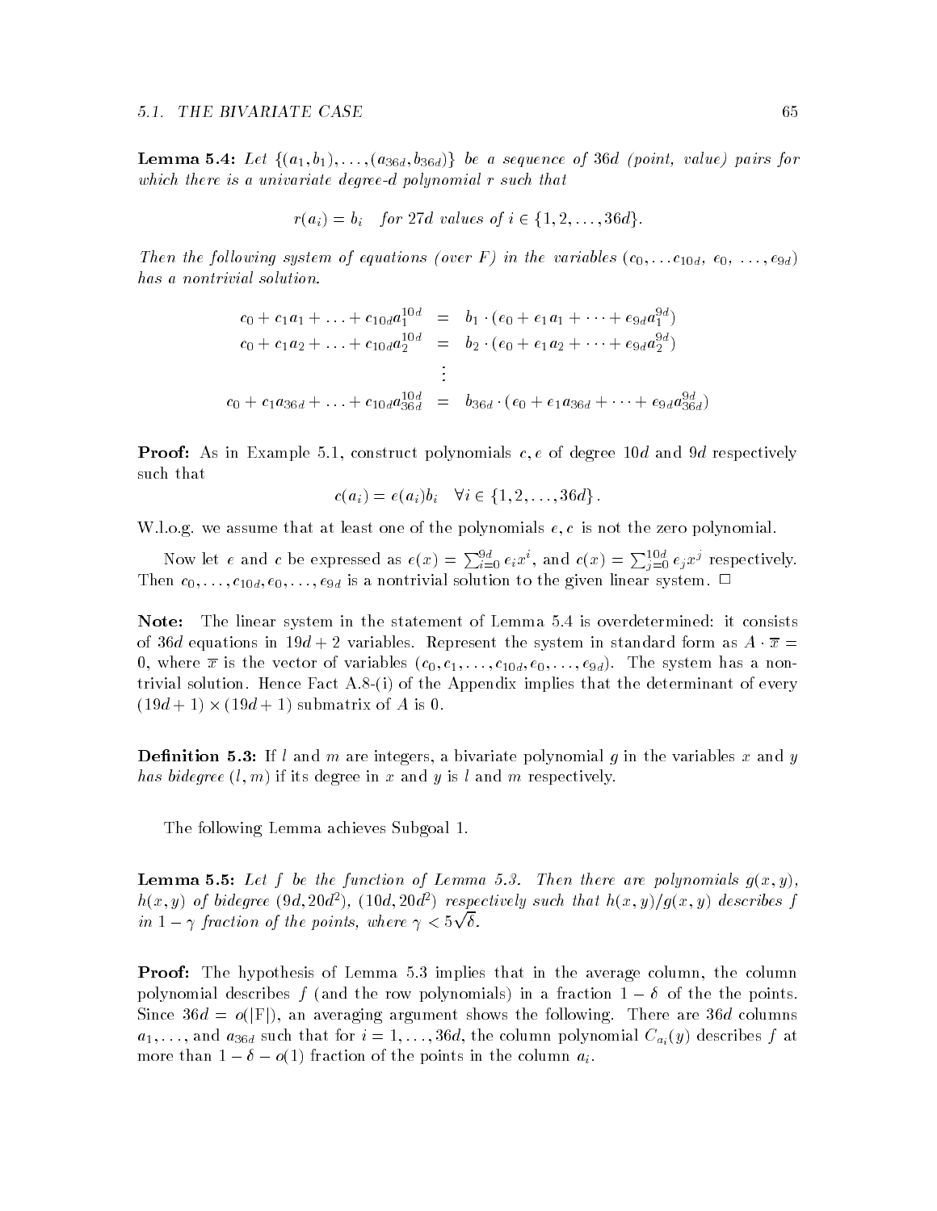**Lemma 5.4:** *Let $\{(a_1, b_1), \ldots, (a_{36d}, b_{36d})\}$ be a sequence of $36d$ (point, value) pairs for which there is a univariate degree-$d$ polynomial $r$ such that*

$$r(a_i) = b_i \quad \text{for } 27d \text{ values of } i \in \{1, 2, \ldots, 36d\}.$$

*Then the following system of equations (over $F$) in the variables $(c_0, \ldots c_{10d},\ e_0,\ \ldots, e_{9d})$ has a nontrivial solution.*

$$\begin{aligned}
c_0 + c_1 a_1 + \ldots + c_{10d} a_1^{10d} &= b_1 \cdot (e_0 + e_1 a_1 + \cdots + e_{9d} a_1^{9d}) \\
c_0 + c_1 a_2 + \ldots + c_{10d} a_2^{10d} &= b_2 \cdot (e_0 + e_1 a_2 + \cdots + e_{9d} a_2^{9d}) \\
&\vdots \\
c_0 + c_1 a_{36d} + \ldots + c_{10d} a_{36d}^{10d} &= b_{36d} \cdot (e_0 + e_1 a_{36d} + \cdots + e_{9d} a_{36d}^{9d})
\end{aligned}$$

**Proof:** As in Example 5.1, construct polynomials $c, e$ of degree $10d$ and $9d$ respectively such that

$$c(a_i) = e(a_i) b_i \quad \forall i \in \{1, 2, \ldots, 36d\}.$$

W.l.o.g. we assume that at least one of the polynomials $e, c$ is not the zero polynomial.

Now let $e$ and $c$ be expressed as $e(x) = \sum_{i=0}^{9d} e_i x^i$, and $c(x) = \sum_{j=0}^{10d} e_j x^j$ respectively. Then $c_0, \ldots, c_{10d}, e_0, \ldots, e_{9d}$ is a nontrivial solution to the given linear system. □

**Note:** The linear system in the statement of Lemma 5.4 is overdetermined: it consists of $36d$ equations in $19d + 2$ variables. Represent the system in standard form as $A \cdot \overline{x} = 0$, where $\overline{x}$ is the vector of variables $(c_0, c_1, \ldots, c_{10d}, e_0, \ldots, e_{9d})$. The system has a nontrivial solution. Hence Fact A.8-(i) of the Appendix implies that the determinant of every $(19d + 1) \times (19d + 1)$ submatrix of $A$ is 0.

**Definition 5.3:** If $l$ and $m$ are integers, a bivariate polynomial $g$ in the variables $x$ and $y$ *has bidegree* $(l, m)$ if its degree in $x$ and $y$ is $l$ and $m$ respectively.

The following Lemma achieves Subgoal 1.

**Lemma 5.5:** *Let $f$ be the function of Lemma 5.3. Then there are polynomials $g(x, y)$, $h(x, y)$ of bidegree $(9d, 20d^2)$, $(10d, 20d^2)$ respectively such that $h(x, y)/g(x, y)$ describes $f$ in $1 - \gamma$ fraction of the points, where $\gamma < 5\sqrt{\delta}$.*

**Proof:** The hypothesis of Lemma 5.3 implies that in the average column, the column polynomial describes $f$ (and the row polynomials) in a fraction $1 - \delta$ of the the points. Since $36d = o(|\mathrm{F}|)$, an averaging argument shows the following. There are $36d$ columns $a_1, \ldots,$ and $a_{36d}$ such that for $i = 1, \ldots, 36d$, the column polynomial $C_{a_i}(y)$ describes $f$ at more than $1 - \delta - o(1)$ fraction of the points in the column $a_i$.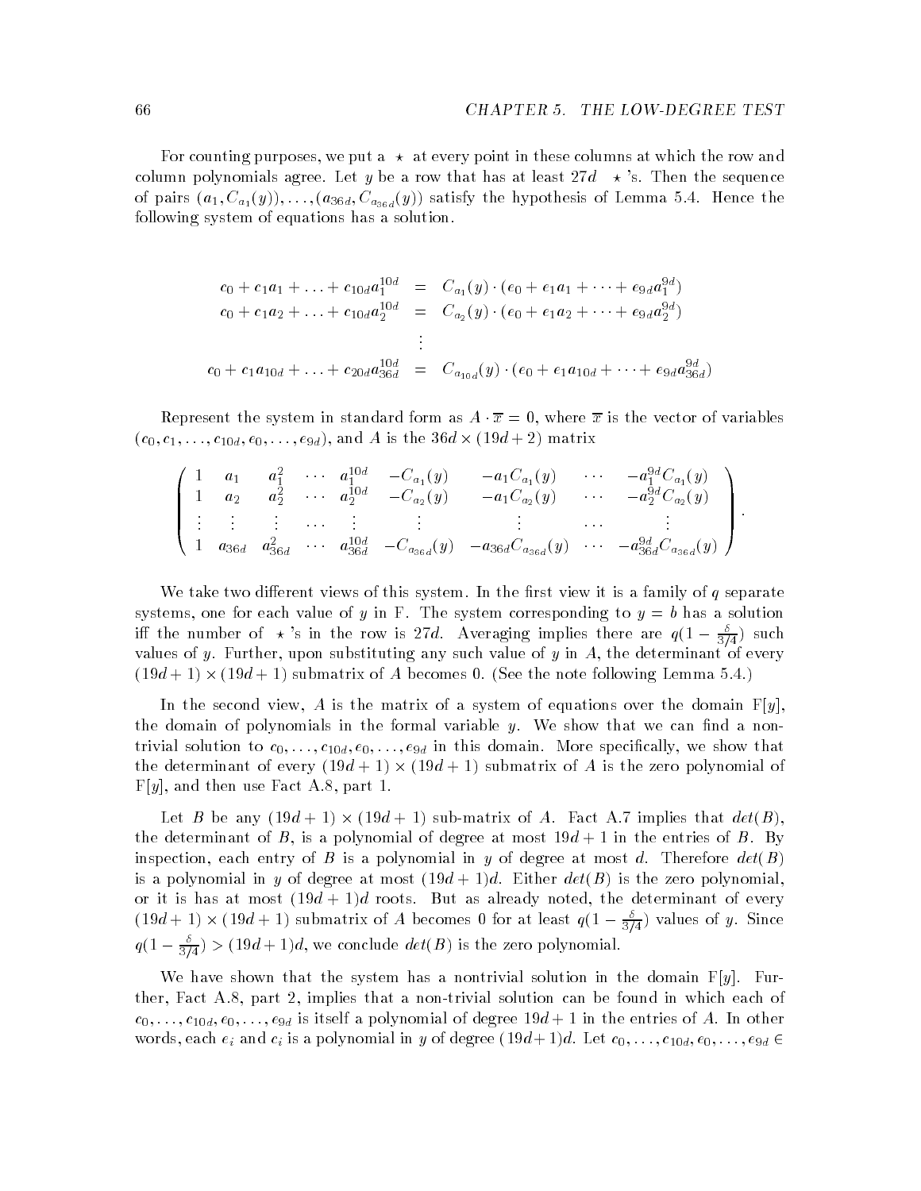For counting purposes, we put a $\star$ at every point in these columns at which the row and column polynomials agree. Let $y$ be a row that has at least $27d$ $\star$'s. Then the sequence of pairs $(a_1, C_{a_1}(y)), \ldots, (a_{36d}, C_{a_{36d}}(y))$ satisfy the hypothesis of Lemma 5.4. Hence the following system of equations has a solution.

$$
\begin{aligned}
c_0 + c_1 a_1 + \ldots + c_{10d} a_1^{10d} &= C_{a_1}(y) \cdot (e_0 + e_1 a_1 + \cdots + e_{9d} a_1^{9d}) \\
c_0 + c_1 a_2 + \ldots + c_{10d} a_2^{10d} &= C_{a_2}(y) \cdot (e_0 + e_1 a_2 + \cdots + e_{9d} a_2^{9d}) \\
&\vdots \\
c_0 + c_1 a_{10d} + \ldots + c_{20d} a_{36d}^{10d} &= C_{a_{10d}}(y) \cdot (e_0 + e_1 a_{10d} + \cdots + e_{9d} a_{36d}^{9d})
\end{aligned}
$$

Represent the system in standard form as $A \cdot \overline{x} = 0$, where $\overline{x}$ is the vector of variables $(c_0, c_1, \ldots, c_{10d}, e_0, \ldots, e_{9d})$, and $A$ is the $36d \times (19d + 2)$ matrix

$$
\begin{pmatrix}
1 & a_1 & a_1^2 & \cdots & a_1^{10d} & -C_{a_1}(y) & -a_1 C_{a_1}(y) & \cdots & -a_1^{9d} C_{a_1}(y) \\
1 & a_2 & a_2^2 & \cdots & a_2^{10d} & -C_{a_2}(y) & -a_1 C_{a_2}(y) & \cdots & -a_2^{9d} C_{a_2}(y) \\
\vdots & \vdots & \vdots & \cdots & \vdots & \vdots & \vdots & \cdots & \vdots \\
1 & a_{36d} & a_{36d}^2 & \cdots & a_{36d}^{10d} & -C_{a_{36d}}(y) & -a_{36d} C_{a_{36d}}(y) & \cdots & -a_{36d}^{9d} C_{a_{36d}}(y)
\end{pmatrix}.
$$

We take two different views of this system. In the first view it is a family of $q$ separate systems, one for each value of $y$ in F. The system corresponding to $y = b$ has a solution iff the number of $\star$'s in the row is $27d$. Averaging implies there are $q(1 - \frac{\delta}{3/4})$ such values of $y$. Further, upon substituting any such value of $y$ in $A$, the determinant of every $(19d + 1) \times (19d + 1)$ submatrix of $A$ becomes 0. (See the note following Lemma 5.4.)

In the second view, $A$ is the matrix of a system of equations over the domain F$[y]$, the domain of polynomials in the formal variable $y$. We show that we can find a non-trivial solution to $c_0, \ldots, c_{10d}, e_0, \ldots, e_{9d}$ in this domain. More specifically, we show that the determinant of every $(19d + 1) \times (19d + 1)$ submatrix of $A$ is the zero polynomial of F$[y]$, and then use Fact A.8, part 1.

Let $B$ be any $(19d + 1) \times (19d + 1)$ sub-matrix of $A$. Fact A.7 implies that $det(B)$, the determinant of $B$, is a polynomial of degree at most $19d + 1$ in the entries of $B$. By inspection, each entry of $B$ is a polynomial in $y$ of degree at most $d$. Therefore $det(B)$ is a polynomial in $y$ of degree at most $(19d + 1)d$. Either $det(B)$ is the zero polynomial, or it is has at most $(19d + 1)d$ roots. But as already noted, the determinant of every $(19d + 1) \times (19d + 1)$ submatrix of $A$ becomes 0 for at least $q(1 - \frac{\delta}{3/4})$ values of $y$. Since $q(1 - \frac{\delta}{3/4}) > (19d + 1)d$, we conclude $det(B)$ is the zero polynomial.

We have shown that the system has a nontrivial solution in the domain F$[y]$. Further, Fact A.8, part 2, implies that a non-trivial solution can be found in which each of $c_0, \ldots, c_{10d}, e_0, \ldots, e_{9d}$ is itself a polynomial of degree $19d + 1$ in the entries of $A$. In other words, each $e_i$ and $c_i$ is a polynomial in $y$ of degree $(19d + 1)d$. Let $c_0, \ldots, c_{10d}, e_0, \ldots, e_{9d} \in$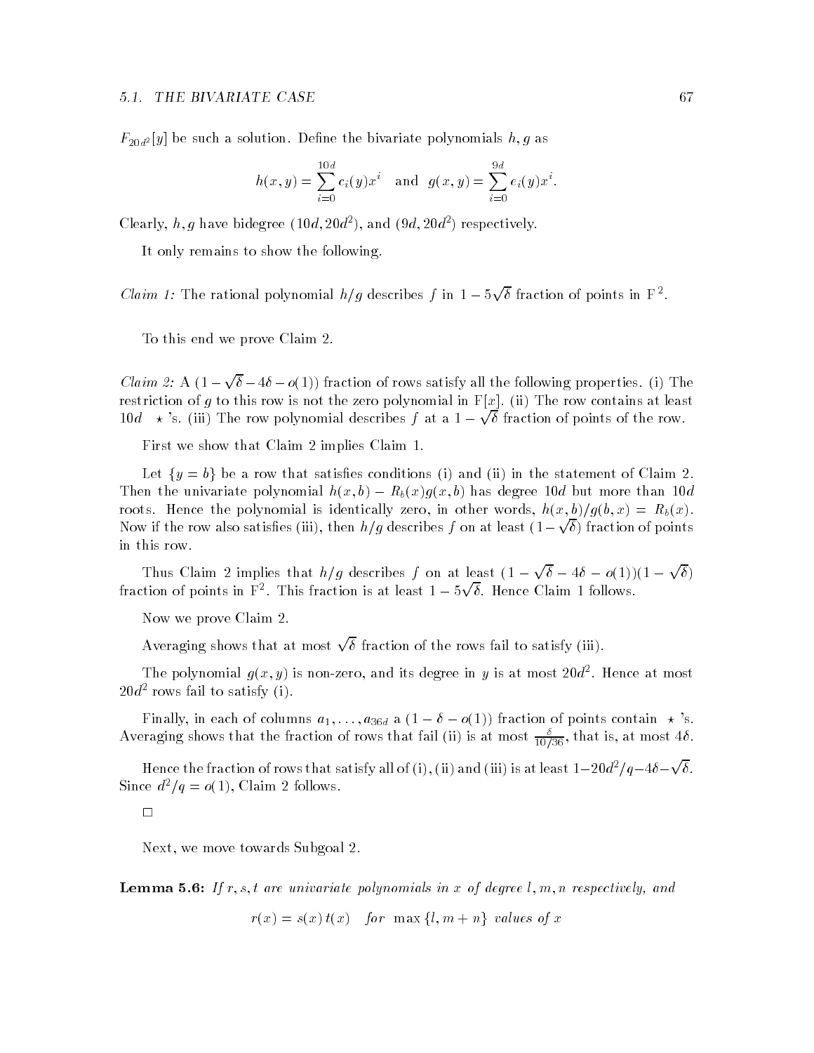$F_{20d^2}[y]$ be such a solution. Define the bivariate polynomials $h, g$ as

$$h(x,y) = \sum_{i=0}^{10d} c_i(y)x^i \quad \text{and} \quad g(x,y) = \sum_{i=0}^{9d} e_i(y)x^i.$$

Clearly, $h, g$ have bidegree $(10d, 20d^2)$, and $(9d, 20d^2)$ respectively.

It only remains to show the following.

*Claim 1:* The rational polynomial $h/g$ describes $f$ in $1 - 5\sqrt{\delta}$ fraction of points in $\mathrm{F}^2$.

To this end we prove Claim 2.

*Claim 2:* A $(1 - \sqrt{\delta} - 4\delta - o(1))$ fraction of rows satisfy all the following properties. (i) The restriction of $g$ to this row is not the zero polynomial in $\mathrm{F}[x]$. (ii) The row contains at least $10d$ $\star$ 's. (iii) The row polynomial describes $f$ at a $1 - \sqrt{\delta}$ fraction of points of the row.

First we show that Claim 2 implies Claim 1.

Let $\{y = b\}$ be a row that satisfies conditions (i) and (ii) in the statement of Claim 2. Then the univariate polynomial $h(x,b) - R_b(x)g(x,b)$ has degree $10d$ but more than $10d$ roots. Hence the polynomial is identically zero, in other words, $h(x,b)/g(b,x) = R_b(x)$. Now if the row also satisfies (iii), then $h/g$ describes $f$ on at least $(1 - \sqrt{\delta})$ fraction of points in this row.

Thus Claim 2 implies that $h/g$ describes $f$ on at least $(1 - \sqrt{\delta} - 4\delta - o(1))(1 - \sqrt{\delta})$ fraction of points in $\mathrm{F}^2$. This fraction is at least $1 - 5\sqrt{\delta}$. Hence Claim 1 follows.

Now we prove Claim 2.

Averaging shows that at most $\sqrt{\delta}$ fraction of the rows fail to satisfy (iii).

The polynomial $g(x,y)$ is non-zero, and its degree in $y$ is at most $20d^2$. Hence at most $20d^2$ rows fail to satisfy (i).

Finally, in each of columns $a_1, \ldots, a_{36d}$ a $(1 - \delta - o(1))$ fraction of points contain $\star$ 's. Averaging shows that the fraction of rows that fail (ii) is at most $\frac{\delta}{10/36}$, that is, at most $4\delta$.

Hence the fraction of rows that satisfy all of (i), (ii) and (iii) is at least $1 - 20d^2/q - 4\delta - \sqrt{\delta}$. Since $d^2/q = o(1)$, Claim 2 follows.

□

Next, we move towards Subgoal 2.

**Lemma 5.6:** *If $r, s, t$ are univariate polynomials in $x$ of degree $l, m, n$ respectively, and*

$$r(x) = s(x)\,t(x) \quad \textit{for} \;\; \max\{l, m+n\} \;\; \textit{values of } x$$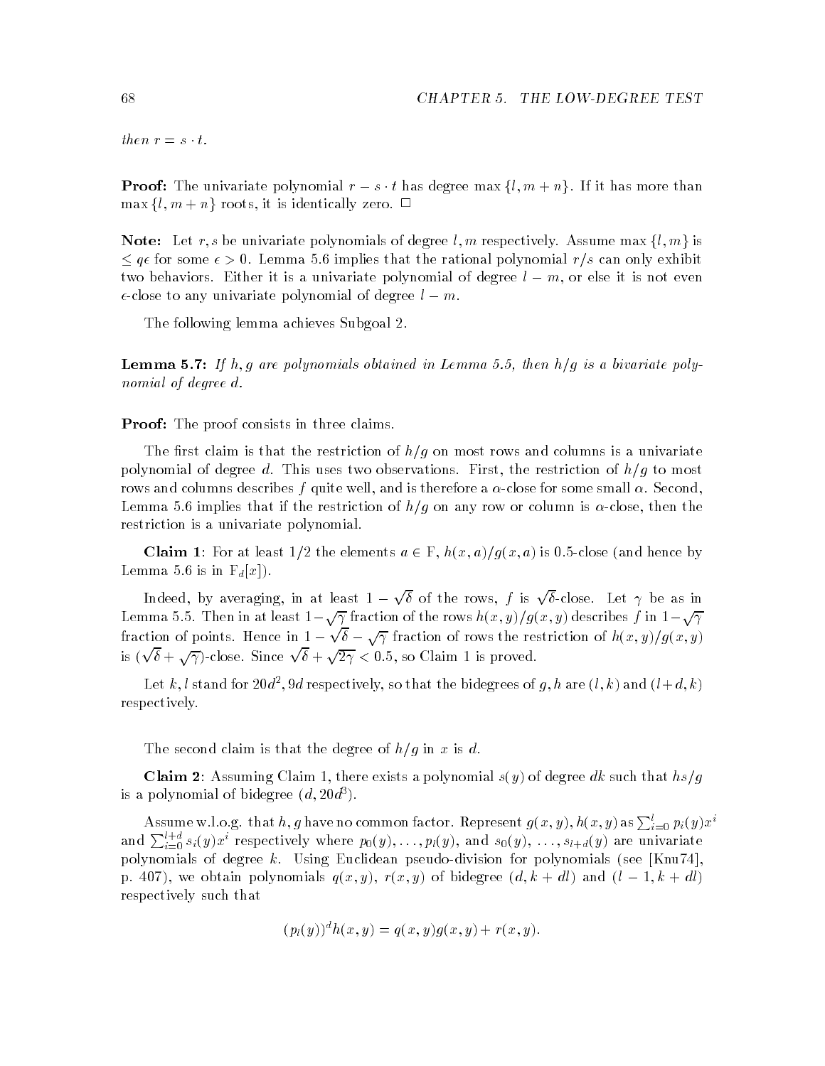*then* $r = s \cdot t$.

**Proof:** The univariate polynomial $r - s \cdot t$ has degree $\max\{l, m+n\}$. If it has more than $\max\{l, m+n\}$ roots, it is identically zero. $\square$

**Note:** Let $r, s$ be univariate polynomials of degree $l, m$ respectively. Assume $\max\{l, m\}$ is $\leq q\epsilon$ for some $\epsilon > 0$. Lemma 5.6 implies that the rational polynomial $r/s$ can only exhibit two behaviors. Either it is a univariate polynomial of degree $l - m$, or else it is not even $\epsilon$-close to any univariate polynomial of degree $l - m$.

The following lemma achieves Subgoal 2.

**Lemma 5.7:** *If $h, g$ are polynomials obtained in Lemma 5.5, then $h/g$ is a bivariate polynomial of degree $d$.*

**Proof:** The proof consists in three claims.

The first claim is that the restriction of $h/g$ on most rows and columns is a univariate polynomial of degree $d$. This uses two observations. First, the restriction of $h/g$ to most rows and columns describes $f$ quite well, and is therefore a $\alpha$-close for some small $\alpha$. Second, Lemma 5.6 implies that if the restriction of $h/g$ on any row or column is $\alpha$-close, then the restriction is a univariate polynomial.

**Claim 1**: For at least 1/2 the elements $a \in \mathrm{F}$, $h(x, a)/g(x, a)$ is 0.5-close (and hence by Lemma 5.6 is in $\mathrm{F}_d[x]$).

Indeed, by averaging, in at least $1 - \sqrt{\delta}$ of the rows, $f$ is $\sqrt{\delta}$-close. Let $\gamma$ be as in Lemma 5.5. Then in at least $1 - \sqrt{\gamma}$ fraction of the rows $h(x, y)/g(x, y)$ describes $f$ in $1 - \sqrt{\gamma}$ fraction of points. Hence in $1 - \sqrt{\delta} - \sqrt{\gamma}$ fraction of rows the restriction of $h(x, y)/g(x, y)$ is $(\sqrt{\delta} + \sqrt{\gamma})$-close. Since $\sqrt{\delta} + \sqrt{2\gamma} < 0.5$, so Claim 1 is proved.

Let $k, l$ stand for $20d^2, 9d$ respectively, so that the bidegrees of $g, h$ are $(l, k)$ and $(l + d, k)$ respectively.

The second claim is that the degree of $h/g$ in $x$ is $d$.

**Claim 2**: Assuming Claim 1, there exists a polynomial $s(y)$ of degree $dk$ such that $hs/g$ is a polynomial of bidegree $(d, 20d^3)$.

Assume w.l.o.g. that $h, g$ have no common factor. Represent $g(x, y), h(x, y)$ as $\sum_{i=0}^{l} p_i(y)x^i$ and $\sum_{i=0}^{l+d} s_i(y)x^i$ respectively where $p_0(y), \ldots, p_l(y)$, and $s_0(y), \ldots, s_{l+d}(y)$ are univariate polynomials of degree $k$. Using Euclidean pseudo-division for polynomials (see [Knu74], p. 407), we obtain polynomials $q(x, y)$, $r(x, y)$ of bidegree $(d, k + dl)$ and $(l - 1, k + dl)$ respectively such that

$$(p_l(y))^d h(x, y) = q(x, y)g(x, y) + r(x, y).$$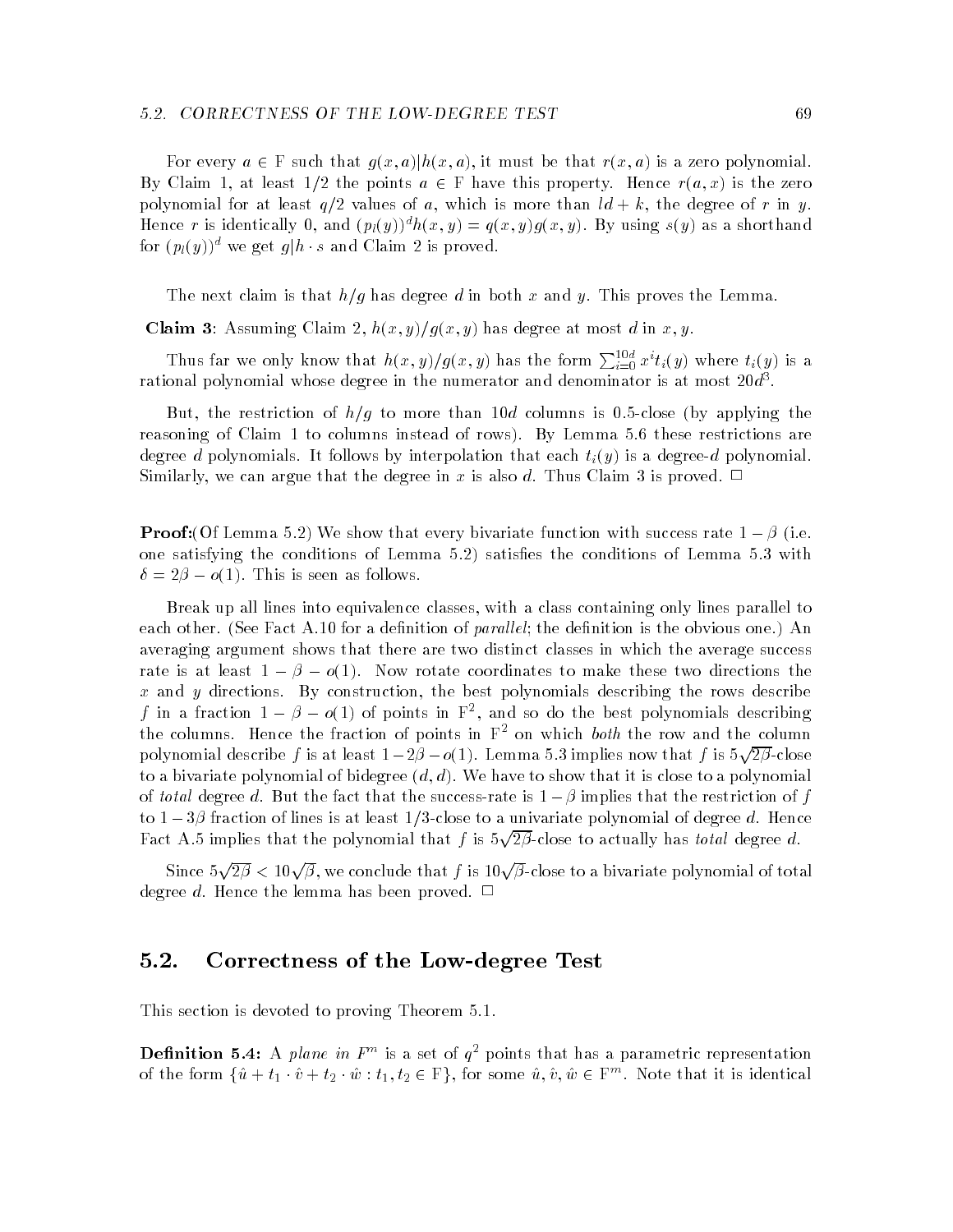For every $a \in \mathrm{F}$ such that $g(x, a) | h(x, a)$, it must be that $r(x, a)$ is a zero polynomial. By Claim 1, at least 1/2 the points $a \in \mathrm{F}$ have this property. Hence $r(a, x)$ is the zero polynomial for at least $q/2$ values of $a$, which is more than $ld + k$, the degree of $r$ in $y$. Hence $r$ is identically 0, and $(p_l(y))^d h(x, y) = q(x, y) g(x, y)$. By using $s(y)$ as a shorthand for $(p_l(y))^d$ we get $g | h \cdot s$ and Claim 2 is proved.

The next claim is that $h/g$ has degree $d$ in both $x$ and $y$. This proves the Lemma.

**Claim 3**: Assuming Claim 2, $h(x, y)/g(x, y)$ has degree at most $d$ in $x, y$.

Thus far we only know that $h(x, y)/g(x, y)$ has the form $\sum_{i=0}^{10d} x^i t_i(y)$ where $t_i(y)$ is a rational polynomial whose degree in the numerator and denominator is at most $20d^3$.

But, the restriction of $h/g$ to more than $10d$ columns is 0.5-close (by applying the reasoning of Claim 1 to columns instead of rows). By Lemma 5.6 these restrictions are degree $d$ polynomials. It follows by interpolation that each $t_i(y)$ is a degree-$d$ polynomial. Similarly, we can argue that the degree in $x$ is also $d$. Thus Claim 3 is proved. □

**Proof:**(Of Lemma 5.2) We show that every bivariate function with success rate $1 - \beta$ (i.e. one satisfying the conditions of Lemma 5.2) satisfies the conditions of Lemma 5.3 with $\delta = 2\beta - o(1)$. This is seen as follows.

Break up all lines into equivalence classes, with a class containing only lines parallel to each other. (See Fact A.10 for a definition of *parallel*; the definition is the obvious one.) An averaging argument shows that there are two distinct classes in which the average success rate is at least $1 - \beta - o(1)$. Now rotate coordinates to make these two directions the $x$ and $y$ directions. By construction, the best polynomials describing the rows describe $f$ in a fraction $1 - \beta - o(1)$ of points in $\mathrm{F}^2$, and so do the best polynomials describing the columns. Hence the fraction of points in $\mathrm{F}^2$ on which *both* the row and the column polynomial describe $f$ is at least $1 - 2\beta - o(1)$. Lemma 5.3 implies now that $f$ is $5\sqrt{2\beta}$-close to a bivariate polynomial of bidegree $(d, d)$. We have to show that it is close to a polynomial of *total* degree $d$. But the fact that the success-rate is $1 - \beta$ implies that the restriction of $f$ to $1 - 3\beta$ fraction of lines is at least 1/3-close to a univariate polynomial of degree $d$. Hence Fact A.5 implies that the polynomial that $f$ is $5\sqrt{2\beta}$-close to actually has *total* degree $d$.

Since $5\sqrt{2\beta} < 10\sqrt{\beta}$, we conclude that $f$ is $10\sqrt{\beta}$-close to a bivariate polynomial of total degree $d$. Hence the lemma has been proved. □

## 5.2. Correctness of the Low-degree Test

This section is devoted to proving Theorem 5.1.

**Definition 5.4:** A *plane in* $F^m$ is a set of $q^2$ points that has a parametric representation of the form $\{\hat{u} + t_1 \cdot \hat{v} + t_2 \cdot \hat{w} : t_1, t_2 \in \mathrm{F}\}$, for some $\hat{u}, \hat{v}, \hat{w} \in \mathrm{F}^m$. Note that it is identical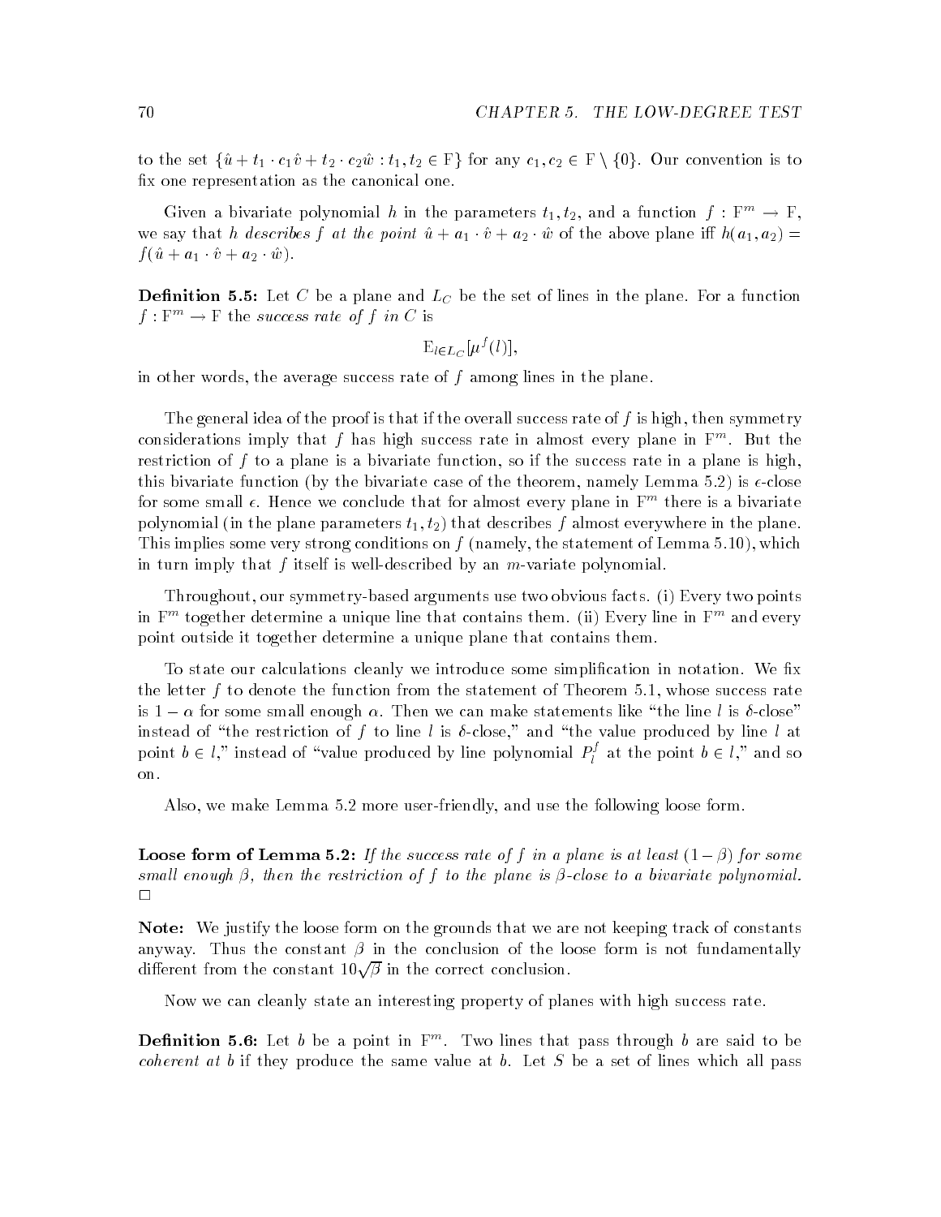to the set $\{\hat{u} + t_1 \cdot c_1 \hat{v} + t_2 \cdot c_2 \hat{w} : t_1, t_2 \in \mathrm{F}\}$ for any $c_1, c_2 \in \mathrm{F} \setminus \{0\}$. Our convention is to fix one representation as the canonical one.

Given a bivariate polynomial $h$ in the parameters $t_1, t_2$, and a function $f : \mathrm{F}^m \to \mathrm{F}$, we say that *$h$ describes $f$ at the point* $\hat{u} + a_1 \cdot \hat{v} + a_2 \cdot \hat{w}$ of the above plane iff $h(a_1, a_2) = f(\hat{u} + a_1 \cdot \hat{v} + a_2 \cdot \hat{w})$.

**Definition 5.5:** Let $C$ be a plane and $L_C$ be the set of lines in the plane. For a function $f : \mathrm{F}^m \to \mathrm{F}$ the *success rate of $f$ in $C$* is

$$\mathrm{E}_{l \in L_C}[\mu^f(l)],$$

in other words, the average success rate of $f$ among lines in the plane.

The general idea of the proof is that if the overall success rate of $f$ is high, then symmetry considerations imply that $f$ has high success rate in almost every plane in $\mathrm{F}^m$. But the restriction of $f$ to a plane is a bivariate function, so if the success rate in a plane is high, this bivariate function (by the bivariate case of the theorem, namely Lemma 5.2) is $\epsilon$-close for some small $\epsilon$. Hence we conclude that for almost every plane in $\mathrm{F}^m$ there is a bivariate polynomial (in the plane parameters $t_1, t_2$) that describes $f$ almost everywhere in the plane. This implies some very strong conditions on $f$ (namely, the statement of Lemma 5.10), which in turn imply that $f$ itself is well-described by an $m$-variate polynomial.

Throughout, our symmetry-based arguments use two obvious facts. (i) Every two points in $\mathrm{F}^m$ together determine a unique line that contains them. (ii) Every line in $\mathrm{F}^m$ and every point outside it together determine a unique plane that contains them.

To state our calculations cleanly we introduce some simplification in notation. We fix the letter $f$ to denote the function from the statement of Theorem 5.1, whose success rate is $1 - \alpha$ for some small enough $\alpha$. Then we can make statements like "the line $l$ is $\delta$-close" instead of "the restriction of $f$ to line $l$ is $\delta$-close," and "the value produced by line $l$ at point $b \in l$," instead of "value produced by line polynomial $P_l^f$ at the point $b \in l$," and so on.

Also, we make Lemma 5.2 more user-friendly, and use the following loose form.

**Loose form of Lemma 5.2:** *If the success rate of $f$ in a plane is at least $(1 - \beta)$ for some small enough $\beta$, then the restriction of $f$ to the plane is $\beta$-close to a bivariate polynomial.* □

**Note:** We justify the loose form on the grounds that we are not keeping track of constants anyway. Thus the constant $\beta$ in the conclusion of the loose form is not fundamentally different from the constant $10\sqrt{\beta}$ in the correct conclusion.

Now we can cleanly state an interesting property of planes with high success rate.

**Definition 5.6:** Let $b$ be a point in $\mathrm{F}^m$. Two lines that pass through $b$ are said to be *coherent at $b$* if they produce the same value at $b$. Let $S$ be a set of lines which all pass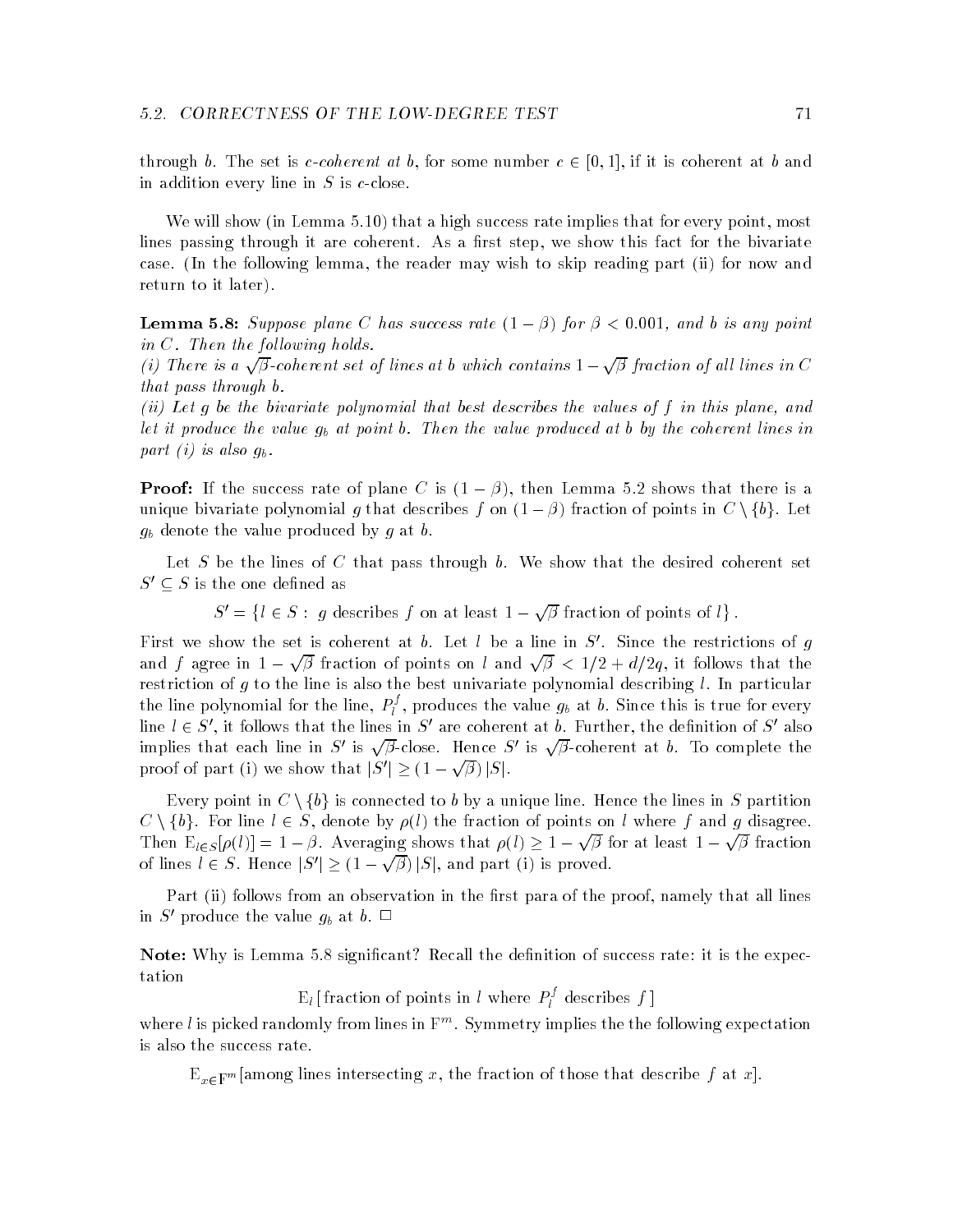through $b$. The set is *$c$-coherent at $b$*, for some number $c \in [0, 1]$, if it is coherent at $b$ and in addition every line in $S$ is $c$-close.

We will show (in Lemma 5.10) that a high success rate implies that for every point, most lines passing through it are coherent. As a first step, we show this fact for the bivariate case. (In the following lemma, the reader may wish to skip reading part (ii) for now and return to it later).

**Lemma 5.8:** *Suppose plane $C$ has success rate $(1-\beta)$ for $\beta < 0.001$, and $b$ is any point in $C$. Then the following holds.*
*(i) There is a $\sqrt{\beta}$-coherent set of lines at $b$ which contains $1-\sqrt{\beta}$ fraction of all lines in $C$ that pass through $b$.*
*(ii) Let $g$ be the bivariate polynomial that best describes the values of $f$ in this plane, and let it produce the value $g_b$ at point $b$. Then the value produced at $b$ by the coherent lines in part (i) is also $g_b$.*

**Proof:** If the success rate of plane $C$ is $(1-\beta)$, then Lemma 5.2 shows that there is a unique bivariate polynomial $g$ that describes $f$ on $(1-\beta)$ fraction of points in $C \setminus \{b\}$. Let $g_b$ denote the value produced by $g$ at $b$.

Let $S$ be the lines of $C$ that pass through $b$. We show that the desired coherent set $S' \subseteq S$ is the one defined as

$$S' = \left\{ l \in S : \ g \text{ describes } f \text{ on at least } 1-\sqrt{\beta} \text{ fraction of points of } l \right\}.$$

First we show the set is coherent at $b$. Let $l$ be a line in $S'$. Since the restrictions of $g$ and $f$ agree in $1-\sqrt{\beta}$ fraction of points on $l$ and $\sqrt{\beta} < 1/2 + d/2q$, it follows that the restriction of $g$ to the line is also the best univariate polynomial describing $l$. In particular the line polynomial for the line, $P_l^f$, produces the value $g_b$ at $b$. Since this is true for every line $l \in S'$, it follows that the lines in $S'$ are coherent at $b$. Further, the definition of $S'$ also implies that each line in $S'$ is $\sqrt{\beta}$-close. Hence $S'$ is $\sqrt{\beta}$-coherent at $b$. To complete the proof of part (i) we show that $|S'| \geq (1-\sqrt{\beta})\,|S|$.

Every point in $C \setminus \{b\}$ is connected to $b$ by a unique line. Hence the lines in $S$ partition $C \setminus \{b\}$. For line $l \in S$, denote by $\rho(l)$ the fraction of points on $l$ where $f$ and $g$ disagree. Then $\mathrm{E}_{l \in S}[\rho(l)] = 1-\beta$. Averaging shows that $\rho(l) \geq 1-\sqrt{\beta}$ for at least $1-\sqrt{\beta}$ fraction of lines $l \in S$. Hence $|S'| \geq (1-\sqrt{\beta})\,|S|$, and part (i) is proved.

Part (ii) follows from an observation in the first para of the proof, namely that all lines in $S'$ produce the value $g_b$ at $b$. $\Box$

**Note:** Why is Lemma 5.8 significant? Recall the definition of success rate: it is the expectation

$$\mathrm{E}_l \left[ \text{fraction of points in } l \text{ where } P_l^f \text{ describes } f \right]$$

where $l$ is picked randomly from lines in $\mathrm{F}^m$. Symmetry implies the the following expectation is also the success rate.

$$\mathrm{E}_{x \in \mathrm{F}^m}[\text{among lines intersecting } x, \text{ the fraction of those that describe } f \text{ at } x].$$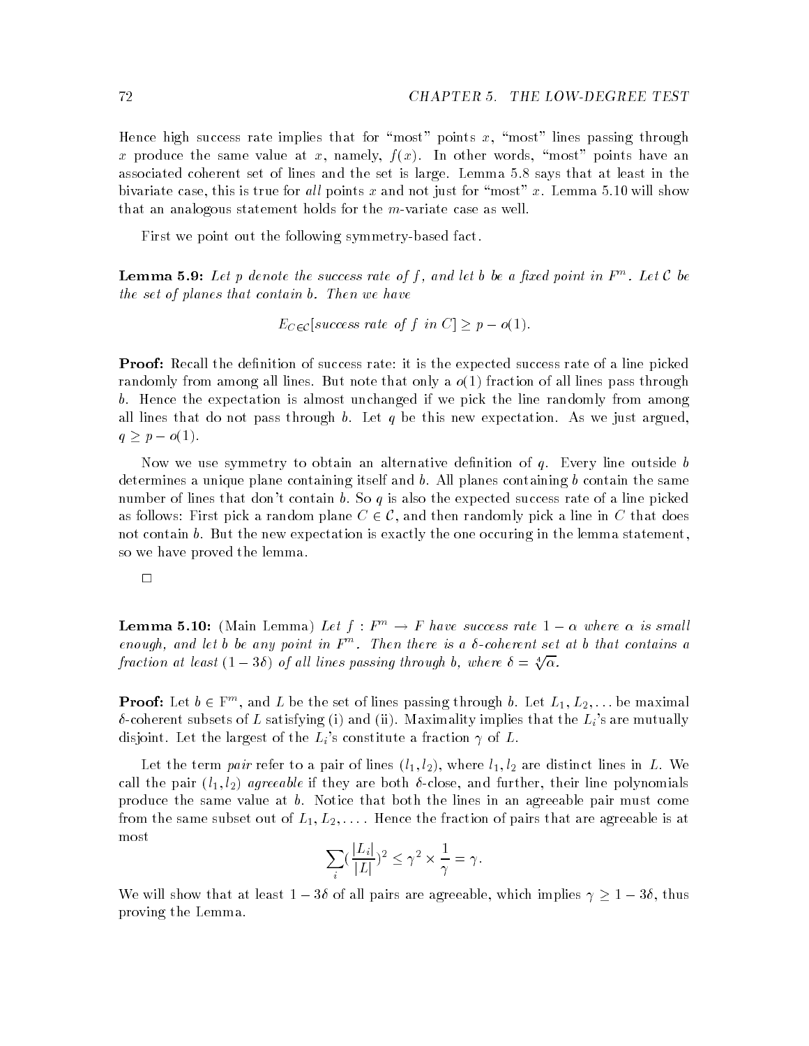Hence high success rate implies that for "most" points $x$, "most" lines passing through $x$ produce the same value at $x$, namely, $f(x)$. In other words, "most" points have an associated coherent set of lines and the set is large. Lemma 5.8 says that at least in the bivariate case, this is true for *all* points $x$ and not just for "most" $x$. Lemma 5.10 will show that an analogous statement holds for the $m$-variate case as well.

First we point out the following symmetry-based fact.

**Lemma 5.9:** *Let $p$ denote the success rate of $f$, and let $b$ be a fixed point in $F^m$. Let $\mathcal{C}$ be the set of planes that contain $b$. Then we have*

$$E_{C \in \mathcal{C}}[\textit{success rate of } f \textit{ in } C] \geq p - o(1).$$

**Proof:** Recall the definition of success rate: it is the expected success rate of a line picked randomly from among all lines. But note that only a $o(1)$ fraction of all lines pass through $b$. Hence the expectation is almost unchanged if we pick the line randomly from among all lines that do not pass through $b$. Let $q$ be this new expectation. As we just argued, $q \geq p - o(1)$.

Now we use symmetry to obtain an alternative definition of $q$. Every line outside $b$ determines a unique plane containing itself and $b$. All planes containing $b$ contain the same number of lines that don't contain $b$. So $q$ is also the expected success rate of a line picked as follows: First pick a random plane $C \in \mathcal{C}$, and then randomly pick a line in $C$ that does not contain $b$. But the new expectation is exactly the one occuring in the lemma statement, so we have proved the lemma.

□

**Lemma 5.10:** (Main Lemma) *Let $f : F^m \to F$ have success rate $1 - \alpha$ where $\alpha$ is small enough, and let $b$ be any point in $F^m$. Then there is a $\delta$-coherent set at $b$ that contains a fraction at least $(1 - 3\delta)$ of all lines passing through $b$, where $\delta = \sqrt[4]{\alpha}$.*

**Proof:** Let $b \in \mathrm{F}^m$, and $L$ be the set of lines passing through $b$. Let $L_1, L_2, \ldots$ be maximal $\delta$-coherent subsets of $L$ satisfying (i) and (ii). Maximality implies that the $L_i$'s are mutually disjoint. Let the largest of the $L_i$'s constitute a fraction $\gamma$ of $L$.

Let the term *pair* refer to a pair of lines $(l_1, l_2)$, where $l_1, l_2$ are distinct lines in $L$. We call the pair $(l_1, l_2)$ *agreeable* if they are both $\delta$-close, and further, their line polynomials produce the same value at $b$. Notice that both the lines in an agreeable pair must come from the same subset out of $L_1, L_2, \ldots$. Hence the fraction of pairs that are agreeable is at most

$$\sum_i \left(\frac{|L_i|}{|L|}\right)^2 \leq \gamma^2 \times \frac{1}{\gamma} = \gamma.$$

We will show that at least $1 - 3\delta$ of all pairs are agreeable, which implies $\gamma \geq 1 - 3\delta$, thus proving the Lemma.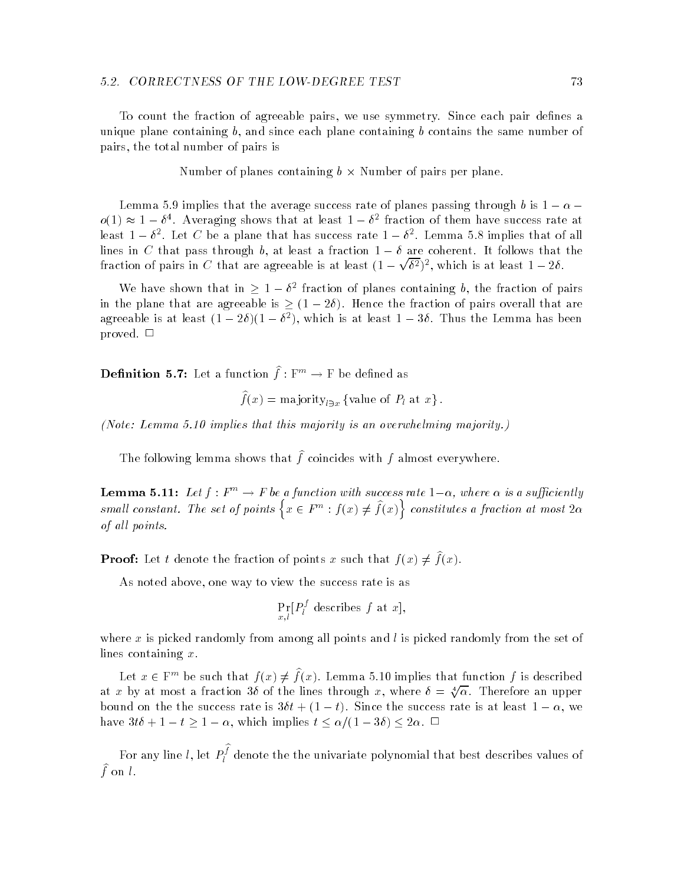To count the fraction of agreeable pairs, we use symmetry. Since each pair defines a unique plane containing $b$, and since each plane containing $b$ contains the same number of pairs, the total number of pairs is

$$\text{Number of planes containing } b \times \text{Number of pairs per plane.}$$

Lemma 5.9 implies that the average success rate of planes passing through $b$ is $1 - \alpha - o(1) \approx 1 - \delta^4$. Averaging shows that at least $1 - \delta^2$ fraction of them have success rate at least $1 - \delta^2$. Let $C$ be a plane that has success rate $1 - \delta^2$. Lemma 5.8 implies that of all lines in $C$ that pass through $b$, at least a fraction $1 - \delta$ are coherent. It follows that the fraction of pairs in $C$ that are agreeable is at least $(1 - \sqrt{\delta^2})^2$, which is at least $1 - 2\delta$.

We have shown that in $\geq 1 - \delta^2$ fraction of planes containing $b$, the fraction of pairs in the plane that are agreeable is $\geq (1 - 2\delta)$. Hence the fraction of pairs overall that are agreeable is at least $(1 - 2\delta)(1 - \delta^2)$, which is at least $1 - 3\delta$. Thus the Lemma has been proved. $\square$

**Definition 5.7:** Let a function $\widehat{f} : \mathrm{F}^m \to \mathrm{F}$ be defined as

$$\widehat{f}(x) = \text{majority}_{l \ni x} \left\{ \text{value of } P_l \text{ at } x \right\}.$$

*(Note: Lemma 5.10 implies that this majority is an overwhelming majority.)*

The following lemma shows that $\widehat{f}$ coincides with $f$ almost everywhere.

**Lemma 5.11:** *Let $f : F^m \to F$ be a function with success rate $1-\alpha$, where $\alpha$ is a sufficiently small constant. The set of points $\left\{ x \in F^m : f(x) \neq \widehat{f}(x) \right\}$ constitutes a fraction at most $2\alpha$ of all points.*

**Proof:** Let $t$ denote the fraction of points $x$ such that $f(x) \neq \widehat{f}(x)$.

As noted above, one way to view the success rate is as

$$\Pr_{x,l}[P_l^f \text{ describes } f \text{ at } x],$$

where $x$ is picked randomly from among all points and $l$ is picked randomly from the set of lines containing $x$.

Let $x \in \mathrm{F}^m$ be such that $f(x) \neq \widehat{f}(x)$. Lemma 5.10 implies that function $f$ is described at $x$ by at most a fraction $3\delta$ of the lines through $x$, where $\delta = \sqrt[4]{\alpha}$. Therefore an upper bound on the the success rate is $3\delta t + (1 - t)$. Since the success rate is at least $1 - \alpha$, we have $3t\delta + 1 - t \geq 1 - \alpha$, which implies $t \leq \alpha/(1 - 3\delta) \leq 2\alpha$. $\square$

For any line $l$, let $P_l^{\widehat{f}}$ denote the the univariate polynomial that best describes values of $\widehat{f}$ on $l$.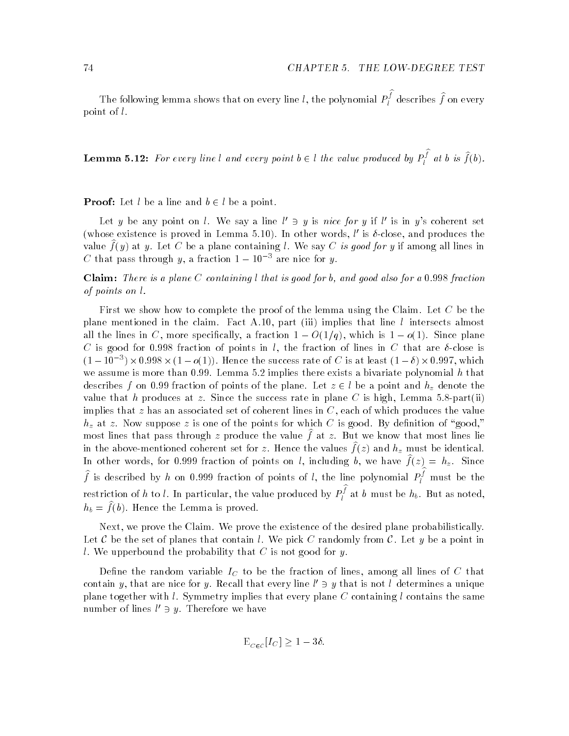The following lemma shows that on every line $l$, the polynomial $P_l^{\hat{f}}$ describes $\hat{f}$ on every point of $l$.

**Lemma 5.12:** *For every line $l$ and every point $b \in l$ the value produced by $P_l^{\hat{f}}$ at $b$ is $\hat{f}(b)$.*

**Proof:** Let $l$ be a line and $b \in l$ be a point.

Let $y$ be any point on $l$. We say a line $l' \ni y$ is *nice for* $y$ if $l'$ is in $y$'s coherent set (whose existence is proved in Lemma 5.10). In other words, $l'$ is $\delta$-close, and produces the value $\hat{f}(y)$ at $y$. Let $C$ be a plane containing $l$. We say $C$ *is good for* $y$ if among all lines in $C$ that pass through $y$, a fraction $1 - 10^{-3}$ are nice for $y$.

**Claim:** *There is a plane $C$ containing $l$ that is good for $b$, and good also for a $0.998$ fraction of points on $l$.*

First we show how to complete the proof of the lemma using the Claim. Let $C$ be the plane mentioned in the claim. Fact A.10, part (iii) implies that line $l$ intersects almost all the lines in $C$, more specifically, a fraction $1 - O(1/q)$, which is $1 - o(1)$. Since plane $C$ is good for $0.998$ fraction of points in $l$, the fraction of lines in $C$ that are $\delta$-close is $(1 - 10^{-3}) \times 0.998 \times (1 - o(1))$. Hence the success rate of $C$ is at least $(1 - \delta) \times 0.997$, which we assume is more than $0.99$. Lemma 5.2 implies there exists a bivariate polynomial $h$ that describes $f$ on $0.99$ fraction of points of the plane. Let $z \in l$ be a point and $h_z$ denote the value that $h$ produces at $z$. Since the success rate in plane $C$ is high, Lemma 5.8-part(ii) implies that $z$ has an associated set of coherent lines in $C$, each of which produces the value $h_z$ at $z$. Now suppose $z$ is one of the points for which $C$ is good. By definition of "good," most lines that pass through $z$ produce the value $\hat{f}$ at $z$. But we know that most lines lie in the above-mentioned coherent set for $z$. Hence the values $\hat{f}(z)$ and $h_z$ must be identical. In other words, for $0.999$ fraction of points on $l$, including $b$, we have $\hat{f}(z) = h_z$. Since $\hat{f}$ is described by $h$ on $0.999$ fraction of points of $l$, the line polynomial $P_l^{\hat{f}}$ must be the restriction of $h$ to $l$. In particular, the value produced by $P_l^{\hat{f}}$ at $b$ must be $h_b$. But as noted, $h_b = \hat{f}(b)$. Hence the Lemma is proved.

Next, we prove the Claim. We prove the existence of the desired plane probabilistically. Let $\mathcal{C}$ be the set of planes that contain $l$. We pick $C$ randomly from $\mathcal{C}$. Let $y$ be a point in $l$. We upperbound the probability that $C$ is not good for $y$.

Define the random variable $I_C$ to be the fraction of lines, among all lines of $C$ that contain $y$, that are nice for $y$. Recall that every line $l' \ni y$ that is not $l$ determines a unique plane together with $l$. Symmetry implies that every plane $C$ containing $l$ contains the same number of lines $l' \ni y$. Therefore we have

$$\mathrm{E}_{C \in \mathcal{C}}[I_C] \geq 1 - 3\delta.$$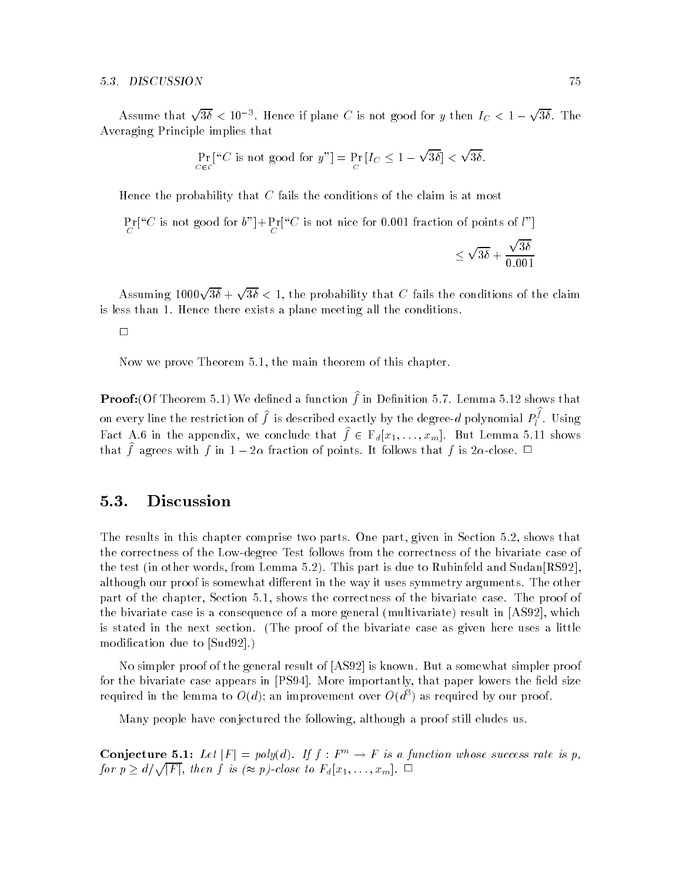Assume that $\sqrt{3\delta} < 10^{-3}$. Hence if plane $C$ is not good for $y$ then $I_C < 1 - \sqrt{3\delta}$. The Averaging Principle implies that

$$\Pr_{C \in \mathcal{C}}[\text{"}C \text{ is not good for } y\text{"}] = \Pr_{C}[I_C \leq 1 - \sqrt{3\delta}] < \sqrt{3\delta}.$$

Hence the probability that $C$ fails the conditions of the claim is at most

$$\Pr_{C}[\text{"}C \text{ is not good for } b\text{"}] + \Pr_{C}[\text{"}C \text{ is not nice for } 0.001 \text{ fraction of points of } l\text{"}]$$

$$\leq \sqrt{3\delta} + \frac{\sqrt{3\delta}}{0.001}$$

Assuming $1000\sqrt{3\delta} + \sqrt{3\delta} < 1$, the probability that $C$ fails the conditions of the claim is less than 1. Hence there exists a plane meeting all the conditions.

□

Now we prove Theorem 5.1, the main theorem of this chapter.

**Proof:**(Of Theorem 5.1) We defined a function $\hat{f}$ in Definition 5.7. Lemma 5.12 shows that on every line the restriction of $\hat{f}$ is described exactly by the degree-$d$ polynomial $P_l^{\hat{f}}$. Using Fact A.6 in the appendix, we conclude that $\hat{f} \in \mathrm{F}_d[x_1, \ldots, x_m]$. But Lemma 5.11 shows that $\hat{f}$ agrees with $f$ in $1 - 2\alpha$ fraction of points. It follows that $f$ is $2\alpha$-close. □

## 5.3. Discussion

The results in this chapter comprise two parts. One part, given in Section 5.2, shows that the correctness of the Low-degree Test follows from the correctness of the bivariate case of the test (in other words, from Lemma 5.2). This part is due to Rubinfeld and Sudan[RS92], although our proof is somewhat different in the way it uses symmetry arguments. The other part of the chapter, Section 5.1, shows the correctness of the bivariate case. The proof of the bivariate case is a consequence of a more general (multivariate) result in [AS92], which is stated in the next section. (The proof of the bivariate case as given here uses a little modification due to [Sud92].)

No simpler proof of the general result of [AS92] is known. But a somewhat simpler proof for the bivariate case appears in [PS94]. More importantly, that paper lowers the field size required in the lemma to $O(d)$; an improvement over $O(d^3)$ as required by our proof.

Many people have conjectured the following, although a proof still eludes us.

**Conjecture 5.1:** *Let $|F| = poly(d)$. If $f : F^m \rightarrow F$ is a function whose success rate is $p$, for $p \geq d/\sqrt{|F|}$, then $f$ is ($\approx p$)-close to $F_d[x_1, \ldots, x_m]$.* □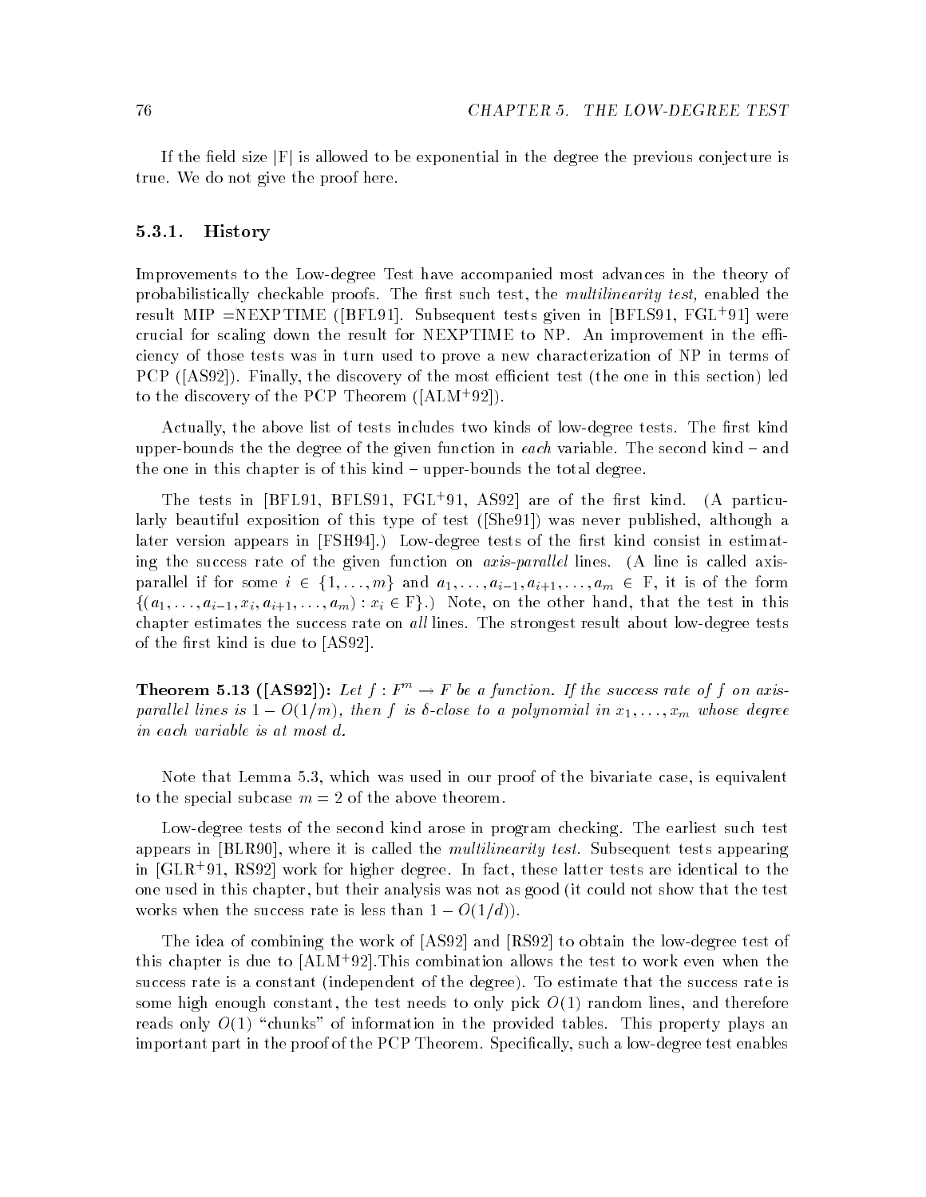If the field size $|F|$ is allowed to be exponential in the degree the previous conjecture is true. We do not give the proof here.

### 5.3.1. History

Improvements to the Low-degree Test have accompanied most advances in the theory of probabilistically checkable proofs. The first such test, the *multilinearity test,* enabled the result MIP =NEXPTIME ([BFL91]. Subsequent tests given in [BFLS91, FGL+91] were crucial for scaling down the result for NEXPTIME to NP. An improvement in the efficiency of those tests was in turn used to prove a new characterization of NP in terms of PCP ([AS92]). Finally, the discovery of the most efficient test (the one in this section) led to the discovery of the PCP Theorem ([ALM+92]).

Actually, the above list of tests includes two kinds of low-degree tests. The first kind upper-bounds the the degree of the given function in *each* variable. The second kind – and the one in this chapter is of this kind – upper-bounds the total degree.

The tests in [BFL91, BFLS91, FGL+91, AS92] are of the first kind. (A particularly beautiful exposition of this type of test ([She91]) was never published, although a later version appears in [FSH94].) Low-degree tests of the first kind consist in estimating the success rate of the given function on *axis-parallel* lines. (A line is called axis-parallel if for some $i \in \{1, \ldots, m\}$ and $a_1, \ldots, a_{i-1}, a_{i+1}, \ldots, a_m \in F$, it is of the form $\{(a_1, \ldots, a_{i-1}, x_i, a_{i+1}, \ldots, a_m) : x_i \in F\}$.) Note, on the other hand, that the test in this chapter estimates the success rate on *all* lines. The strongest result about low-degree tests of the first kind is due to [AS92].

**Theorem 5.13 ([AS92]):** *Let $f : F^m \to F$ be a function. If the success rate of $f$ on axis-parallel lines is $1 - O(1/m)$, then $f$ is $\delta$-close to a polynomial in $x_1, \ldots, x_m$ whose degree in each variable is at most $d$.*

Note that Lemma 5.3, which was used in our proof of the bivariate case, is equivalent to the special subcase $m = 2$ of the above theorem.

Low-degree tests of the second kind arose in program checking. The earliest such test appears in [BLR90], where it is called the *multilinearity test*. Subsequent tests appearing in [GLR+91, RS92] work for higher degree. In fact, these latter tests are identical to the one used in this chapter, but their analysis was not as good (it could not show that the test works when the success rate is less than $1 - O(1/d)$).

The idea of combining the work of [AS92] and [RS92] to obtain the low-degree test of this chapter is due to [ALM+92].This combination allows the test to work even when the success rate is a constant (independent of the degree). To estimate that the success rate is some high enough constant, the test needs to only pick $O(1)$ random lines, and therefore reads only $O(1)$ "chunks" of information in the provided tables. This property plays an important part in the proof of the PCP Theorem. Specifically, such a low-degree test enables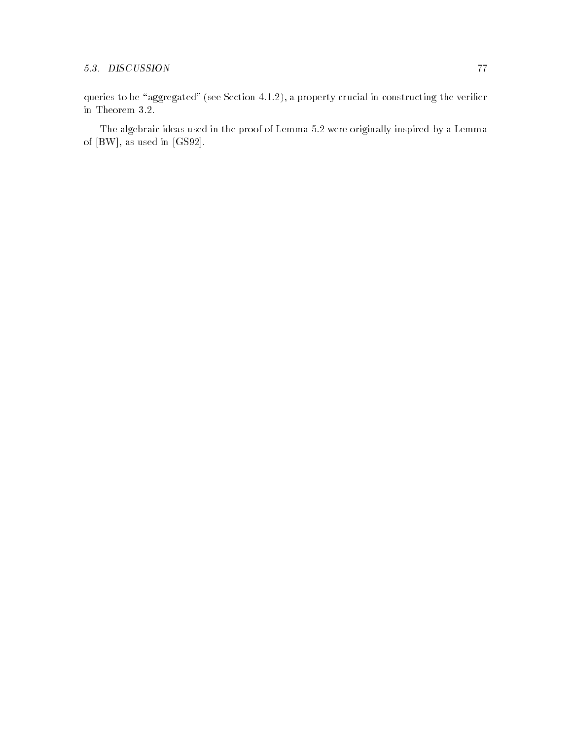queries to be "aggregated" (see Section 4.1.2), a property crucial in constructing the verifier in Theorem 3.2.

The algebraic ideas used in the proof of Lemma 5.2 were originally inspired by a Lemma of [BW], as used in [GS92].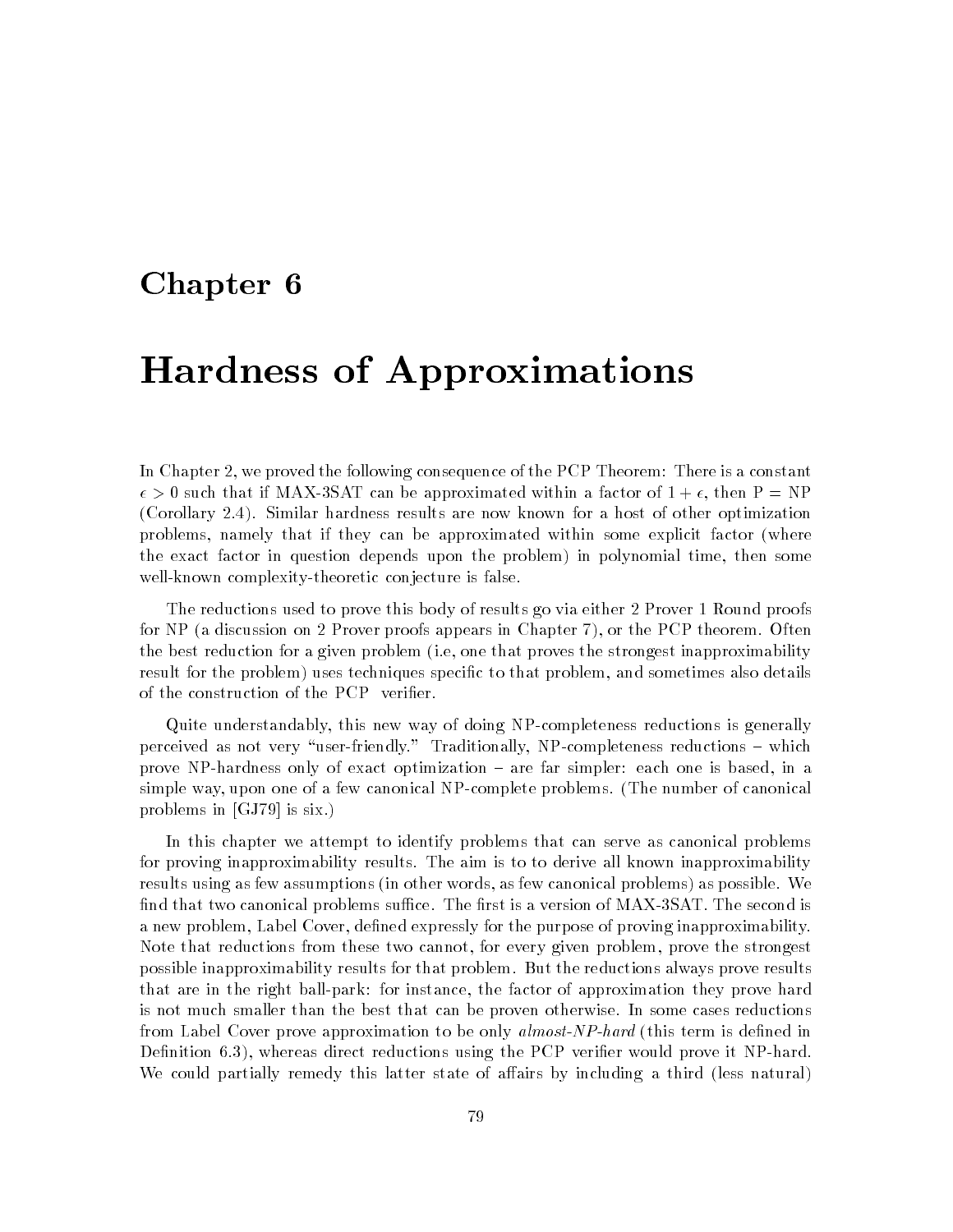# Chapter 6

# Hardness of Approximations

In Chapter 2, we proved the following consequence of the PCP Theorem: There is a constant $\epsilon > 0$ such that if MAX-3SAT can be approximated within a factor of $1 + \epsilon$, then P = NP (Corollary 2.4). Similar hardness results are now known for a host of other optimization problems, namely that if they can be approximated within some explicit factor (where the exact factor in question depends upon the problem) in polynomial time, then some well-known complexity-theoretic conjecture is false.

The reductions used to prove this body of results go via either 2 Prover 1 Round proofs for NP (a discussion on 2 Prover proofs appears in Chapter 7), or the PCP theorem. Often the best reduction for a given problem (i.e, one that proves the strongest inapproximability result for the problem) uses techniques specific to that problem, and sometimes also details of the construction of the PCP verifier.

Quite understandably, this new way of doing NP-completeness reductions is generally perceived as not very "user-friendly." Traditionally, NP-completeness reductions – which prove NP-hardness only of exact optimization – are far simpler: each one is based, in a simple way, upon one of a few canonical NP-complete problems. (The number of canonical problems in [GJ79] is six.)

In this chapter we attempt to identify problems that can serve as canonical problems for proving inapproximability results. The aim is to to derive all known inapproximability results using as few assumptions (in other words, as few canonical problems) as possible. We find that two canonical problems suffice. The first is a version of MAX-3SAT. The second is a new problem, Label Cover, defined expressly for the purpose of proving inapproximability. Note that reductions from these two cannot, for every given problem, prove the strongest possible inapproximability results for that problem. But the reductions always prove results that are in the right ball-park: for instance, the factor of approximation they prove hard is not much smaller than the best that can be proven otherwise. In some cases reductions from Label Cover prove approximation to be only *almost-NP-hard* (this term is defined in Definition 6.3), whereas direct reductions using the PCP verifier would prove it NP-hard. We could partially remedy this latter state of affairs by including a third (less natural)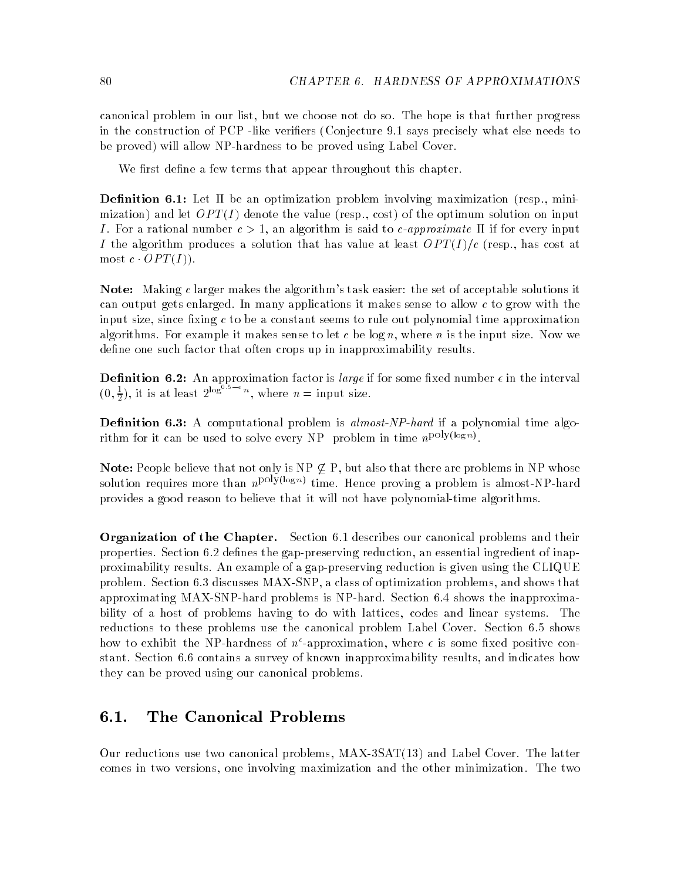canonical problem in our list, but we choose not do so. The hope is that further progress in the construction of PCP -like verifiers (Conjecture 9.1 says precisely what else needs to be proved) will allow NP-hardness to be proved using Label Cover.

We first define a few terms that appear throughout this chapter.

**Definition 6.1:** Let $\Pi$ be an optimization problem involving maximization (resp., minimization) and let $OPT(I)$ denote the value (resp., cost) of the optimum solution on input $I$. For a rational number $c > 1$, an algorithm is said to *c-approximate* $\Pi$ if for every input $I$ the algorithm produces a solution that has value at least $OPT(I)/c$ (resp., has cost at most $c \cdot OPT(I)$).

**Note:** Making $c$ larger makes the algorithm's task easier: the set of acceptable solutions it can output gets enlarged. In many applications it makes sense to allow $c$ to grow with the input size, since fixing $c$ to be a constant seems to rule out polynomial time approximation algorithms. For example it makes sense to let $c$ be $\log n$, where $n$ is the input size. Now we define one such factor that often crops up in inapproximability results.

**Definition 6.2:** An approximation factor is *large* if for some fixed number $\epsilon$ in the interval $(0, \frac{1}{2})$, it is at least $2^{\log^{0.5-\epsilon} n}$, where $n$ = input size.

**Definition 6.3:** A computational problem is *almost-NP-hard* if a polynomial time algorithm for it can be used to solve every NP problem in time $n^{\text{poly}(\log n)}$.

**Note:** People believe that not only is NP $\not\subseteq$ P, but also that there are problems in NP whose solution requires more than $n^{\text{poly}(\log n)}$ time. Hence proving a problem is almost-NP-hard provides a good reason to believe that it will not have polynomial-time algorithms.

**Organization of the Chapter.** Section 6.1 describes our canonical problems and their properties. Section 6.2 defines the gap-preserving reduction, an essential ingredient of inapproximability results. An example of a gap-preserving reduction is given using the CLIQUE problem. Section 6.3 discusses MAX-SNP, a class of optimization problems, and shows that approximating MAX-SNP-hard problems is NP-hard. Section 6.4 shows the inapproximability of a host of problems having to do with lattices, codes and linear systems. The reductions to these problems use the canonical problem Label Cover. Section 6.5 shows how to exhibit the NP-hardness of $n^{\epsilon}$-approximation, where $\epsilon$ is some fixed positive constant. Section 6.6 contains a survey of known inapproximability results, and indicates how they can be proved using our canonical problems.

## 6.1. The Canonical Problems

Our reductions use two canonical problems, MAX-3SAT(13) and Label Cover. The latter comes in two versions, one involving maximization and the other minimization. The two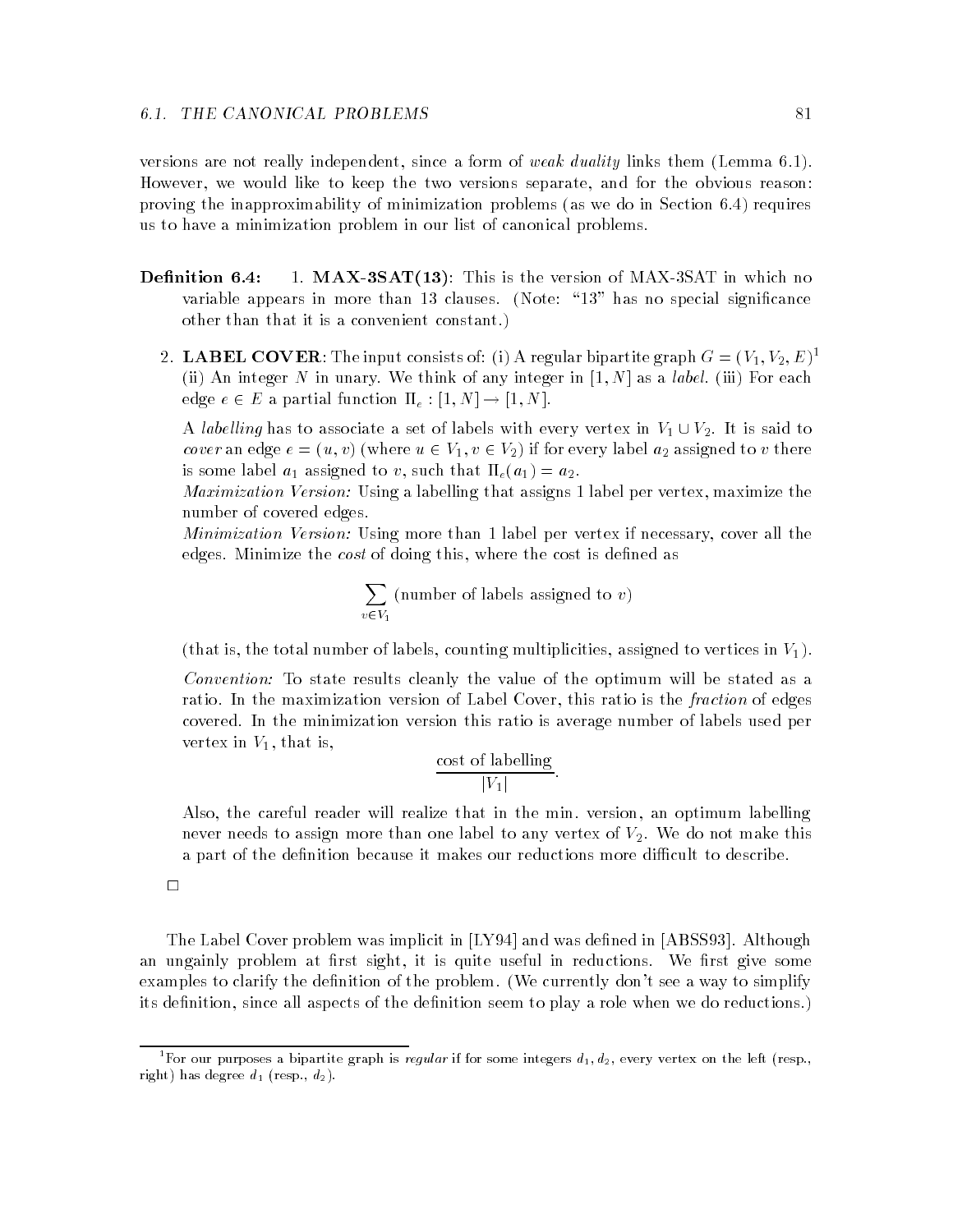versions are not really independent, since a form of *weak duality* links them (Lemma 6.1). However, we would like to keep the two versions separate, and for the obvious reason: proving the inapproximability of minimization problems (as we do in Section 6.4) requires us to have a minimization problem in our list of canonical problems.

**Definition 6.4:**

1. **MAX-3SAT(13)**: This is the version of MAX-3SAT in which no variable appears in more than 13 clauses. (Note: "13" has no special significance other than that it is a convenient constant.)

2. **LABEL COVER**: The input consists of: (i) A regular bipartite graph $G = (V_1, V_2, E)$[1] (ii) An integer $N$ in unary. We think of any integer in $[1, N]$ as a *label*. (iii) For each edge $e \in E$ a partial function $\Pi_e : [1, N] \to [1, N]$.

   A *labelling* has to associate a set of labels with every vertex in $V_1 \cup V_2$. It is said to *cover* an edge $e = (u, v)$ (where $u \in V_1, v \in V_2$) if for every label $a_2$ assigned to $v$ there is some label $a_1$ assigned to $v$, such that $\Pi_e(a_1) = a_2$.

   *Maximization Version:* Using a labelling that assigns 1 label per vertex, maximize the number of covered edges.

   *Minimization Version:* Using more than 1 label per vertex if necessary, cover all the edges. Minimize the *cost* of doing this, where the cost is defined as

   $$\sum_{v \in V_1} (\text{number of labels assigned to } v)$$

   (that is, the total number of labels, counting multiplicities, assigned to vertices in $V_1$).

   *Convention:* To state results cleanly the value of the optimum will be stated as a ratio. In the maximization version of Label Cover, this ratio is the *fraction* of edges covered. In the minimization version this ratio is average number of labels used per vertex in $V_1$, that is,

   $$\frac{\text{cost of labelling}}{|V_1|}.$$

   Also, the careful reader will realize that in the min. version, an optimum labelling never needs to assign more than one label to any vertex of $V_2$. We do not make this a part of the definition because it makes our reductions more difficult to describe.

□

The Label Cover problem was implicit in [LY94] and was defined in [ABSS93]. Although an ungainly problem at first sight, it is quite useful in reductions. We first give some examples to clarify the definition of the problem. (We currently don't see a way to simplify its definition, since all aspects of the definition seem to play a role when we do reductions.)

[1] For our purposes a bipartite graph is *regular* if for some integers $d_1, d_2$, every vertex on the left (resp., right) has degree $d_1$ (resp., $d_2$).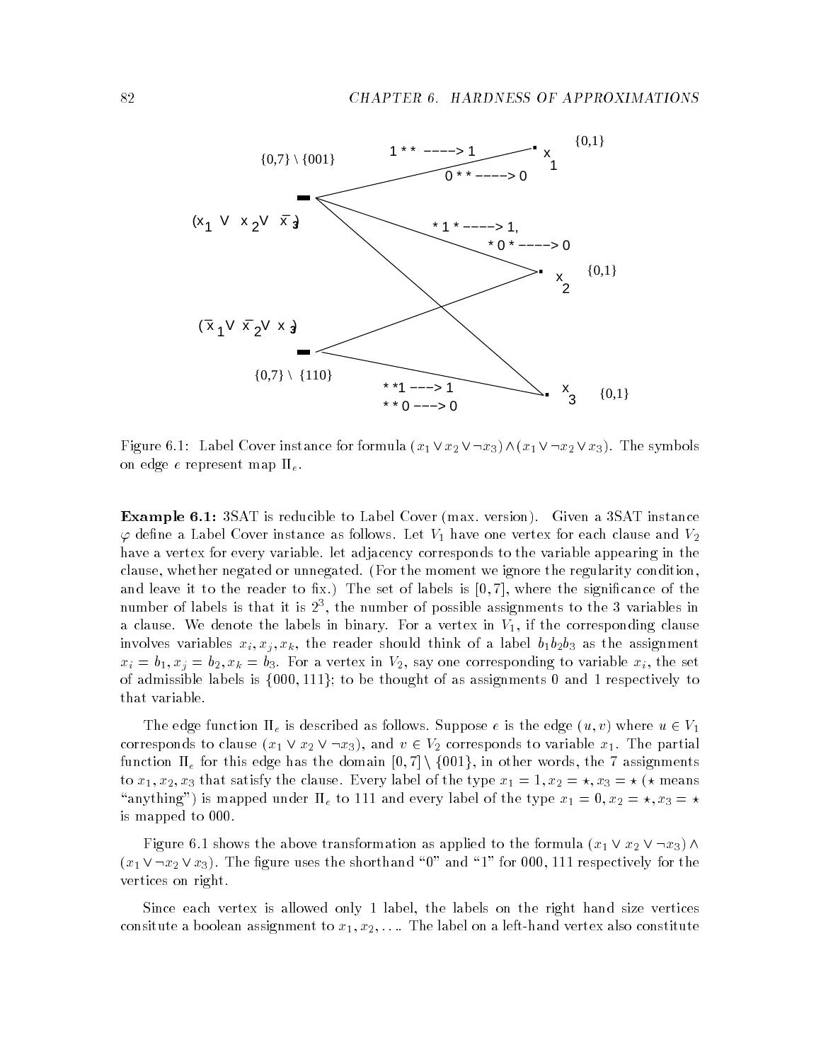Figure 6.1: Label Cover instance for formula $(x_1 \vee x_2 \vee \neg x_3) \wedge (x_1 \vee \neg x_2 \vee x_3)$. The symbols on edge $e$ represent map $\Pi_e$.

**Example 6.1:** 3SAT is reducible to Label Cover (max. version). Given a 3SAT instance $\varphi$ define a Label Cover instance as follows. Let $V_1$ have one vertex for each clause and $V_2$ have a vertex for every variable. let adjacency corresponds to the variable appearing in the clause, whether negated or unnegated. (For the moment we ignore the regularity condition, and leave it to the reader to fix.) The set of labels is $[0, 7]$, where the significance of the number of labels is that it is $2^3$, the number of possible assignments to the 3 variables in a clause. We denote the labels in binary. For a vertex in $V_1$, if the corresponding clause involves variables $x_i, x_j, x_k$, the reader should think of a label $b_1b_2b_3$ as the assignment $x_i = b_1, x_j = b_2, x_k = b_3$. For a vertex in $V_2$, say one corresponding to variable $x_i$, the set of admissible labels is $\{000, 111\}$; to be thought of as assignments 0 and 1 respectively to that variable.

The edge function $\Pi_e$ is described as follows. Suppose $e$ is the edge $(u, v)$ where $u \in V_1$ corresponds to clause $(x_1 \vee x_2 \vee \neg x_3)$, and $v \in V_2$ corresponds to variable $x_1$. The partial function $\Pi_e$ for this edge has the domain $[0, 7] \setminus \{001\}$, in other words, the 7 assignments to $x_1, x_2, x_3$ that satisfy the clause. Every label of the type $x_1 = 1, x_2 = \star, x_3 = \star$ ($\star$ means "anything") is mapped under $\Pi_e$ to 111 and every label of the type $x_1 = 0, x_2 = \star, x_3 = \star$ is mapped to 000.

Figure 6.1 shows the above transformation as applied to the formula $(x_1 \vee x_2 \vee \neg x_3) \wedge (x_1 \vee \neg x_2 \vee x_3)$. The figure uses the shorthand "0" and "1" for 000, 111 respectively for the vertices on right.

Since each vertex is allowed only 1 label, the labels on the right hand size vertices consitute a boolean assignment to $x_1, x_2, \ldots$. The label on a left-hand vertex also constitute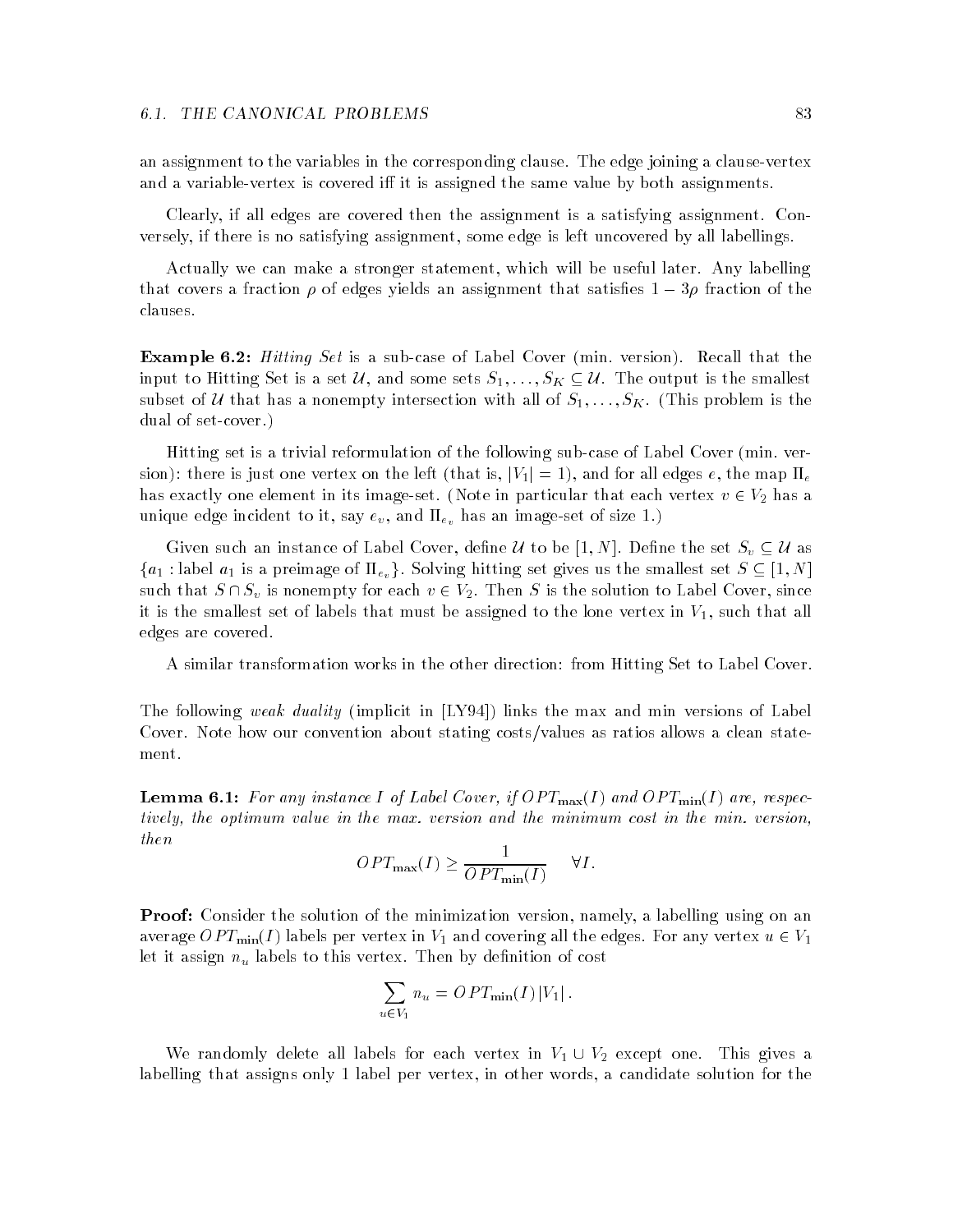an assignment to the variables in the corresponding clause. The edge joining a clause-vertex and a variable-vertex is covered iff it is assigned the same value by both assignments.

Clearly, if all edges are covered then the assignment is a satisfying assignment. Conversely, if there is no satisfying assignment, some edge is left uncovered by all labellings.

Actually we can make a stronger statement, which will be useful later. Any labelling that covers a fraction $\rho$ of edges yields an assignment that satisfies $1 - 3\rho$ fraction of the clauses.

**Example 6.2:** *Hitting Set* is a sub-case of Label Cover (min. version). Recall that the input to Hitting Set is a set $\mathcal{U}$, and some sets $S_1, \ldots, S_K \subseteq \mathcal{U}$. The output is the smallest subset of $\mathcal{U}$ that has a nonempty intersection with all of $S_1, \ldots, S_K$. (This problem is the dual of set-cover.)

Hitting set is a trivial reformulation of the following sub-case of Label Cover (min. version): there is just one vertex on the left (that is, $|V_1| = 1$), and for all edges $e$, the map $\Pi_e$ has exactly one element in its image-set. (Note in particular that each vertex $v \in V_2$ has a unique edge incident to it, say $e_v$, and $\Pi_{e_v}$ has an image-set of size 1.)

Given such an instance of Label Cover, define $\mathcal{U}$ to be $[1, N]$. Define the set $S_v \subseteq \mathcal{U}$ as $\{a_1 : \text{label } a_1 \text{ is a preimage of } \Pi_{e_v}\}$. Solving hitting set gives us the smallest set $S \subseteq [1, N]$ such that $S \cap S_v$ is nonempty for each $v \in V_2$. Then $S$ is the solution to Label Cover, since it is the smallest set of labels that must be assigned to the lone vertex in $V_1$, such that all edges are covered.

A similar transformation works in the other direction: from Hitting Set to Label Cover.

The following *weak duality* (implicit in [LY94]) links the max and min versions of Label Cover. Note how our convention about stating costs/values as ratios allows a clean statement.

**Lemma 6.1:** *For any instance $I$ of Label Cover, if $OPT_{\max}(I)$ and $OPT_{\min}(I)$ are, respectively, the optimum value in the max. version and the minimum cost in the min. version, then*

$$OPT_{\max}(I) \geq \frac{1}{OPT_{\min}(I)} \qquad \forall I.$$

**Proof:** Consider the solution of the minimization version, namely, a labelling using on an average $OPT_{\min}(I)$ labels per vertex in $V_1$ and covering all the edges. For any vertex $u \in V_1$ let it assign $n_u$ labels to this vertex. Then by definition of cost

$$\sum_{u \in V_1} n_u = OPT_{\min}(I) \, |V_1| \, .$$

We randomly delete all labels for each vertex in $V_1 \cup V_2$ except one. This gives a labelling that assigns only 1 label per vertex, in other words, a candidate solution for the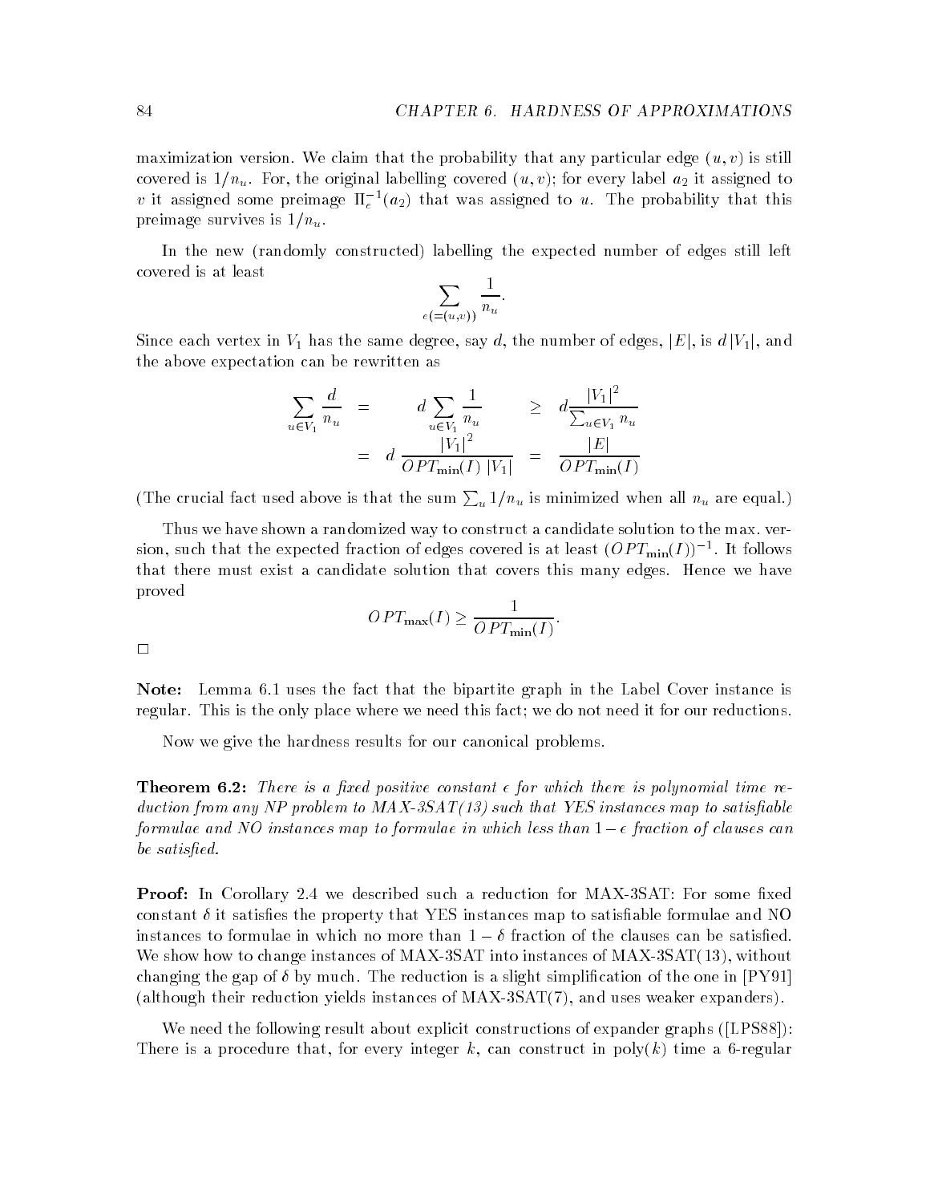maximization version. We claim that the probability that any particular edge $(u, v)$ is still covered is $1/n_u$. For, the original labelling covered $(u, v)$; for every label $a_2$ it assigned to $v$ it assigned some preimage $\Pi_e^{-1}(a_2)$ that was assigned to $u$. The probability that this preimage survives is $1/n_u$.

In the new (randomly constructed) labelling the expected number of edges still left covered is at least

$$\sum_{e(=(u,v))} \frac{1}{n_u}.$$

Since each vertex in $V_1$ has the same degree, say $d$, the number of edges, $|E|$, is $d\,|V_1|$, and the above expectation can be rewritten as

$$\begin{aligned} \sum_{u \in V_1} \frac{d}{n_u} &= d \sum_{u \in V_1} \frac{1}{n_u} \geq d \frac{|V_1|^2}{\sum_{u \in V_1} n_u} \\ &= d\, \frac{|V_1|^2}{OPT_{\min}(I)\;|V_1|} = \frac{|E|}{OPT_{\min}(I)} \end{aligned}$$

(The crucial fact used above is that the sum $\sum_u 1/n_u$ is minimized when all $n_u$ are equal.)

Thus we have shown a randomized way to construct a candidate solution to the max. version, such that the expected fraction of edges covered is at least $(OPT_{\min}(I))^{-1}$. It follows that there must exist a candidate solution that covers this many edges. Hence we have proved

$$OPT_{\max}(I) \geq \frac{1}{OPT_{\min}(I)}.$$

□

**Note:** Lemma 6.1 uses the fact that the bipartite graph in the Label Cover instance is regular. This is the only place where we need this fact; we do not need it for our reductions.

Now we give the hardness results for our canonical problems.

**Theorem 6.2:** *There is a fixed positive constant $\epsilon$ for which there is polynomial time reduction from any NP problem to MAX-3SAT(13) such that YES instances map to satisfiable formulae and NO instances map to formulae in which less than $1-\epsilon$ fraction of clauses can be satisfied.*

**Proof:** In Corollary 2.4 we described such a reduction for MAX-3SAT: For some fixed constant $\delta$ it satisfies the property that YES instances map to satisfiable formulae and NO instances to formulae in which no more than $1-\delta$ fraction of the clauses can be satisfied. We show how to change instances of MAX-3SAT into instances of MAX-3SAT(13), without changing the gap of $\delta$ by much. The reduction is a slight simplification of the one in [PY91] (although their reduction yields instances of MAX-3SAT(7), and uses weaker expanders).

We need the following result about explicit constructions of expander graphs ([LPS88]): There is a procedure that, for every integer $k$, can construct in poly($k$) time a 6-regular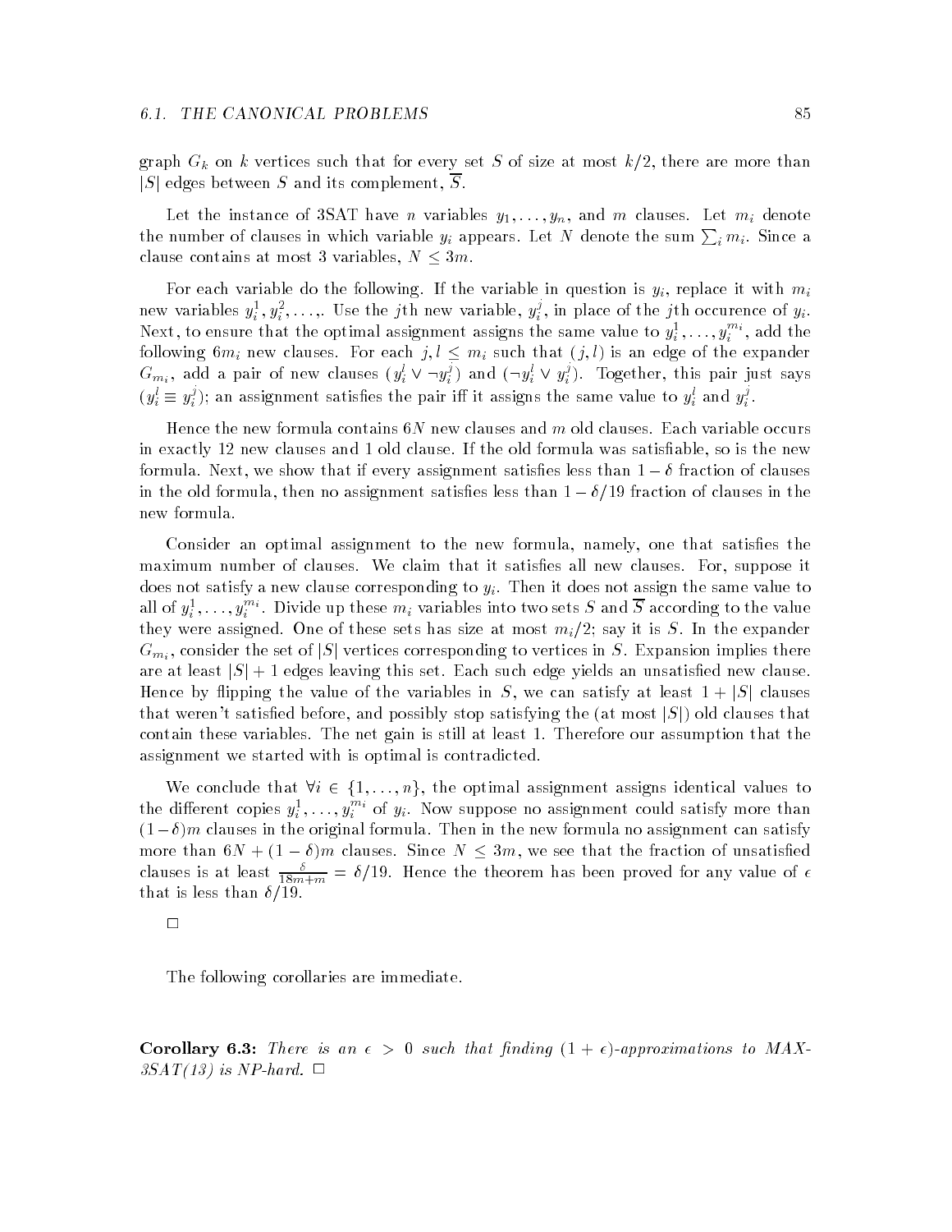graph $G_k$ on $k$ vertices such that for every set $S$ of size at most $k/2$, there are more than $|S|$ edges between $S$ and its complement, $\overline{S}$.

Let the instance of 3SAT have $n$ variables $y_1, \ldots, y_n$, and $m$ clauses. Let $m_i$ denote the number of clauses in which variable $y_i$ appears. Let $N$ denote the sum $\sum_i m_i$. Since a clause contains at most 3 variables, $N \leq 3m$.

For each variable do the following. If the variable in question is $y_i$, replace it with $m_i$ new variables $y_i^1, y_i^2, \ldots,$. Use the $j$th new variable, $y_i^j$, in place of the $j$th occurence of $y_i$. Next, to ensure that the optimal assignment assigns the same value to $y_i^1, \ldots, y_i^{m_i}$, add the following $6m_i$ new clauses. For each $j, l \leq m_i$ such that $(j, l)$ is an edge of the expander $G_{m_i}$, add a pair of new clauses $(y_i^l \vee \neg y_i^j)$ and $(\neg y_i^l \vee y_i^j)$. Together, this pair just says $(y_i^l \equiv y_i^j)$; an assignment satisfies the pair iff it assigns the same value to $y_i^l$ and $y_i^j$.

Hence the new formula contains $6N$ new clauses and $m$ old clauses. Each variable occurs in exactly 12 new clauses and 1 old clause. If the old formula was satisfiable, so is the new formula. Next, we show that if every assignment satisfies less than $1 - \delta$ fraction of clauses in the old formula, then no assignment satisfies less than $1 - \delta/19$ fraction of clauses in the new formula.

Consider an optimal assignment to the new formula, namely, one that satisfies the maximum number of clauses. We claim that it satisfies all new clauses. For, suppose it does not satisfy a new clause corresponding to $y_i$. Then it does not assign the same value to all of $y_i^1, \ldots, y_i^{m_i}$. Divide up these $m_i$ variables into two sets $S$ and $\overline{S}$ according to the value they were assigned. One of these sets has size at most $m_i/2$; say it is $S$. In the expander $G_{m_i}$, consider the set of $|S|$ vertices corresponding to vertices in $S$. Expansion implies there are at least $|S| + 1$ edges leaving this set. Each such edge yields an unsatisfied new clause. Hence by flipping the value of the variables in $S$, we can satisfy at least $1 + |S|$ clauses that weren't satisfied before, and possibly stop satisfying the (at most $|S|$) old clauses that contain these variables. The net gain is still at least 1. Therefore our assumption that the assignment we started with is optimal is contradicted.

We conclude that $\forall i \in \{1, \ldots, n\}$, the optimal assignment assigns identical values to the different copies $y_i^1, \ldots, y_i^{m_i}$ of $y_i$. Now suppose no assignment could satisfy more than $(1 - \delta)m$ clauses in the original formula. Then in the new formula no assignment can satisfy more than $6N + (1 - \delta)m$ clauses. Since $N \leq 3m$, we see that the fraction of unsatisfied clauses is at least $\frac{\delta}{18m+m} = \delta/19$. Hence the theorem has been proved for any value of $\epsilon$ that is less than $\delta/19$.

□

The following corollaries are immediate.

**Corollary 6.3:** *There is an $\epsilon > 0$ such that finding $(1 + \epsilon)$-approximations to MAX-3SAT(13) is NP-hard.* □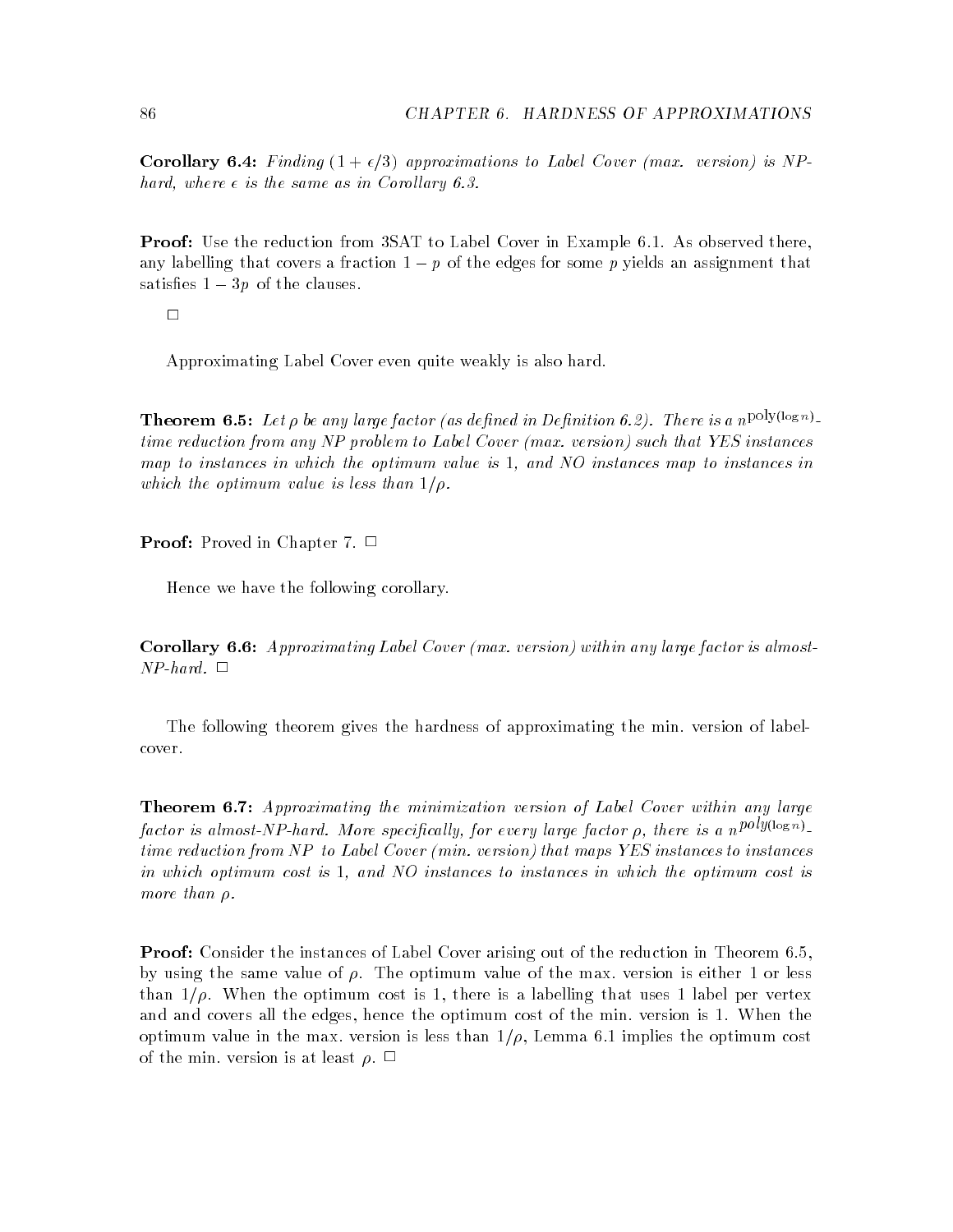**Corollary 6.4:** *Finding $(1 + \epsilon/3)$ approximations to Label Cover (max. version) is NP-hard, where $\epsilon$ is the same as in Corollary 6.3.*

**Proof:** Use the reduction from 3SAT to Label Cover in Example 6.1. As observed there, any labelling that covers a fraction $1 - p$ of the edges for some $p$ yields an assignment that satisfies $1 - 3p$ of the clauses.

□

Approximating Label Cover even quite weakly is also hard.

**Theorem 6.5:** *Let $\rho$ be any large factor (as defined in Definition 6.2). There is a $n^{\text{poly}(\log n)}$-time reduction from any NP problem to Label Cover (max. version) such that YES instances map to instances in which the optimum value is 1, and NO instances map to instances in which the optimum value is less than $1/\rho$.*

**Proof:** Proved in Chapter 7. □

Hence we have the following corollary.

**Corollary 6.6:** *Approximating Label Cover (max. version) within any large factor is almost-NP-hard.* □

The following theorem gives the hardness of approximating the min. version of label-cover.

**Theorem 6.7:** *Approximating the minimization version of Label Cover within any large factor is almost-NP-hard. More specifically, for every large factor $\rho$, there is a $n^{poly(\log n)}$-time reduction from NP to Label Cover (min. version) that maps YES instances to instances in which optimum cost is 1, and NO instances to instances in which the optimum cost is more than $\rho$.*

**Proof:** Consider the instances of Label Cover arising out of the reduction in Theorem 6.5, by using the same value of $\rho$. The optimum value of the max. version is either 1 or less than $1/\rho$. When the optimum cost is 1, there is a labelling that uses 1 label per vertex and and covers all the edges, hence the optimum cost of the min. version is 1. When the optimum value in the max. version is less than $1/\rho$, Lemma 6.1 implies the optimum cost of the min. version is at least $\rho$. □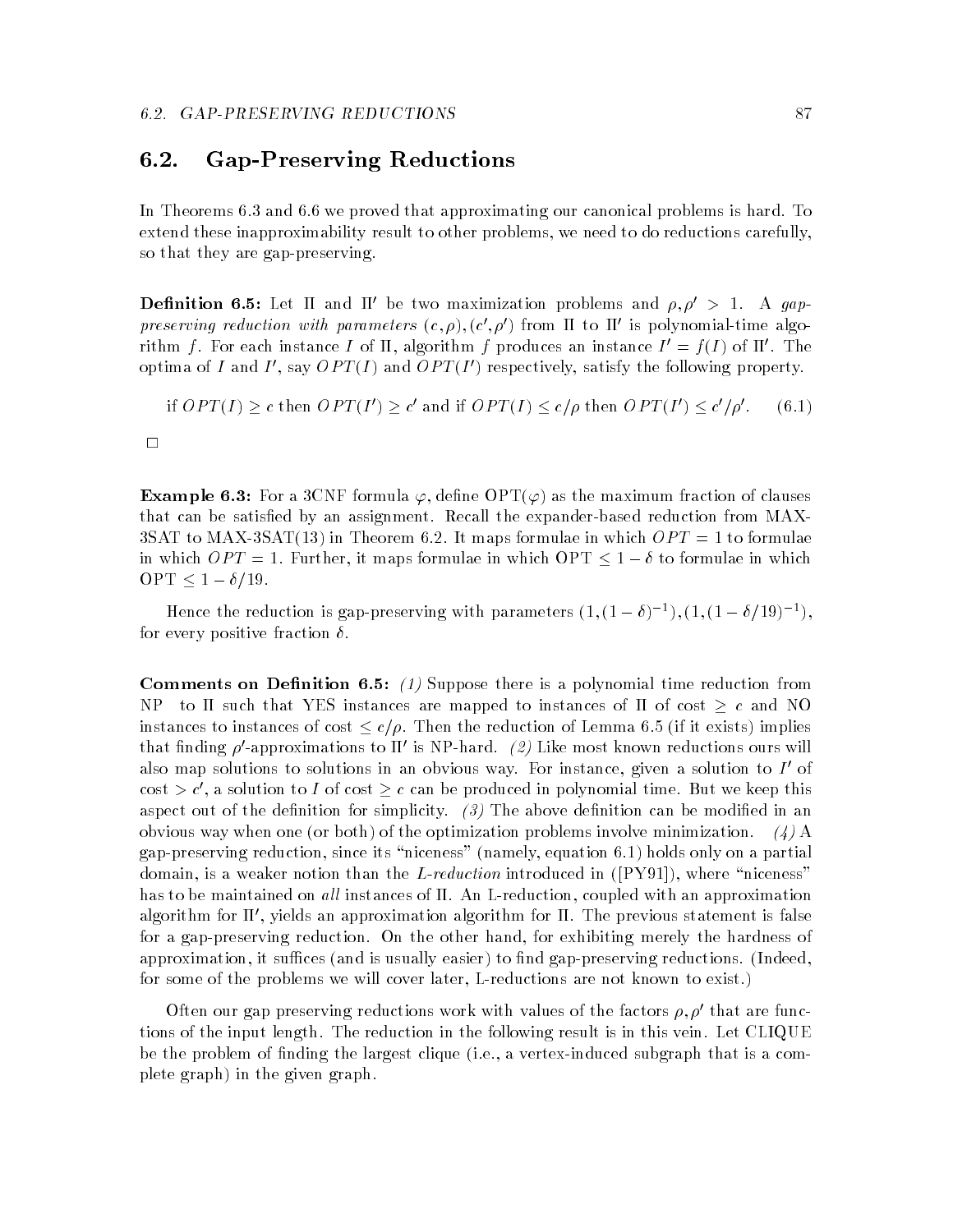## 6.2. Gap-Preserving Reductions

In Theorems 6.3 and 6.6 we proved that approximating our canonical problems is hard. To extend these inapproximability result to other problems, we need to do reductions carefully, so that they are gap-preserving.

**Definition 6.5:** Let $\Pi$ and $\Pi'$ be two maximization problems and $\rho, \rho' > 1$. A *gap-preserving reduction with parameters* $(c, \rho), (c', \rho')$ from $\Pi$ to $\Pi'$ is polynomial-time algorithm $f$. For each instance $I$ of $\Pi$, algorithm $f$ produces an instance $I' = f(I)$ of $\Pi'$. The optima of $I$ and $I'$, say $OPT(I)$ and $OPT(I')$ respectively, satisfy the following property.

$$\text{if } OPT(I) \geq c \text{ then } OPT(I') \geq c' \text{ and if } OPT(I) \leq c/\rho \text{ then } OPT(I') \leq c'/\rho'. \qquad (6.1)$$

□

**Example 6.3:** For a 3CNF formula $\varphi$, define $\text{OPT}(\varphi)$ as the maximum fraction of clauses that can be satisfied by an assignment. Recall the expander-based reduction from MAX-3SAT to MAX-3SAT(13) in Theorem 6.2. It maps formulae in which $OPT = 1$ to formulae in which $OPT = 1$. Further, it maps formulae in which $\text{OPT} \leq 1 - \delta$ to formulae in which $\text{OPT} \leq 1 - \delta/19$.

Hence the reduction is gap-preserving with parameters $(1, (1-\delta)^{-1}), (1, (1-\delta/19)^{-1})$, for every positive fraction $\delta$.

**Comments on Definition 6.5:** *(1)* Suppose there is a polynomial time reduction from NP to $\Pi$ such that YES instances are mapped to instances of $\Pi$ of cost $\geq c$ and NO instances to instances of cost $\leq c/\rho$. Then the reduction of Lemma 6.5 (if it exists) implies that finding $\rho'$-approximations to $\Pi'$ is NP-hard. *(2)* Like most known reductions ours will also map solutions to solutions in an obvious way. For instance, given a solution to $I'$ of cost $> c'$, a solution to $I$ of cost $\geq c$ can be produced in polynomial time. But we keep this aspect out of the definition for simplicity. *(3)* The above definition can be modified in an obvious way when one (or both) of the optimization problems involve minimization. *(4)* A gap-preserving reduction, since its "niceness" (namely, equation 6.1) holds only on a partial domain, is a weaker notion than the *L-reduction* introduced in ([PY91]), where "niceness" has to be maintained on *all* instances of $\Pi$. An L-reduction, coupled with an approximation algorithm for $\Pi'$, yields an approximation algorithm for $\Pi$. The previous statement is false for a gap-preserving reduction. On the other hand, for exhibiting merely the hardness of approximation, it suffices (and is usually easier) to find gap-preserving reductions. (Indeed, for some of the problems we will cover later, L-reductions are not known to exist.)

Often our gap preserving reductions work with values of the factors $\rho, \rho'$ that are functions of the input length. The reduction in the following result is in this vein. Let CLIQUE be the problem of finding the largest clique (i.e., a vertex-induced subgraph that is a complete graph) in the given graph.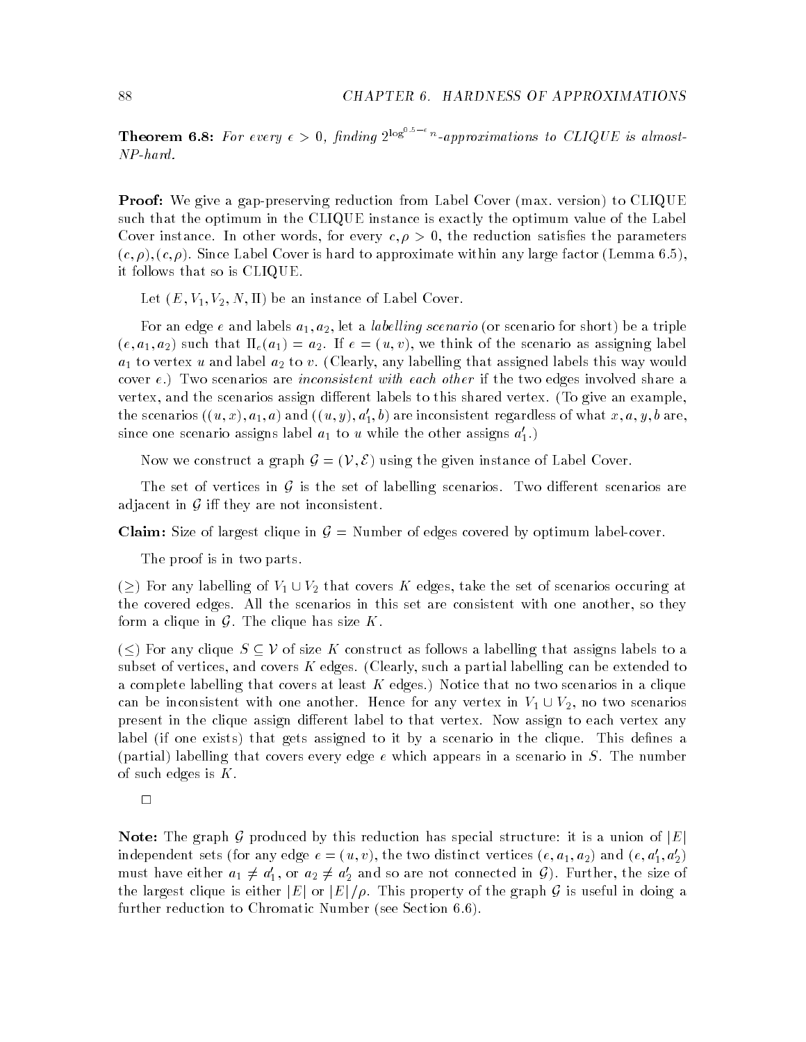**Theorem 6.8:** *For every $\epsilon > 0$, finding $2^{\log^{0.5-\epsilon} n}$-approximations to CLIQUE is almost-NP-hard.*

**Proof:** We give a gap-preserving reduction from Label Cover (max. version) to CLIQUE such that the optimum in the CLIQUE instance is exactly the optimum value of the Label Cover instance. In other words, for every $c, \rho > 0$, the reduction satisfies the parameters $(c, \rho), (c, \rho)$. Since Label Cover is hard to approximate within any large factor (Lemma 6.5), it follows that so is CLIQUE.

Let $(E, V_1, V_2, N, \Pi)$ be an instance of Label Cover.

For an edge $e$ and labels $a_1, a_2$, let a *labelling scenario* (or scenario for short) be a triple $(e, a_1, a_2)$ such that $\Pi_e(a_1) = a_2$. If $e = (u, v)$, we think of the scenario as assigning label $a_1$ to vertex $u$ and label $a_2$ to $v$. (Clearly, any labelling that assigned labels this way would cover $e$.) Two scenarios are *inconsistent with each other* if the two edges involved share a vertex, and the scenarios assign different labels to this shared vertex. (To give an example, the scenarios $((u, x), a_1, a)$ and $((u, y), a_1', b)$ are inconsistent regardless of what $x, a, y, b$ are, since one scenario assigns label $a_1$ to $u$ while the other assigns $a_1'$.)

Now we construct a graph $\mathcal{G} = (\mathcal{V}, \mathcal{E})$ using the given instance of Label Cover.

The set of vertices in $\mathcal{G}$ is the set of labelling scenarios. Two different scenarios are adjacent in $\mathcal{G}$ iff they are not inconsistent.

**Claim:** Size of largest clique in $\mathcal{G}$ = Number of edges covered by optimum label-cover.

The proof is in two parts.

($\geq$) For any labelling of $V_1 \cup V_2$ that covers $K$ edges, take the set of scenarios occuring at the covered edges. All the scenarios in this set are consistent with one another, so they form a clique in $\mathcal{G}$. The clique has size $K$.

($\leq$) For any clique $S \subseteq \mathcal{V}$ of size $K$ construct as follows a labelling that assigns labels to a subset of vertices, and covers $K$ edges. (Clearly, such a partial labelling can be extended to a complete labelling that covers at least $K$ edges.) Notice that no two scenarios in a clique can be inconsistent with one another. Hence for any vertex in $V_1 \cup V_2$, no two scenarios present in the clique assign different label to that vertex. Now assign to each vertex any label (if one exists) that gets assigned to it by a scenario in the clique. This defines a (partial) labelling that covers every edge $e$ which appears in a scenario in $S$. The number of such edges is $K$.

$\square$

**Note:** The graph $\mathcal{G}$ produced by this reduction has special structure: it is a union of $|E|$ independent sets (for any edge $e = (u, v)$, the two distinct vertices $(e, a_1, a_2)$ and $(e, a_1', a_2')$ must have either $a_1 \neq a_1'$, or $a_2 \neq a_2'$ and so are not connected in $\mathcal{G}$). Further, the size of the largest clique is either $|E|$ or $|E|/\rho$. This property of the graph $\mathcal{G}$ is useful in doing a further reduction to Chromatic Number (see Section 6.6).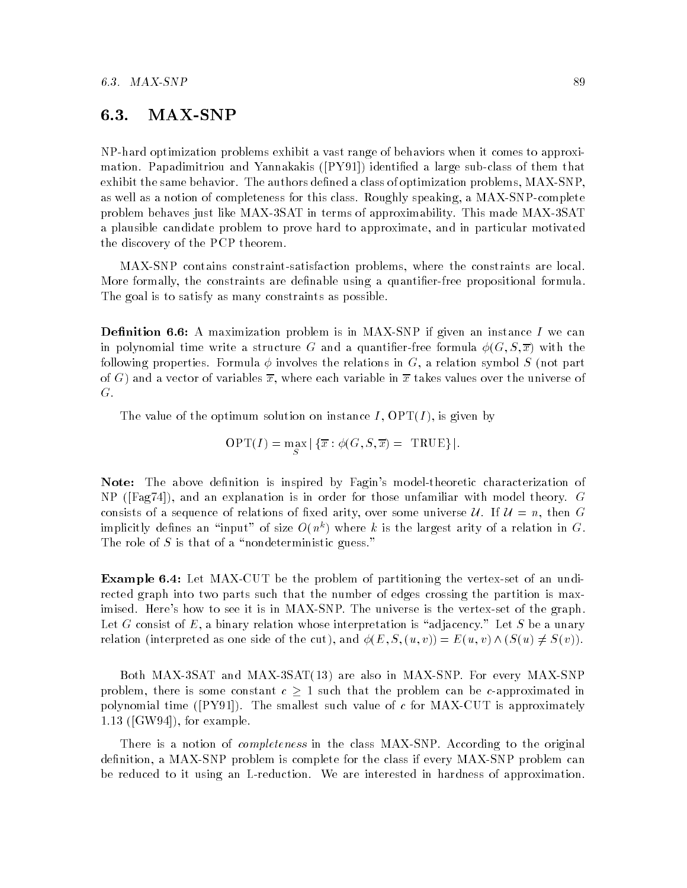## 6.3. MAX-SNP

NP-hard optimization problems exhibit a vast range of behaviors when it comes to approximation. Papadimitriou and Yannakakis ([PY91]) identified a large sub-class of them that exhibit the same behavior. The authors defined a class of optimization problems, MAX-SNP, as well as a notion of completeness for this class. Roughly speaking, a MAX-SNP-complete problem behaves just like MAX-3SAT in terms of approximability. This made MAX-3SAT a plausible candidate problem to prove hard to approximate, and in particular motivated the discovery of the PCP theorem.

MAX-SNP contains constraint-satisfaction problems, where the constraints are local. More formally, the constraints are definable using a quantifier-free propositional formula. The goal is to satisfy as many constraints as possible.

**Definition 6.6:** A maximization problem is in MAX-SNP if given an instance $I$ we can in polynomial time write a structure $G$ and a quantifier-free formula $\phi(G, S, \overline{x})$ with the following properties. Formula $\phi$ involves the relations in $G$, a relation symbol $S$ (not part of $G$) and a vector of variables $\overline{x}$, where each variable in $\overline{x}$ takes values over the universe of $G$.

The value of the optimum solution on instance $I$, $\mathrm{OPT}(I)$, is given by

$$\mathrm{OPT}(I) = \max_S |\{\overline{x} : \phi(G, S, \overline{x}) = \text{ TRUE}\}|.$$

**Note:** The above definition is inspired by Fagin's model-theoretic characterization of NP ([Fag74]), and an explanation is in order for those unfamiliar with model theory. $G$ consists of a sequence of relations of fixed arity, over some universe $\mathcal{U}$. If $\mathcal{U} = n$, then $G$ implicitly defines an "input" of size $O(n^k)$ where $k$ is the largest arity of a relation in $G$. The role of $S$ is that of a "nondeterministic guess."

**Example 6.4:** Let MAX-CUT be the problem of partitioning the vertex-set of an undirected graph into two parts such that the number of edges crossing the partition is maximised. Here's how to see it is in MAX-SNP. The universe is the vertex-set of the graph. Let $G$ consist of $E$, a binary relation whose interpretation is "adjacency." Let $S$ be a unary relation (interpreted as one side of the cut), and $\phi(E, S, (u, v)) = E(u, v) \wedge (S(u) \neq S(v))$.

Both MAX-3SAT and MAX-3SAT(13) are also in MAX-SNP. For every MAX-SNP problem, there is some constant $c \geq 1$ such that the problem can be $c$-approximated in polynomial time ([PY91]). The smallest such value of $c$ for MAX-CUT is approximately 1.13 ([GW94]), for example.

There is a notion of *completeness* in the class MAX-SNP. According to the original definition, a MAX-SNP problem is complete for the class if every MAX-SNP problem can be reduced to it using an L-reduction. We are interested in hardness of approximation.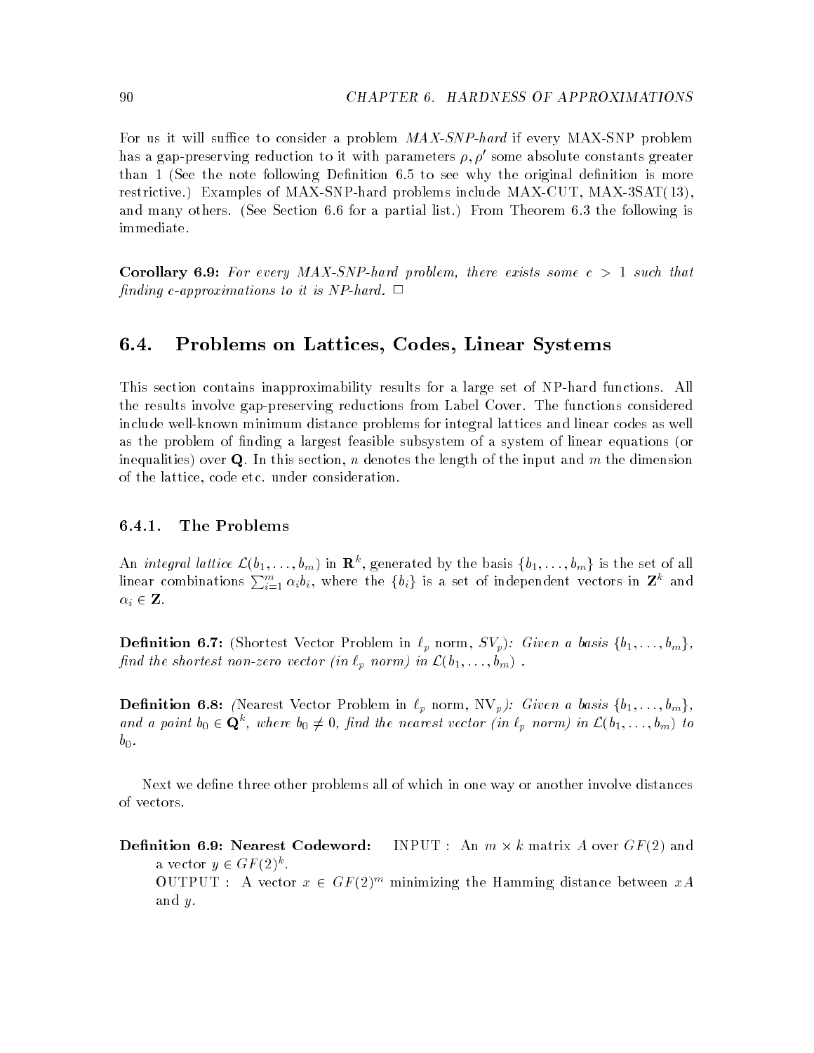For us it will suffice to consider a problem *MAX-SNP-hard* if every MAX-SNP problem has a gap-preserving reduction to it with parameters $\rho, \rho'$ some absolute constants greater than 1 (See the note following Definition 6.5 to see why the original definition is more restrictive.) Examples of MAX-SNP-hard problems include MAX-CUT, MAX-3SAT(13), and many others. (See Section 6.6 for a partial list.) From Theorem 6.3 the following is immediate.

**Corollary 6.9:** *For every MAX-SNP-hard problem, there exists some $c > 1$ such that finding $c$-approximations to it is NP-hard.* □

## 6.4. Problems on Lattices, Codes, Linear Systems

This section contains inapproximability results for a large set of NP-hard functions. All the results involve gap-preserving reductions from Label Cover. The functions considered include well-known minimum distance problems for integral lattices and linear codes as well as the problem of finding a largest feasible subsystem of a system of linear equations (or inequalities) over $\mathbf{Q}$. In this section, $n$ denotes the length of the input and $m$ the dimension of the lattice, code etc. under consideration.

### 6.4.1. The Problems

An *integral lattice* $\mathcal{L}(b_1, \ldots, b_m)$ in $\mathbf{R}^k$, generated by the basis $\{b_1, \ldots, b_m\}$ is the set of all linear combinations $\sum_{i=1}^{m} \alpha_i b_i$, where the $\{b_i\}$ is a set of independent vectors in $\mathbf{Z}^k$ and $\alpha_i \in \mathbf{Z}$.

**Definition 6.7:** (Shortest Vector Problem in $\ell_p$ norm, $SV_p$): *Given a basis $\{b_1, \ldots, b_m\}$, find the shortest non-zero vector (in $\ell_p$ norm) in $\mathcal{L}(b_1, \ldots, b_m)$ .*

**Definition 6.8:** (Nearest Vector Problem in $\ell_p$ norm, $\mathrm{NV}_p$): *Given a basis $\{b_1, \ldots, b_m\}$, and a point $b_0 \in \mathbf{Q}^k$, where $b_0 \neq 0$, find the nearest vector (in $\ell_p$ norm) in $\mathcal{L}(b_1, \ldots, b_m)$ to $b_0$.*

Next we define three other problems all of which in one way or another involve distances of vectors.

**Definition 6.9: Nearest Codeword:** INPUT : An $m \times k$ matrix $A$ over $GF(2)$ and a vector $y \in GF(2)^k$.
OUTPUT : A vector $x \in GF(2)^m$ minimizing the Hamming distance between $xA$ and $y$.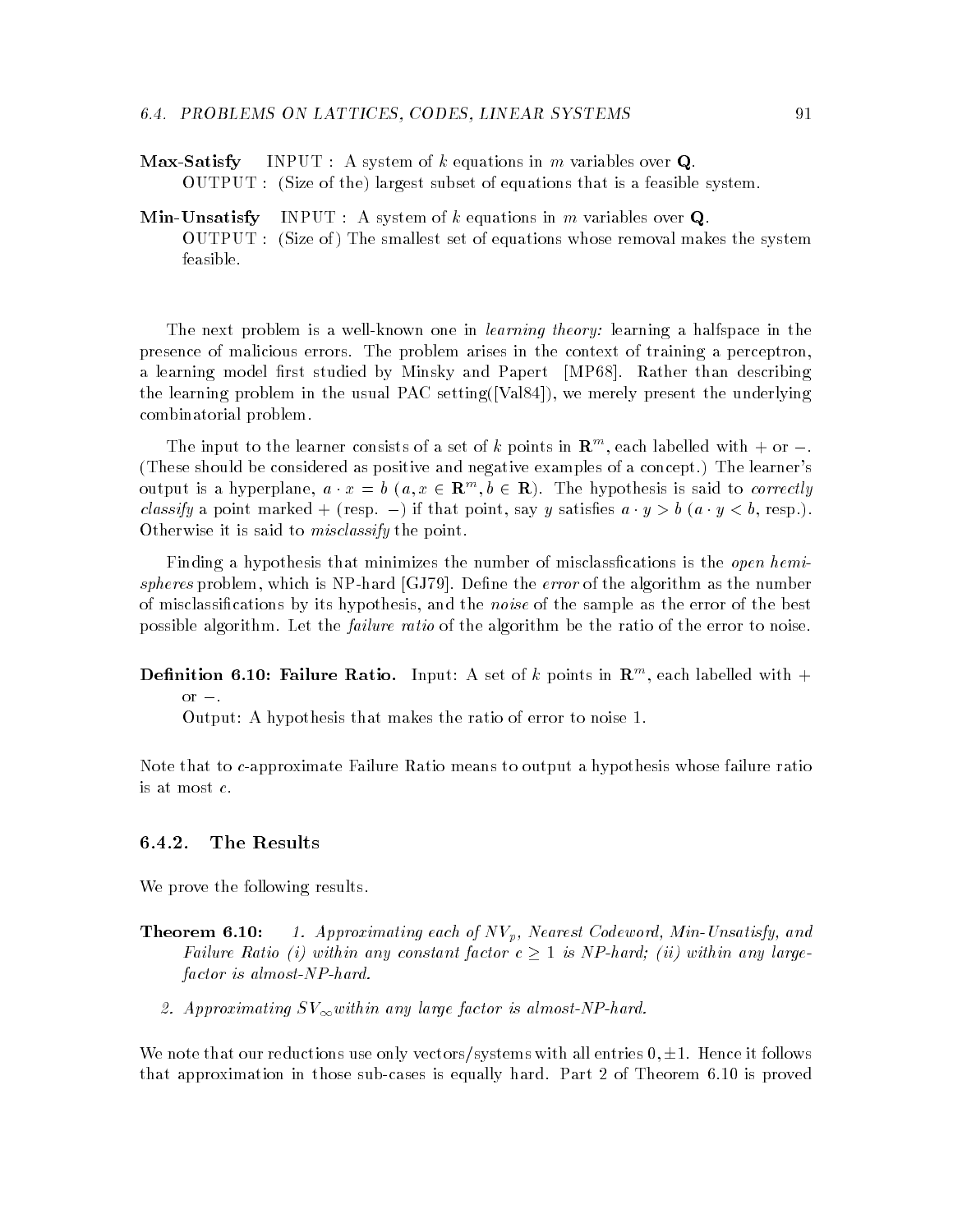**Max-Satisfy** INPUT : A system of $k$ equations in $m$ variables over $\mathbf{Q}$.
OUTPUT : (Size of the) largest subset of equations that is a feasible system.

**Min-Unsatisfy** INPUT : A system of $k$ equations in $m$ variables over $\mathbf{Q}$.
OUTPUT : (Size of) The smallest set of equations whose removal makes the system feasible.

The next problem is a well-known one in *learning theory:* learning a halfspace in the presence of malicious errors. The problem arises in the context of training a perceptron, a learning model first studied by Minsky and Papert [MP68]. Rather than describing the learning problem in the usual PAC setting([Val84]), we merely present the underlying combinatorial problem.

The input to the learner consists of a set of $k$ points in $\mathbf{R}^m$, each labelled with $+$ or $-$. (These should be considered as positive and negative examples of a concept.) The learner's output is a hyperplane, $a \cdot x = b$ ($a, x \in \mathbf{R}^m, b \in \mathbf{R}$). The hypothesis is said to *correctly classify* a point marked $+$ (resp. $-$) if that point, say $y$ satisfies $a \cdot y > b$ ($a \cdot y < b$, resp.). Otherwise it is said to *misclassify* the point.

Finding a hypothesis that minimizes the number of misclassfications is the *open hemispheres* problem, which is NP-hard [GJ79]. Define the *error* of the algorithm as the number of misclassifications by its hypothesis, and the *noise* of the sample as the error of the best possible algorithm. Let the *failure ratio* of the algorithm be the ratio of the error to noise.

**Definition 6.10: Failure Ratio.** Input: A set of $k$ points in $\mathbf{R}^m$, each labelled with $+$ or $-$.
Output: A hypothesis that makes the ratio of error to noise 1.

Note that to $c$-approximate Failure Ratio means to output a hypothesis whose failure ratio is at most $c$.

### 6.4.2. The Results

We prove the following results.

**Theorem 6.10:** *1. Approximating each of $NV_p$, Nearest Codeword, Min-Unsatisfy, and Failure Ratio (i) within any constant factor $c \geq 1$ is NP-hard; (ii) within any large-factor is almost-NP-hard.*

*2. Approximating $SV_\infty$ within any large factor is almost-NP-hard.*

We note that our reductions use only vectors/systems with all entries $0, \pm 1$. Hence it follows that approximation in those sub-cases is equally hard. Part 2 of Theorem 6.10 is proved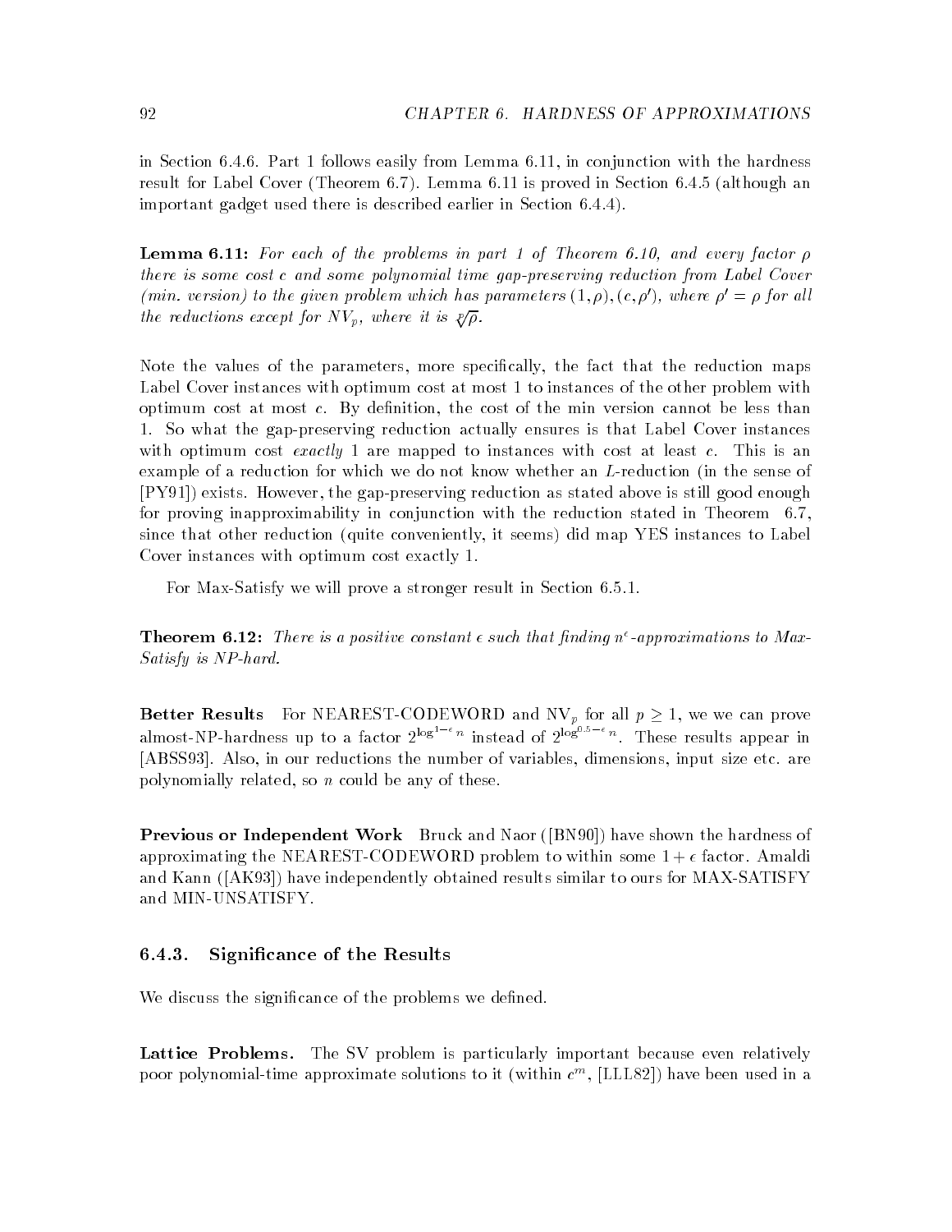in Section 6.4.6. Part 1 follows easily from Lemma 6.11, in conjunction with the hardness result for Label Cover (Theorem 6.7). Lemma 6.11 is proved in Section 6.4.5 (although an important gadget used there is described earlier in Section 6.4.4).

**Lemma 6.11:** *For each of the problems in part 1 of Theorem 6.10, and every factor $\rho$ there is some cost $c$ and some polynomial time gap-preserving reduction from Label Cover (min. version) to the given problem which has parameters $(1, \rho), (c, \rho')$, where $\rho' = \rho$ for all the reductions except for $NV_p$, where it is $\sqrt[p]{\rho}$.*

Note the values of the parameters, more specifically, the fact that the reduction maps Label Cover instances with optimum cost at most 1 to instances of the other problem with optimum cost at most $c$. By definition, the cost of the min version cannot be less than 1. So what the gap-preserving reduction actually ensures is that Label Cover instances with optimum cost *exactly* 1 are mapped to instances with cost at least $c$. This is an example of a reduction for which we do not know whether an $L$-reduction (in the sense of [PY91]) exists. However, the gap-preserving reduction as stated above is still good enough for proving inapproximability in conjunction with the reduction stated in Theorem 6.7, since that other reduction (quite conveniently, it seems) did map YES instances to Label Cover instances with optimum cost exactly 1.

For Max-Satisfy we will prove a stronger result in Section 6.5.1.

**Theorem 6.12:** *There is a positive constant $\epsilon$ such that finding $n^\epsilon$-approximations to Max-Satisfy is NP-hard.*

**Better Results** For NEAREST-CODEWORD and $NV_p$ for all $p \geq 1$, we we can prove almost-NP-hardness up to a factor $2^{\log^{1-\epsilon} n}$ instead of $2^{\log^{0.5-\epsilon} n}$. These results appear in [ABSS93]. Also, in our reductions the number of variables, dimensions, input size etc. are polynomially related, so $n$ could be any of these.

**Previous or Independent Work** Bruck and Naor ([BN90]) have shown the hardness of approximating the NEAREST-CODEWORD problem to within some $1 + \epsilon$ factor. Amaldi and Kann ([AK93]) have independently obtained results similar to ours for MAX-SATISFY and MIN-UNSATISFY.

### 6.4.3. Significance of the Results

We discuss the significance of the problems we defined.

**Lattice Problems.** The SV problem is particularly important because even relatively poor polynomial-time approximate solutions to it (within $c^m$, [LLL82]) have been used in a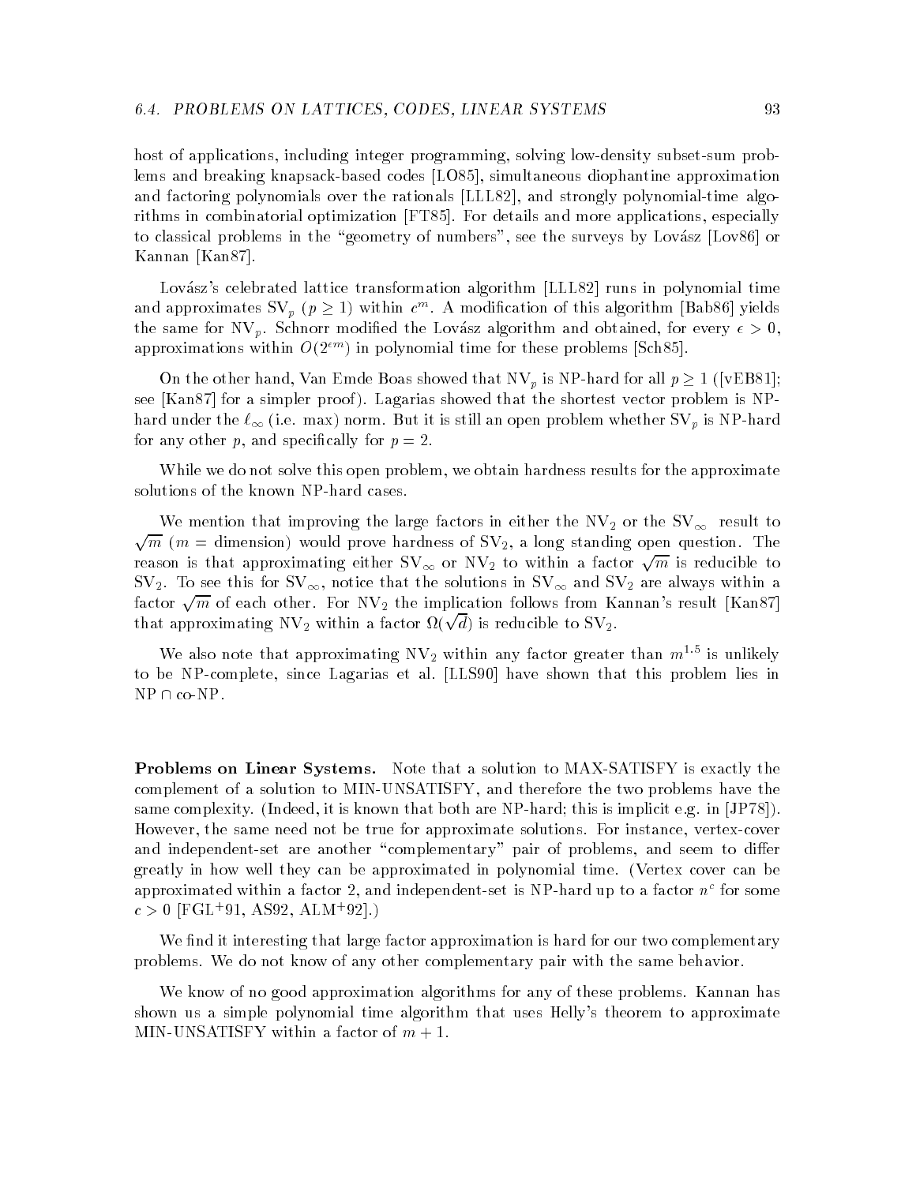host of applications, including integer programming, solving low-density subset-sum problems and breaking knapsack-based codes [LO85], simultaneous diophantine approximation and factoring polynomials over the rationals [LLL82], and strongly polynomial-time algorithms in combinatorial optimization [FT85]. For details and more applications, especially to classical problems in the "geometry of numbers", see the surveys by Lovász [Lov86] or Kannan [Kan87].

Lovász's celebrated lattice transformation algorithm [LLL82] runs in polynomial time and approximates $\mathrm{SV}_p$ ($p \geq 1$) within $c^m$. A modification of this algorithm [Bab86] yields the same for $\mathrm{NV}_p$. Schnorr modified the Lovász algorithm and obtained, for every $\epsilon > 0$, approximations within $O(2^{\epsilon m})$ in polynomial time for these problems [Sch85].

On the other hand, Van Emde Boas showed that $\mathrm{NV}_p$ is NP-hard for all $p \geq 1$ ([vEB81]; see [Kan87] for a simpler proof). Lagarias showed that the shortest vector problem is NP-hard under the $\ell_\infty$ (i.e. max) norm. But it is still an open problem whether $\mathrm{SV}_p$ is NP-hard for any other $p$, and specifically for $p = 2$.

While we do not solve this open problem, we obtain hardness results for the approximate solutions of the known NP-hard cases.

We mention that improving the large factors in either the $\mathrm{NV}_2$ or the $\mathrm{SV}_\infty$ result to $\sqrt{m}$ ($m$ = dimension) would prove hardness of $\mathrm{SV}_2$, a long standing open question. The reason is that approximating either $\mathrm{SV}_\infty$ or $\mathrm{NV}_2$ to within a factor $\sqrt{m}$ is reducible to $\mathrm{SV}_2$. To see this for $\mathrm{SV}_\infty$, notice that the solutions in $\mathrm{SV}_\infty$ and $\mathrm{SV}_2$ are always within a factor $\sqrt{m}$ of each other. For $\mathrm{NV}_2$ the implication follows from Kannan's result [Kan87] that approximating $\mathrm{NV}_2$ within a factor $\Omega(\sqrt{d})$ is reducible to $\mathrm{SV}_2$.

We also note that approximating $\mathrm{NV}_2$ within any factor greater than $m^{1.5}$ is unlikely to be NP-complete, since Lagarias et al. [LLS90] have shown that this problem lies in NP $\cap$ co-NP.

**Problems on Linear Systems.** Note that a solution to MAX-SATISFY is exactly the complement of a solution to MIN-UNSATISFY, and therefore the two problems have the same complexity. (Indeed, it is known that both are NP-hard; this is implicit e.g. in [JP78]). However, the same need not be true for approximate solutions. For instance, vertex-cover and independent-set are another "complementary" pair of problems, and seem to differ greatly in how well they can be approximated in polynomial time. (Vertex cover can be approximated within a factor 2, and independent-set is NP-hard up to a factor $n^c$ for some $c > 0$ [FGL+91, AS92, ALM+92].)

We find it interesting that large factor approximation is hard for our two complementary problems. We do not know of any other complementary pair with the same behavior.

We know of no good approximation algorithms for any of these problems. Kannan has shown us a simple polynomial time algorithm that uses Helly's theorem to approximate MIN-UNSATISFY within a factor of $m + 1$.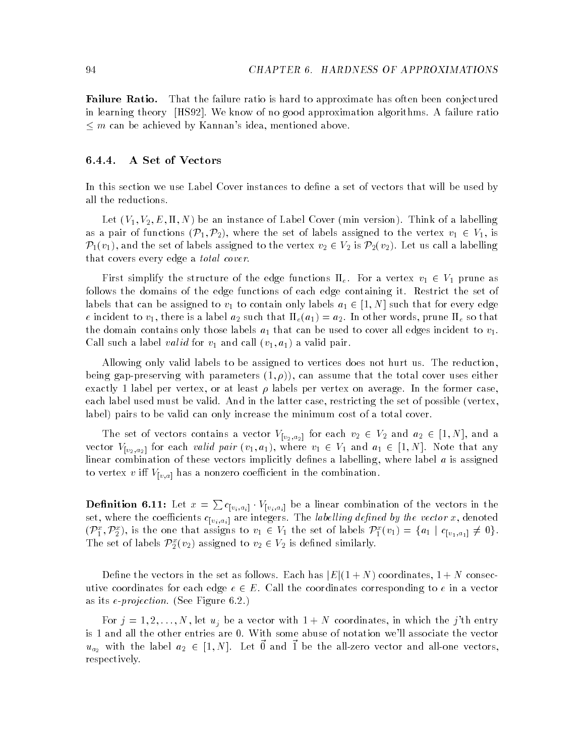**Failure Ratio.** That the failure ratio is hard to approximate has often been conjectured in learning theory [HS92]. We know of no good approximation algorithms. A failure ratio $\leq m$ can be achieved by Kannan's idea, mentioned above.

### 6.4.4. A Set of Vectors

In this section we use Label Cover instances to define a set of vectors that will be used by all the reductions.

Let $(V_1, V_2, E, \Pi, N)$ be an instance of Label Cover (min version). Think of a labelling as a pair of functions $(\mathcal{P}_1, \mathcal{P}_2)$, where the set of labels assigned to the vertex $v_1 \in V_1$, is $\mathcal{P}_1(v_1)$, and the set of labels assigned to the vertex $v_2 \in V_2$ is $\mathcal{P}_2(v_2)$. Let us call a labelling that covers every edge a *total cover*.

First simplify the structure of the edge functions $\Pi_e$. For a vertex $v_1 \in V_1$ prune as follows the domains of the edge functions of each edge containing it. Restrict the set of labels that can be assigned to $v_1$ to contain only labels $a_1 \in [1, N]$ such that for every edge $e$ incident to $v_1$, there is a label $a_2$ such that $\Pi_e(a_1) = a_2$. In other words, prune $\Pi_e$ so that the domain contains only those labels $a_1$ that can be used to cover all edges incident to $v_1$. Call such a label *valid* for $v_1$ and call $(v_1, a_1)$ a valid pair.

Allowing only valid labels to be assigned to vertices does not hurt us. The reduction, being gap-preserving with parameters $(1, \rho)$), can assume that the total cover uses either exactly 1 label per vertex, or at least $\rho$ labels per vertex on average. In the former case, each label used must be valid. And in the latter case, restricting the set of possible (vertex, label) pairs to be valid can only increase the minimum cost of a total cover.

The set of vectors contains a vector $V_{[v_2,a_2]}$ for each $v_2 \in V_2$ and $a_2 \in [1, N]$, and a vector $V_{[v_2,a_2]}$ for each *valid pair* $(v_1, a_1)$, where $v_1 \in V_1$ and $a_1 \in [1, N]$. Note that any linear combination of these vectors implicitly defines a labelling, where label $a$ is assigned to vertex $v$ iff $V_{[v,a]}$ has a nonzero coefficient in the combination.

**Definition 6.11:** Let $x = \sum c_{[v_i,a_i]} \cdot V_{[v_i,a_i]}$ be a linear combination of the vectors in the set, where the coefficients $c_{[v_i,a_i]}$ are integers. The *labelling defined by the vector* $x$, denoted $(\mathcal{P}_1^x, \mathcal{P}_2^x)$, is the one that assigns to $v_1 \in V_1$ the set of labels $\mathcal{P}_1^x(v_1) = \{a_1 \mid c_{[v_1,a_1]} \neq 0\}$. The set of labels $\mathcal{P}_2^x(v_2)$ assigned to $v_2 \in V_2$ is defined similarly.

Define the vectors in the set as follows. Each has $|E|(1+N)$ coordinates, $1+N$ consecutive coordinates for each edge $e \in E$. Call the coordinates corresponding to $e$ in a vector as its *e-projection*. (See Figure 6.2.)

For $j = 1, 2, \ldots, N$, let $u_j$ be a vector with $1+N$ coordinates, in which the $j$'th entry is 1 and all the other entries are 0. With some abuse of notation we'll associate the vector $u_{a_2}$ with the label $a_2 \in [1, N]$. Let $\vec{0}$ and $\vec{1}$ be the all-zero vector and all-one vectors, respectively.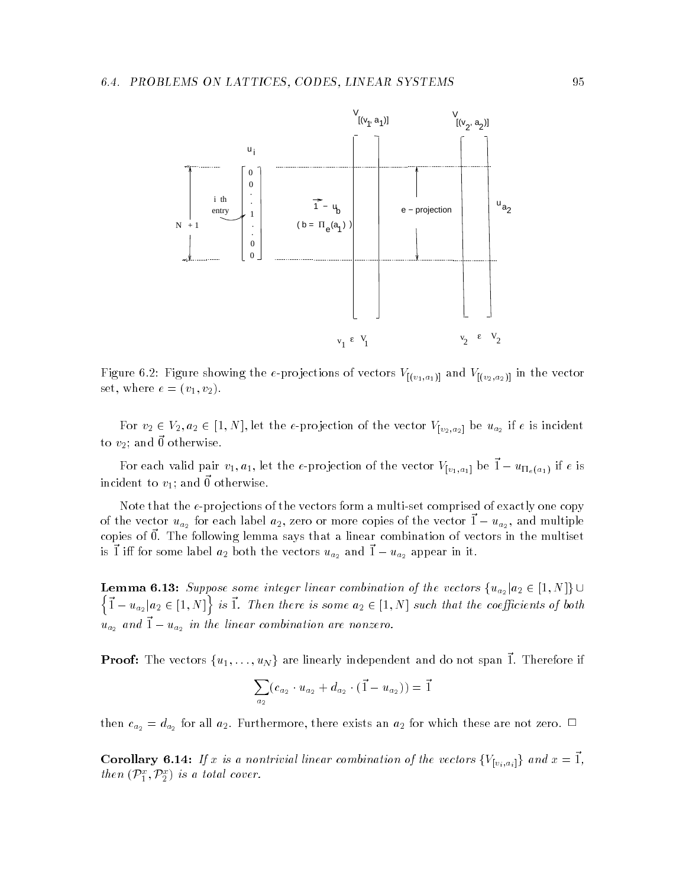Figure 6.2: Figure showing the $e$-projections of vectors $V_{[(v_1,a_1)]}$ and $V_{[(v_2,a_2)]}$ in the vector set, where $e = (v_1, v_2)$.

For $v_2 \in V_2, a_2 \in [1, N]$, let the $e$-projection of the vector $V_{[v_2,a_2]}$ be $u_{a_2}$ if $e$ is incident to $v_2$; and $\vec{0}$ otherwise.

For each valid pair $v_1, a_1$, let the $e$-projection of the vector $V_{[v_1,a_1]}$ be $\vec{1} - u_{\Pi_e(a_1)}$ if $e$ is incident to $v_1$; and $\vec{0}$ otherwise.

Note that the $e$-projections of the vectors form a multi-set comprised of exactly one copy of the vector $u_{a_2}$ for each label $a_2$, zero or more copies of the vector $\vec{1} - u_{a_2}$, and multiple copies of $\vec{0}$. The following lemma says that a linear combination of vectors in the multiset is $\vec{1}$ iff for some label $a_2$ both the vectors $u_{a_2}$ and $\vec{1} - u_{a_2}$ appear in it.

**Lemma 6.13:** *Suppose some integer linear combination of the vectors* $\{u_{a_2} | a_2 \in [1, N]\} \cup \left\{\vec{1} - u_{a_2} | a_2 \in [1, N]\right\}$ *is* $\vec{1}$. *Then there is some* $a_2 \in [1, N]$ *such that the coefficients of both* $u_{a_2}$ *and* $\vec{1} - u_{a_2}$ *in the linear combination are nonzero.*

**Proof:** The vectors $\{u_1, \ldots, u_N\}$ are linearly independent and do not span $\vec{1}$. Therefore if

$$\sum_{a_2} (c_{a_2} \cdot u_{a_2} + d_{a_2} \cdot (\vec{1} - u_{a_2})) = \vec{1}$$

then $c_{a_2} = d_{a_2}$ for all $a_2$. Furthermore, there exists an $a_2$ for which these are not zero. $\square$

**Corollary 6.14:** *If $x$ is a nontrivial linear combination of the vectors* $\{V_{[v_i,a_i]}\}$ *and* $x = \vec{1}$, *then* $(\mathcal{P}_1^x, \mathcal{P}_2^x)$ *is a total cover.*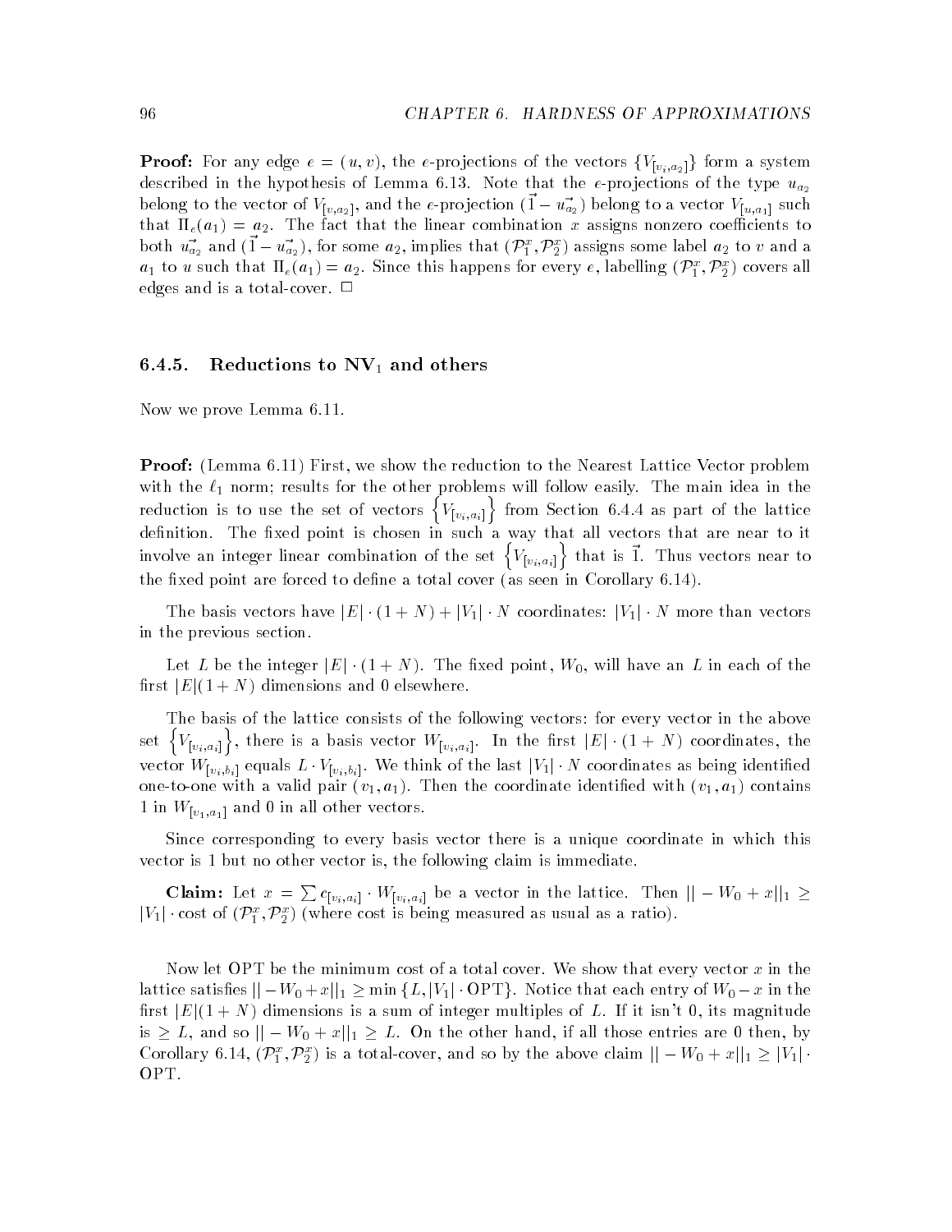**Proof:** For any edge $e = (u, v)$, the $e$-projections of the vectors $\{V_{[v_i,a_2]}\}$ form a system described in the hypothesis of Lemma 6.13. Note that the $e$-projections of the type $u_{a_2}$ belong to the vector of $V_{[v,a_2]}$, and the $e$-projection $(\vec{1} - \vec{u_{a_2}})$ belong to a vector $V_{[u,a_1]}$ such that $\Pi_e(a_1) = a_2$. The fact that the linear combination $x$ assigns nonzero coefficients to both $\vec{u_{a_2}}$ and $(\vec{1} - \vec{u_{a_2}})$, for some $a_2$, implies that $(\mathcal{P}_1^x, \mathcal{P}_2^x)$ assigns some label $a_2$ to $v$ and a $a_1$ to $u$ such that $\Pi_e(a_1) = a_2$. Since this happens for every $e$, labelling $(\mathcal{P}_1^x, \mathcal{P}_2^x)$ covers all edges and is a total-cover. □

### 6.4.5. Reductions to NV$_1$ and others

Now we prove Lemma 6.11.

**Proof:** (Lemma 6.11) First, we show the reduction to the Nearest Lattice Vector problem with the $\ell_1$ norm; results for the other problems will follow easily. The main idea in the reduction is to use the set of vectors $\left\{V_{[v_i,a_i]}\right\}$ from Section 6.4.4 as part of the lattice definition. The fixed point is chosen in such a way that all vectors that are near to it involve an integer linear combination of the set $\left\{V_{[v_i,a_i]}\right\}$ that is $\vec{1}$. Thus vectors near to the fixed point are forced to define a total cover (as seen in Corollary 6.14).

The basis vectors have $|E| \cdot (1 + N) + |V_1| \cdot N$ coordinates: $|V_1| \cdot N$ more than vectors in the previous section.

Let $L$ be the integer $|E| \cdot (1 + N)$. The fixed point, $W_0$, will have an $L$ in each of the first $|E|(1 + N)$ dimensions and 0 elsewhere.

The basis of the lattice consists of the following vectors: for every vector in the above set $\left\{V_{[v_i,a_i]}\right\}$, there is a basis vector $W_{[v_i,a_i]}$. In the first $|E| \cdot (1 + N)$ coordinates, the vector $W_{[v_i,b_i]}$ equals $L \cdot V_{[v_i,b_i]}$. We think of the last $|V_1| \cdot N$ coordinates as being identified one-to-one with a valid pair $(v_1, a_1)$. Then the coordinate identified with $(v_1, a_1)$ contains 1 in $W_{[v_1,a_1]}$ and 0 in all other vectors.

Since corresponding to every basis vector there is a unique coordinate in which this vector is 1 but no other vector is, the following claim is immediate.

**Claim:** Let $x = \sum c_{[v_i,a_i]} \cdot W_{[v_i,a_i]}$ be a vector in the lattice. Then $|| - W_0 + x||_1 \geq |V_1| \cdot \text{cost of } (\mathcal{P}_1^x, \mathcal{P}_2^x)$ (where cost is being measured as usual as a ratio).

Now let OPT be the minimum cost of a total cover. We show that every vector $x$ in the lattice satisfies $|| - W_0 + x||_1 \geq \min\{L, |V_1| \cdot \text{OPT}\}$. Notice that each entry of $W_0 - x$ in the first $|E|(1 + N)$ dimensions is a sum of integer multiples of $L$. If it isn't 0, its magnitude is $\geq L$, and so $|| - W_0 + x||_1 \geq L$. On the other hand, if all those entries are 0 then, by Corollary 6.14, $(\mathcal{P}_1^x, \mathcal{P}_2^x)$ is a total-cover, and so by the above claim $|| - W_0 + x||_1 \geq |V_1| \cdot$ OPT.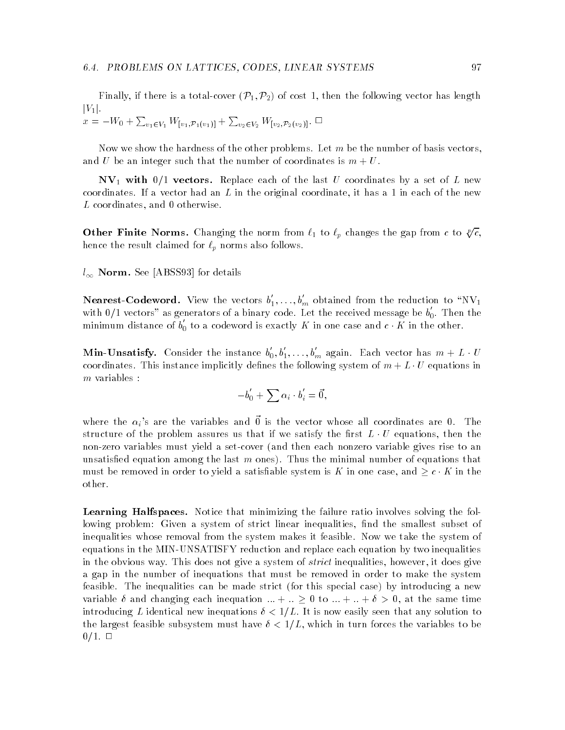Finally, if there is a total-cover $(\mathcal{P}_1, \mathcal{P}_2)$ of cost 1, then the following vector has length $|V_1|$.
$x = -W_0 + \sum_{v_1 \in V_1} W_{[v_1, \mathcal{P}_1(v_1)]} + \sum_{v_2 \in V_2} W_{[v_2, \mathcal{P}_2(v_2)]}$. □

Now we show the hardness of the other problems. Let $m$ be the number of basis vectors, and $U$ be an integer such that the number of coordinates is $m + U$.

**$\text{NV}_1$ with 0/1 vectors.** Replace each of the last $U$ coordinates by a set of $L$ new coordinates. If a vector had an $L$ in the original coordinate, it has a 1 in each of the new $L$ coordinates, and 0 otherwise.

**Other Finite Norms.** Changing the norm from $\ell_1$ to $\ell_p$ changes the gap from $c$ to $\sqrt[p]{c}$, hence the result claimed for $\ell_p$ norms also follows.

**$l_\infty$ Norm.** See [ABSS93] for details

**Nearest-Codeword.** View the vectors $b_1', \ldots, b_m'$ obtained from the reduction to "$\text{NV}_1$ with 0/1 vectors" as generators of a binary code. Let the received message be $b_0'$. Then the minimum distance of $b_0'$ to a codeword is exactly $K$ in one case and $c \cdot K$ in the other.

**Min-Unsatisfy.** Consider the instance $b_0', b_1', \ldots, b_m'$ again. Each vector has $m + L \cdot U$ coordinates. This instance implicitly defines the following system of $m + L \cdot U$ equations in $m$ variables :

$$-b_0' + \sum \alpha_i \cdot b_i' = \vec{0},$$

where the $\alpha_i$'s are the variables and $\vec{0}$ is the vector whose all coordinates are 0. The structure of the problem assures us that if we satisfy the first $L \cdot U$ equations, then the non-zero variables must yield a set-cover (and then each nonzero variable gives rise to an unsatisfied equation among the last $m$ ones). Thus the minimal number of equations that must be removed in order to yield a satisfiable system is $K$ in one case, and $\geq c \cdot K$ in the other.

**Learning Halfspaces.** Notice that minimizing the failure ratio involves solving the following problem: Given a system of strict linear inequalities, find the smallest subset of inequalities whose removal from the system makes it feasible. Now we take the system of equations in the MIN-UNSATISFY reduction and replace each equation by two inequalities in the obvious way. This does not give a system of *strict* inequalities, however, it does give a gap in the number of inequations that must be removed in order to make the system feasible. The inequalities can be made strict (for this special case) by introducing a new variable $\delta$ and changing each inequation $\ldots + \ldots \geq 0$ to $\ldots + \ldots + \delta > 0$, at the same time introducing $L$ identical new inequations $\delta < 1/L$. It is now easily seen that any solution to the largest feasible subsystem must have $\delta < 1/L$, which in turn forces the variables to be 0/1. □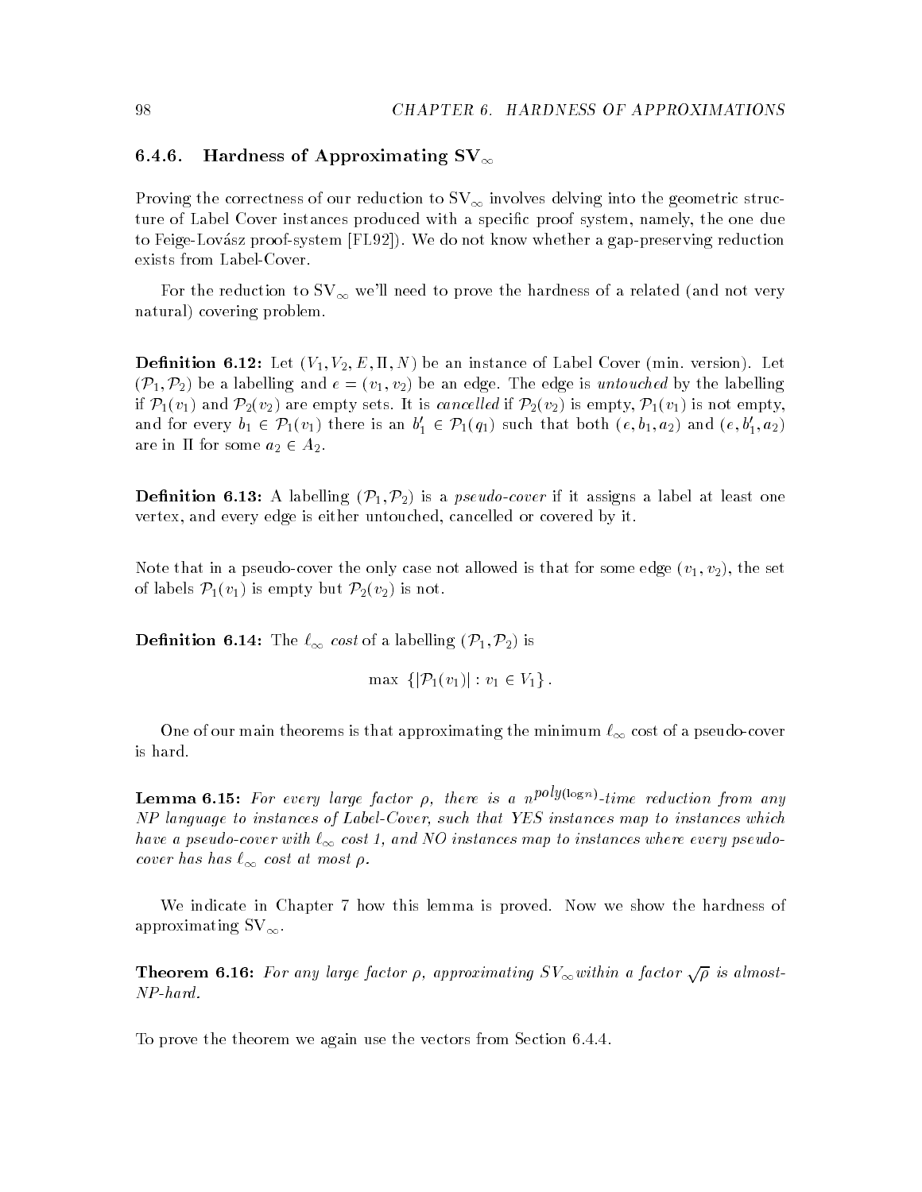### 6.4.6. Hardness of Approximating $\mathrm{SV}_\infty$

Proving the correctness of our reduction to $\mathrm{SV}_\infty$ involves delving into the geometric structure of Label Cover instances produced with a specific proof system, namely, the one due to Feige-Lovász proof-system [FL92]). We do not know whether a gap-preserving reduction exists from Label-Cover.

For the reduction to $\mathrm{SV}_\infty$ we'll need to prove the hardness of a related (and not very natural) covering problem.

**Definition 6.12:** Let $(V_1, V_2, E, \Pi, N)$ be an instance of Label Cover (min. version). Let $(\mathcal{P}_1, \mathcal{P}_2)$ be a labelling and $e = (v_1, v_2)$ be an edge. The edge is *untouched* by the labelling if $\mathcal{P}_1(v_1)$ and $\mathcal{P}_2(v_2)$ are empty sets. It is *cancelled* if $\mathcal{P}_2(v_2)$ is empty, $\mathcal{P}_1(v_1)$ is not empty, and for every $b_1 \in \mathcal{P}_1(v_1)$ there is an $b_1' \in \mathcal{P}_1(q_1)$ such that both $(e, b_1, a_2)$ and $(e, b_1', a_2)$ are in $\Pi$ for some $a_2 \in A_2$.

**Definition 6.13:** A labelling $(\mathcal{P}_1, \mathcal{P}_2)$ is a *pseudo-cover* if it assigns a label at least one vertex, and every edge is either untouched, cancelled or covered by it.

Note that in a pseudo-cover the only case not allowed is that for some edge $(v_1, v_2)$, the set of labels $\mathcal{P}_1(v_1)$ is empty but $\mathcal{P}_2(v_2)$ is not.

**Definition 6.14:** The $\ell_\infty$ *cost* of a labelling $(\mathcal{P}_1, \mathcal{P}_2)$ is

$$\max\ \{|\mathcal{P}_1(v_1)| : v_1 \in V_1\}.$$

One of our main theorems is that approximating the minimum $\ell_\infty$ cost of a pseudo-cover is hard.

**Lemma 6.15:** *For every large factor $\rho$, there is a $n^{poly(\log n)}$-time reduction from any NP language to instances of Label-Cover, such that YES instances map to instances which have a pseudo-cover with $\ell_\infty$ cost 1, and NO instances map to instances where every pseudo-cover has has $\ell_\infty$ cost at most $\rho$.*

We indicate in Chapter 7 how this lemma is proved. Now we show the hardness of approximating $\mathrm{SV}_\infty$.

**Theorem 6.16:** *For any large factor $\rho$, approximating $SV_\infty$ within a factor $\sqrt{\rho}$ is almost-NP-hard.*

To prove the theorem we again use the vectors from Section 6.4.4.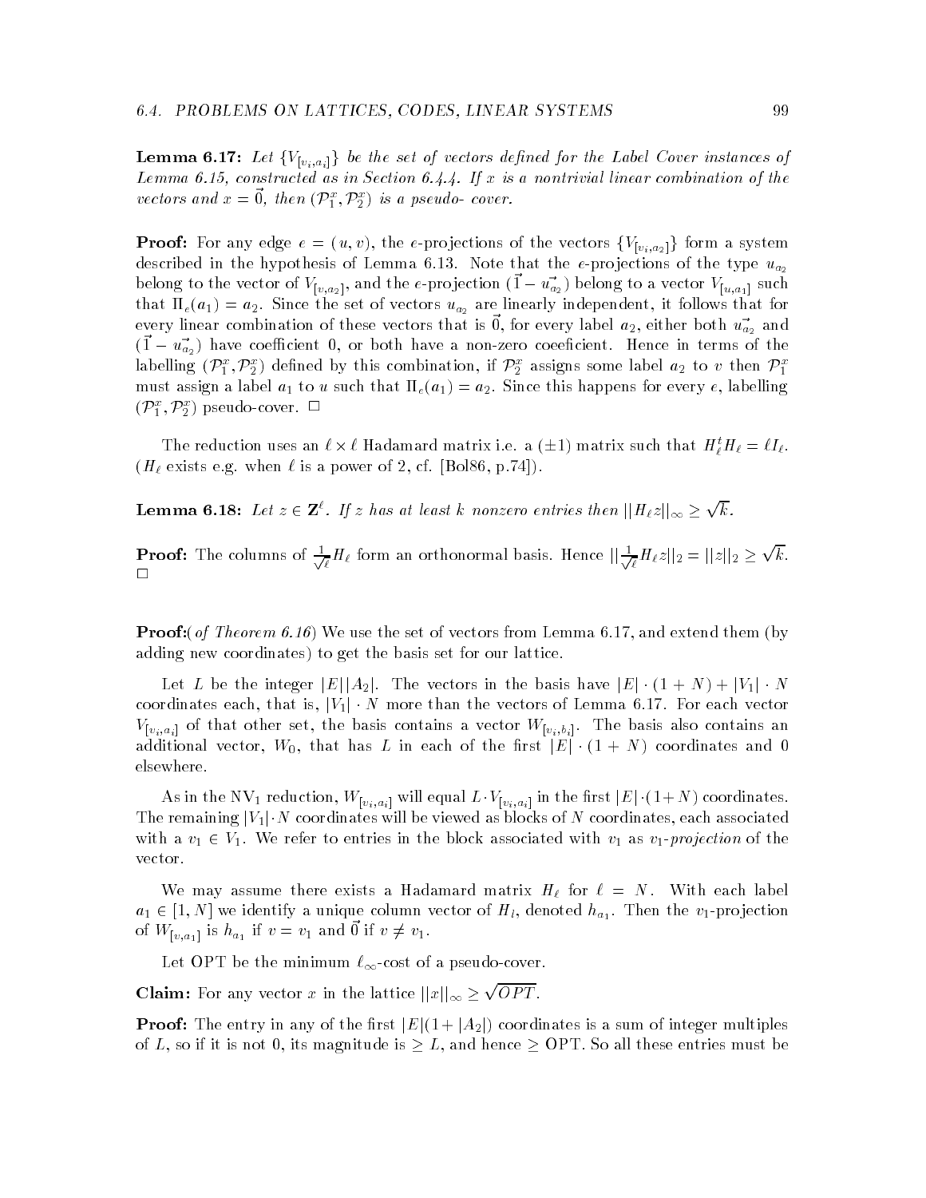**Lemma 6.17:** *Let $\{V_{[v_i,a_i]}\}$ be the set of vectors defined for the Label Cover instances of Lemma 6.15, constructed as in Section 6.4.4. If $x$ is a nontrivial linear combination of the vectors and $x = \vec{0}$, then $(\mathcal{P}_1^x, \mathcal{P}_2^x)$ is a pseudo- cover.*

**Proof:** For any edge $e = (u, v)$, the $e$-projections of the vectors $\{V_{[v_i,a_2]}\}$ form a system described in the hypothesis of Lemma 6.13. Note that the $e$-projections of the type $u_{a_2}$ belong to the vector of $V_{[v,a_2]}$, and the $e$-projection $(\vec{1} - \vec{u_{a_2}})$ belong to a vector $V_{[u,a_1]}$ such that $\Pi_e(a_1) = a_2$. Since the set of vectors $u_{a_2}$ are linearly independent, it follows that for every linear combination of these vectors that is $\vec{0}$, for every label $a_2$, either both $\vec{u_{a_2}}$ and $(\vec{1} - \vec{u_{a_2}})$ have coefficient 0, or both have a non-zero coeeficient. Hence in terms of the labelling $(\mathcal{P}_1^x, \mathcal{P}_2^x)$ defined by this combination, if $\mathcal{P}_2^x$ assigns some label $a_2$ to $v$ then $\mathcal{P}_1^x$ must assign a label $a_1$ to $u$ such that $\Pi_e(a_1) = a_2$. Since this happens for every $e$, labelling $(\mathcal{P}_1^x, \mathcal{P}_2^x)$ pseudo-cover. □

The reduction uses an $\ell \times \ell$ Hadamard matrix i.e. a $(\pm 1)$ matrix such that $H_\ell^t H_\ell = \ell I_\ell$. ($H_\ell$ exists e.g. when $\ell$ is a power of 2, cf. [Bol86, p.74]).

**Lemma 6.18:** *Let $z \in \mathbf{Z}^\ell$. If $z$ has at least $k$ nonzero entries then $||H_\ell z||_\infty \geq \sqrt{k}$.*

**Proof:** The columns of $\frac{1}{\sqrt{\ell}} H_\ell$ form an orthonormal basis. Hence $||\frac{1}{\sqrt{\ell}} H_\ell z||_2 = ||z||_2 \geq \sqrt{k}$. □

**Proof:**(*of Theorem 6.16*) We use the set of vectors from Lemma 6.17, and extend them (by adding new coordinates) to get the basis set for our lattice.

Let $L$ be the integer $|E||A_2|$. The vectors in the basis have $|E| \cdot (1 + N) + |V_1| \cdot N$ coordinates each, that is, $|V_1| \cdot N$ more than the vectors of Lemma 6.17. For each vector $V_{[v_i,a_i]}$ of that other set, the basis contains a vector $W_{[v_i,b_i]}$. The basis also contains an additional vector, $W_0$, that has $L$ in each of the first $|E| \cdot (1 + N)$ coordinates and 0 elsewhere.

As in the NV$_1$ reduction, $W_{[v_i,a_i]}$ will equal $L \cdot V_{[v_i,a_i]}$ in the first $|E| \cdot (1+N)$ coordinates. The remaining $|V_1| \cdot N$ coordinates will be viewed as blocks of $N$ coordinates, each associated with a $v_1 \in V_1$. We refer to entries in the block associated with $v_1$ as $v_1$-*projection* of the vector.

We may assume there exists a Hadamard matrix $H_\ell$ for $\ell = N$. With each label $a_1 \in [1, N]$ we identify a unique column vector of $H_l$, denoted $h_{a_1}$. Then the $v_1$-projection of $W_{[v,a_1]}$ is $h_{a_1}$ if $v = v_1$ and $\vec{0}$ if $v \neq v_1$.

Let OPT be the minimum $\ell_\infty$-cost of a pseudo-cover.

**Claim:** For any vector $x$ in the lattice $||x||_\infty \geq \sqrt{OPT}$.

**Proof:** The entry in any of the first $|E|(1 + |A_2|)$ coordinates is a sum of integer multiples of $L$, so if it is not 0, its magnitude is $\geq L$, and hence $\geq$ OPT. So all these entries must be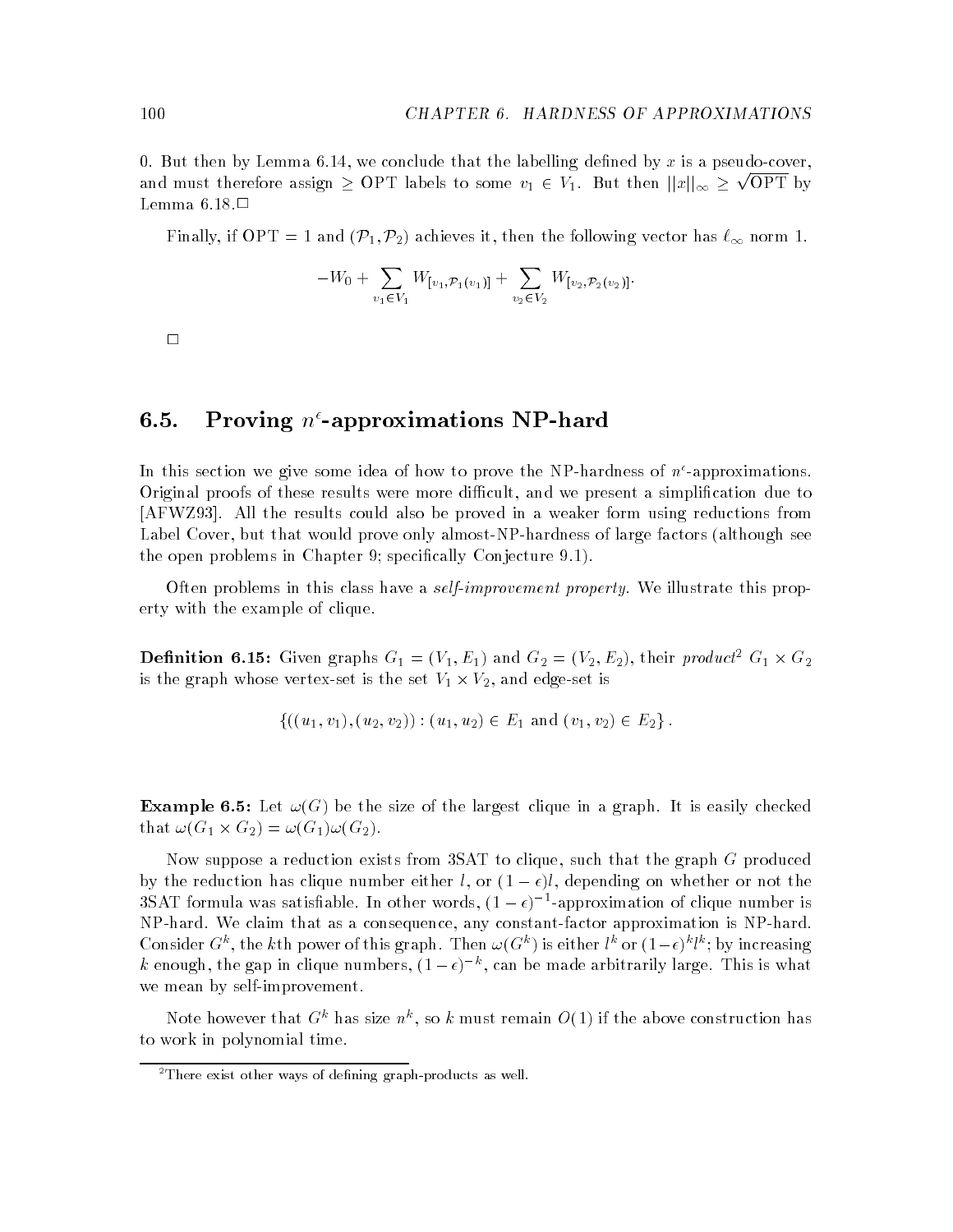0. But then by Lemma 6.14, we conclude that the labelling defined by $x$ is a pseudo-cover, and must therefore assign $\geq$ OPT labels to some $v_1 \in V_1$. But then $||x||_\infty \geq \sqrt{\text{OPT}}$ by Lemma 6.18.□

Finally, if OPT = 1 and $(\mathcal{P}_1, \mathcal{P}_2)$ achieves it, then the following vector has $\ell_\infty$ norm 1.

$$-W_0 + \sum_{v_1 \in V_1} W_{[v_1, \mathcal{P}_1(v_1)]} + \sum_{v_2 \in V_2} W_{[v_2, \mathcal{P}_2(v_2)]}.$$

□

## 6.5. Proving $n^\epsilon$-approximations NP-hard

In this section we give some idea of how to prove the NP-hardness of $n^\epsilon$-approximations. Original proofs of these results were more difficult, and we present a simplification due to [AFWZ93]. All the results could also be proved in a weaker form using reductions from Label Cover, but that would prove only almost-NP-hardness of large factors (although see the open problems in Chapter 9; specifically Conjecture 9.1).

Often problems in this class have a *self-improvement property*. We illustrate this property with the example of clique.

**Definition 6.15:** Given graphs $G_1 = (V_1, E_1)$ and $G_2 = (V_2, E_2)$, their *product*[2] $G_1 \times G_2$ is the graph whose vertex-set is the set $V_1 \times V_2$, and edge-set is

$$\{((u_1, v_1), (u_2, v_2)) : (u_1, u_2) \in E_1 \text{ and } (v_1, v_2) \in E_2\}.$$

**Example 6.5:** Let $\omega(G)$ be the size of the largest clique in a graph. It is easily checked that $\omega(G_1 \times G_2) = \omega(G_1)\omega(G_2)$.

Now suppose a reduction exists from 3SAT to clique, such that the graph $G$ produced by the reduction has clique number either $l$, or $(1-\epsilon)l$, depending on whether or not the 3SAT formula was satisfiable. In other words, $(1-\epsilon)^{-1}$-approximation of clique number is NP-hard. We claim that as a consequence, any constant-factor approximation is NP-hard. Consider $G^k$, the $k$th power of this graph. Then $\omega(G^k)$ is either $l^k$ or $(1-\epsilon)^k l^k$; by increasing $k$ enough, the gap in clique numbers, $(1-\epsilon)^{-k}$, can be made arbitrarily large. This is what we mean by self-improvement.

Note however that $G^k$ has size $n^k$, so $k$ must remain $O(1)$ if the above construction has to work in polynomial time.

[2] There exist other ways of defining graph-products as well.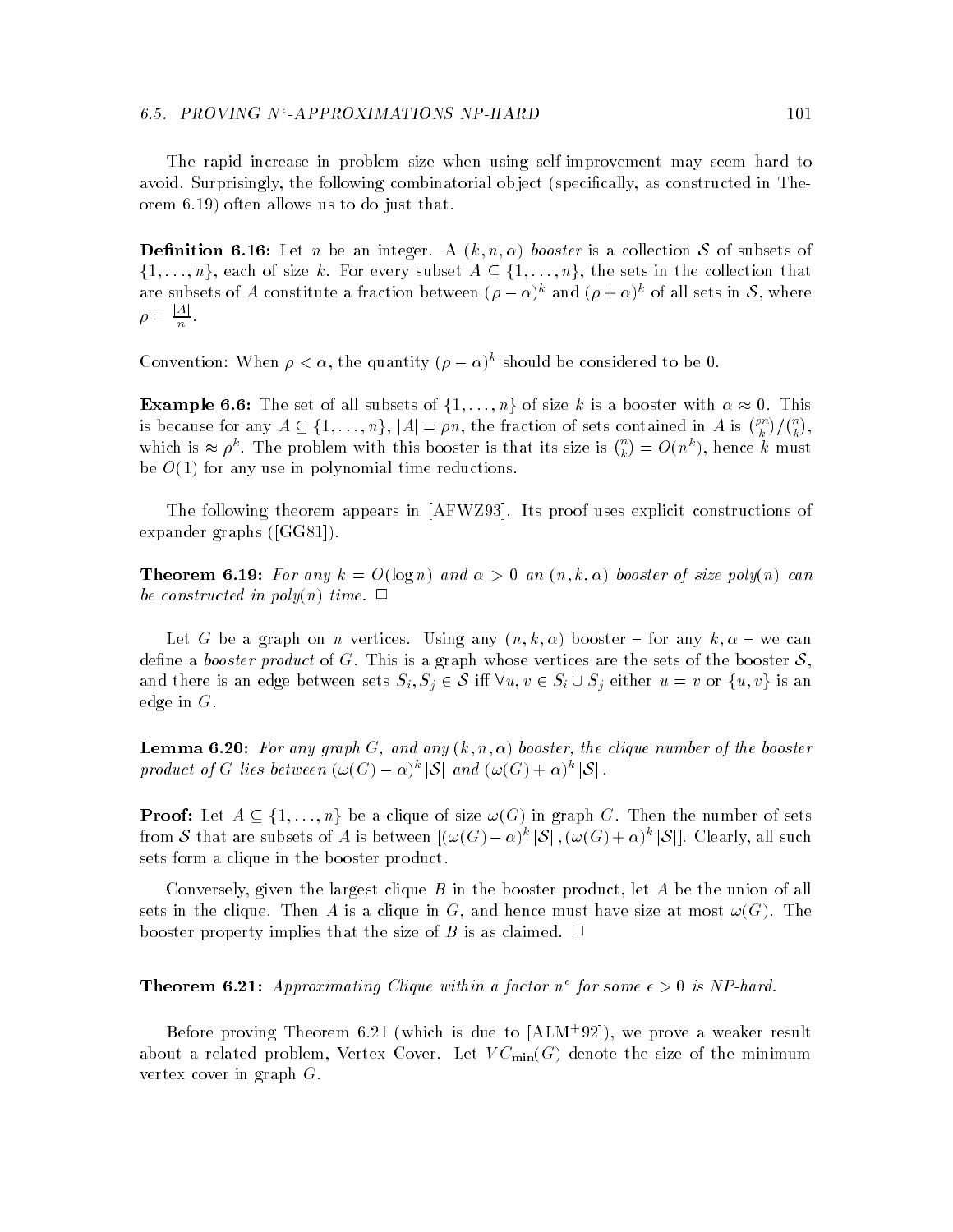The rapid increase in problem size when using self-improvement may seem hard to avoid. Surprisingly, the following combinatorial object (specifically, as constructed in Theorem 6.19) often allows us to do just that.

**Definition 6.16:** Let $n$ be an integer. A $(k, n, \alpha)$ *booster* is a collection $\mathcal{S}$ of subsets of $\{1, \ldots, n\}$, each of size $k$. For every subset $A \subseteq \{1, \ldots, n\}$, the sets in the collection that are subsets of $A$ constitute a fraction between $(\rho - \alpha)^k$ and $(\rho + \alpha)^k$ of all sets in $\mathcal{S}$, where $\rho = \frac{|A|}{n}$.

Convention: When $\rho < \alpha$, the quantity $(\rho - \alpha)^k$ should be considered to be 0.

**Example 6.6:** The set of all subsets of $\{1, \ldots, n\}$ of size $k$ is a booster with $\alpha \approx 0$. This is because for any $A \subseteq \{1, \ldots, n\}$, $|A| = \rho n$, the fraction of sets contained in $A$ is $\binom{\rho n}{k} / \binom{n}{k}$, which is $\approx \rho^k$. The problem with this booster is that its size is $\binom{n}{k} = O(n^k)$, hence $k$ must be $O(1)$ for any use in polynomial time reductions.

The following theorem appears in [AFWZ93]. Its proof uses explicit constructions of expander graphs ([GG81]).

**Theorem 6.19:** *For any $k = O(\log n)$ and $\alpha > 0$ an $(n, k, \alpha)$ booster of size poly($n$) can be constructed in poly($n$) time.* $\Box$

Let $G$ be a graph on $n$ vertices. Using any $(n, k, \alpha)$ booster – for any $k, \alpha$ – we can define a *booster product* of $G$. This is a graph whose vertices are the sets of the booster $\mathcal{S}$, and there is an edge between sets $S_i, S_j \in \mathcal{S}$ iff $\forall u, v \in S_i \cup S_j$ either $u = v$ or $\{u, v\}$ is an edge in $G$.

**Lemma 6.20:** *For any graph $G$, and any $(k, n, \alpha)$ booster, the clique number of the booster product of $G$ lies between $(\omega(G) - \alpha)^k |\mathcal{S}|$ and $(\omega(G) + \alpha)^k |\mathcal{S}|$.*

**Proof:** Let $A \subseteq \{1, \ldots, n\}$ be a clique of size $\omega(G)$ in graph $G$. Then the number of sets from $\mathcal{S}$ that are subsets of $A$ is between $[(\omega(G) - \alpha)^k |\mathcal{S}|, (\omega(G) + \alpha)^k |\mathcal{S}|]$. Clearly, all such sets form a clique in the booster product.

Conversely, given the largest clique $B$ in the booster product, let $A$ be the union of all sets in the clique. Then $A$ is a clique in $G$, and hence must have size at most $\omega(G)$. The booster property implies that the size of $B$ is as claimed. $\Box$

**Theorem 6.21:** *Approximating Clique within a factor $n^\epsilon$ for some $\epsilon > 0$ is NP-hard.*

Before proving Theorem 6.21 (which is due to [ALM+92]), we prove a weaker result about a related problem, Vertex Cover. Let $VC_{\min}(G)$ denote the size of the minimum vertex cover in graph $G$.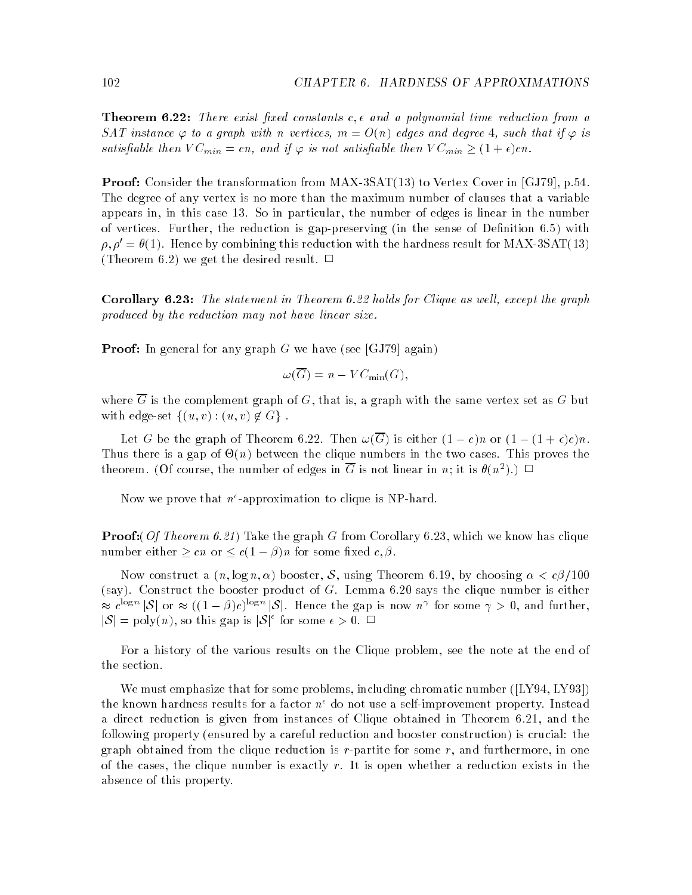**Theorem 6.22:** *There exist fixed constants $c, \epsilon$ and a polynomial time reduction from a SAT instance $\varphi$ to a graph with $n$ vertices, $m = O(n)$ edges and degree 4, such that if $\varphi$ is satisfiable then $VC_{min} = cn$, and if $\varphi$ is not satisfiable then $VC_{min} \geq (1+\epsilon)cn$.*

**Proof:** Consider the transformation from MAX-3SAT(13) to Vertex Cover in [GJ79], p.54. The degree of any vertex is no more than the maximum number of clauses that a variable appears in, in this case 13. So in particular, the number of edges is linear in the number of vertices. Further, the reduction is gap-preserving (in the sense of Definition 6.5) with $\rho, \rho' = \theta(1)$. Hence by combining this reduction with the hardness result for MAX-3SAT(13) (Theorem 6.2) we get the desired result. $\Box$

**Corollary 6.23:** *The statement in Theorem 6.22 holds for Clique as well, except the graph produced by the reduction may not have linear size.*

**Proof:** In general for any graph $G$ we have (see [GJ79] again)

$$\omega(\overline{G}) = n - VC_{\min}(G),$$

where $\overline{G}$ is the complement graph of $G$, that is, a graph with the same vertex set as $G$ but with edge-set $\{(u,v) : (u,v) \notin G\}$ .

Let $G$ be the graph of Theorem 6.22. Then $\omega(\overline{G})$ is either $(1-c)n$ or $(1-(1+\epsilon)c)n$. Thus there is a gap of $\Theta(n)$ between the clique numbers in the two cases. This proves the theorem. (Of course, the number of edges in $\overline{G}$ is not linear in $n$; it is $\theta(n^2)$.) $\Box$

Now we prove that $n^{\epsilon}$-approximation to clique is NP-hard.

**Proof:**(*Of Theorem 6.21*) Take the graph $G$ from Corollary 6.23, which we know has clique number either $\geq cn$ or $\leq c(1-\beta)n$ for some fixed $c, \beta$.

Now construct a $(n, \log n, \alpha)$ booster, $\mathcal{S}$, using Theorem 6.19, by choosing $\alpha < c\beta/100$ (say). Construct the booster product of $G$. Lemma 6.20 says the clique number is either $\approx c^{\log n} |\mathcal{S}|$ or $\approx ((1-\beta)c)^{\log n} |\mathcal{S}|$. Hence the gap is now $n^{\gamma}$ for some $\gamma > 0$, and further, $|\mathcal{S}| = \text{poly}(n)$, so this gap is $|\mathcal{S}|^{\epsilon}$ for some $\epsilon > 0$. $\Box$

For a history of the various results on the Clique problem, see the note at the end of the section.

We must emphasize that for some problems, including chromatic number ([LY94, LY93]) the known hardness results for a factor $n^{\epsilon}$ do not use a self-improvement property. Instead a direct reduction is given from instances of Clique obtained in Theorem 6.21, and the following property (ensured by a careful reduction and booster construction) is crucial: the graph obtained from the clique reduction is $r$-partite for some $r$, and furthermore, in one of the cases, the clique number is exactly $r$. It is open whether a reduction exists in the absence of this property.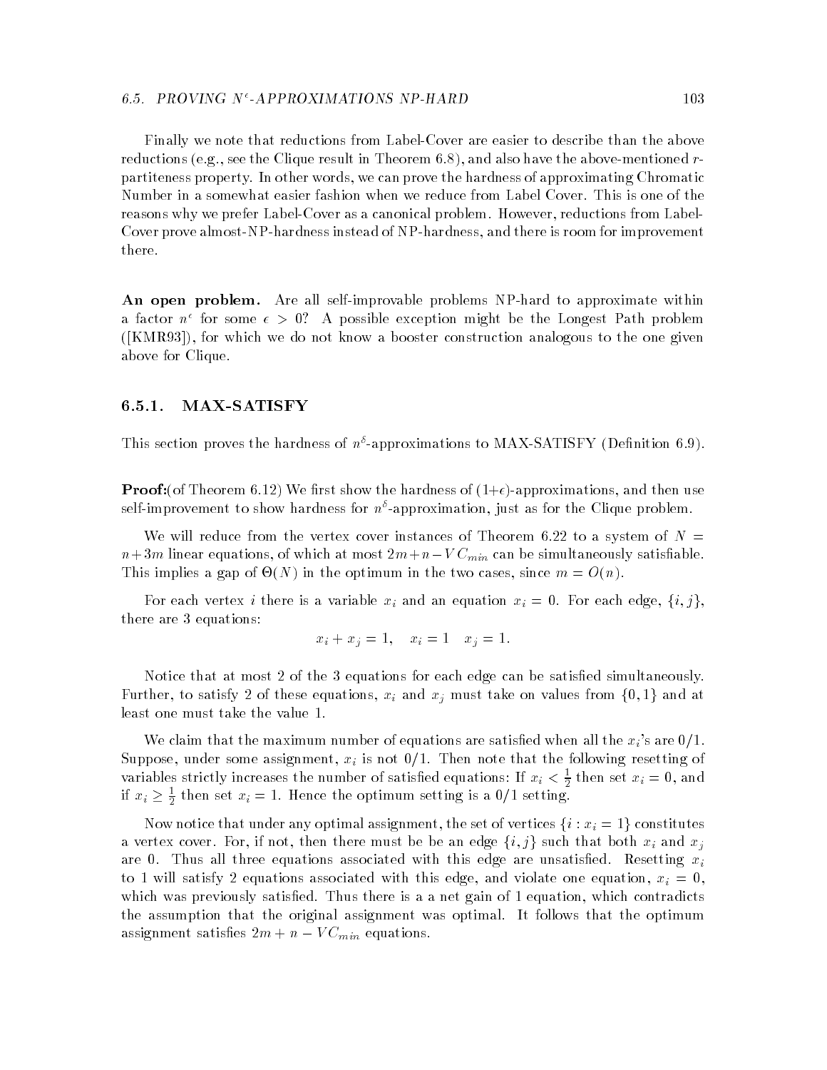Finally we note that reductions from Label-Cover are easier to describe than the above reductions (e.g., see the Clique result in Theorem 6.8), and also have the above-mentioned $r$-partiteness property. In other words, we can prove the hardness of approximating Chromatic Number in a somewhat easier fashion when we reduce from Label Cover. This is one of the reasons why we prefer Label-Cover as a canonical problem. However, reductions from Label-Cover prove almost-NP-hardness instead of NP-hardness, and there is room for improvement there.

**An open problem.** Are all self-improvable problems NP-hard to approximate within a factor $n^\epsilon$ for some $\epsilon > 0$? A possible exception might be the Longest Path problem ([KMR93]), for which we do not know a booster construction analogous to the one given above for Clique.

### 6.5.1. MAX-SATISFY

This section proves the hardness of $n^\delta$-approximations to MAX-SATISFY (Definition 6.9).

**Proof:**(of Theorem 6.12) We first show the hardness of $(1+\epsilon)$-approximations, and then use self-improvement to show hardness for $n^\delta$-approximation, just as for the Clique problem.

We will reduce from the vertex cover instances of Theorem 6.22 to a system of $N = n+3m$ linear equations, of which at most $2m+n-VC_{min}$ can be simultaneously satisfiable. This implies a gap of $\Theta(N)$ in the optimum in the two cases, since $m = O(n)$.

For each vertex $i$ there is a variable $x_i$ and an equation $x_i = 0$. For each edge, $\{i, j\}$, there are 3 equations:

$$x_i + x_j = 1, \quad x_i = 1 \quad x_j = 1.$$

Notice that at most 2 of the 3 equations for each edge can be satisfied simultaneously. Further, to satisfy 2 of these equations, $x_i$ and $x_j$ must take on values from $\{0, 1\}$ and at least one must take the value 1.

We claim that the maximum number of equations are satisfied when all the $x_i$'s are 0/1. Suppose, under some assignment, $x_i$ is not 0/1. Then note that the following resetting of variables strictly increases the number of satisfied equations: If $x_i < \frac{1}{2}$ then set $x_i = 0$, and if $x_i \geq \frac{1}{2}$ then set $x_i = 1$. Hence the optimum setting is a 0/1 setting.

Now notice that under any optimal assignment, the set of vertices $\{i : x_i = 1\}$ constitutes a vertex cover. For, if not, then there must be be an edge $\{i, j\}$ such that both $x_i$ and $x_j$ are 0. Thus all three equations associated with this edge are unsatisfied. Resetting $x_i$ to 1 will satisfy 2 equations associated with this edge, and violate one equation, $x_i = 0$, which was previously satisfied. Thus there is a a net gain of 1 equation, which contradicts the assumption that the original assignment was optimal. It follows that the optimum assignment satisfies $2m + n - VC_{min}$ equations.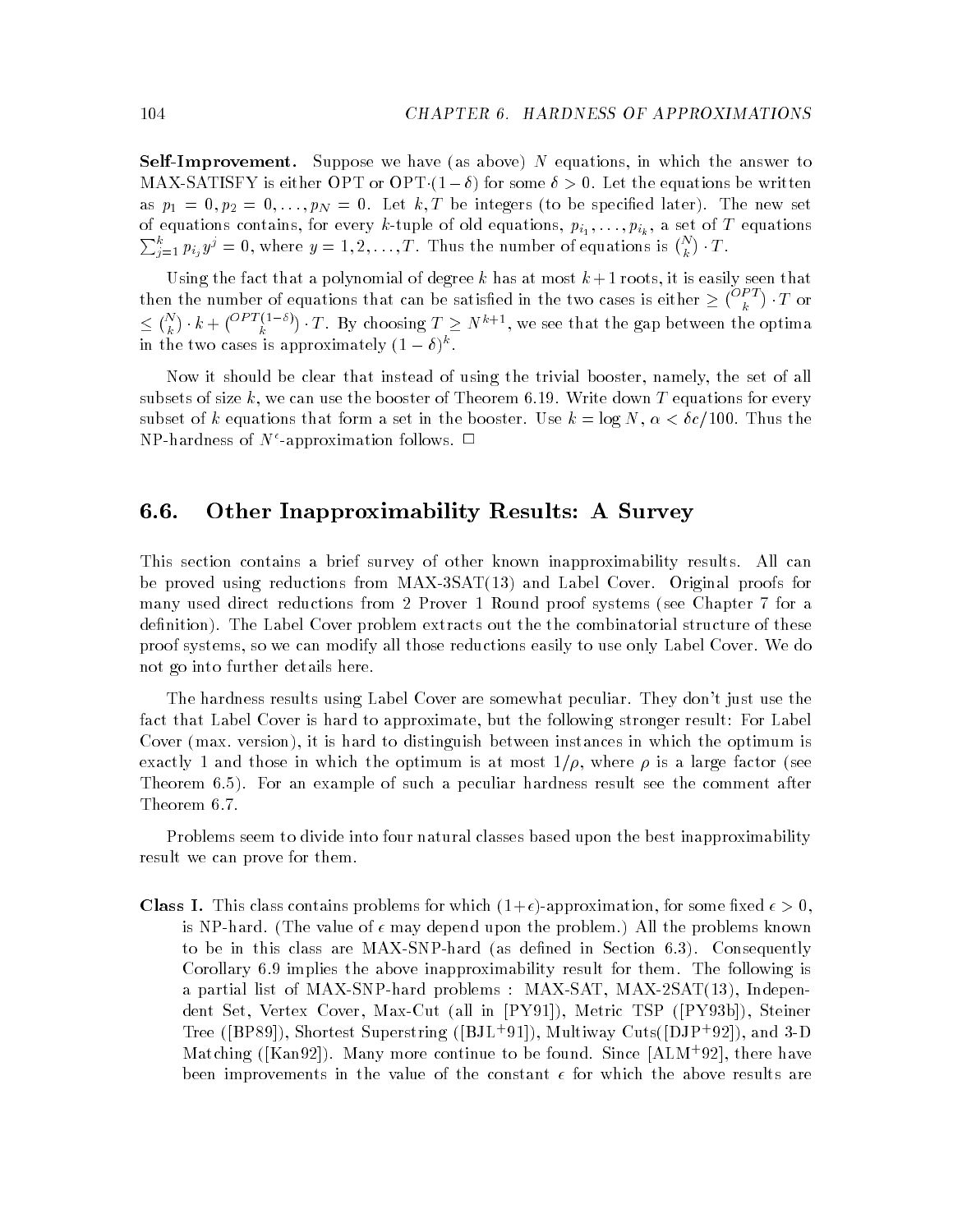**Self-Improvement.** Suppose we have (as above) $N$ equations, in which the answer to MAX-SATISFY is either OPT or OPT$\cdot(1-\delta)$ for some $\delta > 0$. Let the equations be written as $p_1 = 0, p_2 = 0, \ldots, p_N = 0$. Let $k, T$ be integers (to be specified later). The new set of equations contains, for every $k$-tuple of old equations, $p_{i_1}, \ldots, p_{i_k}$, a set of $T$ equations $\sum_{j=1}^{k} p_{i_j} y^j = 0$, where $y = 1, 2, \ldots, T$. Thus the number of equations is $\binom{N}{k} \cdot T$.

Using the fact that a polynomial of degree $k$ has at most $k+1$ roots, it is easily seen that then the number of equations that can be satisfied in the two cases is either $\geq \binom{OPT}{k} \cdot T$ or $\leq \binom{N}{k} \cdot k + \binom{OPT(1-\delta)}{k} \cdot T$. By choosing $T \geq N^{k+1}$, we see that the gap between the optima in the two cases is approximately $(1-\delta)^k$.

Now it should be clear that instead of using the trivial booster, namely, the set of all subsets of size $k$, we can use the booster of Theorem 6.19. Write down $T$ equations for every subset of $k$ equations that form a set in the booster. Use $k = \log N$, $\alpha < \delta c/100$. Thus the NP-hardness of $N^\epsilon$-approximation follows. $\Box$

## 6.6. Other Inapproximability Results: A Survey

This section contains a brief survey of other known inapproximability results. All can be proved using reductions from MAX-3SAT(13) and Label Cover. Original proofs for many used direct reductions from 2 Prover 1 Round proof systems (see Chapter 7 for a definition). The Label Cover problem extracts out the the combinatorial structure of these proof systems, so we can modify all those reductions easily to use only Label Cover. We do not go into further details here.

The hardness results using Label Cover are somewhat peculiar. They don't just use the fact that Label Cover is hard to approximate, but the following stronger result: For Label Cover (max. version), it is hard to distinguish between instances in which the optimum is exactly 1 and those in which the optimum is at most $1/\rho$, where $\rho$ is a large factor (see Theorem 6.5). For an example of such a peculiar hardness result see the comment after Theorem 6.7.

Problems seem to divide into four natural classes based upon the best inapproximability result we can prove for them.

**Class I.** This class contains problems for which $(1+\epsilon)$-approximation, for some fixed $\epsilon > 0$, is NP-hard. (The value of $\epsilon$ may depend upon the problem.) All the problems known to be in this class are MAX-SNP-hard (as defined in Section 6.3). Consequently Corollary 6.9 implies the above inapproximability result for them. The following is a partial list of MAX-SNP-hard problems : MAX-SAT, MAX-2SAT(13), Independent Set, Vertex Cover, Max-Cut (all in [PY91]), Metric TSP ([PY93b]), Steiner Tree ([BP89]), Shortest Superstring ([BJL+91]), Multiway Cuts([DJP+92]), and 3-D Matching ([Kan92]). Many more continue to be found. Since [ALM+92], there have been improvements in the value of the constant $\epsilon$ for which the above results are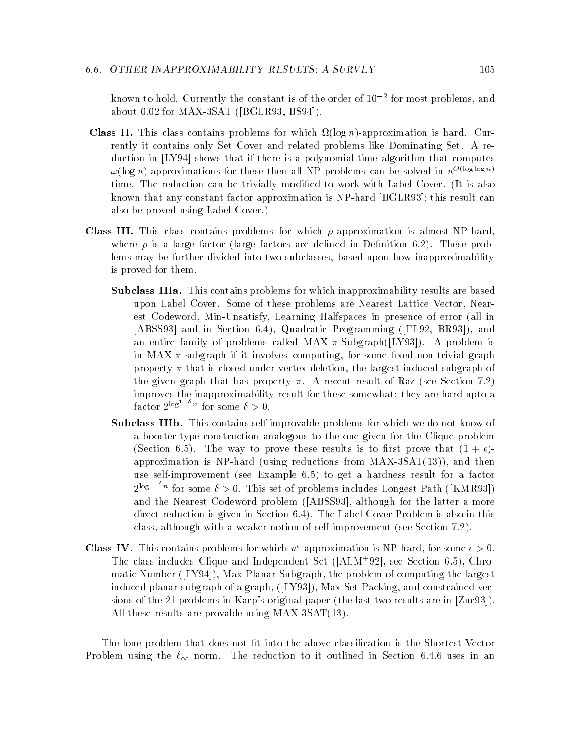known to hold. Currently the constant is of the order of $10^{-2}$ for most problems, and about 0.02 for MAX-3SAT ([BGLR93, BS94]).

**Class II.** This class contains problems for which $\Omega(\log n)$-approximation is hard. Currently it contains only Set Cover and related problems like Dominating Set. A reduction in [LY94] shows that if there is a polynomial-time algorithm that computes $\omega(\log n)$-approximations for these then all NP problems can be solved in $n^{O(\log \log n)}$ time. The reduction can be trivially modified to work with Label Cover. (It is also known that any constant factor approximation is NP-hard [BGLR93]; this result can also be proved using Label Cover.)

**Class III.** This class contains problems for which $\rho$-approximation is almost-NP-hard, where $\rho$ is a large factor (large factors are defined in Definition 6.2). These problems may be further divided into two subclasses, based upon how inapproximability is proved for them.

**Subclass IIIa.** This contains problems for which inapproximability results are based upon Label Cover. Some of these problems are Nearest Lattice Vector, Nearest Codeword, Min-Unsatisfy, Learning Halfspaces in presence of error (all in [ABSS93] and in Section 6.4), Quadratic Programming ([FL92, BR93]), and an entire family of problems called MAX-$\pi$-Subgraph([LY93]). A problem is in MAX-$\pi$-subgraph if it involves computing, for some fixed non-trivial graph property $\pi$ that is closed under vertex deletion, the largest induced subgraph of the given graph that has property $\pi$. A recent result of Raz (see Section 7.2) improves the inapproximability result for these somewhat: they are hard upto a factor $2^{\log^{1-\delta} n}$ for some $\delta > 0$.

**Subclass IIIb.** This contains self-improvable problems for which we do not know of a booster-type construction analogous to the one given for the Clique problem (Section 6.5). The way to prove these results is to first prove that $(1+\epsilon)$-approximation is NP-hard (using reductions from MAX-3SAT(13)), and then use self-improvement (see Example 6.5) to get a hardness result for a factor $2^{\log^{1-\delta} n}$ for some $\delta > 0$. This set of problems includes Longest Path ([KMR93]) and the Nearest Codeword problem ([ABSS93], although for the latter a more direct reduction is given in Section 6.4). The Label Cover Problem is also in this class, although with a weaker notion of self-improvement (see Section 7.2).

**Class IV.** This contains problems for which $n^{\epsilon}$-approximation is NP-hard, for some $\epsilon > 0$. The class includes Clique and Independent Set ([ALM+92], see Section 6.5), Chromatic Number ([LY94]), Max-Planar-Subgraph, the problem of computing the largest induced planar subgraph of a graph, ([LY93]), Max-Set-Packing, and constrained versions of the 21 problems in Karp's original paper (the last two results are in [Zuc93]). All these results are provable using MAX-3SAT(13).

The lone problem that does not fit into the above classification is the Shortest Vector Problem using the $\ell_\infty$ norm. The reduction to it outlined in Section 6.4.6 uses in an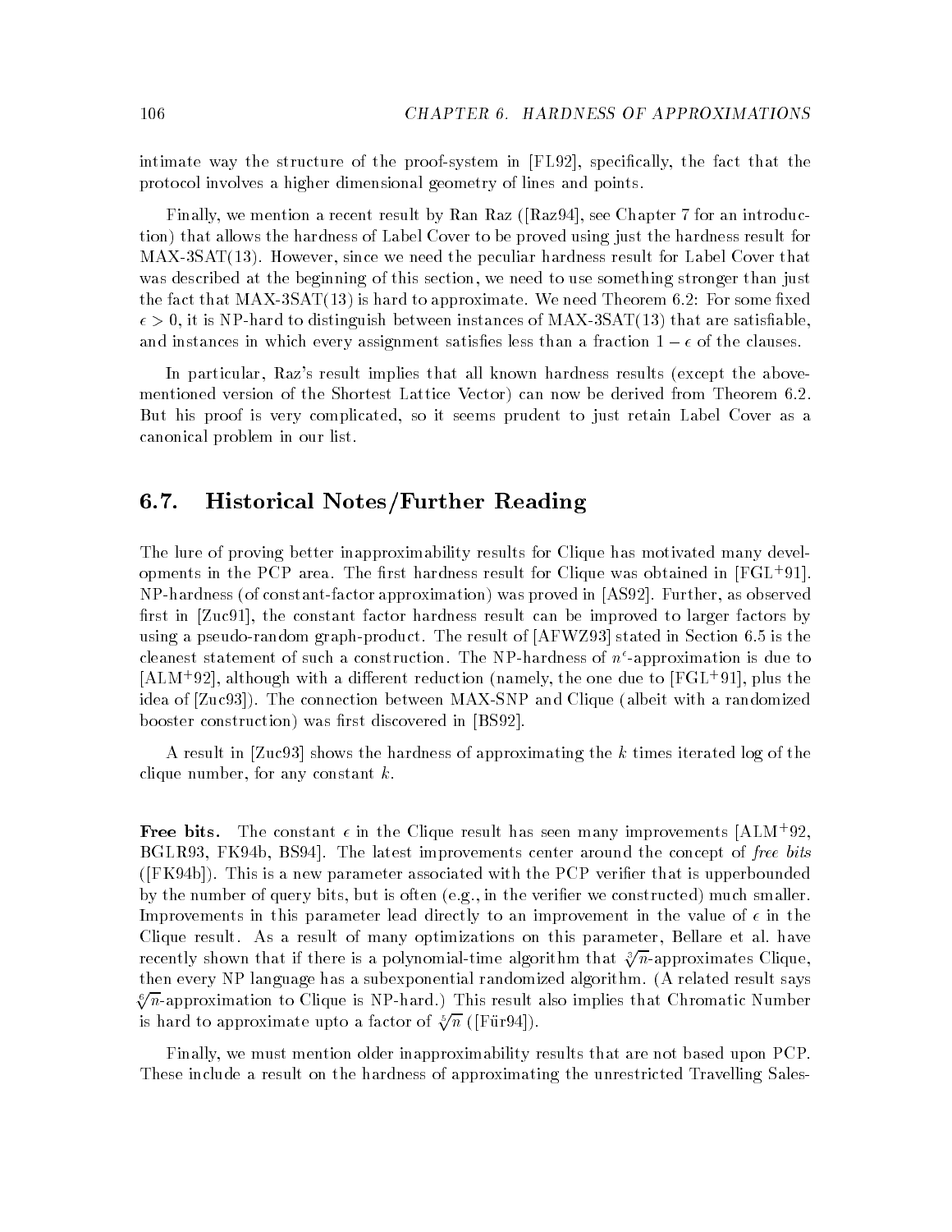intimate way the structure of the proof-system in [FL92], specifically, the fact that the protocol involves a higher dimensional geometry of lines and points.

Finally, we mention a recent result by Ran Raz ([Raz94], see Chapter 7 for an introduction) that allows the hardness of Label Cover to be proved using just the hardness result for MAX-3SAT(13). However, since we need the peculiar hardness result for Label Cover that was described at the beginning of this section, we need to use something stronger than just the fact that MAX-3SAT(13) is hard to approximate. We need Theorem 6.2: For some fixed $\epsilon > 0$, it is NP-hard to distinguish between instances of MAX-3SAT(13) that are satisfiable, and instances in which every assignment satisfies less than a fraction $1 - \epsilon$ of the clauses.

In particular, Raz's result implies that all known hardness results (except the above-mentioned version of the Shortest Lattice Vector) can now be derived from Theorem 6.2. But his proof is very complicated, so it seems prudent to just retain Label Cover as a canonical problem in our list.

## 6.7. Historical Notes/Further Reading

The lure of proving better inapproximability results for Clique has motivated many developments in the PCP area. The first hardness result for Clique was obtained in [FGL+91]. NP-hardness (of constant-factor approximation) was proved in [AS92]. Further, as observed first in [Zuc91], the constant factor hardness result can be improved to larger factors by using a pseudo-random graph-product. The result of [AFWZ93] stated in Section 6.5 is the cleanest statement of such a construction. The NP-hardness of $n^\epsilon$-approximation is due to [ALM+92], although with a different reduction (namely, the one due to [FGL+91], plus the idea of [Zuc93]). The connection between MAX-SNP and Clique (albeit with a randomized booster construction) was first discovered in [BS92].

A result in [Zuc93] shows the hardness of approximating the $k$ times iterated log of the clique number, for any constant $k$.

**Free bits.** The constant $\epsilon$ in the Clique result has seen many improvements [ALM+92, BGLR93, FK94b, BS94]. The latest improvements center around the concept of *free bits* ([FK94b]). This is a new parameter associated with the PCP verifier that is upperbounded by the number of query bits, but is often (e.g., in the verifier we constructed) much smaller. Improvements in this parameter lead directly to an improvement in the value of $\epsilon$ in the Clique result. As a result of many optimizations on this parameter, Bellare et al. have recently shown that if there is a polynomial-time algorithm that $\sqrt[3]{n}$-approximates Clique, then every NP language has a subexponential randomized algorithm. (A related result says $\sqrt[6]{n}$-approximation to Clique is NP-hard.) This result also implies that Chromatic Number is hard to approximate upto a factor of $\sqrt[5]{n}$ ([Für94]).

Finally, we must mention older inapproximability results that are not based upon PCP. These include a result on the hardness of approximating the unrestricted Travelling Sales-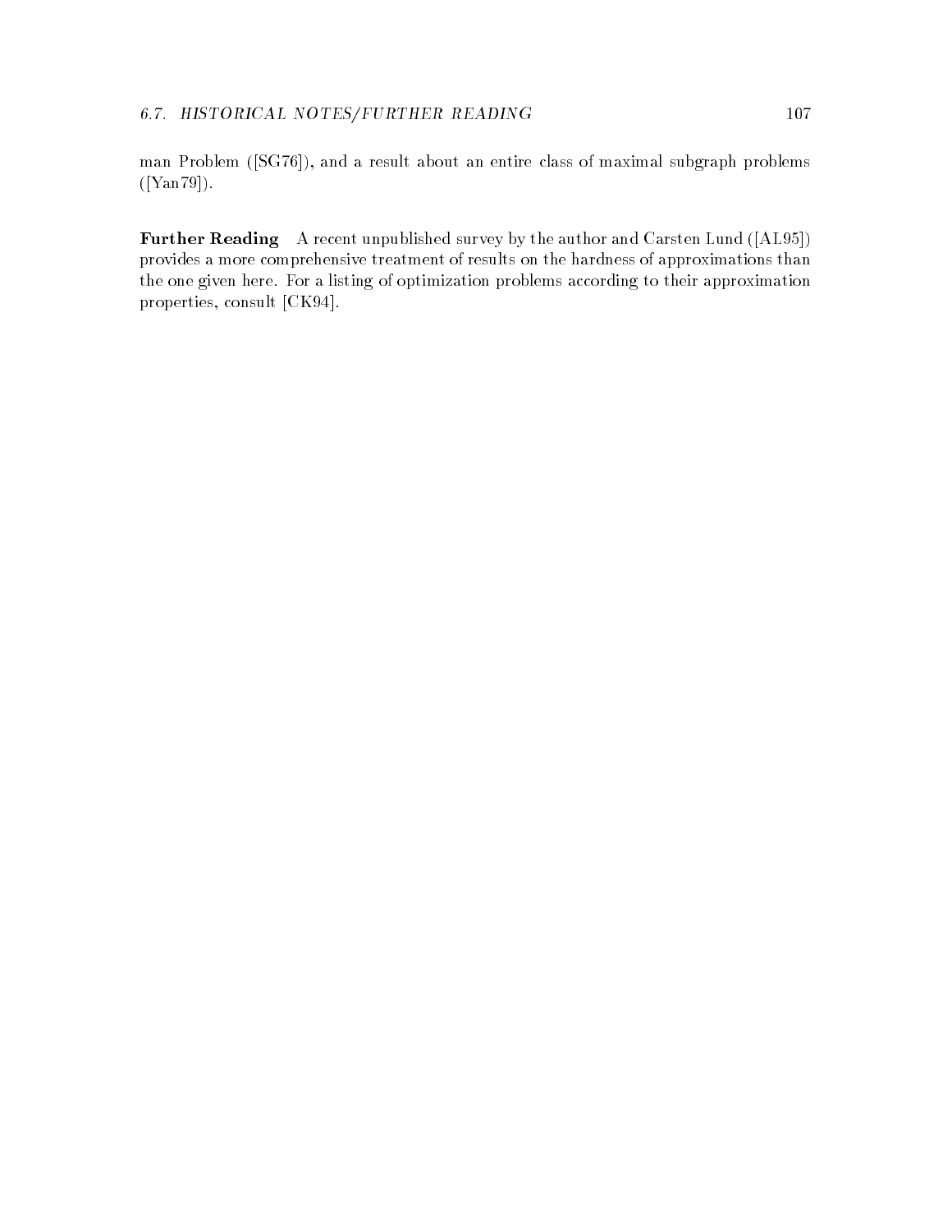man Problem ([SG76]), and a result about an entire class of maximal subgraph problems ([Yan79]).

**Further Reading** A recent unpublished survey by the author and Carsten Lund ([AL95]) provides a more comprehensive treatment of results on the hardness of approximations than the one given here. For a listing of optimization problems according to their approximation properties, consult [CK94].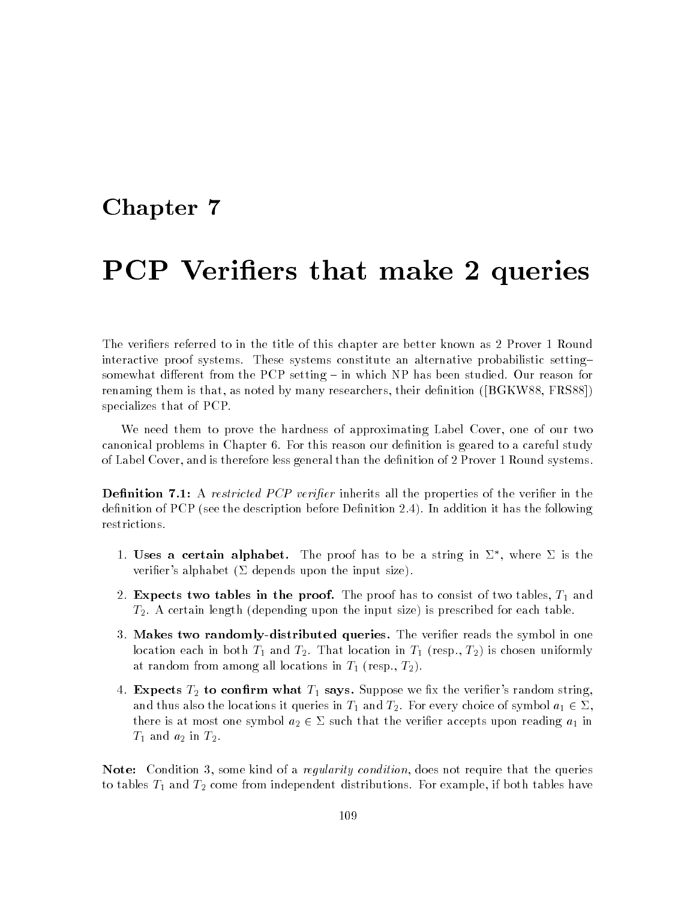# Chapter 7

# PCP Verifiers that make 2 queries

The verifiers referred to in the title of this chapter are better known as 2 Prover 1 Round interactive proof systems. These systems constitute an alternative probabilistic setting– somewhat different from the PCP setting – in which NP has been studied. Our reason for renaming them is that, as noted by many researchers, their definition ([BGKW88, FRS88]) specializes that of PCP.

We need them to prove the hardness of approximating Label Cover, one of our two canonical problems in Chapter 6. For this reason our definition is geared to a careful study of Label Cover, and is therefore less general than the definition of 2 Prover 1 Round systems.

**Definition 7.1:** A *restricted PCP verifier* inherits all the properties of the verifier in the definition of PCP (see the description before Definition 2.4). In addition it has the following restrictions.

1. **Uses a certain alphabet.** The proof has to be a string in $\Sigma^*$, where $\Sigma$ is the verifier's alphabet ($\Sigma$ depends upon the input size).
2. **Expects two tables in the proof.** The proof has to consist of two tables, $T_1$ and $T_2$. A certain length (depending upon the input size) is prescribed for each table.
3. **Makes two randomly-distributed queries.** The verifier reads the symbol in one location each in both $T_1$ and $T_2$. That location in $T_1$ (resp., $T_2$) is chosen uniformly at random from among all locations in $T_1$ (resp., $T_2$).
4. **Expects $T_2$ to confirm what $T_1$ says.** Suppose we fix the verifier's random string, and thus also the locations it queries in $T_1$ and $T_2$. For every choice of symbol $a_1 \in \Sigma$, there is at most one symbol $a_2 \in \Sigma$ such that the verifier accepts upon reading $a_1$ in $T_1$ and $a_2$ in $T_2$.

**Note:** Condition 3, some kind of a *regularity condition*, does not require that the queries to tables $T_1$ and $T_2$ come from independent distributions. For example, if both tables have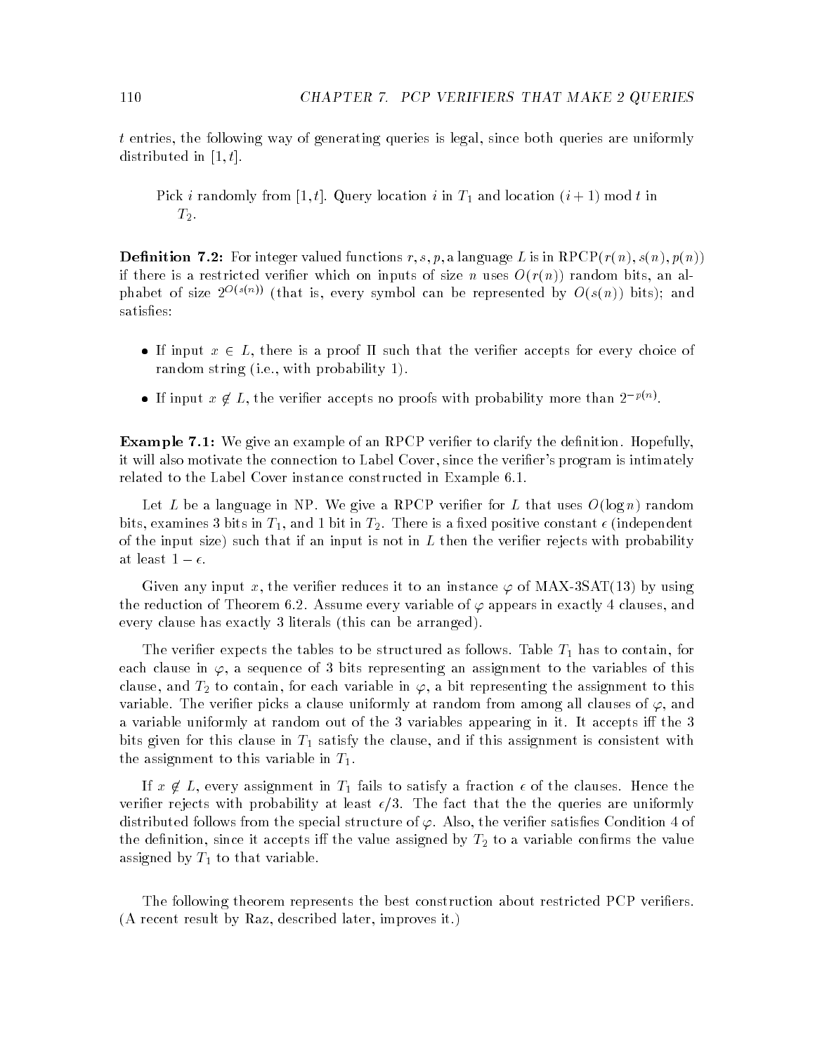$t$ entries, the following way of generating queries is legal, since both queries are uniformly distributed in $[1, t]$.

> Pick $i$ randomly from $[1, t]$. Query location $i$ in $T_1$ and location $(i + 1) \bmod t$ in $T_2$.

**Definition 7.2:** For integer valued functions $r, s, p$, a language $L$ is in RPCP$(r(n), s(n), p(n))$ if there is a restricted verifier which on inputs of size $n$ uses $O(r(n))$ random bits, an alphabet of size $2^{O(s(n))}$ (that is, every symbol can be represented by $O(s(n))$ bits); and satisfies:

- If input $x \in L$, there is a proof $\Pi$ such that the verifier accepts for every choice of random string (i.e., with probability 1).
- If input $x \notin L$, the verifier accepts no proofs with probability more than $2^{-p(n)}$.

**Example 7.1:** We give an example of an RPCP verifier to clarify the definition. Hopefully, it will also motivate the connection to Label Cover, since the verifier's program is intimately related to the Label Cover instance constructed in Example 6.1.

Let $L$ be a language in NP. We give a RPCP verifier for $L$ that uses $O(\log n)$ random bits, examines 3 bits in $T_1$, and 1 bit in $T_2$. There is a fixed positive constant $\epsilon$ (independent of the input size) such that if an input is not in $L$ then the verifier rejects with probability at least $1 - \epsilon$.

Given any input $x$, the verifier reduces it to an instance $\varphi$ of MAX-3SAT(13) by using the reduction of Theorem 6.2. Assume every variable of $\varphi$ appears in exactly 4 clauses, and every clause has exactly 3 literals (this can be arranged).

The verifier expects the tables to be structured as follows. Table $T_1$ has to contain, for each clause in $\varphi$, a sequence of 3 bits representing an assignment to the variables of this clause, and $T_2$ to contain, for each variable in $\varphi$, a bit representing the assignment to this variable. The verifier picks a clause uniformly at random from among all clauses of $\varphi$, and a variable uniformly at random out of the 3 variables appearing in it. It accepts iff the 3 bits given for this clause in $T_1$ satisfy the clause, and if this assignment is consistent with the assignment to this variable in $T_1$.

If $x \notin L$, every assignment in $T_1$ fails to satisfy a fraction $\epsilon$ of the clauses. Hence the verifier rejects with probability at least $\epsilon/3$. The fact that the the queries are uniformly distributed follows from the special structure of $\varphi$. Also, the verifier satisfies Condition 4 of the definition, since it accepts iff the value assigned by $T_2$ to a variable confirms the value assigned by $T_1$ to that variable.

The following theorem represents the best construction about restricted PCP verifiers. (A recent result by Raz, described later, improves it.)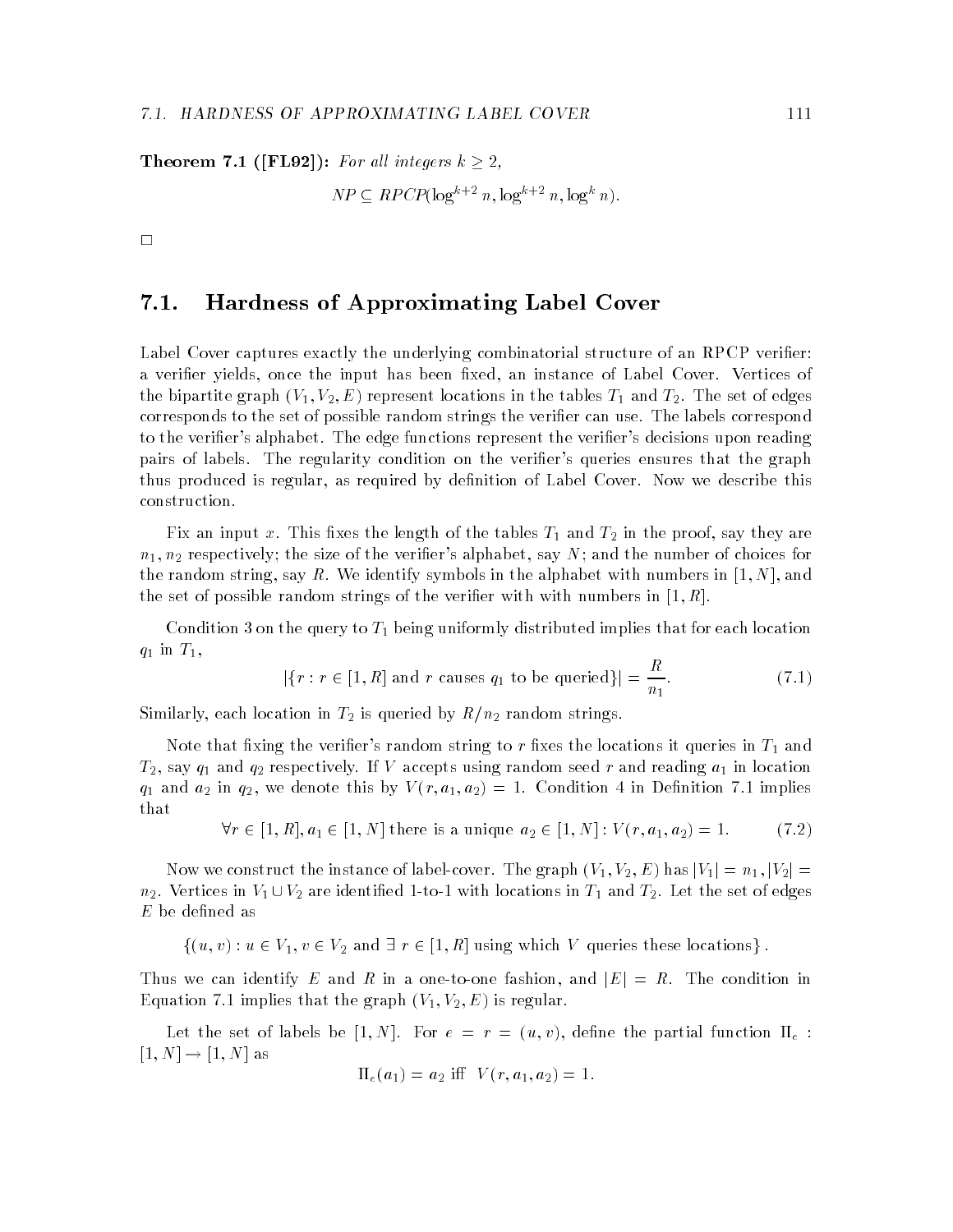**Theorem 7.1 ([FL92]):** *For all integers $k \geq 2$,*

$$NP \subseteq RPCP(\log^{k+2} n, \log^{k+2} n, \log^k n).$$

□

## 7.1. Hardness of Approximating Label Cover

Label Cover captures exactly the underlying combinatorial structure of an RPCP verifier: a verifier yields, once the input has been fixed, an instance of Label Cover. Vertices of the bipartite graph $(V_1, V_2, E)$ represent locations in the tables $T_1$ and $T_2$. The set of edges corresponds to the set of possible random strings the verifier can use. The labels correspond to the verifier's alphabet. The edge functions represent the verifier's decisions upon reading pairs of labels. The regularity condition on the verifier's queries ensures that the graph thus produced is regular, as required by definition of Label Cover. Now we describe this construction.

Fix an input $x$. This fixes the length of the tables $T_1$ and $T_2$ in the proof, say they are $n_1, n_2$ respectively; the size of the verifier's alphabet, say $N$; and the number of choices for the random string, say $R$. We identify symbols in the alphabet with numbers in $[1, N]$, and the set of possible random strings of the verifier with with numbers in $[1, R]$.

Condition 3 on the query to $T_1$ being uniformly distributed implies that for each location $q_1$ in $T_1$,

$$|\{r : r \in [1, R] \text{ and } r \text{ causes } q_1 \text{ to be queried}\}| = \frac{R}{n_1}. \tag{7.1}$$

Similarly, each location in $T_2$ is queried by $R/n_2$ random strings.

Note that fixing the verifier's random string to $r$ fixes the locations it queries in $T_1$ and $T_2$, say $q_1$ and $q_2$ respectively. If $V$ accepts using random seed $r$ and reading $a_1$ in location $q_1$ and $a_2$ in $q_2$, we denote this by $V(r, a_1, a_2) = 1$. Condition 4 in Definition 7.1 implies that

$$\forall r \in [1, R], a_1 \in [1, N] \text{ there is a unique } a_2 \in [1, N] : V(r, a_1, a_2) = 1. \tag{7.2}$$

Now we construct the instance of label-cover. The graph $(V_1, V_2, E)$ has $|V_1| = n_1, |V_2| = n_2$. Vertices in $V_1 \cup V_2$ are identified 1-to-1 with locations in $T_1$ and $T_2$. Let the set of edges $E$ be defined as

$$\{(u, v) : u \in V_1, v \in V_2 \text{ and } \exists\ r \in [1, R] \text{ using which } V \text{ queries these locations}\}.$$

Thus we can identify $E$ and $R$ in a one-to-one fashion, and $|E| = R$. The condition in Equation 7.1 implies that the graph $(V_1, V_2, E)$ is regular.

Let the set of labels be $[1, N]$. For $e = r = (u, v)$, define the partial function $\Pi_e : [1, N] \rightarrow [1, N]$ as

$$\Pi_e(a_1) = a_2 \text{ iff } V(r, a_1, a_2) = 1.$$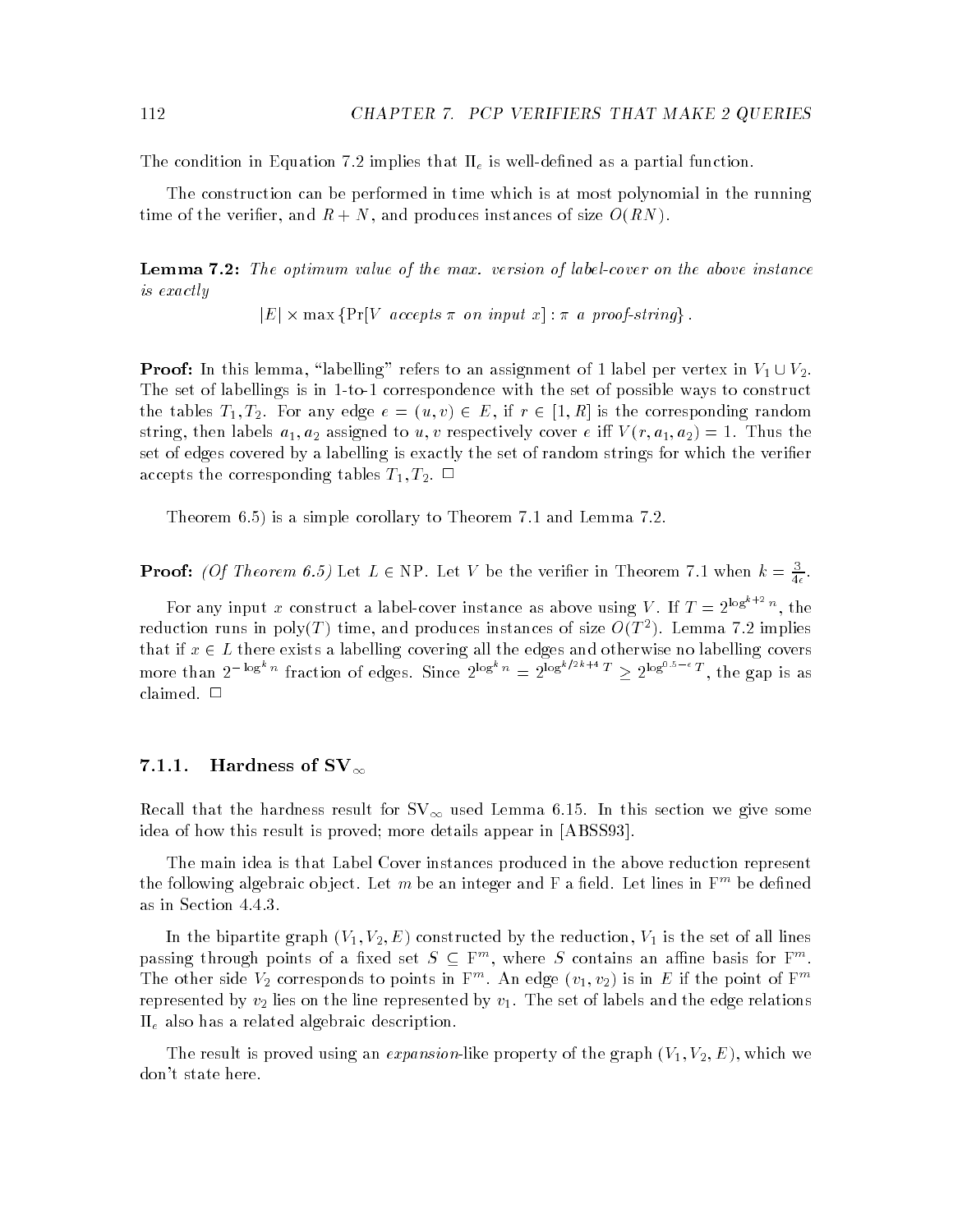The condition in Equation 7.2 implies that $\Pi_e$ is well-defined as a partial function.

The construction can be performed in time which is at most polynomial in the running time of the verifier, and $R + N$, and produces instances of size $O(RN)$.

**Lemma 7.2:** *The optimum value of the max. version of label-cover on the above instance is exactly*

$$|E| \times \max \{\Pr[V \text{ accepts } \pi \text{ on input } x] : \pi \text{ a proof-string}\}.$$

**Proof:** In this lemma, "labelling" refers to an assignment of 1 label per vertex in $V_1 \cup V_2$. The set of labellings is in 1-to-1 correspondence with the set of possible ways to construct the tables $T_1, T_2$. For any edge $e = (u, v) \in E$, if $r \in [1, R]$ is the corresponding random string, then labels $a_1, a_2$ assigned to $u, v$ respectively cover $e$ iff $V(r, a_1, a_2) = 1$. Thus the set of edges covered by a labelling is exactly the set of random strings for which the verifier accepts the corresponding tables $T_1, T_2$. $\Box$

Theorem 6.5) is a simple corollary to Theorem 7.1 and Lemma 7.2.

**Proof:** *(Of Theorem 6.5)* Let $L \in \text{NP}$. Let $V$ be the verifier in Theorem 7.1 when $k = \frac{3}{4\epsilon}$.

For any input $x$ construct a label-cover instance as above using $V$. If $T = 2^{\log^{k+2} n}$, the reduction runs in poly($T$) time, and produces instances of size $O(T^2)$. Lemma 7.2 implies that if $x \in L$ there exists a labelling covering all the edges and otherwise no labelling covers more than $2^{-\log^k n}$ fraction of edges. Since $2^{\log^k n} = 2^{\log^{k/2k+4} T} \geq 2^{\log^{0.5-\epsilon} T}$, the gap is as claimed. $\Box$

### 7.1.1. Hardness of $\text{SV}_\infty$

Recall that the hardness result for $\text{SV}_\infty$ used Lemma 6.15. In this section we give some idea of how this result is proved; more details appear in [ABSS93].

The main idea is that Label Cover instances produced in the above reduction represent the following algebraic object. Let $m$ be an integer and F a field. Let lines in $\text{F}^m$ be defined as in Section 4.4.3.

In the bipartite graph $(V_1, V_2, E)$ constructed by the reduction, $V_1$ is the set of all lines passing through points of a fixed set $S \subseteq \text{F}^m$, where $S$ contains an affine basis for $\text{F}^m$. The other side $V_2$ corresponds to points in $\text{F}^m$. An edge $(v_1, v_2)$ is in $E$ if the point of $\text{F}^m$ represented by $v_2$ lies on the line represented by $v_1$. The set of labels and the edge relations $\Pi_e$ also has a related algebraic description.

The result is proved using an *expansion*-like property of the graph $(V_1, V_2, E)$, which we don't state here.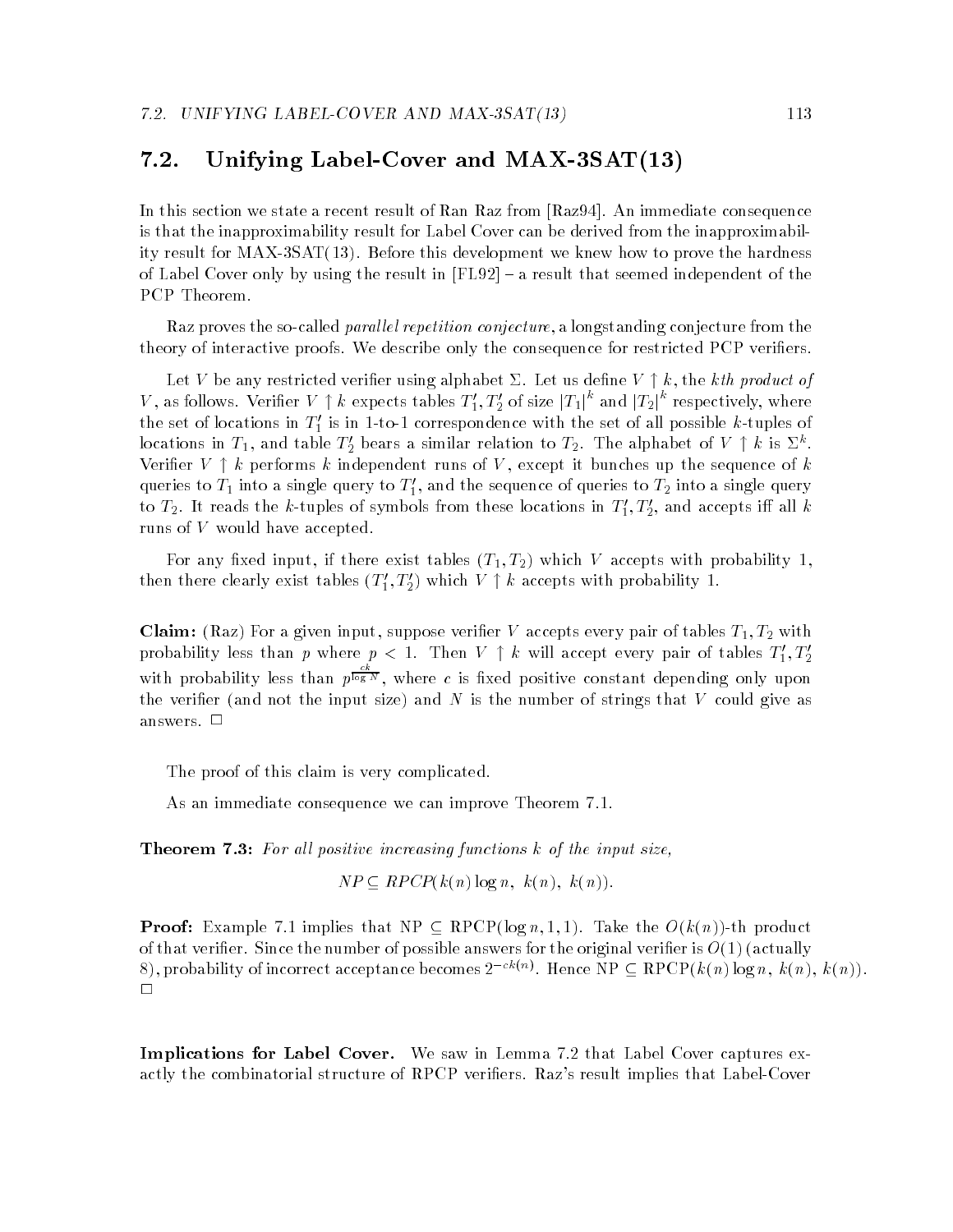## 7.2. Unifying Label-Cover and MAX-3SAT(13)

In this section we state a recent result of Ran Raz from [Raz94]. An immediate consequence is that the inapproximability result for Label Cover can be derived from the inapproximability result for MAX-3SAT(13). Before this development we knew how to prove the hardness of Label Cover only by using the result in [FL92] – a result that seemed independent of the PCP Theorem.

Raz proves the so-called *parallel repetition conjecture*, a longstanding conjecture from the theory of interactive proofs. We describe only the consequence for restricted PCP verifiers.

Let $V$ be any restricted verifier using alphabet $\Sigma$. Let us define $V \uparrow k$, the *kth product of* $V$, as follows. Verifier $V \uparrow k$ expects tables $T_1', T_2'$ of size $|T_1|^k$ and $|T_2|^k$ respectively, where the set of locations in $T_1'$ is in 1-to-1 correspondence with the set of all possible $k$-tuples of locations in $T_1$, and table $T_2'$ bears a similar relation to $T_2$. The alphabet of $V \uparrow k$ is $\Sigma^k$. Verifier $V \uparrow k$ performs $k$ independent runs of $V$, except it bunches up the sequence of $k$ queries to $T_1$ into a single query to $T_1'$, and the sequence of queries to $T_2$ into a single query to $T_2$. It reads the $k$-tuples of symbols from these locations in $T_1', T_2'$, and accepts iff all $k$ runs of $V$ would have accepted.

For any fixed input, if there exist tables $(T_1, T_2)$ which $V$ accepts with probability 1, then there clearly exist tables $(T_1', T_2')$ which $V \uparrow k$ accepts with probability 1.

**Claim:** (Raz) For a given input, suppose verifier $V$ accepts every pair of tables $T_1, T_2$ with probability less than $p$ where $p < 1$. Then $V \uparrow k$ will accept every pair of tables $T_1', T_2'$ with probability less than $p^{\frac{ck}{\log N}}$, where $c$ is fixed positive constant depending only upon the verifier (and not the input size) and $N$ is the number of strings that $V$ could give as answers. □

The proof of this claim is very complicated.

As an immediate consequence we can improve Theorem 7.1.

**Theorem 7.3:** *For all positive increasing functions $k$ of the input size,*

$$NP \subseteq RPCP(k(n) \log n,\ k(n),\ k(n)).$$

**Proof:** Example 7.1 implies that NP $\subseteq$ RPCP$(\log n, 1, 1)$. Take the $O(k(n))$-th product of that verifier. Since the number of possible answers for the original verifier is $O(1)$ (actually 8), probability of incorrect acceptance becomes $2^{-ck(n)}$. Hence NP $\subseteq$ RPCP$(k(n) \log n,\ k(n),\ k(n))$. □

**Implications for Label Cover.** We saw in Lemma 7.2 that Label Cover captures exactly the combinatorial structure of RPCP verifiers. Raz's result implies that Label-Cover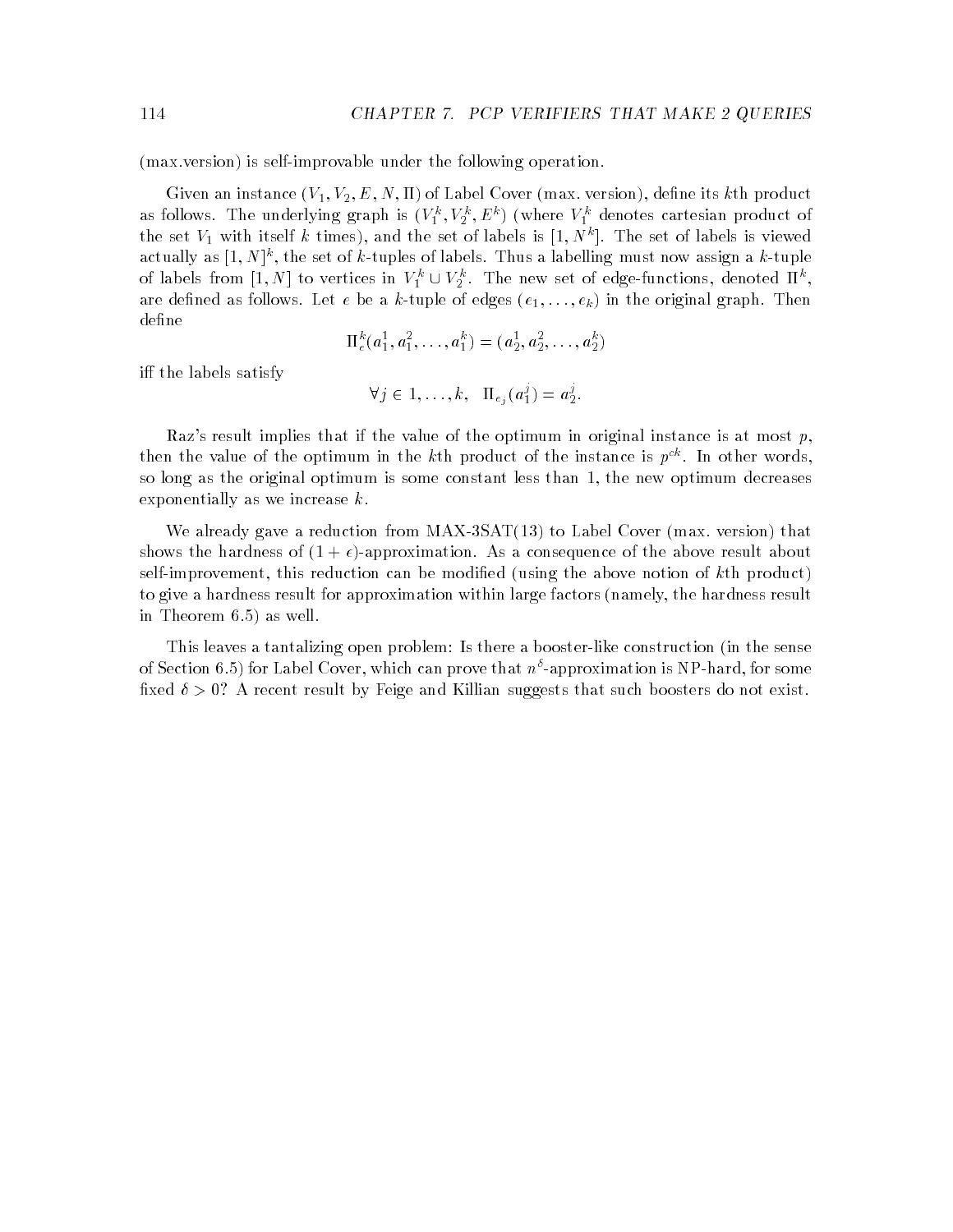(max.version) is self-improvable under the following operation.

Given an instance $(V_1, V_2, E, N, \Pi)$ of Label Cover (max. version), define its $k$th product as follows. The underlying graph is $(V_1^k, V_2^k, E^k)$ (where $V_1^k$ denotes cartesian product of the set $V_1$ with itself $k$ times), and the set of labels is $[1, N^k]$. The set of labels is viewed actually as $[1, N]^k$, the set of $k$-tuples of labels. Thus a labelling must now assign a $k$-tuple of labels from $[1, N]$ to vertices in $V_1^k \cup V_2^k$. The new set of edge-functions, denoted $\Pi^k$, are defined as follows. Let $e$ be a $k$-tuple of edges $(e_1, \ldots, e_k)$ in the original graph. Then define

$$\Pi_e^k(a_1^1, a_1^2, \ldots, a_1^k) = (a_2^1, a_2^2, \ldots, a_2^k)$$

iff the labels satisfy

$$\forall j \in 1, \ldots, k, \quad \Pi_{e_j}(a_1^j) = a_2^j.$$

Raz's result implies that if the value of the optimum in original instance is at most $p$, then the value of the optimum in the $k$th product of the instance is $p^{ck}$. In other words, so long as the original optimum is some constant less than 1, the new optimum decreases exponentially as we increase $k$.

We already gave a reduction from MAX-3SAT(13) to Label Cover (max. version) that shows the hardness of $(1 + \epsilon)$-approximation. As a consequence of the above result about self-improvement, this reduction can be modified (using the above notion of $k$th product) to give a hardness result for approximation within large factors (namely, the hardness result in Theorem 6.5) as well.

This leaves a tantalizing open problem: Is there a booster-like construction (in the sense of Section 6.5) for Label Cover, which can prove that $n^\delta$-approximation is NP-hard, for some fixed $\delta > 0$? A recent result by Feige and Killian suggests that such boosters do not exist.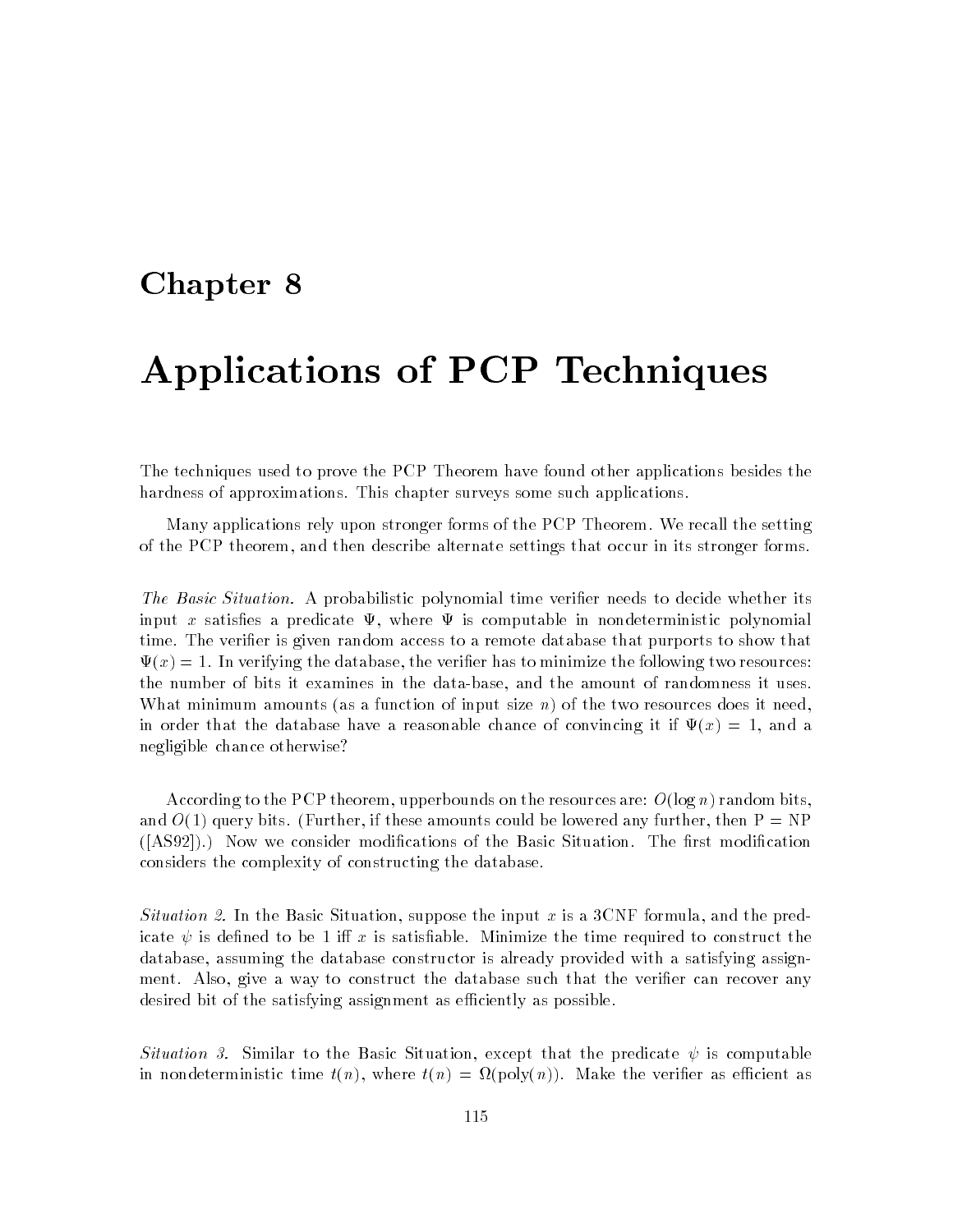# Chapter 8

# Applications of PCP Techniques

The techniques used to prove the PCP Theorem have found other applications besides the hardness of approximations. This chapter surveys some such applications.

Many applications rely upon stronger forms of the PCP Theorem. We recall the setting of the PCP theorem, and then describe alternate settings that occur in its stronger forms.

*The Basic Situation.* A probabilistic polynomial time verifier needs to decide whether its input $x$ satisfies a predicate $\Psi$, where $\Psi$ is computable in nondeterministic polynomial time. The verifier is given random access to a remote database that purports to show that $\Psi(x) = 1$. In verifying the database, the verifier has to minimize the following two resources: the number of bits it examines in the data-base, and the amount of randomness it uses. What minimum amounts (as a function of input size $n$) of the two resources does it need, in order that the database have a reasonable chance of convincing it if $\Psi(x) = 1$, and a negligible chance otherwise?

According to the PCP theorem, upperbounds on the resources are: $O(\log n)$ random bits, and $O(1)$ query bits. (Further, if these amounts could be lowered any further, then P = NP ([AS92]).) Now we consider modifications of the Basic Situation. The first modification considers the complexity of constructing the database.

*Situation 2.* In the Basic Situation, suppose the input $x$ is a 3CNF formula, and the predicate $\psi$ is defined to be 1 iff $x$ is satisfiable. Minimize the time required to construct the database, assuming the database constructor is already provided with a satisfying assignment. Also, give a way to construct the database such that the verifier can recover any desired bit of the satisfying assignment as efficiently as possible.

*Situation 3.* Similar to the Basic Situation, except that the predicate $\psi$ is computable in nondeterministic time $t(n)$, where $t(n) = \Omega(\text{poly}(n))$. Make the verifier as efficient as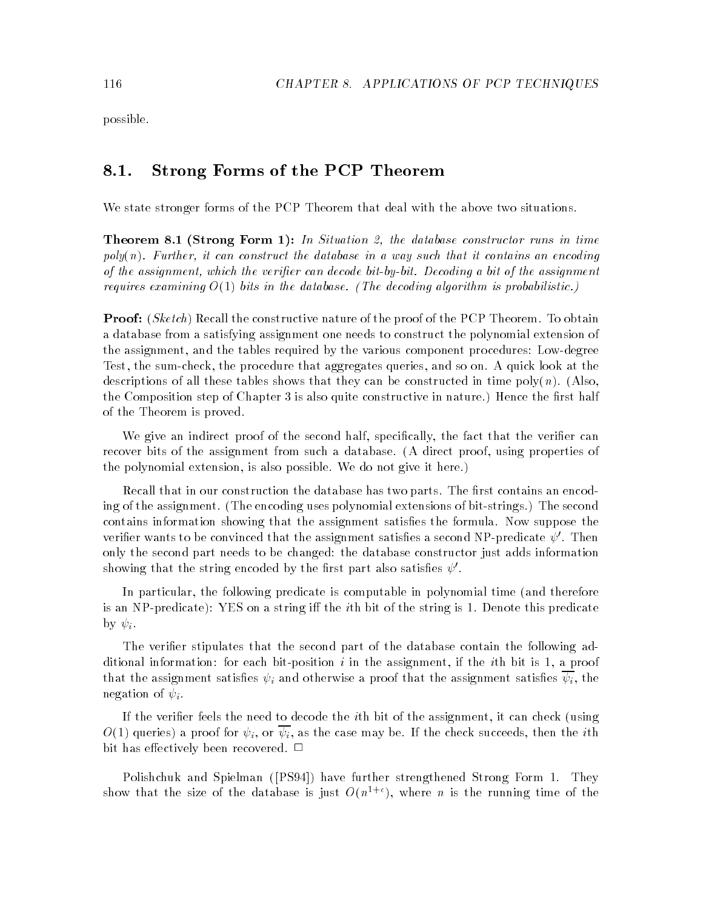possible.

## 8.1. Strong Forms of the PCP Theorem

We state stronger forms of the PCP Theorem that deal with the above two situations.

**Theorem 8.1 (Strong Form 1):** *In Situation 2, the database constructor runs in time poly(n). Further, it can construct the database in a way such that it contains an encoding of the assignment, which the verifier can decode bit-by-bit. Decoding a bit of the assignment requires examining $O(1)$ bits in the database. (The decoding algorithm is probabilistic.)*

**Proof:** (*Sketch*) Recall the constructive nature of the proof of the PCP Theorem. To obtain a database from a satisfying assignment one needs to construct the polynomial extension of the assignment, and the tables required by the various component procedures: Low-degree Test, the sum-check, the procedure that aggregates queries, and so on. A quick look at the descriptions of all these tables shows that they can be constructed in time poly($n$). (Also, the Composition step of Chapter 3 is also quite constructive in nature.) Hence the first half of the Theorem is proved.

We give an indirect proof of the second half, specifically, the fact that the verifier can recover bits of the assignment from such a database. (A direct proof, using properties of the polynomial extension, is also possible. We do not give it here.)

Recall that in our construction the database has two parts. The first contains an encoding of the assignment. (The encoding uses polynomial extensions of bit-strings.) The second contains information showing that the assignment satisfies the formula. Now suppose the verifier wants to be convinced that the assignment satisfies a second NP-predicate $\psi'$. Then only the second part needs to be changed: the database constructor just adds information showing that the string encoded by the first part also satisfies $\psi'$.

In particular, the following predicate is computable in polynomial time (and therefore is an NP-predicate): YES on a string iff the $i$th bit of the string is 1. Denote this predicate by $\psi_i$.

The verifier stipulates that the second part of the database contain the following additional information: for each bit-position $i$ in the assignment, if the $i$th bit is 1, a proof that the assignment satisfies $\psi_i$ and otherwise a proof that the assignment satisfies $\overline{\psi_i}$, the negation of $\psi_i$.

If the verifier feels the need to decode the $i$th bit of the assignment, it can check (using $O(1)$ queries) a proof for $\psi_i$, or $\overline{\psi_i}$, as the case may be. If the check succeeds, then the $i$th bit has effectively been recovered. $\Box$

Polishchuk and Spielman ([PS94]) have further strengthened Strong Form 1. They show that the size of the database is just $O(n^{1+\epsilon})$, where $n$ is the running time of the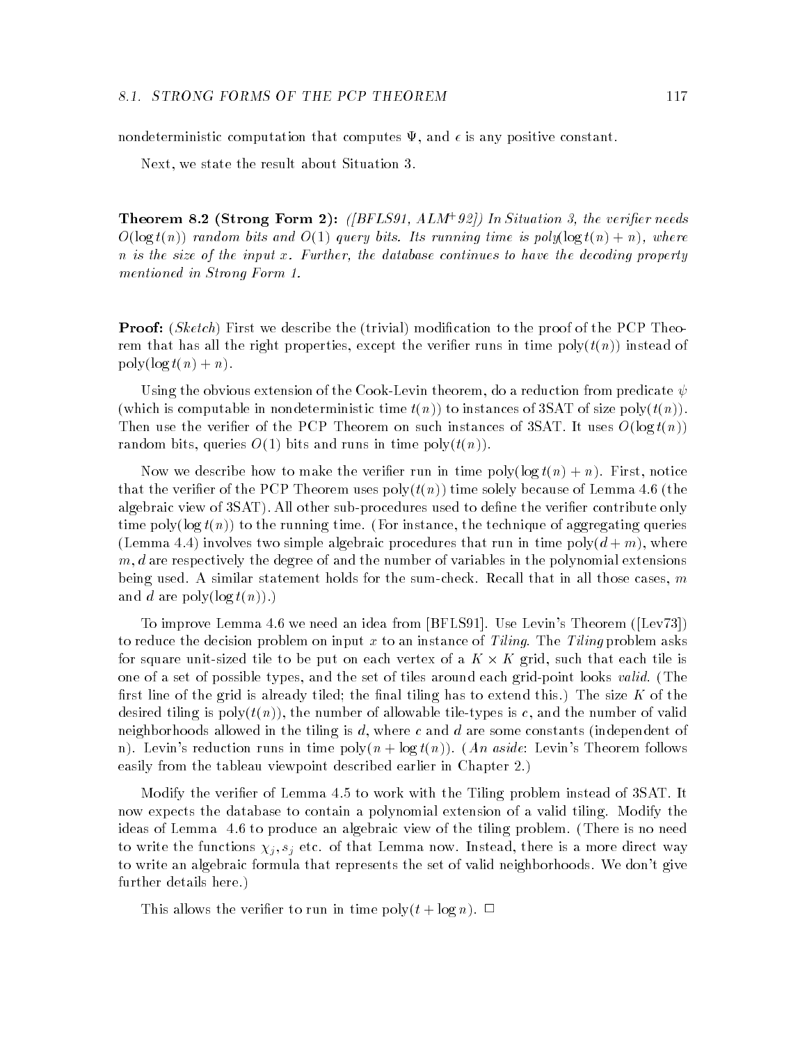nondeterministic computation that computes $\Psi$, and $\epsilon$ is any positive constant.

Next, we state the result about Situation 3.

**Theorem 8.2 (Strong Form 2):** *([BFLS91, ALM+92]) In Situation 3, the verifier needs $O(\log t(n))$ random bits and $O(1)$ query bits. Its running time is poly$(\log t(n) + n)$, where $n$ is the size of the input $x$. Further, the database continues to have the decoding property mentioned in Strong Form 1.*

**Proof:** (*Sketch*) First we describe the (trivial) modification to the proof of the PCP Theorem that has all the right properties, except the verifier runs in time poly$(t(n))$ instead of poly$(\log t(n) + n)$.

Using the obvious extension of the Cook-Levin theorem, do a reduction from predicate $\psi$ (which is computable in nondeterministic time $t(n)$) to instances of 3SAT of size poly$(t(n))$. Then use the verifier of the PCP Theorem on such instances of 3SAT. It uses $O(\log t(n))$ random bits, queries $O(1)$ bits and runs in time poly$(t(n))$.

Now we describe how to make the verifier run in time poly$(\log t(n) + n)$. First, notice that the verifier of the PCP Theorem uses poly$(t(n))$ time solely because of Lemma 4.6 (the algebraic view of 3SAT). All other sub-procedures used to define the verifier contribute only time poly$(\log t(n))$ to the running time. (For instance, the technique of aggregating queries (Lemma 4.4) involves two simple algebraic procedures that run in time poly$(d + m)$, where $m, d$ are respectively the degree of and the number of variables in the polynomial extensions being used. A similar statement holds for the sum-check. Recall that in all those cases, $m$ and $d$ are poly$(\log t(n))$.)

To improve Lemma 4.6 we need an idea from [BFLS91]. Use Levin's Theorem ([Lev73]) to reduce the decision problem on input $x$ to an instance of *Tiling*. The *Tiling* problem asks for square unit-sized tile to be put on each vertex of a $K \times K$ grid, such that each tile is one of a set of possible types, and the set of tiles around each grid-point looks *valid*. (The first line of the grid is already tiled; the final tiling has to extend this.) The size $K$ of the desired tiling is poly$(t(n))$, the number of allowable tile-types is $c$, and the number of valid neighborhoods allowed in the tiling is $d$, where $c$ and $d$ are some constants (independent of n). Levin's reduction runs in time poly$(n + \log t(n))$. (*An aside*: Levin's Theorem follows easily from the tableau viewpoint described earlier in Chapter 2.)

Modify the verifier of Lemma 4.5 to work with the Tiling problem instead of 3SAT. It now expects the database to contain a polynomial extension of a valid tiling. Modify the ideas of Lemma 4.6 to produce an algebraic view of the tiling problem. (There is no need to write the functions $\chi_j, s_j$ etc. of that Lemma now. Instead, there is a more direct way to write an algebraic formula that represents the set of valid neighborhoods. We don't give further details here.)

This allows the verifier to run in time poly$(t + \log n)$. $\Box$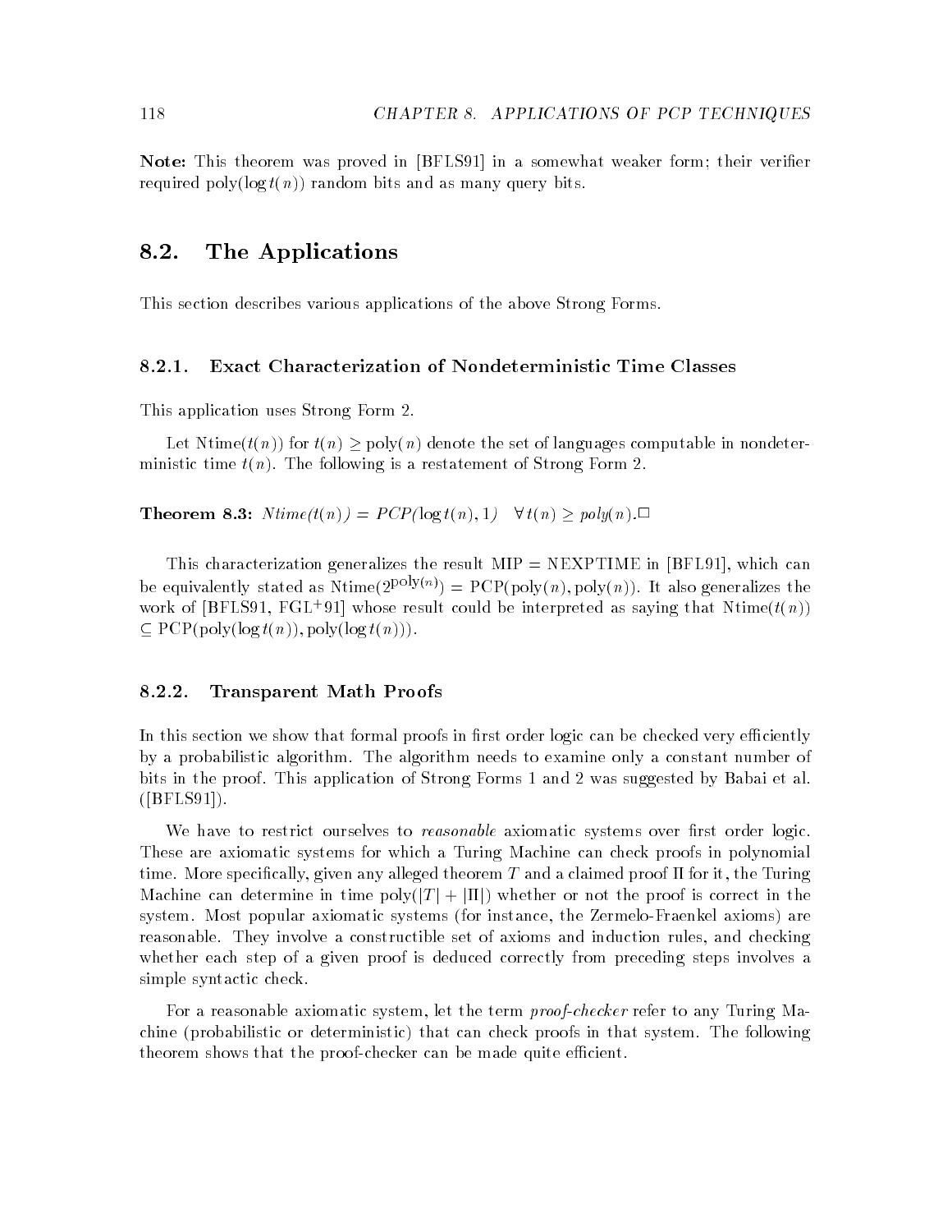**Note:** This theorem was proved in [BFLS91] in a somewhat weaker form; their verifier required poly($\log t(n)$) random bits and as many query bits.

## 8.2. The Applications

This section describes various applications of the above Strong Forms.

### 8.2.1. Exact Characterization of Nondeterministic Time Classes

This application uses Strong Form 2.

Let Ntime($t(n)$) for $t(n) \geq \text{poly}(n)$ denote the set of languages computable in nondeterministic time $t(n)$. The following is a restatement of Strong Form 2.

**Theorem 8.3:** *Ntime($t(n)$) = PCP($\log t(n), 1$) $\quad \forall\, t(n) \geq$ poly($n$).*□

This characterization generalizes the result MIP = NEXPTIME in [BFL91], which can be equivalently stated as Ntime($2^{\text{poly}(n)}$) = PCP(poly($n$), poly($n$)). It also generalizes the work of [BFLS91, FGL+91] whose result could be interpreted as saying that Ntime($t(n)$) $\subseteq$ PCP(poly($\log t(n)$), poly($\log t(n)$)).

### 8.2.2. Transparent Math Proofs

In this section we show that formal proofs in first order logic can be checked very efficiently by a probabilistic algorithm. The algorithm needs to examine only a constant number of bits in the proof. This application of Strong Forms 1 and 2 was suggested by Babai et al. ([BFLS91]).

We have to restrict ourselves to *reasonable* axiomatic systems over first order logic. These are axiomatic systems for which a Turing Machine can check proofs in polynomial time. More specifically, given any alleged theorem $T$ and a claimed proof $\Pi$ for it, the Turing Machine can determine in time poly($|T| + |\Pi|$) whether or not the proof is correct in the system. Most popular axiomatic systems (for instance, the Zermelo-Fraenkel axioms) are reasonable. They involve a constructible set of axioms and induction rules, and checking whether each step of a given proof is deduced correctly from preceding steps involves a simple syntactic check.

For a reasonable axiomatic system, let the term *proof-checker* refer to any Turing Machine (probabilistic or deterministic) that can check proofs in that system. The following theorem shows that the proof-checker can be made quite efficient.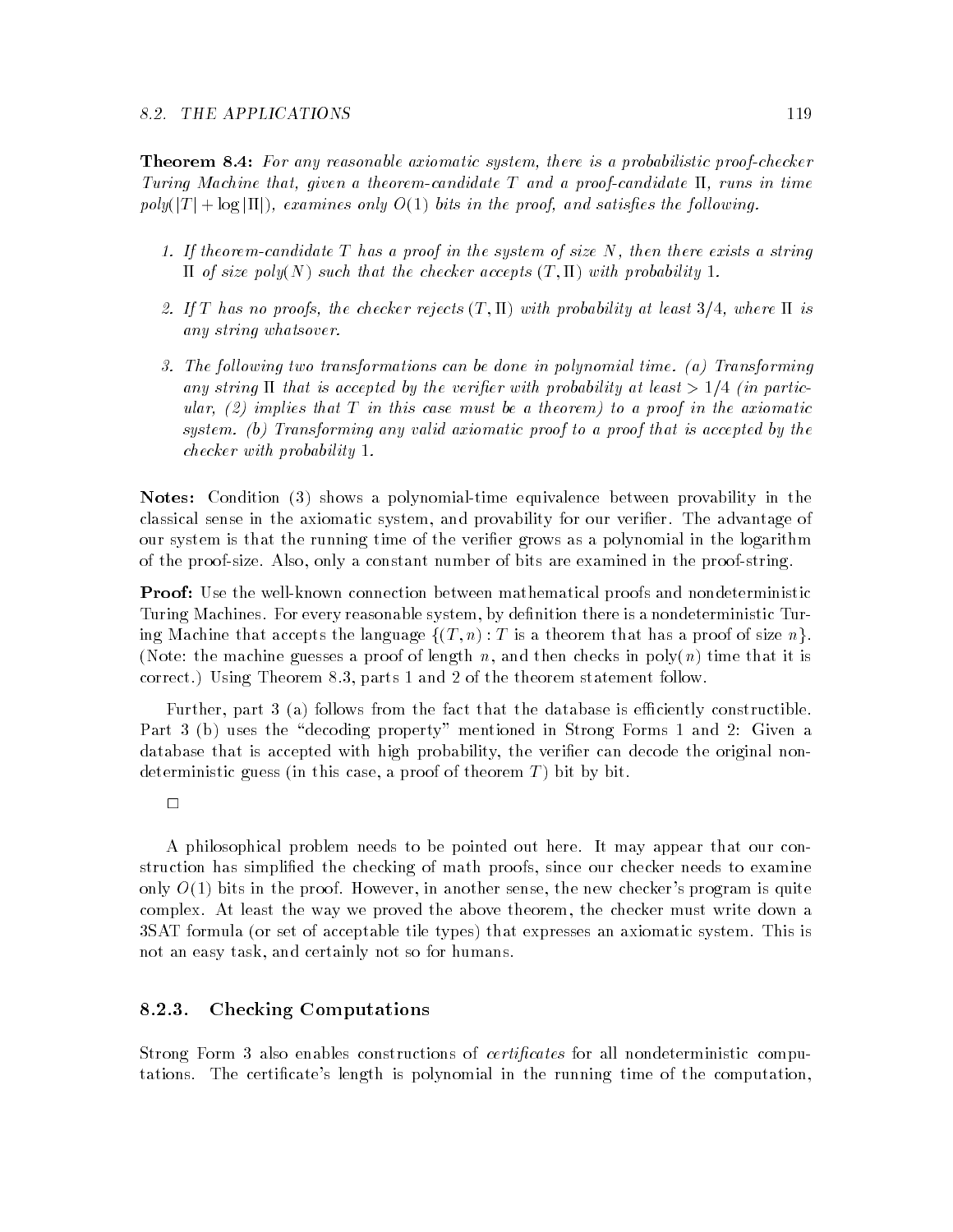**Theorem 8.4:** *For any reasonable axiomatic system, there is a probabilistic proof-checker Turing Machine that, given a theorem-candidate $T$ and a proof-candidate $\Pi$, runs in time poly($|T| + \log|\Pi|$), examines only $O(1)$ bits in the proof, and satisfies the following.*

1. *If theorem-candidate $T$ has a proof in the system of size $N$, then there exists a string $\Pi$ of size poly($N$) such that the checker accepts $(T, \Pi)$ with probability 1.*

2. *If $T$ has no proofs, the checker rejects $(T, \Pi)$ with probability at least $3/4$, where $\Pi$ is any string whatsover.*

3. *The following two transformations can be done in polynomial time. (a) Transforming any string $\Pi$ that is accepted by the verifier with probability at least $> 1/4$ (in particular, (2) implies that $T$ in this case must be a theorem) to a proof in the axiomatic system. (b) Transforming any valid axiomatic proof to a proof that is accepted by the checker with probability 1.*

**Notes:** Condition (3) shows a polynomial-time equivalence between provability in the classical sense in the axiomatic system, and provability for our verifier. The advantage of our system is that the running time of the verifier grows as a polynomial in the logarithm of the proof-size. Also, only a constant number of bits are examined in the proof-string.

**Proof:** Use the well-known connection between mathematical proofs and nondeterministic Turing Machines. For every reasonable system, by definition there is a nondeterministic Turing Machine that accepts the language $\{(T, n) : T \text{ is a theorem that has a proof of size } n\}$. (Note: the machine guesses a proof of length $n$, and then checks in poly($n$) time that it is correct.) Using Theorem 8.3, parts 1 and 2 of the theorem statement follow.

Further, part 3 (a) follows from the fact that the database is efficiently constructible. Part 3 (b) uses the "decoding property" mentioned in Strong Forms 1 and 2: Given a database that is accepted with high probability, the verifier can decode the original nondeterministic guess (in this case, a proof of theorem $T$) bit by bit.

□

A philosophical problem needs to be pointed out here. It may appear that our construction has simplified the checking of math proofs, since our checker needs to examine only $O(1)$ bits in the proof. However, in another sense, the new checker's program is quite complex. At least the way we proved the above theorem, the checker must write down a 3SAT formula (or set of acceptable tile types) that expresses an axiomatic system. This is not an easy task, and certainly not so for humans.

### 8.2.3. Checking Computations

Strong Form 3 also enables constructions of *certificates* for all nondeterministic computations. The certificate's length is polynomial in the running time of the computation,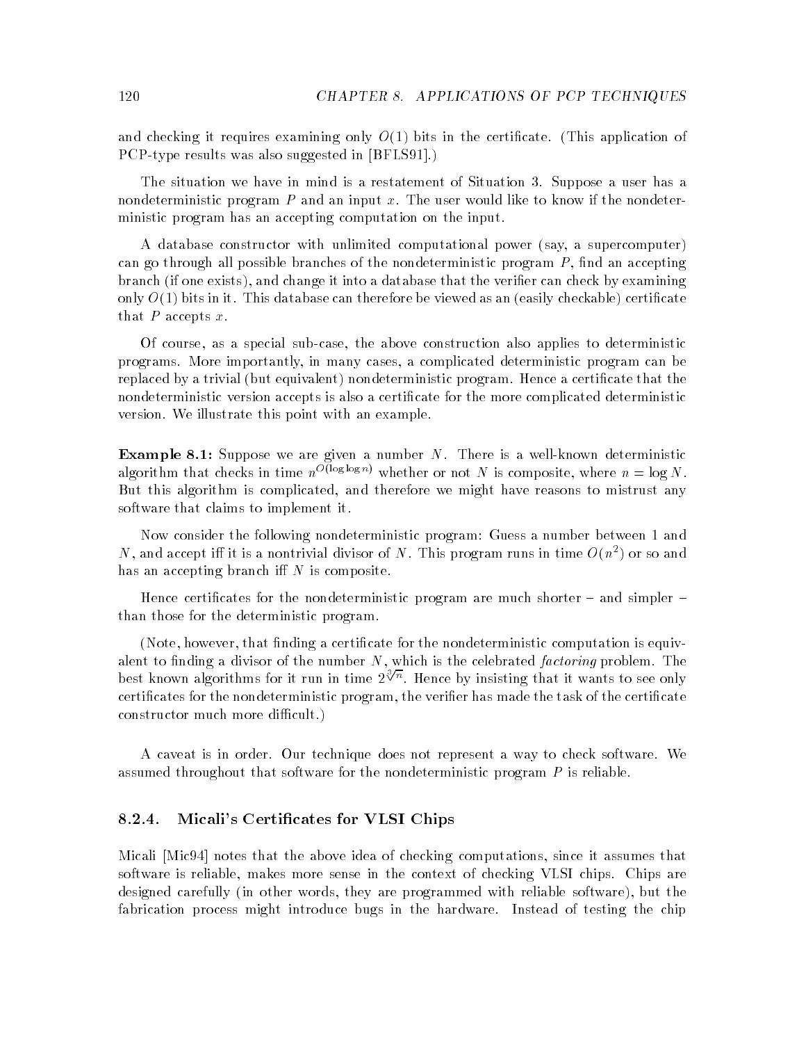and checking it requires examining only $O(1)$ bits in the certificate. (This application of PCP-type results was also suggested in [BFLS91].)

The situation we have in mind is a restatement of Situation 3. Suppose a user has a nondeterministic program $P$ and an input $x$. The user would like to know if the nondeterministic program has an accepting computation on the input.

A database constructor with unlimited computational power (say, a supercomputer) can go through all possible branches of the nondeterministic program $P$, find an accepting branch (if one exists), and change it into a database that the verifier can check by examining only $O(1)$ bits in it. This database can therefore be viewed as an (easily checkable) certificate that $P$ accepts $x$.

Of course, as a special sub-case, the above construction also applies to deterministic programs. More importantly, in many cases, a complicated deterministic program can be replaced by a trivial (but equivalent) nondeterministic program. Hence a certificate that the nondeterministic version accepts is also a certificate for the more complicated deterministic version. We illustrate this point with an example.

**Example 8.1:** Suppose we are given a number $N$. There is a well-known deterministic algorithm that checks in time $n^{O(\log \log n)}$ whether or not $N$ is composite, where $n = \log N$. But this algorithm is complicated, and therefore we might have reasons to mistrust any software that claims to implement it.

Now consider the following nondeterministic program: Guess a number between 1 and $N$, and accept iff it is a nontrivial divisor of $N$. This program runs in time $O(n^2)$ or so and has an accepting branch iff $N$ is composite.

Hence certificates for the nondeterministic program are much shorter – and simpler – than those for the deterministic program.

(Note, however, that finding a certificate for the nondeterministic computation is equivalent to finding a divisor of the number $N$, which is the celebrated *factoring* problem. The best known algorithms for it run in time $2^{\sqrt[3]{n}}$. Hence by insisting that it wants to see only certificates for the nondeterministic program, the verifier has made the task of the certificate constructor much more difficult.)

A caveat is in order. Our technique does not represent a way to check software. We assumed throughout that software for the nondeterministic program $P$ is reliable.

### 8.2.4. Micali's Certificates for VLSI Chips

Micali [Mic94] notes that the above idea of checking computations, since it assumes that software is reliable, makes more sense in the context of checking VLSI chips. Chips are designed carefully (in other words, they are programmed with reliable software), but the fabrication process might introduce bugs in the hardware. Instead of testing the chip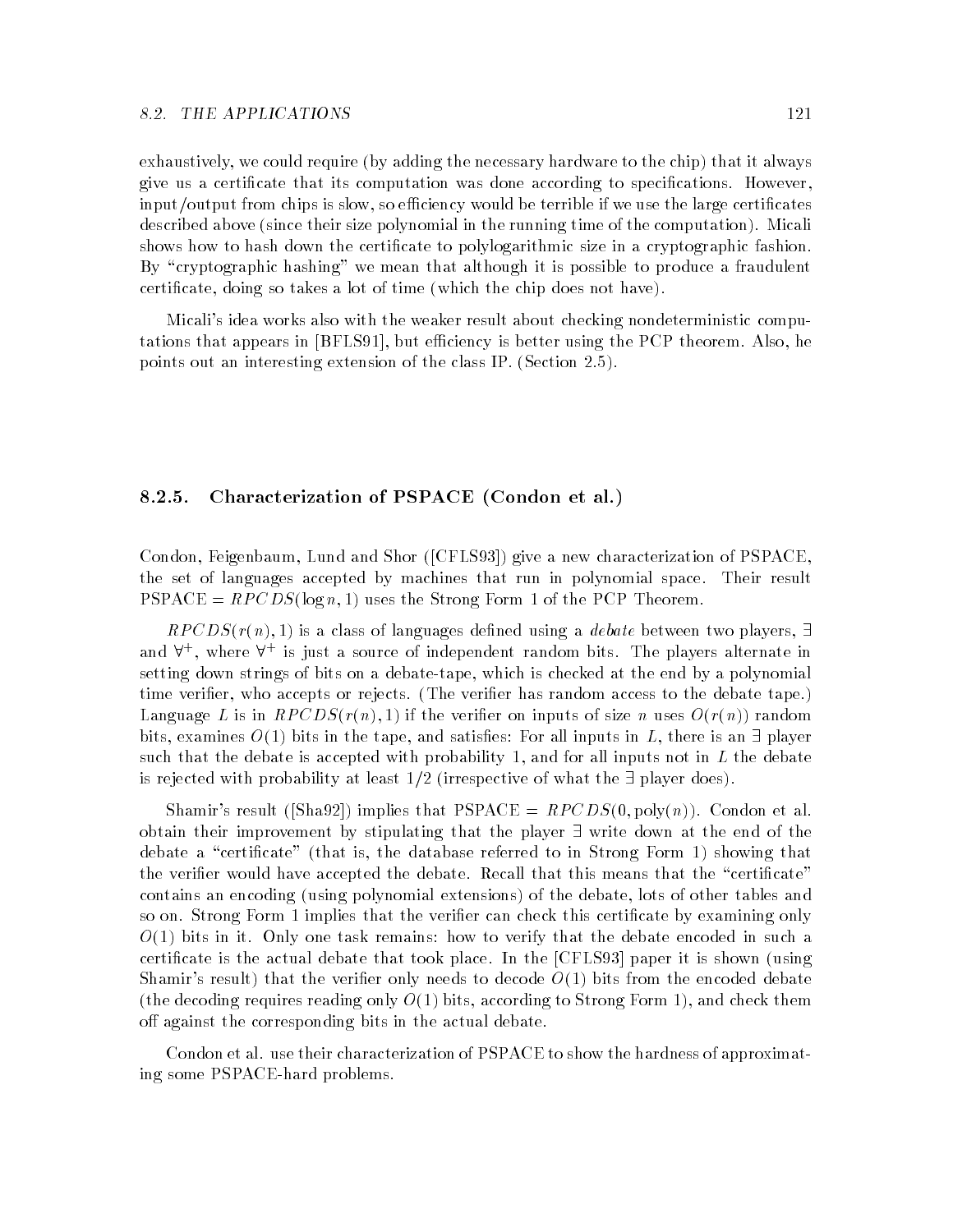exhaustively, we could require (by adding the necessary hardware to the chip) that it always give us a certificate that its computation was done according to specifications. However, input/output from chips is slow, so efficiency would be terrible if we use the large certificates described above (since their size polynomial in the running time of the computation). Micali shows how to hash down the certificate to polylogarithmic size in a cryptographic fashion. By "cryptographic hashing" we mean that although it is possible to produce a fraudulent certificate, doing so takes a lot of time (which the chip does not have).

Micali's idea works also with the weaker result about checking nondeterministic computations that appears in [BFLS91], but efficiency is better using the PCP theorem. Also, he points out an interesting extension of the class IP. (Section 2.5).

### 8.2.5. Characterization of PSPACE (Condon et al.)

Condon, Feigenbaum, Lund and Shor ([CFLS93]) give a new characterization of PSPACE, the set of languages accepted by machines that run in polynomial space. Their result PSPACE = $RPCDS(\log n, 1)$ uses the Strong Form 1 of the PCP Theorem.

$RPCDS(r(n), 1)$ is a class of languages defined using a *debate* between two players, $\exists$ and $\forall^+$, where $\forall^+$ is just a source of independent random bits. The players alternate in setting down strings of bits on a debate-tape, which is checked at the end by a polynomial time verifier, who accepts or rejects. (The verifier has random access to the debate tape.) Language $L$ is in $RPCDS(r(n), 1)$ if the verifier on inputs of size $n$ uses $O(r(n))$ random bits, examines $O(1)$ bits in the tape, and satisfies: For all inputs in $L$, there is an $\exists$ player such that the debate is accepted with probability 1, and for all inputs not in $L$ the debate is rejected with probability at least 1/2 (irrespective of what the $\exists$ player does).

Shamir's result ([Sha92]) implies that PSPACE = $RPCDS(0, \text{poly}(n))$. Condon et al. obtain their improvement by stipulating that the player $\exists$ write down at the end of the debate a "certificate" (that is, the database referred to in Strong Form 1) showing that the verifier would have accepted the debate. Recall that this means that the "certificate" contains an encoding (using polynomial extensions) of the debate, lots of other tables and so on. Strong Form 1 implies that the verifier can check this certificate by examining only $O(1)$ bits in it. Only one task remains: how to verify that the debate encoded in such a certificate is the actual debate that took place. In the [CFLS93] paper it is shown (using Shamir's result) that the verifier only needs to decode $O(1)$ bits from the encoded debate (the decoding requires reading only $O(1)$ bits, according to Strong Form 1), and check them off against the corresponding bits in the actual debate.

Condon et al. use their characterization of PSPACE to show the hardness of approximating some PSPACE-hard problems.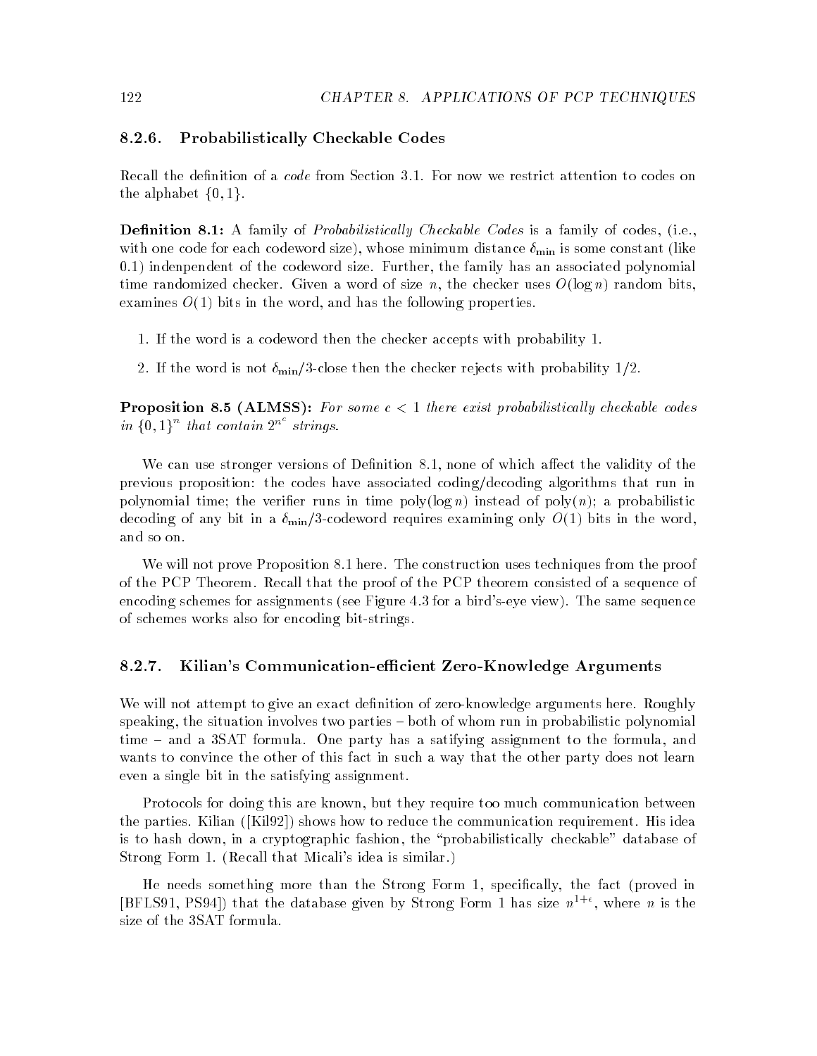### 8.2.6. Probabilistically Checkable Codes

Recall the definition of a *code* from Section 3.1. For now we restrict attention to codes on the alphabet $\{0, 1\}$.

**Definition 8.1:** A family of *Probabilistically Checkable Codes* is a family of codes, (i.e., with one code for each codeword size), whose minimum distance $\delta_{\min}$ is some constant (like 0.1) indenpendent of the codeword size. Further, the family has an associated polynomial time randomized checker. Given a word of size $n$, the checker uses $O(\log n)$ random bits, examines $O(1)$ bits in the word, and has the following properties.

1. If the word is a codeword then the checker accepts with probability 1.
2. If the word is not $\delta_{\min}/3$-close then the checker rejects with probability 1/2.

**Proposition 8.5 (ALMSS):** *For some $c < 1$ there exist probabilistically checkable codes in $\{0, 1\}^n$ that contain $2^{n^c}$ strings.*

We can use stronger versions of Definition 8.1, none of which affect the validity of the previous proposition: the codes have associated coding/decoding algorithms that run in polynomial time; the verifier runs in time poly($\log n$) instead of poly($n$); a probabilistic decoding of any bit in a $\delta_{\min}/3$-codeword requires examining only $O(1)$ bits in the word, and so on.

We will not prove Proposition 8.1 here. The construction uses techniques from the proof of the PCP Theorem. Recall that the proof of the PCP theorem consisted of a sequence of encoding schemes for assignments (see Figure 4.3 for a bird's-eye view). The same sequence of schemes works also for encoding bit-strings.

### 8.2.7. Kilian's Communication-efficient Zero-Knowledge Arguments

We will not attempt to give an exact definition of zero-knowledge arguments here. Roughly speaking, the situation involves two parties – both of whom run in probabilistic polynomial time – and a 3SAT formula. One party has a satifying assignment to the formula, and wants to convince the other of this fact in such a way that the other party does not learn even a single bit in the satisfying assignment.

Protocols for doing this are known, but they require too much communication between the parties. Kilian ([Kil92]) shows how to reduce the communication requirement. His idea is to hash down, in a cryptographic fashion, the "probabilistically checkable" database of Strong Form 1. (Recall that Micali's idea is similar.)

He needs something more than the Strong Form 1, specifically, the fact (proved in [BFLS91, PS94]) that the database given by Strong Form 1 has size $n^{1+\epsilon}$, where $n$ is the size of the 3SAT formula.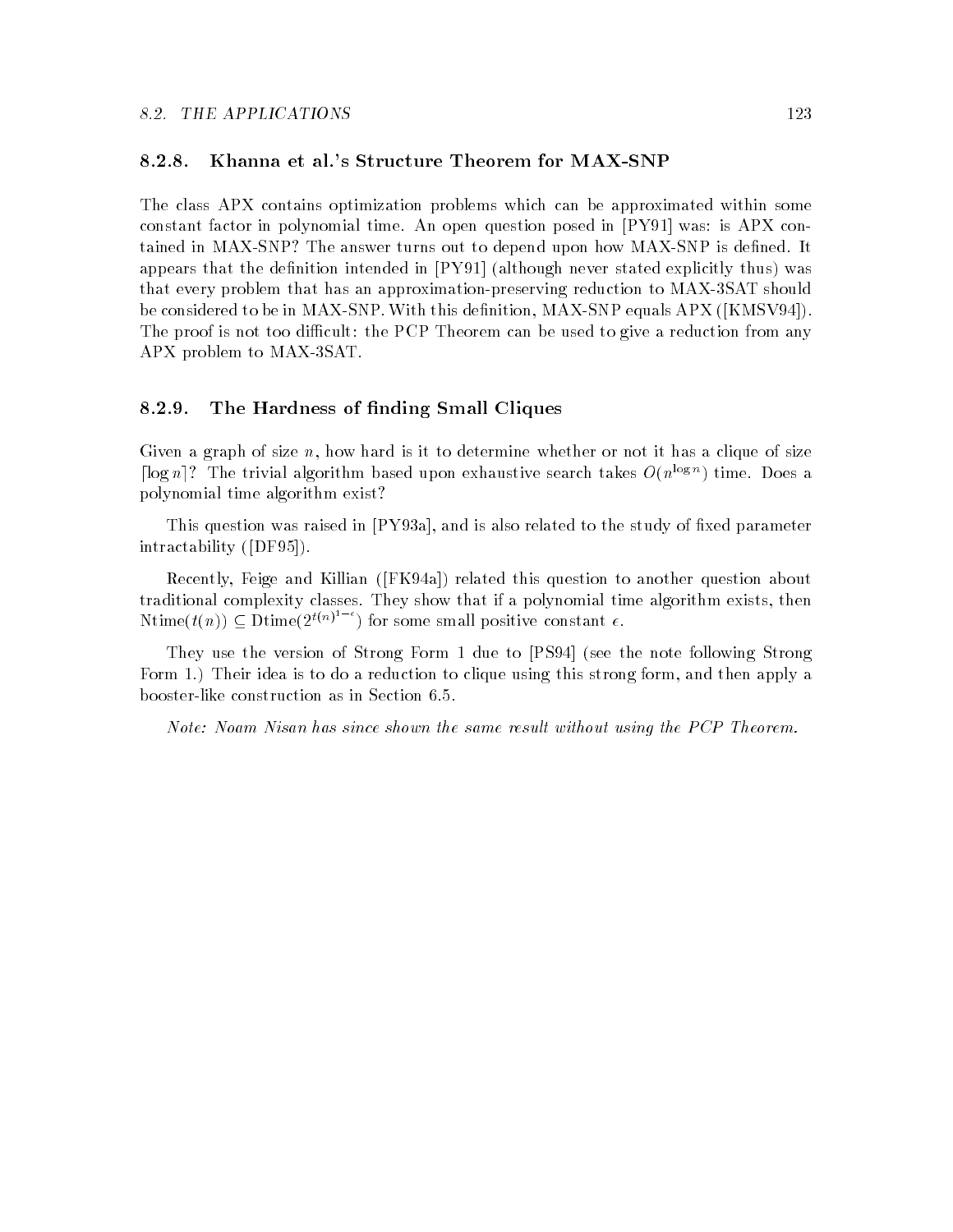### 8.2.8. Khanna et al.'s Structure Theorem for MAX-SNP

The class APX contains optimization problems which can be approximated within some constant factor in polynomial time. An open question posed in [PY91] was: is APX contained in MAX-SNP? The answer turns out to depend upon how MAX-SNP is defined. It appears that the definition intended in [PY91] (although never stated explicitly thus) was that every problem that has an approximation-preserving reduction to MAX-3SAT should be considered to be in MAX-SNP. With this definition, MAX-SNP equals APX ([KMSV94]). The proof is not too difficult: the PCP Theorem can be used to give a reduction from any APX problem to MAX-3SAT.

### 8.2.9. The Hardness of finding Small Cliques

Given a graph of size $n$, how hard is it to determine whether or not it has a clique of size $\lceil \log n \rceil$? The trivial algorithm based upon exhaustive search takes $O(n^{\log n})$ time. Does a polynomial time algorithm exist?

This question was raised in [PY93a], and is also related to the study of fixed parameter intractability ([DF95]).

Recently, Feige and Killian ([FK94a]) related this question to another question about traditional complexity classes. They show that if a polynomial time algorithm exists, then $\text{Ntime}(t(n)) \subseteq \text{Dtime}(2^{t(n)^{1-\epsilon}})$ for some small positive constant $\epsilon$.

They use the version of Strong Form 1 due to [PS94] (see the note following Strong Form 1.) Their idea is to do a reduction to clique using this strong form, and then apply a booster-like construction as in Section 6.5.

*Note: Noam Nisan has since shown the same result without using the PCP Theorem.*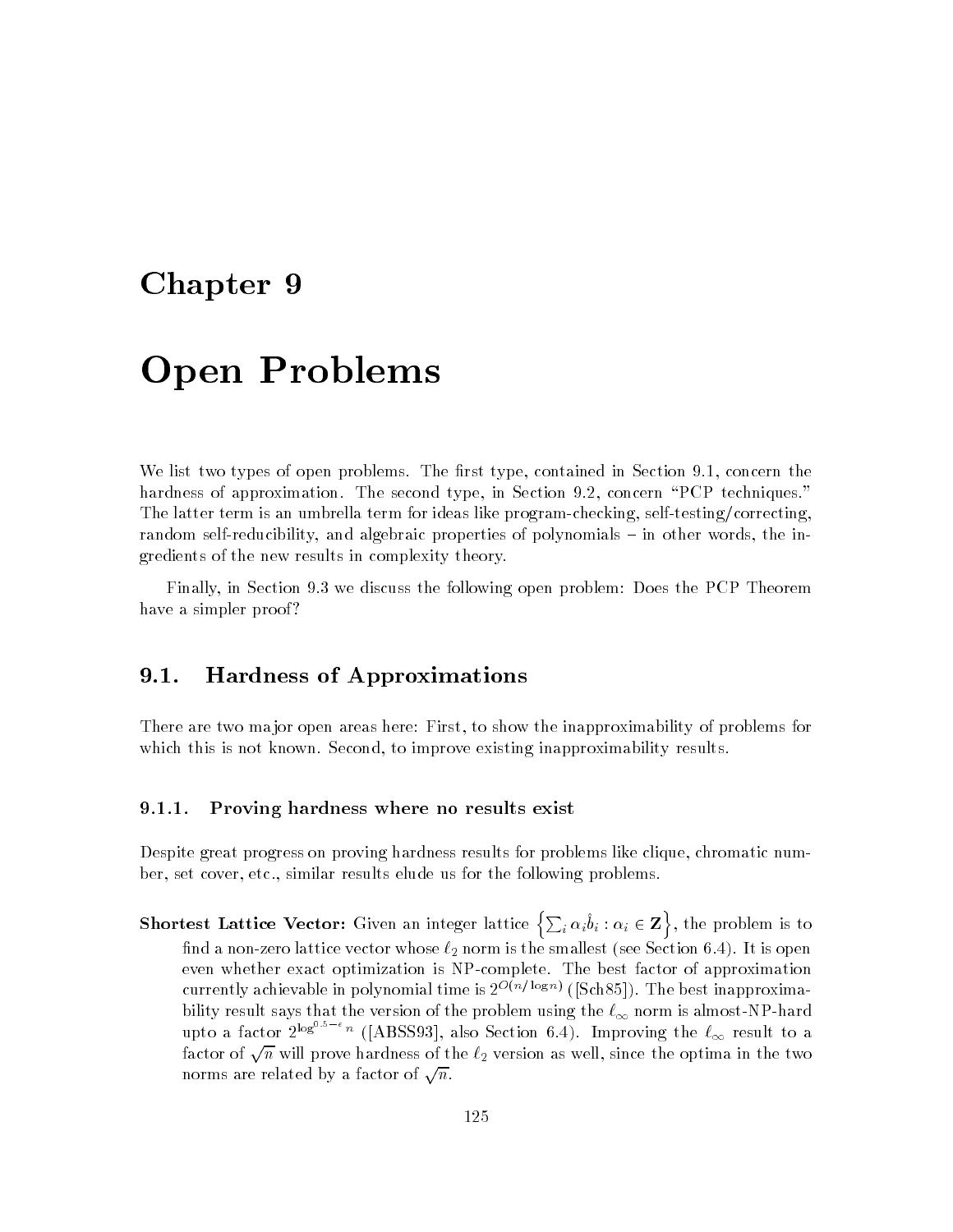# Chapter 9

# Open Problems

We list two types of open problems. The first type, contained in Section 9.1, concern the hardness of approximation. The second type, in Section 9.2, concern "PCP techniques." The latter term is an umbrella term for ideas like program-checking, self-testing/correcting, random self-reducibility, and algebraic properties of polynomials – in other words, the ingredients of the new results in complexity theory.

Finally, in Section 9.3 we discuss the following open problem: Does the PCP Theorem have a simpler proof?

## 9.1. Hardness of Approximations

There are two major open areas here: First, to show the inapproximability of problems for which this is not known. Second, to improve existing inapproximability results.

### 9.1.1. Proving hardness where no results exist

Despite great progress on proving hardness results for problems like clique, chromatic number, set cover, etc., similar results elude us for the following problems.

**Shortest Lattice Vector:** Given an integer lattice $\left\{\sum_i \alpha_i \hat{b}_i : \alpha_i \in \mathbf{Z}\right\}$, the problem is to find a non-zero lattice vector whose $\ell_2$ norm is the smallest (see Section 6.4). It is open even whether exact optimization is NP-complete. The best factor of approximation currently achievable in polynomial time is $2^{O(n/\log n)}$ ([Sch85]). The best inapproximability result says that the version of the problem using the $\ell_\infty$ norm is almost-NP-hard upto a factor $2^{\log^{0.5-\epsilon} n}$ ([ABSS93], also Section 6.4). Improving the $\ell_\infty$ result to a factor of $\sqrt{n}$ will prove hardness of the $\ell_2$ version as well, since the optima in the two norms are related by a factor of $\sqrt{n}$.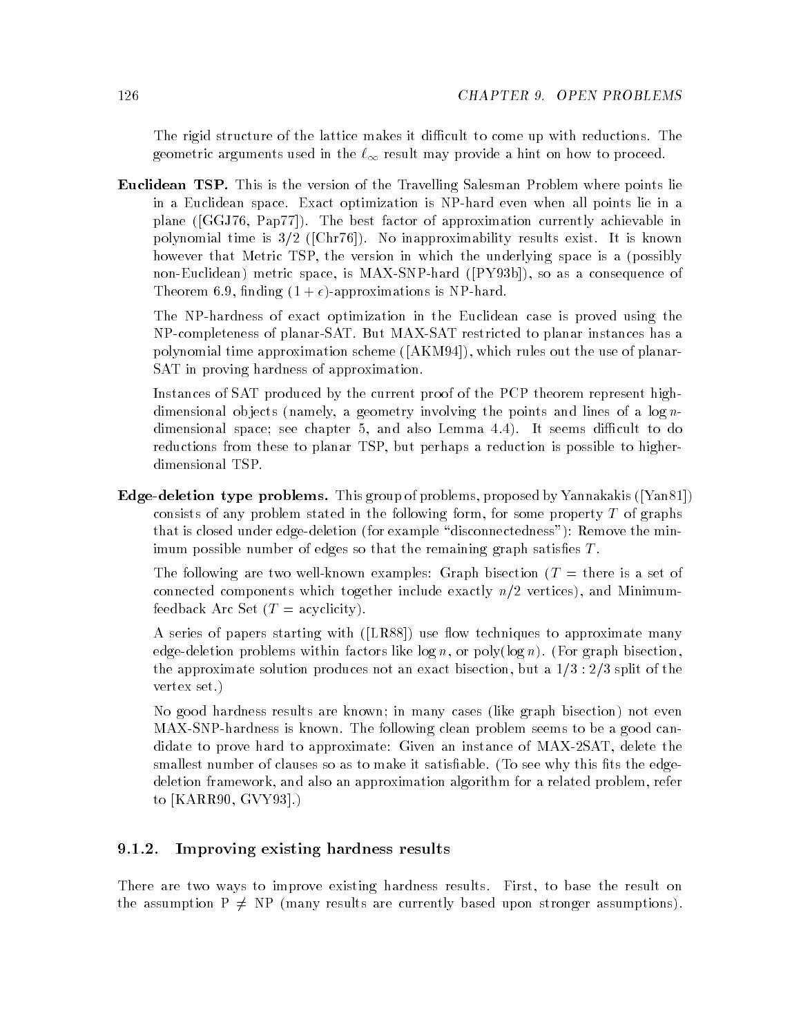The rigid structure of the lattice makes it difficult to come up with reductions. The geometric arguments used in the $\ell_\infty$ result may provide a hint on how to proceed.

**Euclidean TSP.** This is the version of the Travelling Salesman Problem where points lie in a Euclidean space. Exact optimization is NP-hard even when all points lie in a plane ([GGJ76, Pap77]). The best factor of approximation currently achievable in polynomial time is 3/2 ([Chr76]). No inapproximability results exist. It is known however that Metric TSP, the version in which the underlying space is a (possibly non-Euclidean) metric space, is MAX-SNP-hard ([PY93b]), so as a consequence of Theorem 6.9, finding $(1+\epsilon)$-approximations is NP-hard.

The NP-hardness of exact optimization in the Euclidean case is proved using the NP-completeness of planar-SAT. But MAX-SAT restricted to planar instances has a polynomial time approximation scheme ([AKM94]), which rules out the use of planar-SAT in proving hardness of approximation.

Instances of SAT produced by the current proof of the PCP theorem represent high-dimensional objects (namely, a geometry involving the points and lines of a $\log n$-dimensional space; see chapter 5, and also Lemma 4.4). It seems difficult to do reductions from these to planar TSP, but perhaps a reduction is possible to higher-dimensional TSP.

**Edge-deletion type problems.** This group of problems, proposed by Yannakakis ([Yan81]) consists of any problem stated in the following form, for some property $T$ of graphs that is closed under edge-deletion (for example "disconnectedness"): Remove the minimum possible number of edges so that the remaining graph satisfies $T$.

The following are two well-known examples: Graph bisection ($T$ = there is a set of connected components which together include exactly $n/2$ vertices), and Minimum-feedback Arc Set ($T$ = acyclicity).

A series of papers starting with ([LR88]) use flow techniques to approximate many edge-deletion problems within factors like $\log n$, or poly($\log n$). (For graph bisection, the approximate solution produces not an exact bisection, but a $1/3 : 2/3$ split of the vertex set.)

No good hardness results are known; in many cases (like graph bisection) not even MAX-SNP-hardness is known. The following clean problem seems to be a good candidate to prove hard to approximate: Given an instance of MAX-2SAT, delete the smallest number of clauses so as to make it satisfiable. (To see why this fits the edge-deletion framework, and also an approximation algorithm for a related problem, refer to [KARR90, GVY93].)

### 9.1.2. Improving existing hardness results

There are two ways to improve existing hardness results. First, to base the result on the assumption P $\neq$ NP (many results are currently based upon stronger assumptions).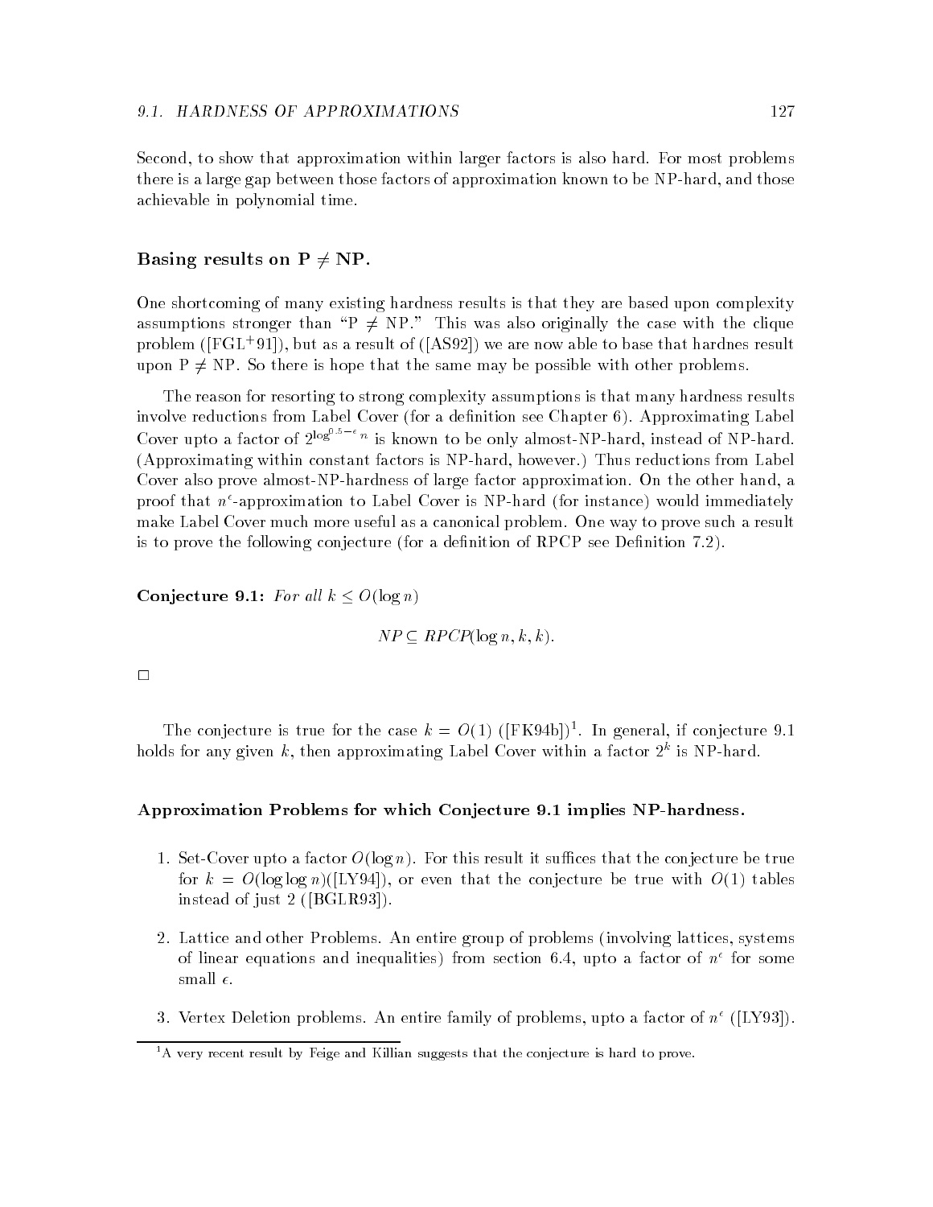Second, to show that approximation within larger factors is also hard. For most problems there is a large gap between those factors of approximation known to be NP-hard, and those achievable in polynomial time.

### Basing results on $\mathbf{P \neq NP}$.

One shortcoming of many existing hardness results is that they are based upon complexity assumptions stronger than "$P \neq NP$." This was also originally the case with the clique problem ([FGL+91]), but as a result of ([AS92]) we are now able to base that hardnes result upon $P \neq NP$. So there is hope that the same may be possible with other problems.

The reason for resorting to strong complexity assumptions is that many hardness results involve reductions from Label Cover (for a definition see Chapter 6). Approximating Label Cover upto a factor of $2^{\log^{0.5-\epsilon} n}$ is known to be only almost-NP-hard, instead of NP-hard. (Approximating within constant factors is NP-hard, however.) Thus reductions from Label Cover also prove almost-NP-hardness of large factor approximation. On the other hand, a proof that $n^{\epsilon}$-approximation to Label Cover is NP-hard (for instance) would immediately make Label Cover much more useful as a canonical problem. One way to prove such a result is to prove the following conjecture (for a definition of RPCP see Definition 7.2).

**Conjecture 9.1:** *For all* $k \leq O(\log n)$

$$NP \subseteq RPCP(\log n, k, k).$$

□

The conjecture is true for the case $k = O(1)$ ([FK94b])[1]. In general, if conjecture 9.1 holds for any given $k$, then approximating Label Cover within a factor $2^k$ is NP-hard.

### Approximation Problems for which Conjecture 9.1 implies NP-hardness.

1. Set-Cover upto a factor $O(\log n)$. For this result it suffices that the conjecture be true for $k = O(\log \log n)$([LY94]), or even that the conjecture be true with $O(1)$ tables instead of just 2 ([BGLR93]).

2. Lattice and other Problems. An entire group of problems (involving lattices, systems of linear equations and inequalities) from section 6.4, upto a factor of $n^{\epsilon}$ for some small $\epsilon$.

3. Vertex Deletion problems. An entire family of problems, upto a factor of $n^{\epsilon}$ ([LY93]).

[1] A very recent result by Feige and Killian suggests that the conjecture is hard to prove.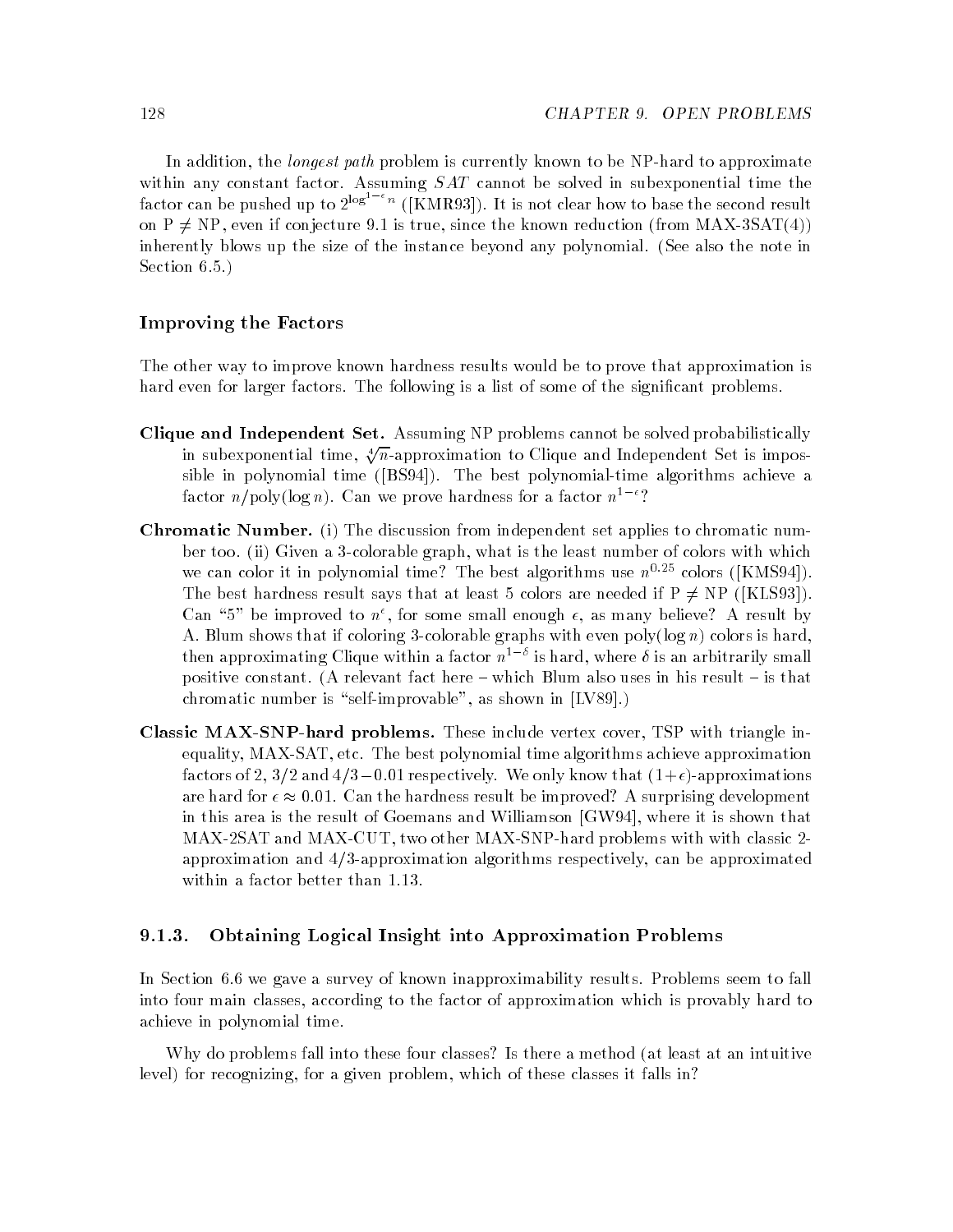In addition, the *longest path* problem is currently known to be NP-hard to approximate within any constant factor. Assuming $SAT$ cannot be solved in subexponential time the factor can be pushed up to $2^{\log^{1-\epsilon} n}$ ([KMR93]). It is not clear how to base the second result on P $\neq$ NP, even if conjecture 9.1 is true, since the known reduction (from MAX-3SAT(4)) inherently blows up the size of the instance beyond any polynomial. (See also the note in Section 6.5.)

### Improving the Factors

The other way to improve known hardness results would be to prove that approximation is hard even for larger factors. The following is a list of some of the significant problems.

**Clique and Independent Set.** Assuming NP problems cannot be solved probabilistically in subexponential time, $\sqrt[4]{n}$-approximation to Clique and Independent Set is impossible in polynomial time ([BS94]). The best polynomial-time algorithms achieve a factor $n/\text{poly}(\log n)$. Can we prove hardness for a factor $n^{1-\epsilon}$?

**Chromatic Number.** (i) The discussion from independent set applies to chromatic number too. (ii) Given a 3-colorable graph, what is the least number of colors with which we can color it in polynomial time? The best algorithms use $n^{0.25}$ colors ([KMS94]). The best hardness result says that at least 5 colors are needed if P $\neq$ NP ([KLS93]). Can "5" be improved to $n^{\epsilon}$, for some small enough $\epsilon$, as many believe? A result by A. Blum shows that if coloring 3-colorable graphs with even poly($\log n$) colors is hard, then approximating Clique within a factor $n^{1-\delta}$ is hard, where $\delta$ is an arbitrarily small positive constant. (A relevant fact here – which Blum also uses in his result – is that chromatic number is "self-improvable", as shown in [LV89].)

**Classic MAX-SNP-hard problems.** These include vertex cover, TSP with triangle inequality, MAX-SAT, etc. The best polynomial time algorithms achieve approximation factors of 2, 3/2 and $4/3 - 0.01$ respectively. We only know that $(1+\epsilon)$-approximations are hard for $\epsilon \approx 0.01$. Can the hardness result be improved? A surprising development in this area is the result of Goemans and Williamson [GW94], where it is shown that MAX-2SAT and MAX-CUT, two other MAX-SNP-hard problems with with classic 2-approximation and 4/3-approximation algorithms respectively, can be approximated within a factor better than 1.13.

## 9.1.3. Obtaining Logical Insight into Approximation Problems

In Section 6.6 we gave a survey of known inapproximability results. Problems seem to fall into four main classes, according to the factor of approximation which is provably hard to achieve in polynomial time.

Why do problems fall into these four classes? Is there a method (at least at an intuitive level) for recognizing, for a given problem, which of these classes it falls in?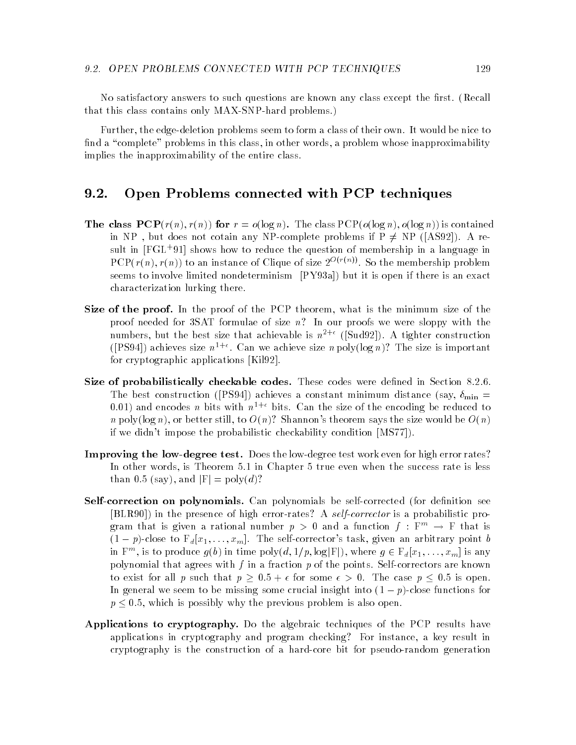No satisfactory answers to such questions are known any class except the first. (Recall that this class contains only MAX-SNP-hard problems.)

Further, the edge-deletion problems seem to form a class of their own. It would be nice to find a "complete" problems in this class, in other words, a problem whose inapproximability implies the inapproximability of the entire class.

## 9.2. Open Problems connected with PCP techniques

**The class PCP$(r(n), r(n))$ for $r = o(\log n)$.** The class PCP$(o(\log n), o(\log n))$ is contained in NP , but does not cotain any NP-complete problems if P $\neq$ NP ([AS92]). A result in [FGL+91] shows how to reduce the question of membership in a language in PCP$(r(n), r(n))$ to an instance of Clique of size $2^{O(r(n))}$. So the membership problem seems to involve limited nondeterminism [PY93a]) but it is open if there is an exact characterization lurking there.

**Size of the proof.** In the proof of the PCP theorem, what is the minimum size of the proof needed for 3SAT formulae of size $n$? In our proofs we were sloppy with the numbers, but the best size that achievable is $n^{2+\epsilon}$ ([Sud92]). A tighter construction ([PS94]) achieves size $n^{1+\epsilon}$. Can we achieve size $n\,\mathrm{poly}(\log n)$? The size is important for cryptographic applications [Kil92].

**Size of probabilistically checkable codes.** These codes were defined in Section 8.2.6. The best construction ([PS94]) achieves a constant minimum distance (say, $\delta_{\min} = 0.01$) and encodes $n$ bits with $n^{1+\epsilon}$ bits. Can the size of the encoding be reduced to $n\,\mathrm{poly}(\log n)$, or better still, to $O(n)$? Shannon's theorem says the size would be $O(n)$ if we didn't impose the probabilistic checkability condition [MS77]).

**Improving the low-degree test.** Does the low-degree test work even for high error rates? In other words, is Theorem 5.1 in Chapter 5 true even when the success rate is less than 0.5 (say), and $|\mathrm{F}| = \mathrm{poly}(d)$?

**Self-correction on polynomials.** Can polynomials be self-corrected (for definition see [BLR90]) in the presence of high error-rates? A *self-corrector* is a probabilistic program that is given a rational number $p > 0$ and a function $f : \mathrm{F}^m \to \mathrm{F}$ that is $(1-p)$-close to $\mathrm{F}_d[x_1, \ldots, x_m]$. The self-corrector's task, given an arbitrary point $b$ in $\mathrm{F}^m$, is to produce $g(b)$ in time $\mathrm{poly}(d, 1/p, \log|\mathrm{F}|)$, where $g \in \mathrm{F}_d[x_1, \ldots, x_m]$ is any polynomial that agrees with $f$ in a fraction $p$ of the points. Self-correctors are known to exist for all $p$ such that $p \geq 0.5 + \epsilon$ for some $\epsilon > 0$. The case $p \leq 0.5$ is open. In general we seem to be missing some crucial insight into $(1-p)$-close functions for $p \leq 0.5$, which is possibly why the previous problem is also open.

**Applications to cryptography.** Do the algebraic techniques of the PCP results have applications in cryptography and program checking? For instance, a key result in cryptography is the construction of a hard-core bit for pseudo-random generation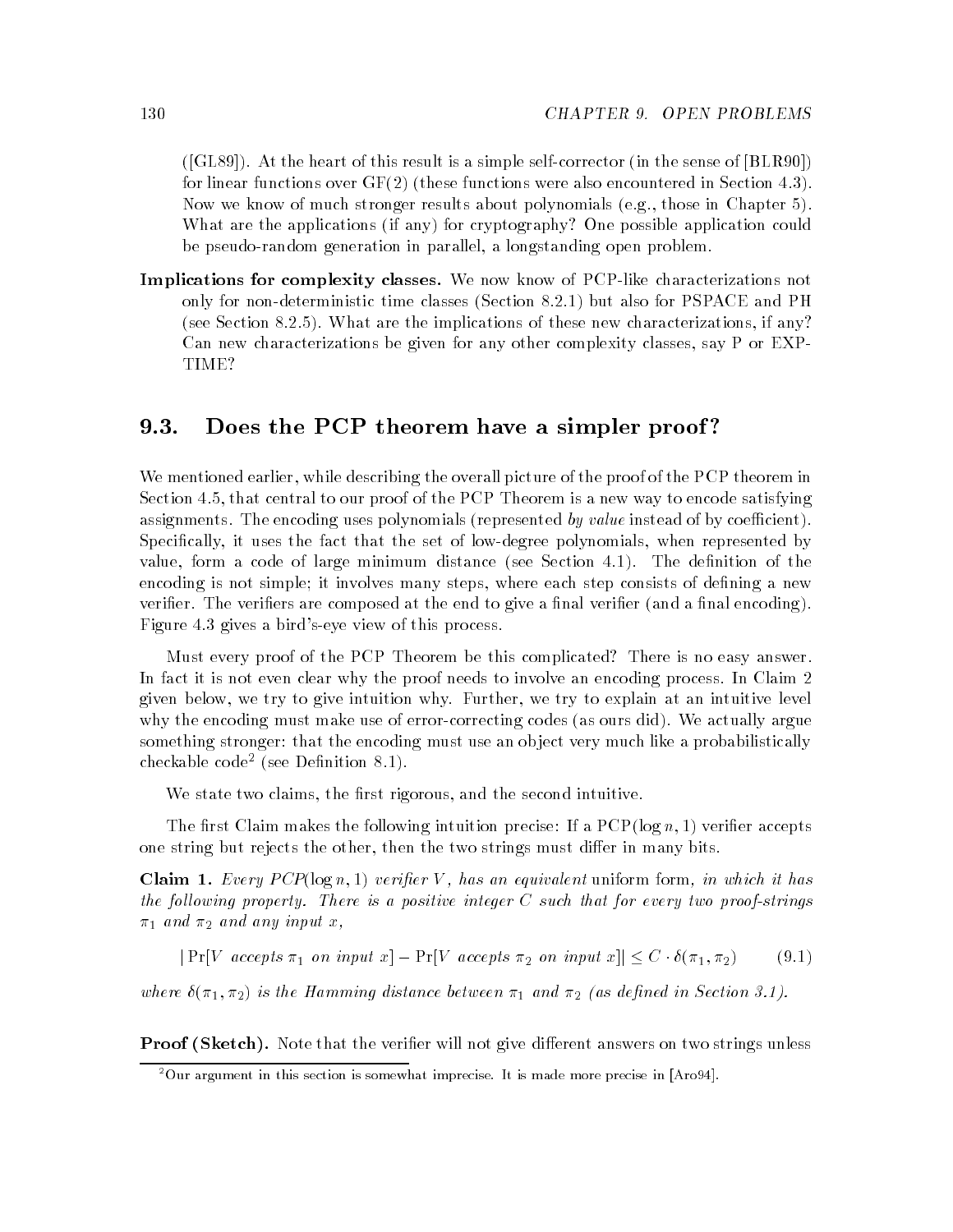([GL89]). At the heart of this result is a simple self-corrector (in the sense of [BLR90]) for linear functions over GF(2) (these functions were also encountered in Section 4.3). Now we know of much stronger results about polynomials (e.g., those in Chapter 5). What are the applications (if any) for cryptography? One possible application could be pseudo-random generation in parallel, a longstanding open problem.

**Implications for complexity classes.** We now know of PCP-like characterizations not only for non-deterministic time classes (Section 8.2.1) but also for PSPACE and PH (see Section 8.2.5). What are the implications of these new characterizations, if any? Can new characterizations be given for any other complexity classes, say P or EXPTIME?

## 9.3. Does the PCP theorem have a simpler proof?

We mentioned earlier, while describing the overall picture of the proof of the PCP theorem in Section 4.5, that central to our proof of the PCP Theorem is a new way to encode satisfying assignments. The encoding uses polynomials (represented *by value* instead of by coefficient). Specifically, it uses the fact that the set of low-degree polynomials, when represented by value, form a code of large minimum distance (see Section 4.1). The definition of the encoding is not simple; it involves many steps, where each step consists of defining a new verifier. The verifiers are composed at the end to give a final verifier (and a final encoding). Figure 4.3 gives a bird's-eye view of this process.

Must every proof of the PCP Theorem be this complicated? There is no easy answer. In fact it is not even clear why the proof needs to involve an encoding process. In Claim 2 given below, we try to give intuition why. Further, we try to explain at an intuitive level why the encoding must make use of error-correcting codes (as ours did). We actually argue something stronger: that the encoding must use an object very much like a probabilistically checkable code[2] (see Definition 8.1).

We state two claims, the first rigorous, and the second intuitive.

The first Claim makes the following intuition precise: If a PCP($\log n, 1$) verifier accepts one string but rejects the other, then the two strings must differ in many bits.

**Claim 1.** *Every PCP($\log n, 1$) verifier $V$, has an equivalent* uniform form*, in which it has the following property. There is a positive integer $C$ such that for every two proof-strings $\pi_1$ and $\pi_2$ and any input $x$,*

$$|\Pr[V \text{ accepts } \pi_1 \text{ on input } x] - \Pr[V \text{ accepts } \pi_2 \text{ on input } x]| \leq C \cdot \delta(\pi_1, \pi_2) \qquad (9.1)$$

*where $\delta(\pi_1, \pi_2)$ is the Hamming distance between $\pi_1$ and $\pi_2$ (as defined in Section 3.1).*

**Proof (Sketch).** Note that the verifier will not give different answers on two strings unless

[2] Our argument in this section is somewhat imprecise. It is made more precise in [Aro94].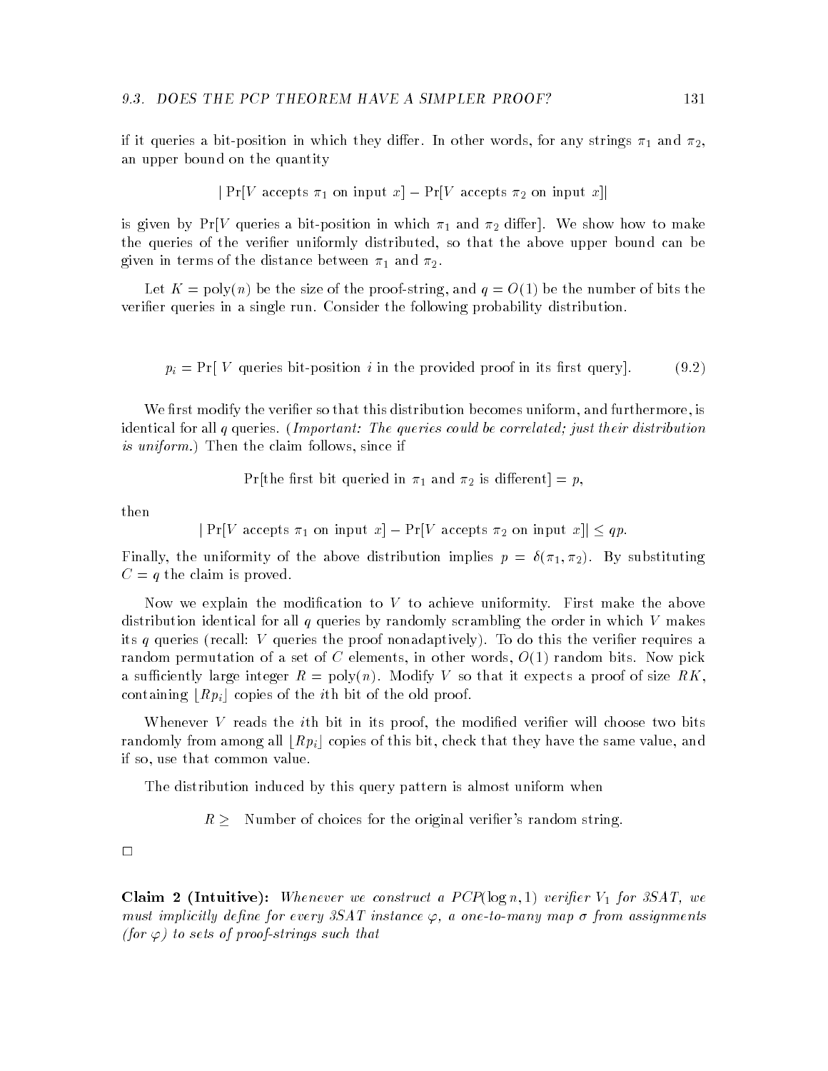if it queries a bit-position in which they differ. In other words, for any strings $\pi_1$ and $\pi_2$, an upper bound on the quantity

$$|\Pr[V \text{ accepts } \pi_1 \text{ on input } x] - \Pr[V \text{ accepts } \pi_2 \text{ on input } x]|$$

is given by $\Pr[V$ queries a bit-position in which $\pi_1$ and $\pi_2$ differ$]$. We show how to make the queries of the verifier uniformly distributed, so that the above upper bound can be given in terms of the distance between $\pi_1$ and $\pi_2$.

Let $K = \text{poly}(n)$ be the size of the proof-string, and $q = O(1)$ be the number of bits the verifier queries in a single run. Consider the following probability distribution.

$$p_i = \Pr[\ V \text{ queries bit-position } i \text{ in the provided proof in its first query}]. \tag{9.2}$$

We first modify the verifier so that this distribution becomes uniform, and furthermore, is identical for all $q$ queries. (*Important: The queries could be correlated; just their distribution is uniform.*) Then the claim follows, since if

$$\Pr[\text{the first bit queried in } \pi_1 \text{ and } \pi_2 \text{ is different}] = p,$$

then

$$|\Pr[V \text{ accepts } \pi_1 \text{ on input } x] - \Pr[V \text{ accepts } \pi_2 \text{ on input } x]| \leq qp.$$

Finally, the uniformity of the above distribution implies $p = \delta(\pi_1, \pi_2)$. By substituting $C = q$ the claim is proved.

Now we explain the modification to $V$ to achieve uniformity. First make the above distribution identical for all $q$ queries by randomly scrambling the order in which $V$ makes its $q$ queries (recall: $V$ queries the proof nonadaptively). To do this the verifier requires a random permutation of a set of $C$ elements, in other words, $O(1)$ random bits. Now pick a sufficiently large integer $R = \text{poly}(n)$. Modify $V$ so that it expects a proof of size $RK$, containing $\lfloor Rp_i \rfloor$ copies of the $i$th bit of the old proof.

Whenever $V$ reads the $i$th bit in its proof, the modified verifier will choose two bits randomly from among all $\lfloor Rp_i \rfloor$ copies of this bit, check that they have the same value, and if so, use that common value.

The distribution induced by this query pattern is almost uniform when

$$R \geq \text{ Number of choices for the original verifier's random string.}$$

□

**Claim 2 (Intuitive):** *Whenever we construct a PCP$(\log n, 1)$ verifier $V_1$ for 3SAT, we must implicitly define for every 3SAT instance $\varphi$, a one-to-many map $\sigma$ from assignments (for $\varphi$) to sets of proof-strings such that*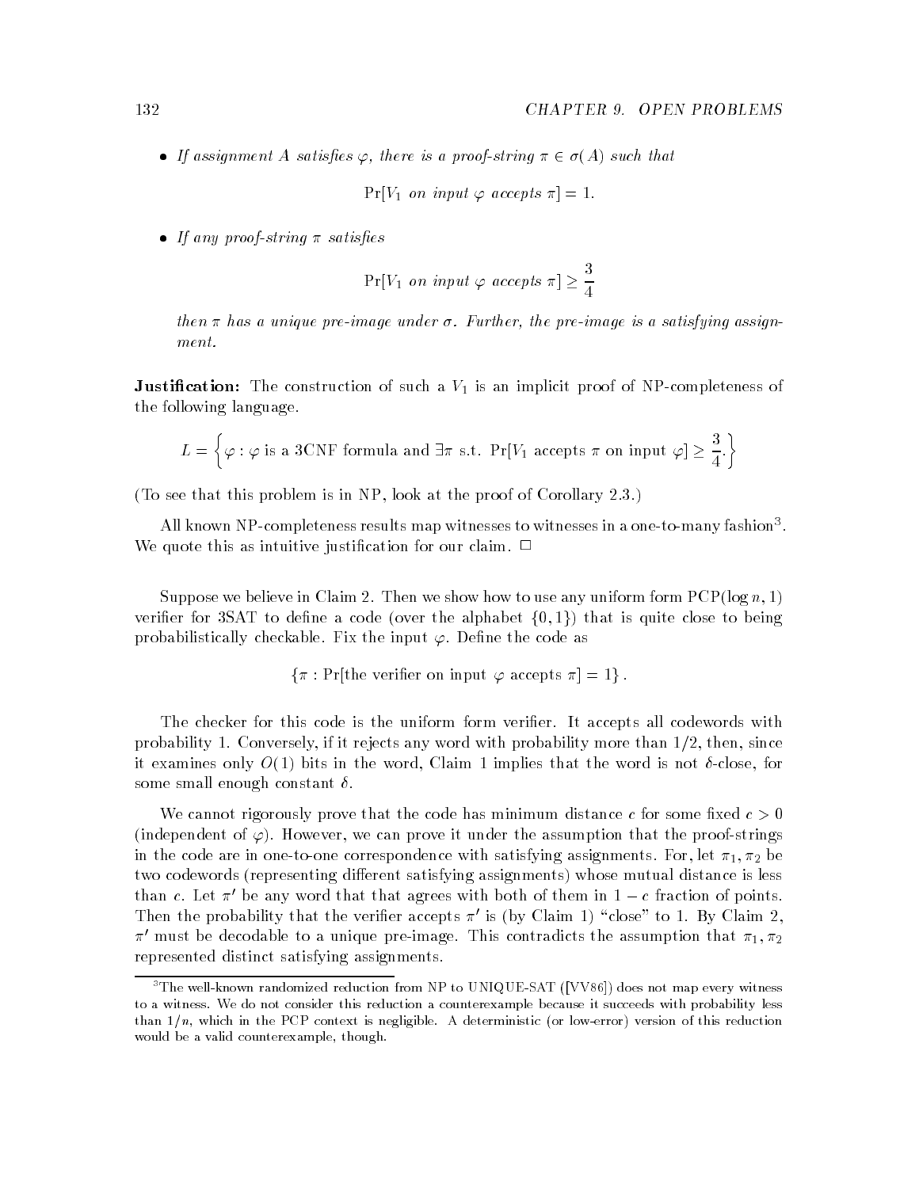- *If assignment $A$ satisfies $\varphi$, there is a proof-string $\pi \in \sigma(A)$ such that*

$$\Pr[V_1 \textit{ on input } \varphi \textit{ accepts } \pi] = 1.$$

- *If any proof-string $\pi$ satisfies*

$$\Pr[V_1 \textit{ on input } \varphi \textit{ accepts } \pi] \geq \frac{3}{4}$$

*then $\pi$ has a unique pre-image under $\sigma$. Further, the pre-image is a satisfying assignment.*

**Justification:** The construction of such a $V_1$ is an implicit proof of NP-completeness of the following language.

$$L = \left\{ \varphi : \varphi \text{ is a 3CNF formula and } \exists \pi \text{ s.t. } \Pr[V_1 \text{ accepts } \pi \text{ on input } \varphi] \geq \frac{3}{4}. \right\}$$

(To see that this problem is in NP, look at the proof of Corollary 2.3.)

All known NP-completeness results map witnesses to witnesses in a one-to-many fashion[3]. We quote this as intuitive justification for our claim. $\Box$

Suppose we believe in Claim 2. Then we show how to use any uniform form PCP($\log n, 1$) verifier for 3SAT to define a code (over the alphabet $\{0, 1\}$) that is quite close to being probabilistically checkable. Fix the input $\varphi$. Define the code as

$$\{\pi : \Pr[\text{the verifier on input } \varphi \text{ accepts } \pi] = 1\}.$$

The checker for this code is the uniform form verifier. It accepts all codewords with probability 1. Conversely, if it rejects any word with probability more than $1/2$, then, since it examines only $O(1)$ bits in the word, Claim 1 implies that the word is not $\delta$-close, for some small enough constant $\delta$.

We cannot rigorously prove that the code has minimum distance $c$ for some fixed $c > 0$ (independent of $\varphi$). However, we can prove it under the assumption that the proof-strings in the code are in one-to-one correspondence with satisfying assignments. For, let $\pi_1, \pi_2$ be two codewords (representing different satisfying assignments) whose mutual distance is less than $c$. Let $\pi'$ be any word that that agrees with both of them in $1 - c$ fraction of points. Then the probability that the verifier accepts $\pi'$ is (by Claim 1) "close" to 1. By Claim 2, $\pi'$ must be decodable to a unique pre-image. This contradicts the assumption that $\pi_1, \pi_2$ represented distinct satisfying assignments.

[3] The well-known randomized reduction from NP to UNIQUE-SAT ([VV86]) does not map every witness to a witness. We do not consider this reduction a counterexample because it succeeds with probability less than $1/n$, which in the PCP context is negligible. A deterministic (or low-error) version of this reduction would be a valid counterexample, though.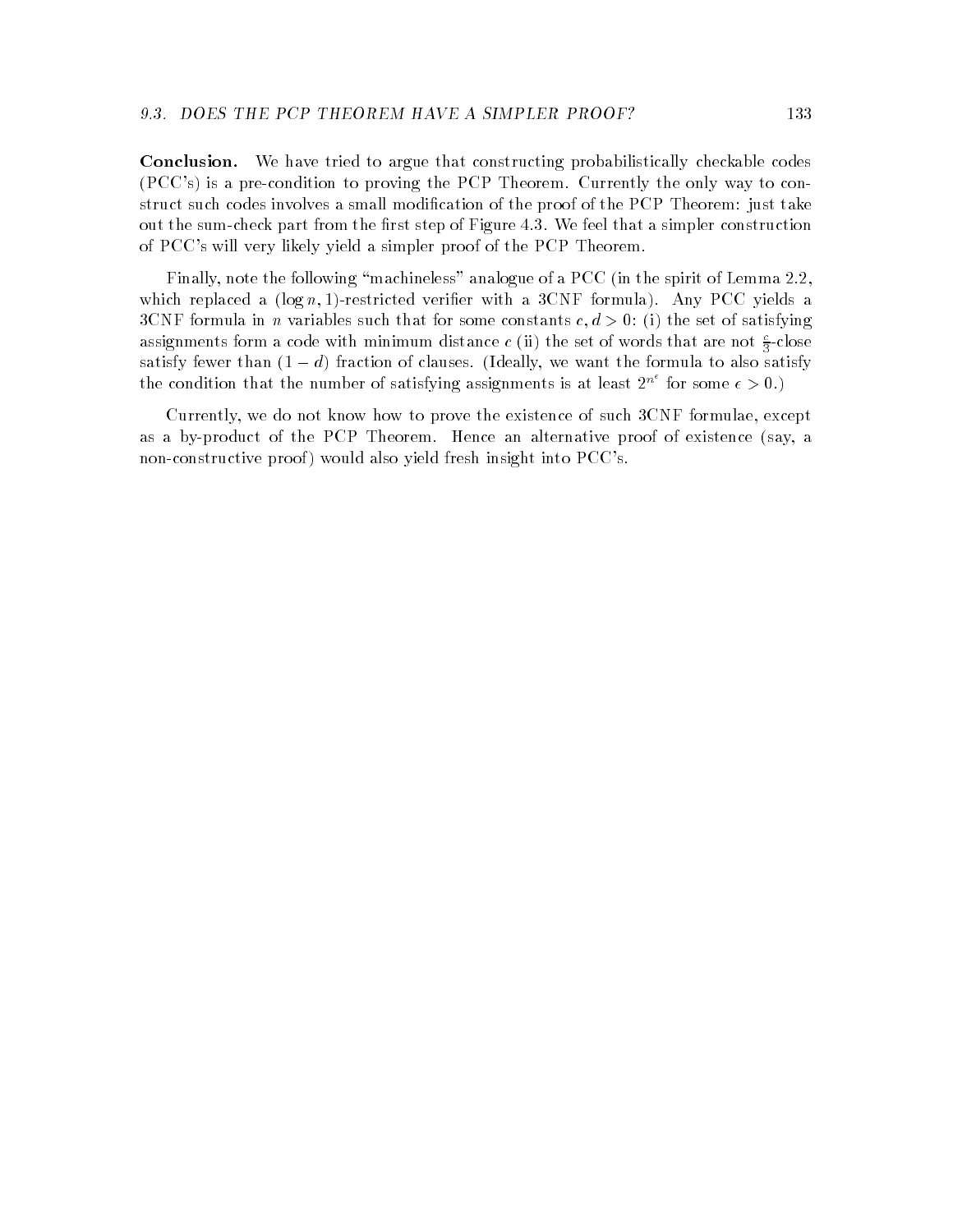**Conclusion.** We have tried to argue that constructing probabilistically checkable codes (PCC's) is a pre-condition to proving the PCP Theorem. Currently the only way to construct such codes involves a small modification of the proof of the PCP Theorem: just take out the sum-check part from the first step of Figure 4.3. We feel that a simpler construction of PCC's will very likely yield a simpler proof of the PCP Theorem.

Finally, note the following "machineless" analogue of a PCC (in the spirit of Lemma 2.2, which replaced a $(\log n, 1)$-restricted verifier with a 3CNF formula). Any PCC yields a 3CNF formula in $n$ variables such that for some constants $c, d > 0$: (i) the set of satisfying assignments form a code with minimum distance $c$ (ii) the set of words that are not $\frac{c}{3}$-close satisfy fewer than $(1 - d)$ fraction of clauses. (Ideally, we want the formula to also satisfy the condition that the number of satisfying assignments is at least $2^{n^\epsilon}$ for some $\epsilon > 0$.)

Currently, we do not know how to prove the existence of such 3CNF formulae, except as a by-product of the PCP Theorem. Hence an alternative proof of existence (say, a non-constructive proof) would also yield fresh insight into PCC's.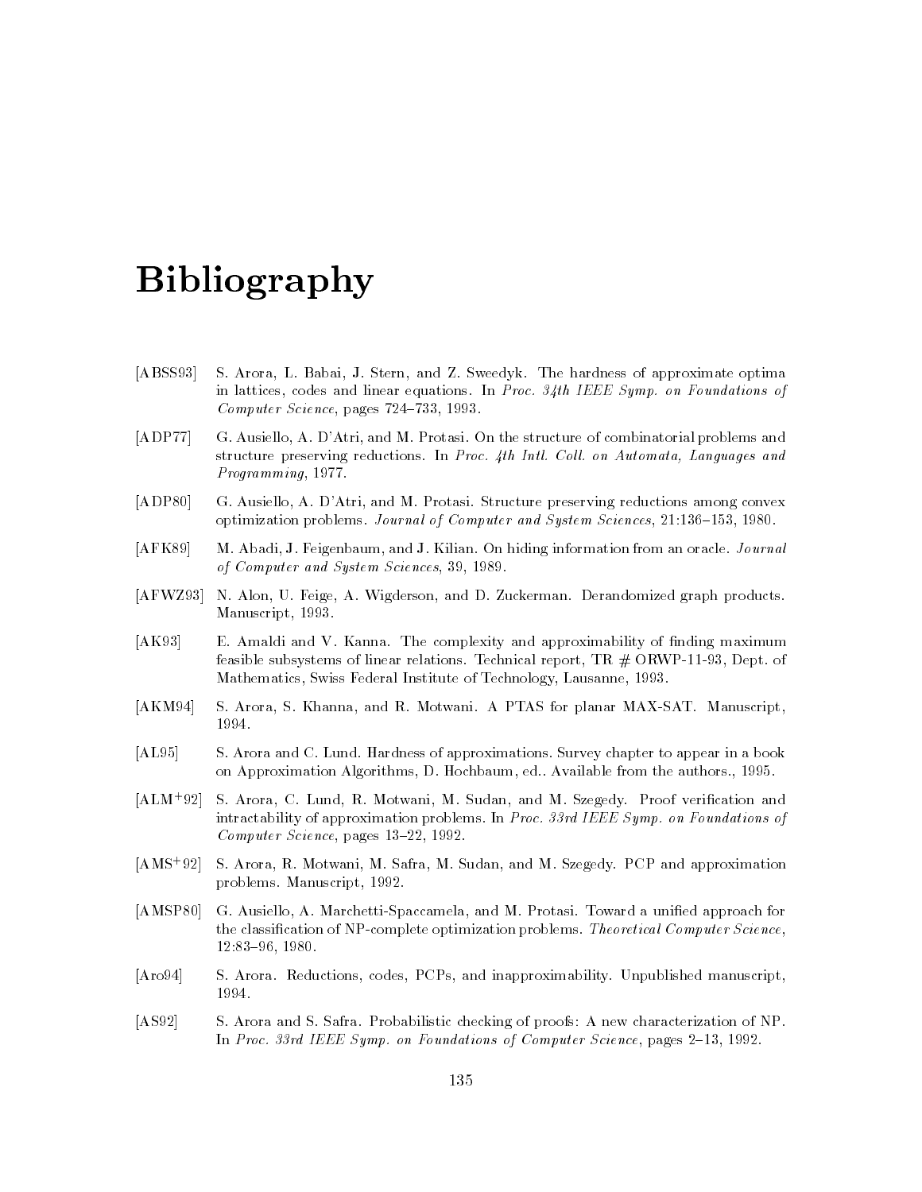# Bibliography

[ABSS93] S. Arora, L. Babai, J. Stern, and Z. Sweedyk. The hardness of approximate optima in lattices, codes and linear equations. In *Proc. 34th IEEE Symp. on Foundations of Computer Science*, pages 724–733, 1993.

[ADP77] G. Ausiello, A. D'Atri, and M. Protasi. On the structure of combinatorial problems and structure preserving reductions. In *Proc. 4th Intl. Coll. on Automata, Languages and Programming*, 1977.

[ADP80] G. Ausiello, A. D'Atri, and M. Protasi. Structure preserving reductions among convex optimization problems. *Journal of Computer and System Sciences*, 21:136–153, 1980.

[AFK89] M. Abadi, J. Feigenbaum, and J. Kilian. On hiding information from an oracle. *Journal of Computer and System Sciences*, 39, 1989.

[AFWZ93] N. Alon, U. Feige, A. Wigderson, and D. Zuckerman. Derandomized graph products. Manuscript, 1993.

[AK93] E. Amaldi and V. Kanna. The complexity and approximability of finding maximum feasible subsystems of linear relations. Technical report, TR # ORWP-11-93, Dept. of Mathematics, Swiss Federal Institute of Technology, Lausanne, 1993.

[AKM94] S. Arora, S. Khanna, and R. Motwani. A PTAS for planar MAX-SAT. Manuscript, 1994.

[AL95] S. Arora and C. Lund. Hardness of approximations. Survey chapter to appear in a book on Approximation Algorithms, D. Hochbaum, ed.. Available from the authors., 1995.

[ALM+92] S. Arora, C. Lund, R. Motwani, M. Sudan, and M. Szegedy. Proof verification and intractability of approximation problems. In *Proc. 33rd IEEE Symp. on Foundations of Computer Science*, pages 13–22, 1992.

[AMS+92] S. Arora, R. Motwani, M. Safra, M. Sudan, and M. Szegedy. PCP and approximation problems. Manuscript, 1992.

[AMSP80] G. Ausiello, A. Marchetti-Spaccamela, and M. Protasi. Toward a unified approach for the classification of NP-complete optimization problems. *Theoretical Computer Science*, 12:83–96, 1980.

[Aro94] S. Arora. Reductions, codes, PCPs, and inapproximability. Unpublished manuscript, 1994.

[AS92] S. Arora and S. Safra. Probabilistic checking of proofs: A new characterization of NP. In *Proc. 33rd IEEE Symp. on Foundations of Computer Science*, pages 2–13, 1992.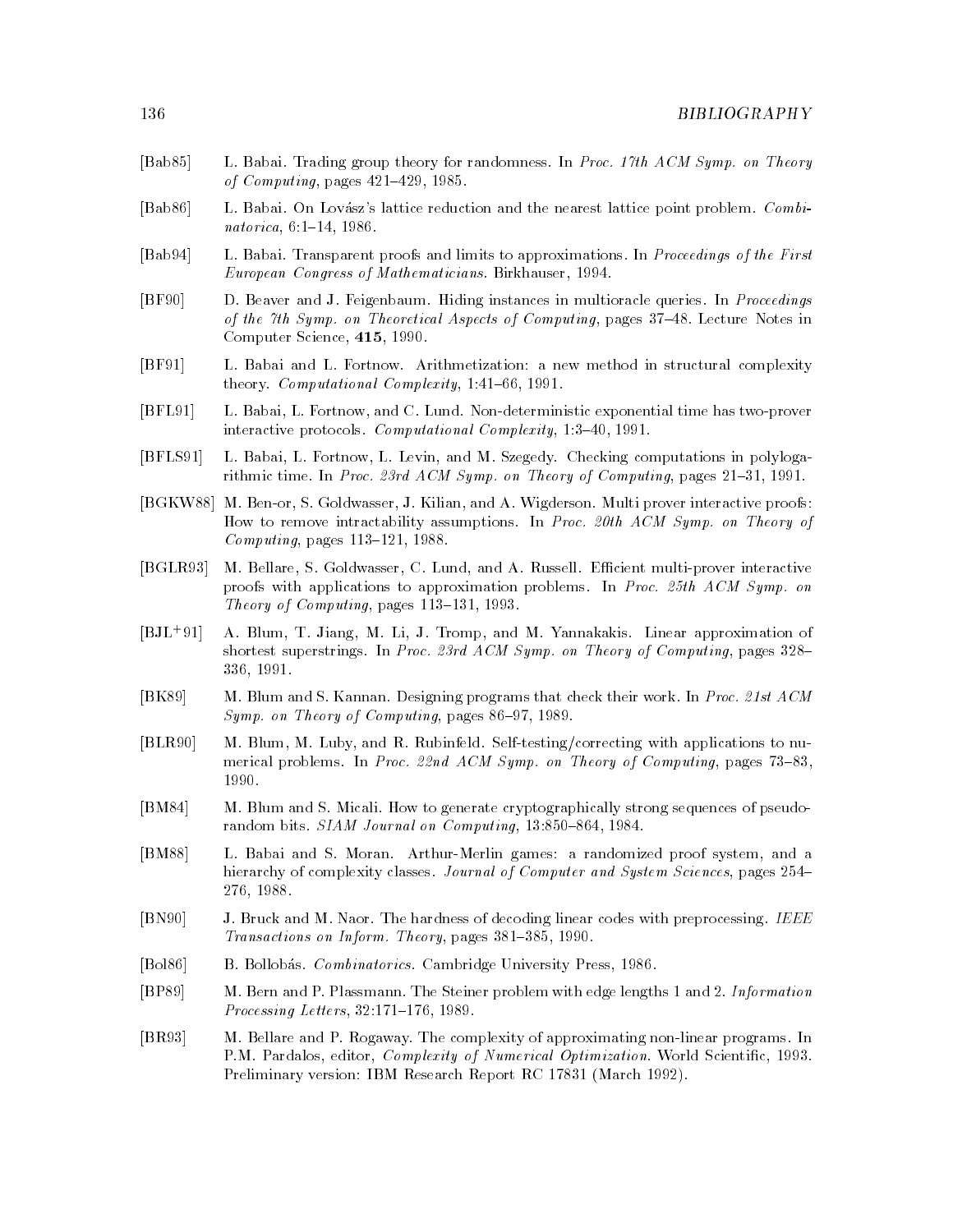[Bab85] L. Babai. Trading group theory for randomness. In *Proc. 17th ACM Symp. on Theory of Computing*, pages 421–429, 1985.

[Bab86] L. Babai. On Lovász's lattice reduction and the nearest lattice point problem. *Combinatorica*, 6:1–14, 1986.

[Bab94] L. Babai. Transparent proofs and limits to approximations. In *Proceedings of the First European Congress of Mathematicians*. Birkhauser, 1994.

[BF90] D. Beaver and J. Feigenbaum. Hiding instances in multioracle queries. In *Proceedings of the 7th Symp. on Theoretical Aspects of Computing*, pages 37–48. Lecture Notes in Computer Science, **415**, 1990.

[BF91] L. Babai and L. Fortnow. Arithmetization: a new method in structural complexity theory. *Computational Complexity*, 1:41–66, 1991.

[BFL91] L. Babai, L. Fortnow, and C. Lund. Non-deterministic exponential time has two-prover interactive protocols. *Computational Complexity*, 1:3–40, 1991.

[BFLS91] L. Babai, L. Fortnow, L. Levin, and M. Szegedy. Checking computations in polylogarithmic time. In *Proc. 23rd ACM Symp. on Theory of Computing*, pages 21–31, 1991.

[BGKW88] M. Ben-or, S. Goldwasser, J. Kilian, and A. Wigderson. Multi prover interactive proofs: How to remove intractability assumptions. In *Proc. 20th ACM Symp. on Theory of Computing*, pages 113–121, 1988.

[BGLR93] M. Bellare, S. Goldwasser, C. Lund, and A. Russell. Efficient multi-prover interactive proofs with applications to approximation problems. In *Proc. 25th ACM Symp. on Theory of Computing*, pages 113–131, 1993.

[BJL+91] A. Blum, T. Jiang, M. Li, J. Tromp, and M. Yannakakis. Linear approximation of shortest superstrings. In *Proc. 23rd ACM Symp. on Theory of Computing*, pages 328–336, 1991.

[BK89] M. Blum and S. Kannan. Designing programs that check their work. In *Proc. 21st ACM Symp. on Theory of Computing*, pages 86–97, 1989.

[BLR90] M. Blum, M. Luby, and R. Rubinfeld. Self-testing/correcting with applications to numerical problems. In *Proc. 22nd ACM Symp. on Theory of Computing*, pages 73–83, 1990.

[BM84] M. Blum and S. Micali. How to generate cryptographically strong sequences of pseudorandom bits. *SIAM Journal on Computing*, 13:850–864, 1984.

[BM88] L. Babai and S. Moran. Arthur-Merlin games: a randomized proof system, and a hierarchy of complexity classes. *Journal of Computer and System Sciences*, pages 254–276, 1988.

[BN90] J. Bruck and M. Naor. The hardness of decoding linear codes with preprocessing. *IEEE Transactions on Inform. Theory*, pages 381–385, 1990.

[Bol86] B. Bollobás. *Combinatorics*. Cambridge University Press, 1986.

[BP89] M. Bern and P. Plassmann. The Steiner problem with edge lengths 1 and 2. *Information Processing Letters*, 32:171–176, 1989.

[BR93] M. Bellare and P. Rogaway. The complexity of approximating non-linear programs. In P.M. Pardalos, editor, *Complexity of Numerical Optimization*. World Scientific, 1993. Preliminary version: IBM Research Report RC 17831 (March 1992).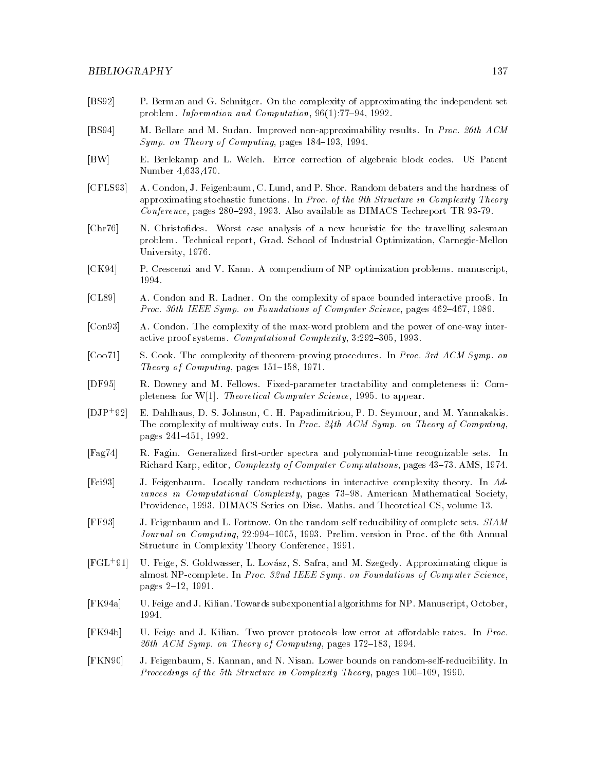[BS92] P. Berman and G. Schnitger. On the complexity of approximating the independent set problem. *Information and Computation*, 96(1):77–94, 1992.

[BS94] M. Bellare and M. Sudan. Improved non-approximability results. In *Proc. 26th ACM Symp. on Theory of Computing*, pages 184–193, 1994.

[BW] E. Berlekamp and L. Welch. Error correction of algebraic block codes. US Patent Number 4,633,470.

[CFLS93] A. Condon, J. Feigenbaum, C. Lund, and P. Shor. Random debaters and the hardness of approximating stochastic functions. In *Proc. of the 9th Structure in Complexity Theory Conference*, pages 280–293, 1993. Also available as DIMACS Techreport TR 93-79.

[Chr76] N. Christofides. Worst case analysis of a new heuristic for the travelling salesman problem. Technical report, Grad. School of Industrial Optimization, Carnegie-Mellon University, 1976.

[CK94] P. Crescenzi and V. Kann. A compendium of NP optimization problems. manuscript, 1994.

[CL89] A. Condon and R. Ladner. On the complexity of space bounded interactive proofs. In *Proc. 30th IEEE Symp. on Foundations of Computer Science*, pages 462–467, 1989.

[Con93] A. Condon. The complexity of the max-word problem and the power of one-way interactive proof systems. *Computational Complexity*, 3:292–305, 1993.

[Coo71] S. Cook. The complexity of theorem-proving procedures. In *Proc. 3rd ACM Symp. on Theory of Computing*, pages 151–158, 1971.

[DF95] R. Downey and M. Fellows. Fixed-parameter tractability and completeness ii: Completeness for W[1]. *Theoretical Computer Science*, 1995. to appear.

[DJP+92] E. Dahlhaus, D. S. Johnson, C. H. Papadimitriou, P. D. Seymour, and M. Yannakakis. The complexity of multiway cuts. In *Proc. 24th ACM Symp. on Theory of Computing*, pages 241–451, 1992.

[Fag74] R. Fagin. Generalized first-order spectra and polynomial-time recognizable sets. In Richard Karp, editor, *Complexity of Computer Computations*, pages 43–73. AMS, 1974.

[Fei93] J. Feigenbaum. Locally random reductions in interactive complexity theory. In *Advances in Computational Complexity*, pages 73–98. American Mathematical Society, Providence, 1993. DIMACS Series on Disc. Maths. and Theoretical CS, volume 13.

[FF93] J. Feigenbaum and L. Fortnow. On the random-self-reducibility of complete sets. *SIAM Journal on Computing*, 22:994–1005, 1993. Prelim. version in Proc. of the 6th Annual Structure in Complexity Theory Conference, 1991.

[FGL+91] U. Feige, S. Goldwasser, L. Lovász, S. Safra, and M. Szegedy. Approximating clique is almost NP-complete. In *Proc. 32nd IEEE Symp. on Foundations of Computer Science*, pages 2–12, 1991.

[FK94a] U. Feige and J. Kilian. Towards subexponential algorithms for NP. Manuscript, October, 1994.

[FK94b] U. Feige and J. Kilian. Two prover protocols–low error at affordable rates. In *Proc. 26th ACM Symp. on Theory of Computing*, pages 172–183, 1994.

[FKN90] J. Feigenbaum, S. Kannan, and N. Nisan. Lower bounds on random-self-reducibility. In *Proceedings of the 5th Structure in Complexity Theory*, pages 100–109, 1990.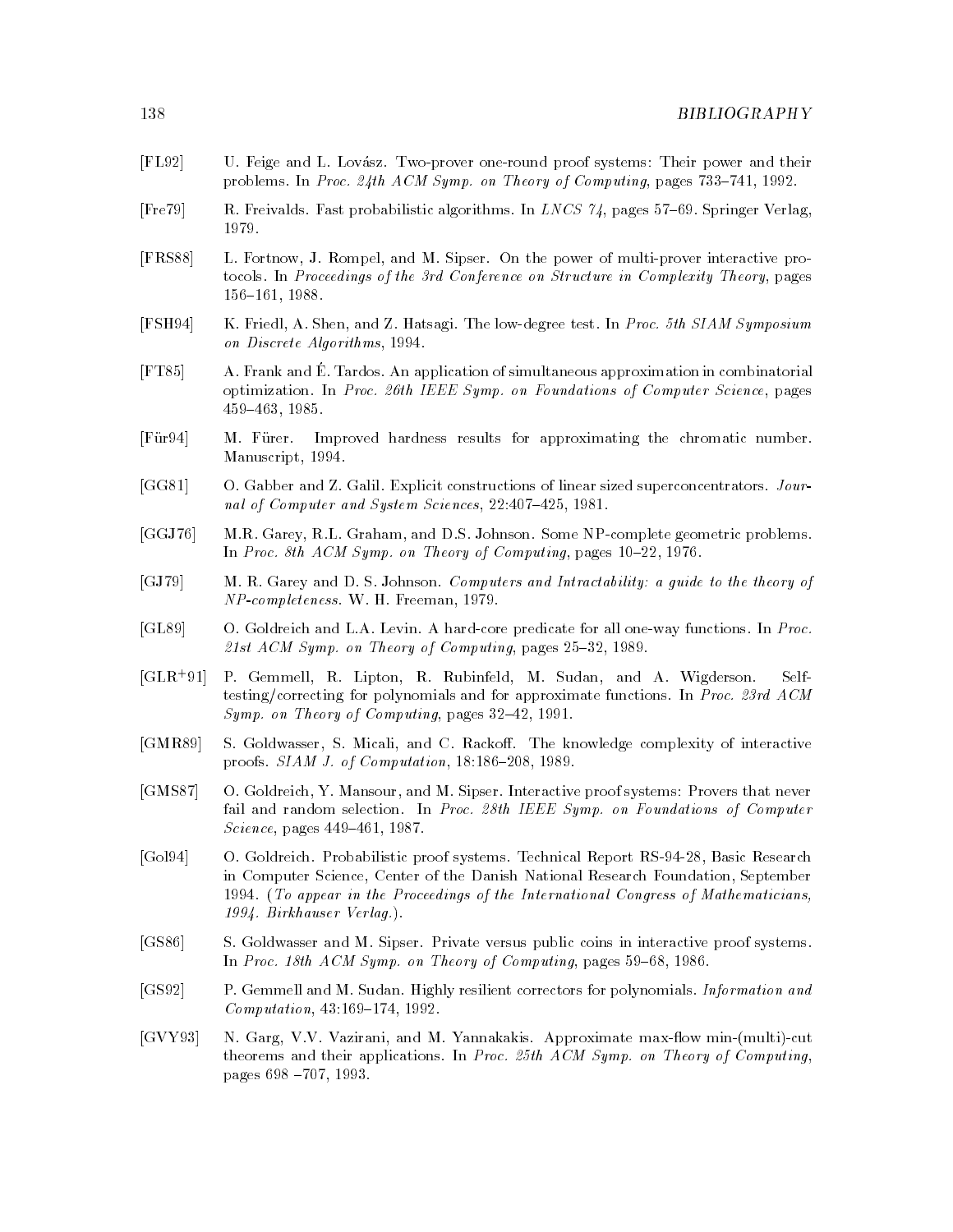[FL92] U. Feige and L. Lovász. Two-prover one-round proof systems: Their power and their problems. In *Proc. 24th ACM Symp. on Theory of Computing*, pages 733–741, 1992.

[Fre79] R. Freivalds. Fast probabilistic algorithms. In *LNCS 74*, pages 57–69. Springer Verlag, 1979.

[FRS88] L. Fortnow, J. Rompel, and M. Sipser. On the power of multi-prover interactive protocols. In *Proceedings of the 3rd Conference on Structure in Complexity Theory*, pages 156–161, 1988.

[FSH94] K. Friedl, A. Shen, and Z. Hatsagi. The low-degree test. In *Proc. 5th SIAM Symposium on Discrete Algorithms*, 1994.

[FT85] A. Frank and É. Tardos. An application of simultaneous approximation in combinatorial optimization. In *Proc. 26th IEEE Symp. on Foundations of Computer Science*, pages 459–463, 1985.

[Für94] M. Fürer. Improved hardness results for approximating the chromatic number. Manuscript, 1994.

[GG81] O. Gabber and Z. Galil. Explicit constructions of linear sized superconcentrators. *Journal of Computer and System Sciences*, 22:407–425, 1981.

[GGJ76] M.R. Garey, R.L. Graham, and D.S. Johnson. Some NP-complete geometric problems. In *Proc. 8th ACM Symp. on Theory of Computing*, pages 10–22, 1976.

[GJ79] M. R. Garey and D. S. Johnson. *Computers and Intractability: a guide to the theory of NP-completeness*. W. H. Freeman, 1979.

[GL89] O. Goldreich and L.A. Levin. A hard-core predicate for all one-way functions. In *Proc. 21st ACM Symp. on Theory of Computing*, pages 25–32, 1989.

[GLR+91] P. Gemmell, R. Lipton, R. Rubinfeld, M. Sudan, and A. Wigderson. Self-testing/correcting for polynomials and for approximate functions. In *Proc. 23rd ACM Symp. on Theory of Computing*, pages 32–42, 1991.

[GMR89] S. Goldwasser, S. Micali, and C. Rackoff. The knowledge complexity of interactive proofs. *SIAM J. of Computation*, 18:186–208, 1989.

[GMS87] O. Goldreich, Y. Mansour, and M. Sipser. Interactive proof systems: Provers that never fail and random selection. In *Proc. 28th IEEE Symp. on Foundations of Computer Science*, pages 449–461, 1987.

[Gol94] O. Goldreich. Probabilistic proof systems. Technical Report RS-94-28, Basic Research in Computer Science, Center of the Danish National Research Foundation, September 1994. (*To appear in the Proceedings of the International Congress of Mathematicians, 1994. Birkhauser Verlag.*).

[GS86] S. Goldwasser and M. Sipser. Private versus public coins in interactive proof systems. In *Proc. 18th ACM Symp. on Theory of Computing*, pages 59–68, 1986.

[GS92] P. Gemmell and M. Sudan. Highly resilient correctors for polynomials. *Information and Computation*, 43:169–174, 1992.

[GVY93] N. Garg, V.V. Vazirani, and M. Yannakakis. Approximate max-flow min-(multi)-cut theorems and their applications. In *Proc. 25th ACM Symp. on Theory of Computing*, pages 698 –707, 1993.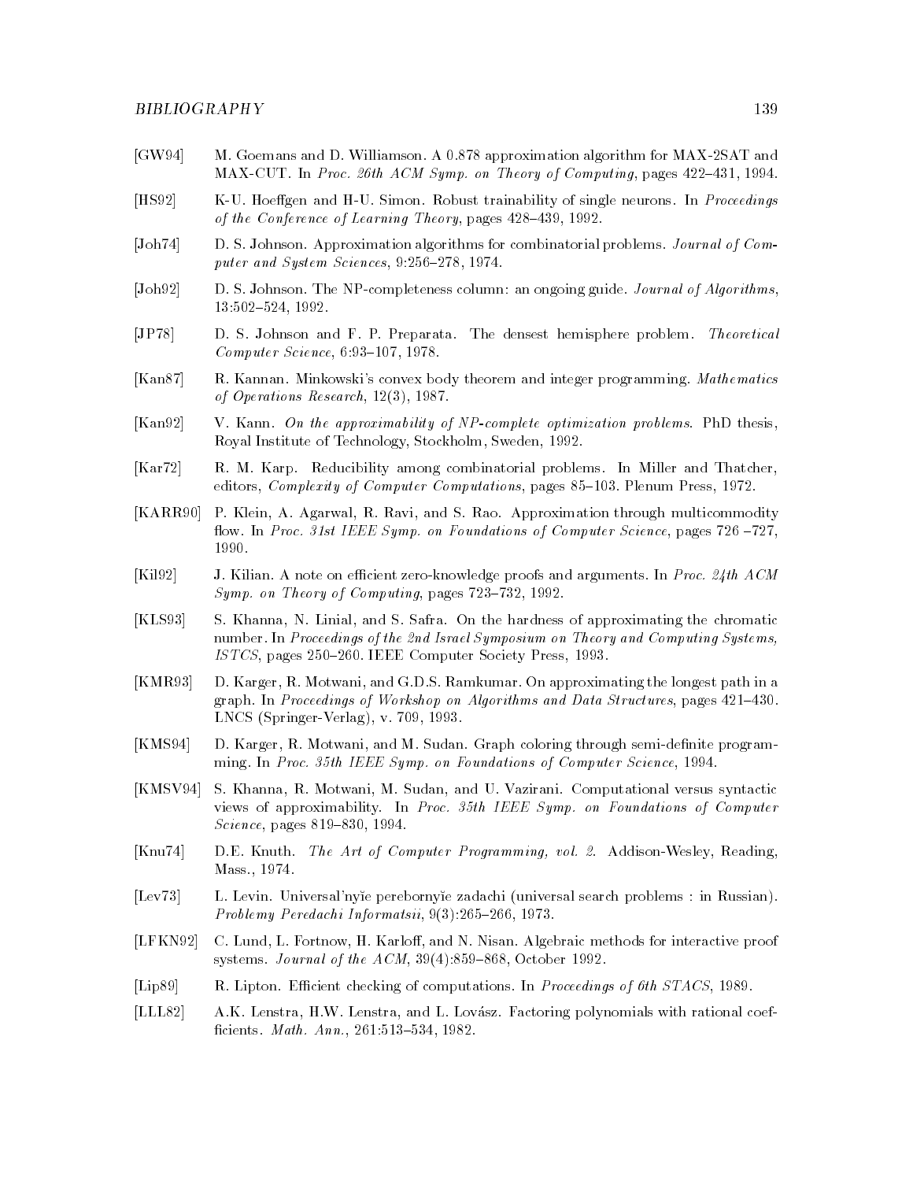[GW94] M. Goemans and D. Williamson. A 0.878 approximation algorithm for MAX-2SAT and MAX-CUT. In *Proc. 26th ACM Symp. on Theory of Computing*, pages 422–431, 1994.

[HS92] K-U. Hoeffgen and H-U. Simon. Robust trainability of single neurons. In *Proceedings of the Conference of Learning Theory*, pages 428–439, 1992.

[Joh74] D. S. Johnson. Approximation algorithms for combinatorial problems. *Journal of Computer and System Sciences*, 9:256–278, 1974.

[Joh92] D. S. Johnson. The NP-completeness column: an ongoing guide. *Journal of Algorithms*, 13:502–524, 1992.

[JP78] D. S. Johnson and F. P. Preparata. The densest hemisphere problem. *Theoretical Computer Science*, 6:93–107, 1978.

[Kan87] R. Kannan. Minkowski's convex body theorem and integer programming. *Mathematics of Operations Research*, 12(3), 1987.

[Kan92] V. Kann. *On the approximability of NP-complete optimization problems*. PhD thesis, Royal Institute of Technology, Stockholm, Sweden, 1992.

[Kar72] R. M. Karp. Reducibility among combinatorial problems. In Miller and Thatcher, editors, *Complexity of Computer Computations*, pages 85–103. Plenum Press, 1972.

[KARR90] P. Klein, A. Agarwal, R. Ravi, and S. Rao. Approximation through multicommodity flow. In *Proc. 31st IEEE Symp. on Foundations of Computer Science*, pages 726 –727, 1990.

[Kil92] J. Kilian. A note on efficient zero-knowledge proofs and arguments. In *Proc. 24th ACM Symp. on Theory of Computing*, pages 723–732, 1992.

[KLS93] S. Khanna, N. Linial, and S. Safra. On the hardness of approximating the chromatic number. In *Proceedings of the 2nd Israel Symposium on Theory and Computing Systems, ISTCS*, pages 250–260. IEEE Computer Society Press, 1993.

[KMR93] D. Karger, R. Motwani, and G.D.S. Ramkumar. On approximating the longest path in a graph. In *Proceedings of Workshop on Algorithms and Data Structures*, pages 421–430. LNCS (Springer-Verlag), v. 709, 1993.

[KMS94] D. Karger, R. Motwani, and M. Sudan. Graph coloring through semi-definite programming. In *Proc. 35th IEEE Symp. on Foundations of Computer Science*, 1994.

[KMSV94] S. Khanna, R. Motwani, M. Sudan, and U. Vazirani. Computational versus syntactic views of approximability. In *Proc. 35th IEEE Symp. on Foundations of Computer Science*, pages 819–830, 1994.

[Knu74] D.E. Knuth. *The Art of Computer Programming, vol. 2*. Addison-Wesley, Reading, Mass., 1974.

[Lev73] L. Levin. Universal'nyĭe perebornyĭe zadachi (universal search problems : in Russian). *Problemy Peredachi Informatsii*, 9(3):265–266, 1973.

[LFKN92] C. Lund, L. Fortnow, H. Karloff, and N. Nisan. Algebraic methods for interactive proof systems. *Journal of the ACM*, 39(4):859–868, October 1992.

[Lip89] R. Lipton. Efficient checking of computations. In *Proceedings of 6th STACS*, 1989.

[LLL82] A.K. Lenstra, H.W. Lenstra, and L. Lovász. Factoring polynomials with rational coefficients. *Math. Ann.*, 261:513–534, 1982.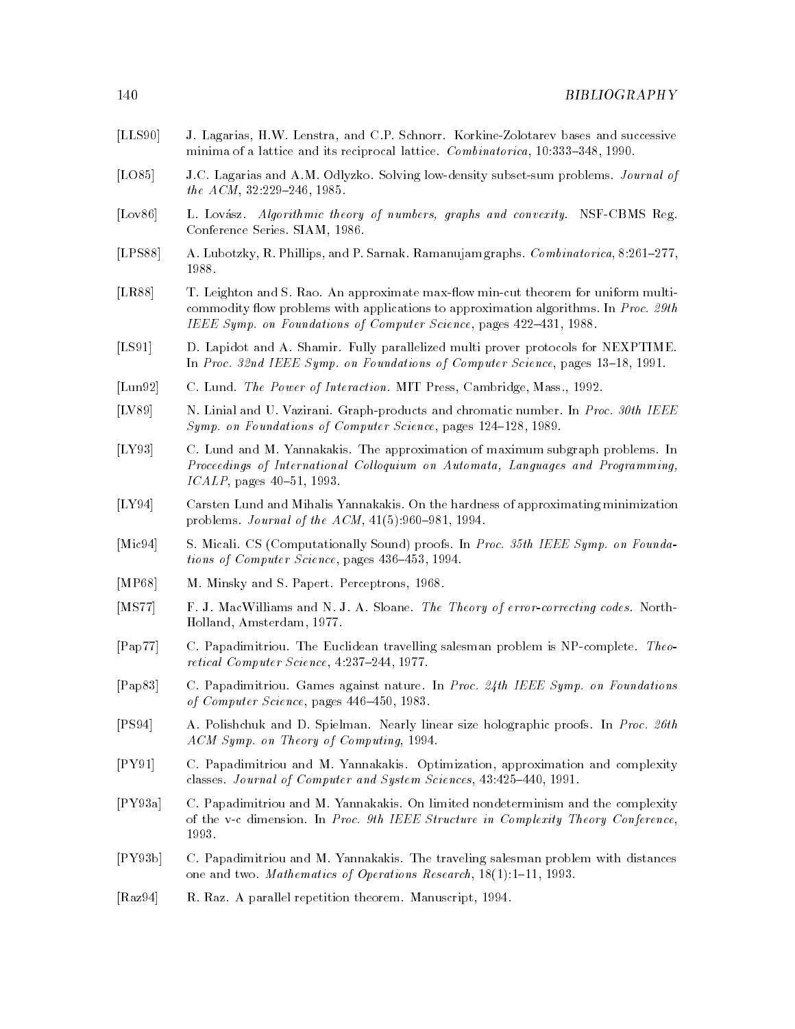[LLS90] J. Lagarias, H.W. Lenstra, and C.P. Schnorr. Korkine-Zolotarev bases and successive minima of a lattice and its reciprocal lattice. *Combinatorica*, 10:333–348, 1990.

[LO85] J.C. Lagarias and A.M. Odlyzko. Solving low-density subset-sum problems. *Journal of the ACM*, 32:229–246, 1985.

[Lov86] L. Lovász. *Algorithmic theory of numbers, graphs and convexity*. NSF-CBMS Reg. Conference Series. SIAM, 1986.

[LPS88] A. Lubotzky, R. Phillips, and P. Sarnak. Ramanujam graphs. *Combinatorica*, 8:261–277, 1988.

[LR88] T. Leighton and S. Rao. An approximate max-flow min-cut theorem for uniform multicommodity flow problems with applications to approximation algorithms. In *Proc. 29th IEEE Symp. on Foundations of Computer Science*, pages 422–431, 1988.

[LS91] D. Lapidot and A. Shamir. Fully parallelized multi prover protocols for NEXPTIME. In *Proc. 32nd IEEE Symp. on Foundations of Computer Science*, pages 13–18, 1991.

[Lun92] C. Lund. *The Power of Interaction*. MIT Press, Cambridge, Mass., 1992.

[LV89] N. Linial and U. Vazirani. Graph-products and chromatic number. In *Proc. 30th IEEE Symp. on Foundations of Computer Science*, pages 124–128, 1989.

[LY93] C. Lund and M. Yannakakis. The approximation of maximum subgraph problems. In *Proceedings of International Colloquium on Automata, Languages and Programming, ICALP*, pages 40–51, 1993.

[LY94] Carsten Lund and Mihalis Yannakakis. On the hardness of approximating minimization problems. *Journal of the ACM*, 41(5):960–981, 1994.

[Mic94] S. Micali. CS (Computationally Sound) proofs. In *Proc. 35th IEEE Symp. on Foundations of Computer Science*, pages 436–453, 1994.

[MP68] M. Minsky and S. Papert. Perceptrons, 1968.

[MS77] F. J. MacWilliams and N. J. A. Sloane. *The Theory of error-correcting codes*. North-Holland, Amsterdam, 1977.

[Pap77] C. Papadimitriou. The Euclidean travelling salesman problem is NP-complete. *Theoretical Computer Science*, 4:237–244, 1977.

[Pap83] C. Papadimitriou. Games against nature. In *Proc. 24th IEEE Symp. on Foundations of Computer Science*, pages 446–450, 1983.

[PS94] A. Polishchuk and D. Spielman. Nearly linear size holographic proofs. In *Proc. 26th ACM Symp. on Theory of Computing*, 1994.

[PY91] C. Papadimitriou and M. Yannakakis. Optimization, approximation and complexity classes. *Journal of Computer and System Sciences*, 43:425–440, 1991.

[PY93a] C. Papadimitriou and M. Yannakakis. On limited nondeterminism and the complexity of the v-c dimension. In *Proc. 9th IEEE Structure in Complexity Theory Conference*, 1993.

[PY93b] C. Papadimitriou and M. Yannakakis. The traveling salesman problem with distances one and two. *Mathematics of Operations Research*, 18(1):1–11, 1993.

[Raz94] R. Raz. A parallel repetition theorem. Manuscript, 1994.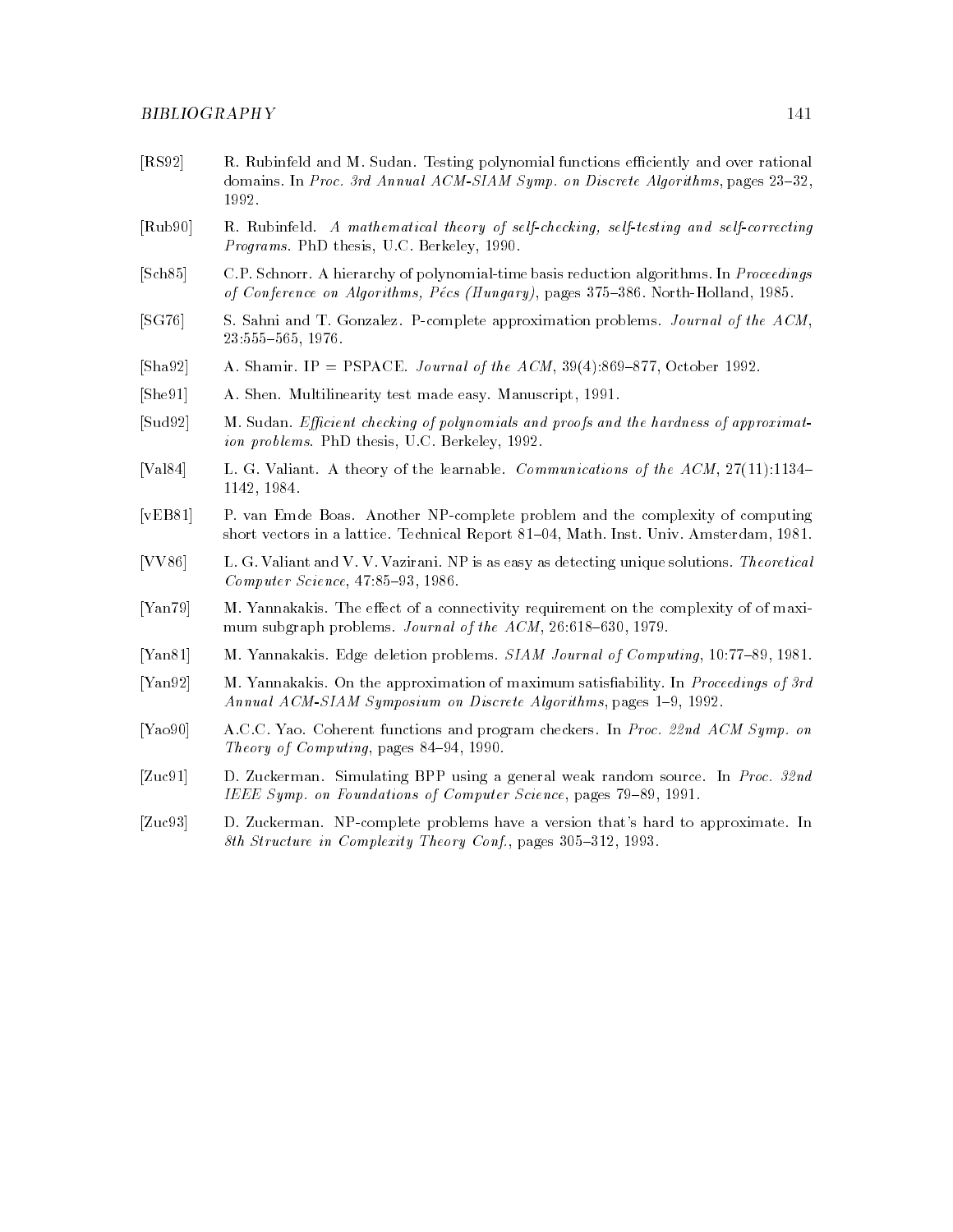[RS92] R. Rubinfeld and M. Sudan. Testing polynomial functions efficiently and over rational domains. In *Proc. 3rd Annual ACM-SIAM Symp. on Discrete Algorithms*, pages 23–32, 1992.

[Rub90] R. Rubinfeld. *A mathematical theory of self-checking, self-testing and self-correcting Programs*. PhD thesis, U.C. Berkeley, 1990.

[Sch85] C.P. Schnorr. A hierarchy of polynomial-time basis reduction algorithms. In *Proceedings of Conference on Algorithms, Pécs (Hungary)*, pages 375–386. North-Holland, 1985.

[SG76] S. Sahni and T. Gonzalez. P-complete approximation problems. *Journal of the ACM*, 23:555–565, 1976.

[Sha92] A. Shamir. IP = PSPACE. *Journal of the ACM*, 39(4):869–877, October 1992.

[She91] A. Shen. Multilinearity test made easy. Manuscript, 1991.

[Sud92] M. Sudan. *Efficient checking of polynomials and proofs and the hardness of approximation problems*. PhD thesis, U.C. Berkeley, 1992.

[Val84] L. G. Valiant. A theory of the learnable. *Communications of the ACM*, 27(11):1134–1142, 1984.

[vEB81] P. van Emde Boas. Another NP-complete problem and the complexity of computing short vectors in a lattice. Technical Report 81–04, Math. Inst. Univ. Amsterdam, 1981.

[VV86] L. G. Valiant and V. V. Vazirani. NP is as easy as detecting unique solutions. *Theoretical Computer Science*, 47:85–93, 1986.

[Yan79] M. Yannakakis. The effect of a connectivity requirement on the complexity of of maximum subgraph problems. *Journal of the ACM*, 26:618–630, 1979.

[Yan81] M. Yannakakis. Edge deletion problems. *SIAM Journal of Computing*, 10:77–89, 1981.

[Yan92] M. Yannakakis. On the approximation of maximum satisfiability. In *Proceedings of 3rd Annual ACM-SIAM Symposium on Discrete Algorithms*, pages 1–9, 1992.

[Yao90] A.C.C. Yao. Coherent functions and program checkers. In *Proc. 22nd ACM Symp. on Theory of Computing*, pages 84–94, 1990.

[Zuc91] D. Zuckerman. Simulating BPP using a general weak random source. In *Proc. 32nd IEEE Symp. on Foundations of Computer Science*, pages 79–89, 1991.

[Zuc93] D. Zuckerman. NP-complete problems have a version that's hard to approximate. In *8th Structure in Complexity Theory Conf.*, pages 305–312, 1993.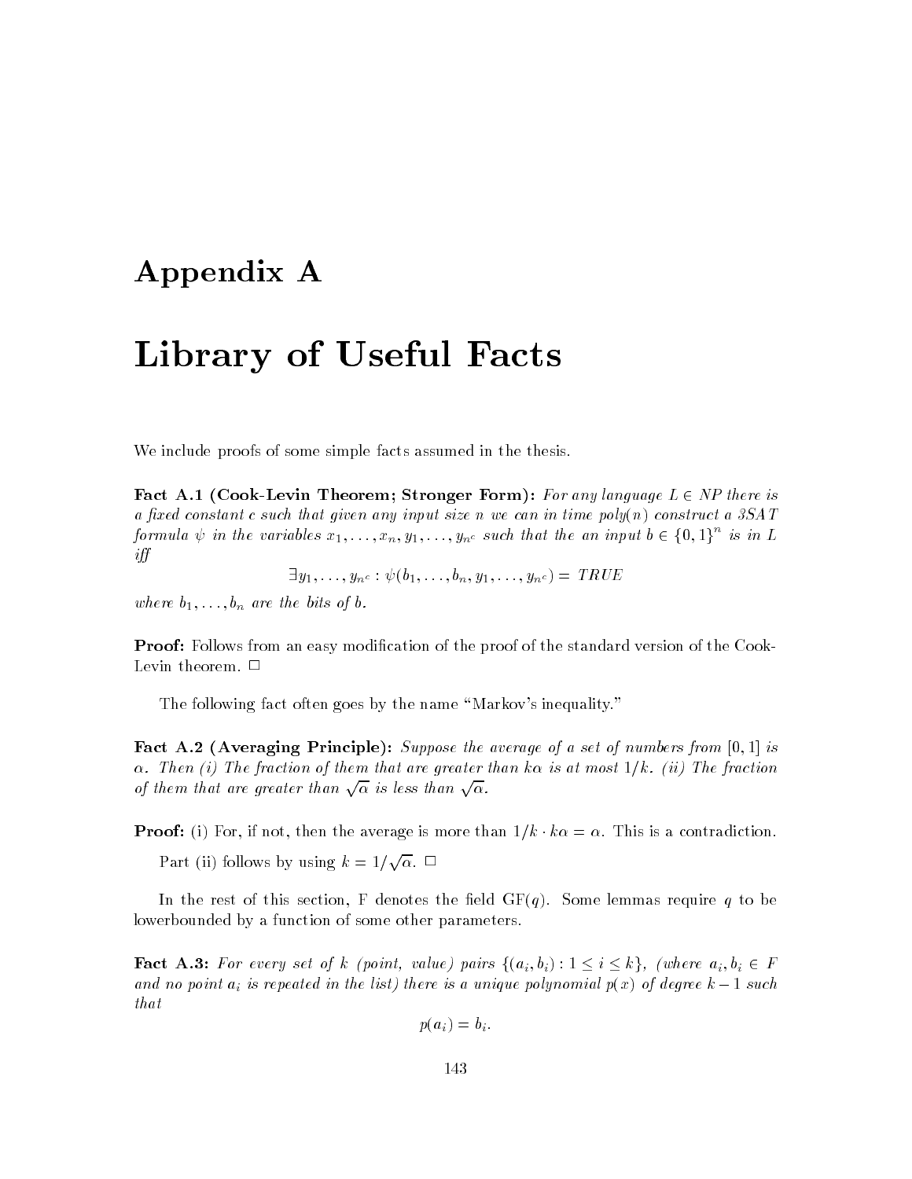# Appendix A

# Library of Useful Facts

We include proofs of some simple facts assumed in the thesis.

**Fact A.1 (Cook-Levin Theorem; Stronger Form):** *For any language $L \in NP$ there is a fixed constant $c$ such that given any input size $n$ we can in time poly($n$) construct a 3SAT formula $\psi$ in the variables $x_1, \ldots, x_n, y_1, \ldots, y_{n^c}$ such that the an input $b \in \{0,1\}^n$ is in $L$ iff*

$$\exists y_1, \ldots, y_{n^c} : \psi(b_1, \ldots, b_n, y_1, \ldots, y_{n^c}) = TRUE$$

*where $b_1, \ldots, b_n$ are the bits of $b$.*

**Proof:** Follows from an easy modification of the proof of the standard version of the Cook-Levin theorem. □

The following fact often goes by the name "Markov's inequality."

**Fact A.2 (Averaging Principle):** *Suppose the average of a set of numbers from $[0,1]$ is $\alpha$. Then (i) The fraction of them that are greater than $k\alpha$ is at most $1/k$. (ii) The fraction of them that are greater than $\sqrt{\alpha}$ is less than $\sqrt{\alpha}$.*

**Proof:** (i) For, if not, then the average is more than $1/k \cdot k\alpha = \alpha$. This is a contradiction.

Part (ii) follows by using $k = 1/\sqrt{\alpha}$. □

In the rest of this section, F denotes the field GF($q$). Some lemmas require $q$ to be lowerbounded by a function of some other parameters.

**Fact A.3:** *For every set of $k$ (point, value) pairs $\{(a_i, b_i) : 1 \leq i \leq k\}$, (where $a_i, b_i \in F$ and no point $a_i$ is repeated in the list) there is a unique polynomial $p(x)$ of degree $k-1$ such that*

$$p(a_i) = b_i.$$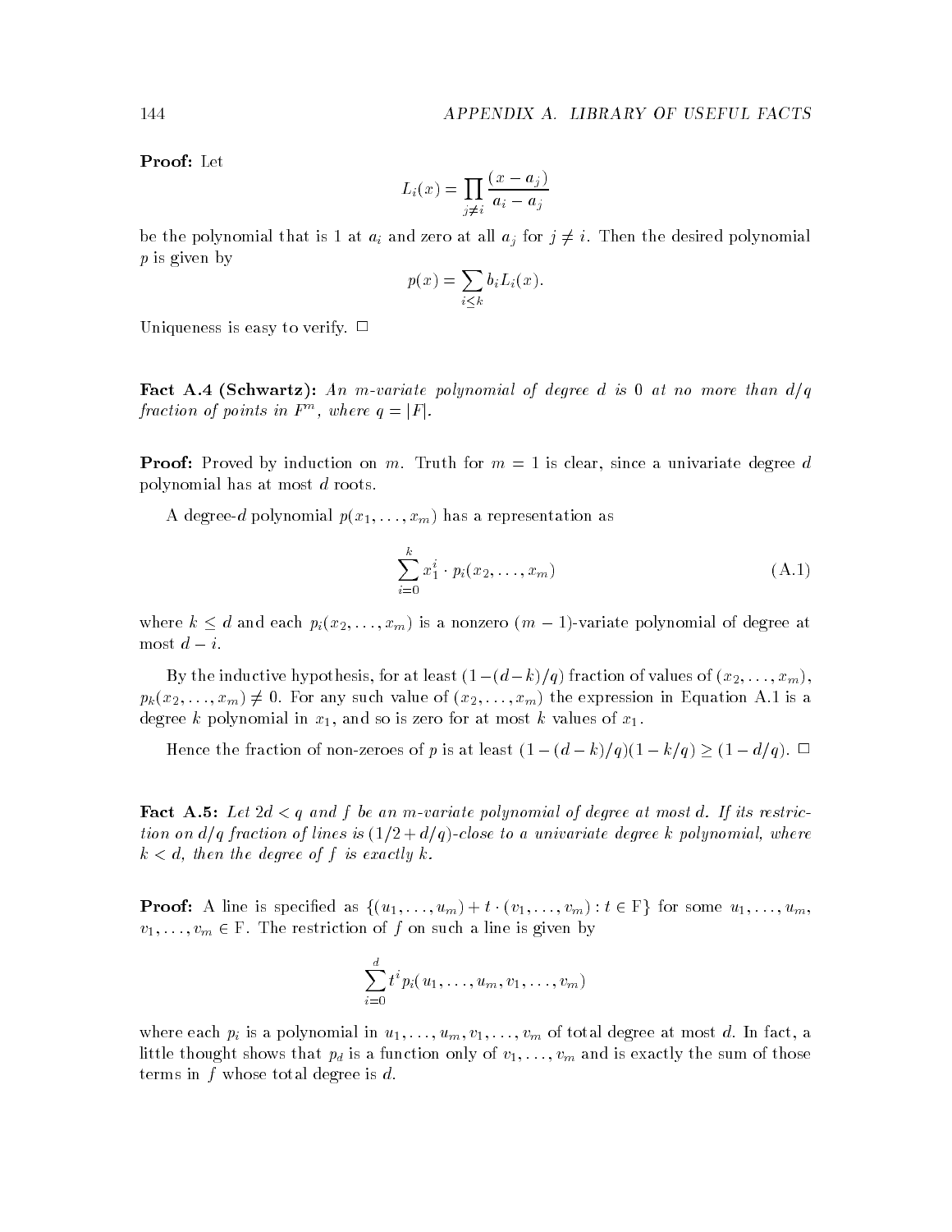**Proof:** Let

$$L_i(x) = \prod_{j \neq i} \frac{(x - a_j)}{a_i - a_j}$$

be the polynomial that is 1 at $a_i$ and zero at all $a_j$ for $j \neq i$. Then the desired polynomial $p$ is given by

$$p(x) = \sum_{i \leq k} b_i L_i(x).$$

Uniqueness is easy to verify. $\Box$

**Fact A.4 (Schwartz):** *An $m$-variate polynomial of degree $d$ is 0 at no more than $d/q$ fraction of points in $F^m$, where $q = |F|$.*

**Proof:** Proved by induction on $m$. Truth for $m = 1$ is clear, since a univariate degree $d$ polynomial has at most $d$ roots.

A degree-$d$ polynomial $p(x_1, \ldots, x_m)$ has a representation as

$$\sum_{i=0}^{k} x_1^i \cdot p_i(x_2, \ldots, x_m) \tag{A.1}$$

where $k \leq d$ and each $p_i(x_2, \ldots, x_m)$ is a nonzero $(m-1)$-variate polynomial of degree at most $d - i$.

By the inductive hypothesis, for at least $(1 - (d-k)/q)$ fraction of values of $(x_2, \ldots, x_m)$, $p_k(x_2, \ldots, x_m) \neq 0$. For any such value of $(x_2, \ldots, x_m)$ the expression in Equation A.1 is a degree $k$ polynomial in $x_1$, and so is zero for at most $k$ values of $x_1$.

Hence the fraction of non-zeroes of $p$ is at least $(1 - (d-k)/q)(1 - k/q) \geq (1 - d/q)$. $\Box$

**Fact A.5:** *Let $2d < q$ and $f$ be an $m$-variate polynomial of degree at most $d$. If its restriction on $d/q$ fraction of lines is $(1/2 + d/q)$-close to a univariate degree $k$ polynomial, where $k < d$, then the degree of $f$ is exactly $k$.*

**Proof:** A line is specified as $\{(u_1, \ldots, u_m) + t \cdot (v_1, \ldots, v_m) : t \in \mathrm{F}\}$ for some $u_1, \ldots, u_m$, $v_1, \ldots, v_m \in \mathrm{F}$. The restriction of $f$ on such a line is given by

$$\sum_{i=0}^{d} t^i p_i(u_1, \ldots, u_m, v_1, \ldots, v_m)$$

where each $p_i$ is a polynomial in $u_1, \ldots, u_m, v_1, \ldots, v_m$ of total degree at most $d$. In fact, a little thought shows that $p_d$ is a function only of $v_1, \ldots, v_m$ and is exactly the sum of those terms in $f$ whose total degree is $d$.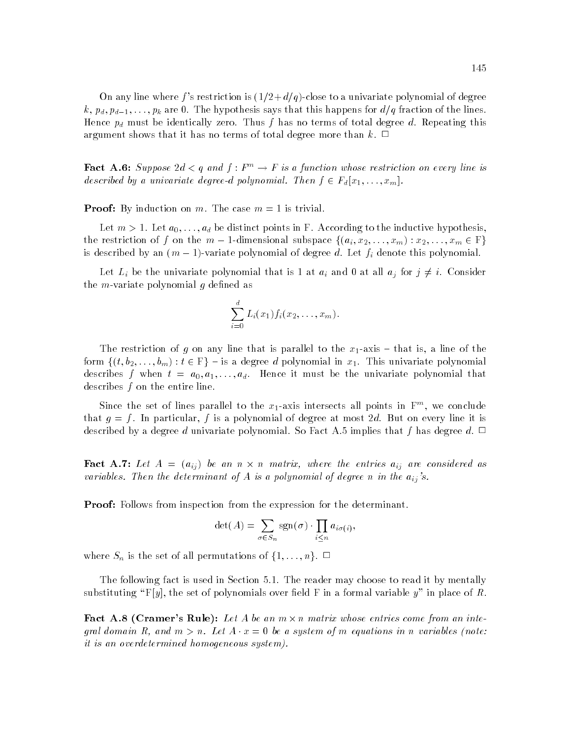On any line where $f$'s restriction is $(1/2 + d/q)$-close to a univariate polynomial of degree $k$, $p_d, p_{d-1}, \ldots, p_k$ are 0. The hypothesis says that this happens for $d/q$ fraction of the lines. Hence $p_d$ must be identically zero. Thus $f$ has no terms of total degree $d$. Repeating this argument shows that it has no terms of total degree more than $k$. $\Box$

**Fact A.6:** *Suppose $2d < q$ and $f : F^m \to F$ is a function whose restriction on every line is described by a univariate degree-$d$ polynomial. Then $f \in F_d[x_1, \ldots, x_m]$.*

**Proof:** By induction on $m$. The case $m = 1$ is trivial.

Let $m > 1$. Let $a_0, \ldots, a_d$ be distinct points in F. According to the inductive hypothesis, the restriction of $f$ on the $m-1$-dimensional subspace $\{(a_i, x_2, \ldots, x_m) : x_2, \ldots, x_m \in \mathrm{F}\}$ is described by an $(m-1)$-variate polynomial of degree $d$. Let $f_i$ denote this polynomial.

Let $L_i$ be the univariate polynomial that is 1 at $a_i$ and 0 at all $a_j$ for $j \neq i$. Consider the $m$-variate polynomial $g$ defined as

$$\sum_{i=0}^{d} L_i(x_1) f_i(x_2, \ldots, x_m).$$

The restriction of $g$ on any line that is parallel to the $x_1$-axis – that is, a line of the form $\{(t, b_2, \ldots, b_m) : t \in \mathrm{F}\}$ – is a degree $d$ polynomial in $x_1$. This univariate polynomial describes $f$ when $t = a_0, a_1, \ldots, a_d$. Hence it must be the univariate polynomial that describes $f$ on the entire line.

Since the set of lines parallel to the $x_1$-axis intersects all points in $\mathrm{F}^m$, we conclude that $g = f$. In particular, $f$ is a polynomial of degree at most $2d$. But on every line it is described by a degree $d$ univariate polynomial. So Fact A.5 implies that $f$ has degree $d$. $\Box$

**Fact A.7:** *Let $A = (a_{ij})$ be an $n \times n$ matrix, where the entries $a_{ij}$ are considered as variables. Then the determinant of $A$ is a polynomial of degree $n$ in the $a_{ij}$'s.*

**Proof:** Follows from inspection from the expression for the determinant.

$$\det(A) = \sum_{\sigma \in S_n} \mathrm{sgn}(\sigma) \cdot \prod_{i \leq n} a_{i\sigma(i)},$$

where $S_n$ is the set of all permutations of $\{1, \ldots, n\}$. $\Box$

The following fact is used in Section 5.1. The reader may choose to read it by mentally substituting "F$[y]$, the set of polynomials over field F in a formal variable $y$" in place of $R$.

**Fact A.8 (Cramer's Rule):** *Let $A$ be an $m \times n$ matrix whose entries come from an integral domain $R$, and $m > n$. Let $A \cdot x = 0$ be a system of $m$ equations in $n$ variables (note: it is an overdetermined homogeneous system).*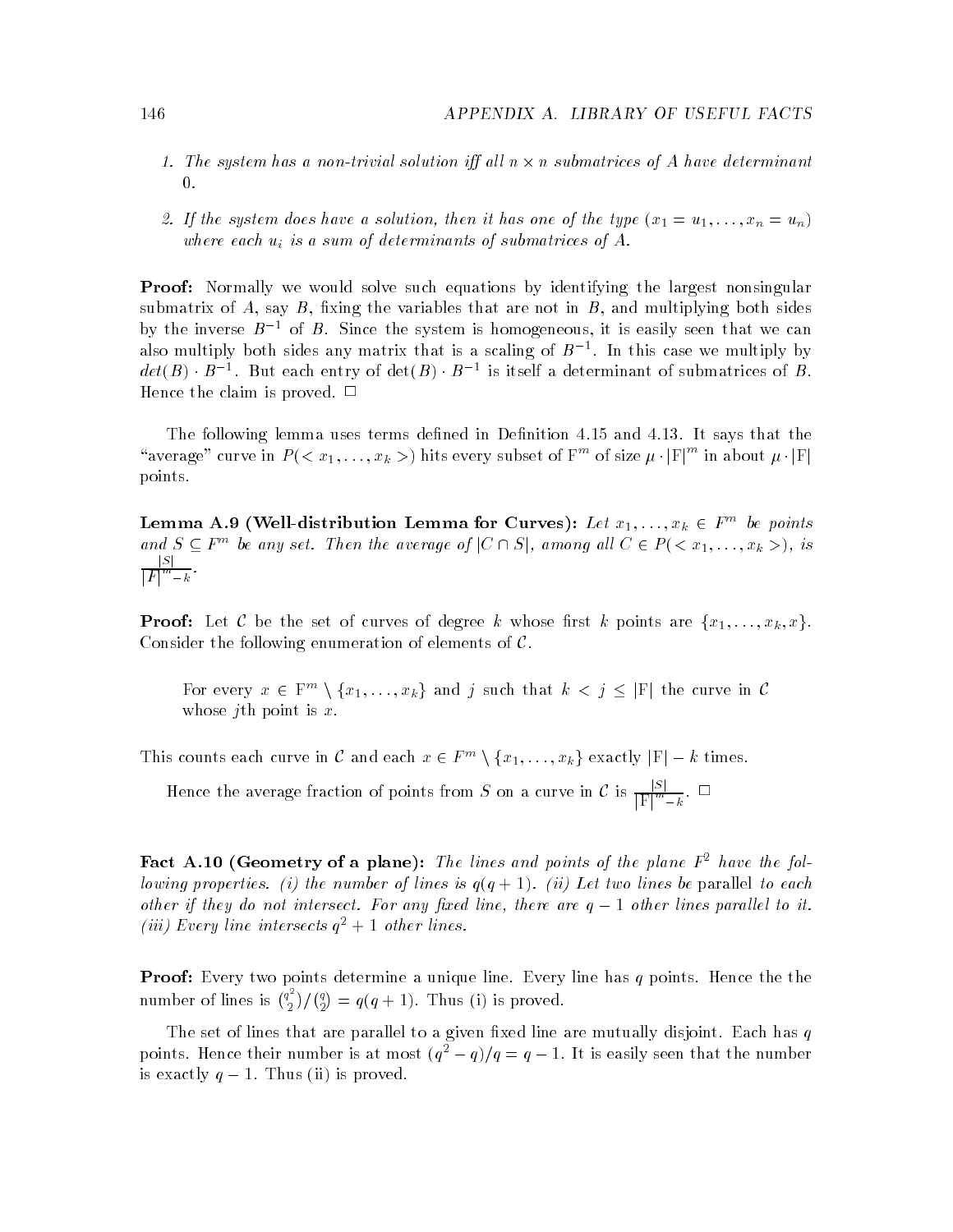1. *The system has a non-trivial solution iff all $n \times n$ submatrices of $A$ have determinant 0.*

2. *If the system does have a solution, then it has one of the type $(x_1 = u_1, \ldots, x_n = u_n)$ where each $u_i$ is a sum of determinants of submatrices of $A$.*

**Proof:** Normally we would solve such equations by identifying the largest nonsingular submatrix of $A$, say $B$, fixing the variables that are not in $B$, and multiplying both sides by the inverse $B^{-1}$ of $B$. Since the system is homogeneous, it is easily seen that we can also multiply both sides any matrix that is a scaling of $B^{-1}$. In this case we multiply by $det(B) \cdot B^{-1}$. But each entry of $\det(B) \cdot B^{-1}$ is itself a determinant of submatrices of $B$. Hence the claim is proved. $\Box$

The following lemma uses terms defined in Definition 4.15 and 4.13. It says that the "average" curve in $P(< x_1, \ldots, x_k >)$ hits every subset of $\mathrm{F}^m$ of size $\mu \cdot |\mathrm{F}|^m$ in about $\mu \cdot |\mathrm{F}|$ points.

**Lemma A.9 (Well-distribution Lemma for Curves):** *Let $x_1, \ldots, x_k \in F^m$ be points and $S \subseteq F^m$ be any set. Then the average of $|C \cap S|$, among all $C \in P(< x_1, \ldots, x_k >)$, is $\frac{|S|}{|F|^m - k}$.*

**Proof:** Let $\mathcal{C}$ be the set of curves of degree $k$ whose first $k$ points are $\{x_1, \ldots, x_k, x\}$. Consider the following enumeration of elements of $\mathcal{C}$.

> For every $x \in \mathrm{F}^m \setminus \{x_1, \ldots, x_k\}$ and $j$ such that $k < j \leq |\mathrm{F}|$ the curve in $\mathcal{C}$ whose $j$th point is $x$.

This counts each curve in $\mathcal{C}$ and each $x \in F^m \setminus \{x_1, \ldots, x_k\}$ exactly $|\mathrm{F}| - k$ times.

Hence the average fraction of points from $S$ on a curve in $\mathcal{C}$ is $\frac{|S|}{|\mathrm{F}|^m - k}$. $\Box$

**Fact A.10 (Geometry of a plane):** *The lines and points of the plane $F^2$ have the following properties. (i) the number of lines is $q(q+1)$. (ii) Let two lines be* parallel *to each other if they do not intersect. For any fixed line, there are $q-1$ other lines parallel to it. (iii) Every line intersects $q^2 + 1$ other lines.*

**Proof:** Every two points determine a unique line. Every line has $q$ points. Hence the the number of lines is $\binom{q^2}{2} / \binom{q}{2} = q(q+1)$. Thus (i) is proved.

The set of lines that are parallel to a given fixed line are mutually disjoint. Each has $q$ points. Hence their number is at most $(q^2 - q)/q = q - 1$. It is easily seen that the number is exactly $q - 1$. Thus (ii) is proved.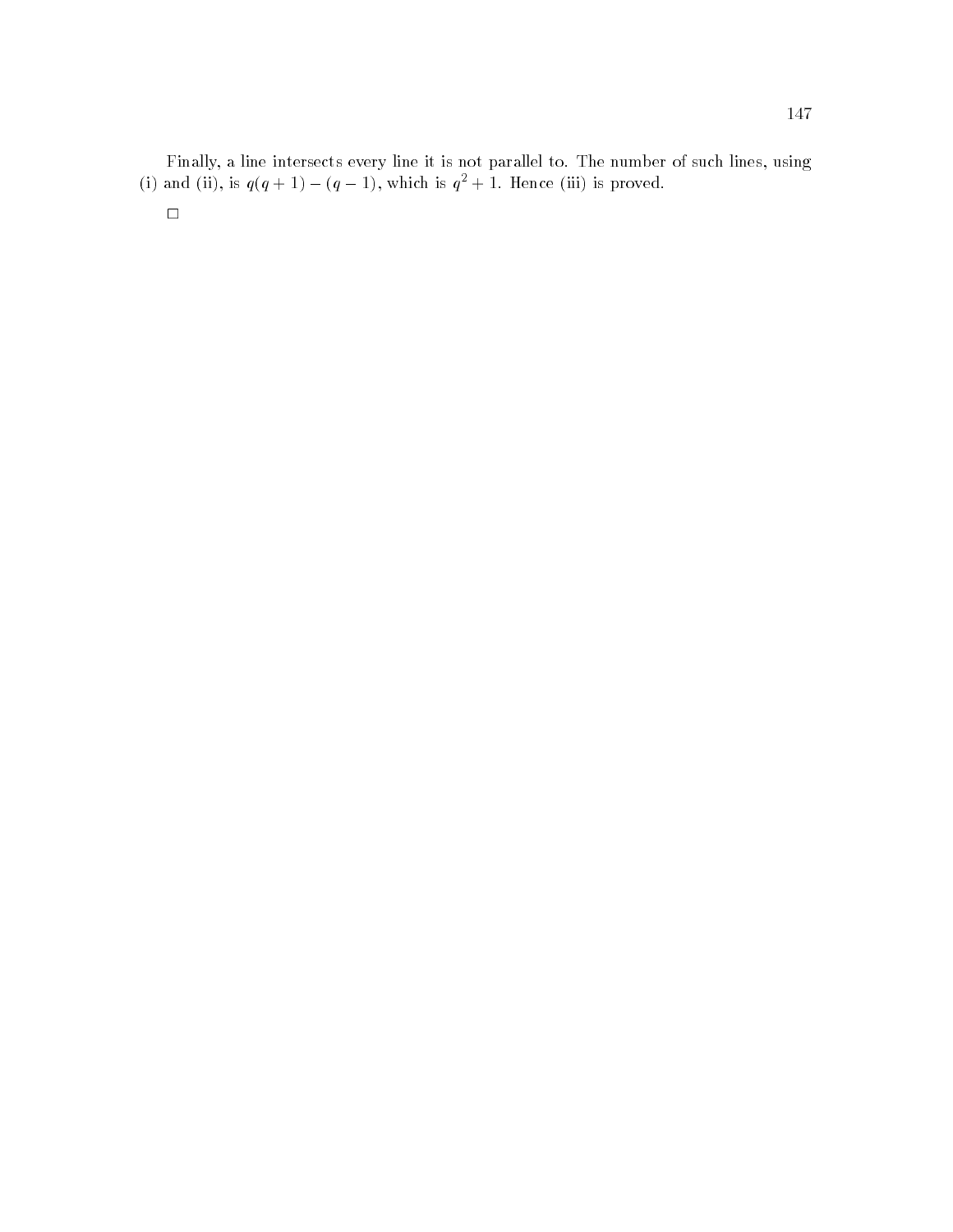Finally, a line intersects every line it is not parallel to. The number of such lines, using (i) and (ii), is $q(q+1) - (q-1)$, which is $q^2 + 1$. Hence (iii) is proved.

□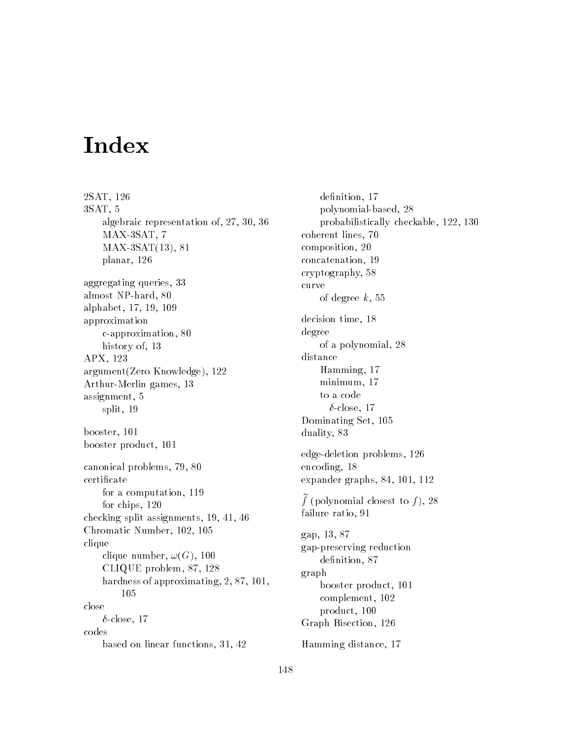# Index

2SAT, 126
3SAT, 5
- algebraic representation of, 27, 30, 36
- MAX-3SAT, 7
- MAX-3SAT(13), 81
- planar, 126

aggregating queries, 33
almost NP-hard, 80
alphabet, 17, 19, 109
approximation
- c-approximation, 80
- history of, 13

APX, 123
argument(Zero Knowledge), 122
Arthur-Merlin games, 13
assignment, 5
- split, 19

booster, 101
booster product, 101

canonical problems, 79, 80
certificate
- for a computation, 119
- for chips, 120

checking split assignments, 19, 41, 46
Chromatic Number, 102, 105
clique
- clique number, $\omega(G)$, 100
- CLIQUE problem, 87, 128
- hardness of approximating, 2, 87, 101, 105

close
- $\delta$-close, 17

codes
- based on linear functions, 31, 42
- definition, 17
- polynomial-based, 28
- probabilistically checkable, 122, 130

coherent lines, 70
composition, 20
concatenation, 19
cryptography, 58
curve
- of degree $k$, 55

decision time, 18
degree
- of a polynomial, 28

distance
- Hamming, 17
- minimum, 17
- to a code
  - $\delta$-close, 17

Dominating Set, 105
duality, 83

edge-deletion problems, 126
encoding, 18
expander graphs, 84, 101, 112

$\tilde{f}$ (polynomial closest to $f$), 28
failure ratio, 91

gap, 13, 87
gap-preserving reduction
- definition, 87

graph
- booster product, 101
- complement, 102
- product, 100

Graph Bisection, 126

Hamming distance, 17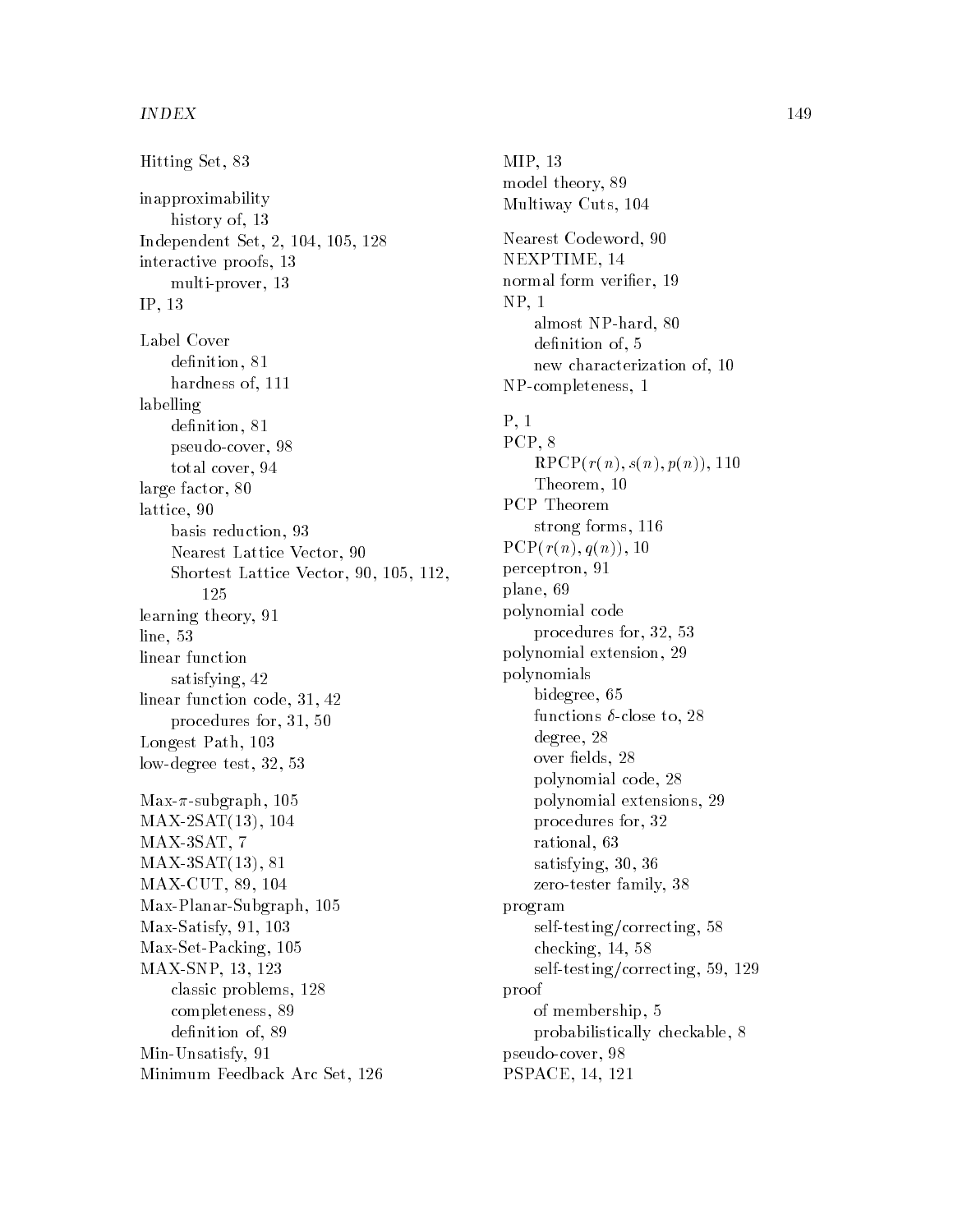Hitting Set, 83

inapproximability
  history of, 13
Independent Set, 2, 104, 105, 128
interactive proofs, 13
  multi-prover, 13
IP, 13

Label Cover
  definition, 81
  hardness of, 111
labelling
  definition, 81
  pseudo-cover, 98
  total cover, 94
large factor, 80
lattice, 90
  basis reduction, 93
  Nearest Lattice Vector, 90
  Shortest Lattice Vector, 90, 105, 112, 125
learning theory, 91
line, 53
linear function
  satisfying, 42
linear function code, 31, 42
  procedures for, 31, 50
Longest Path, 103
low-degree test, 32, 53

Max-$\pi$-subgraph, 105
MAX-2SAT(13), 104
MAX-3SAT, 7
MAX-3SAT(13), 81
MAX-CUT, 89, 104
Max-Planar-Subgraph, 105
Max-Satisfy, 91, 103
Max-Set-Packing, 105
MAX-SNP, 13, 123
  classic problems, 128
  completeness, 89
  definition of, 89
Min-Unsatisfy, 91
Minimum Feedback Arc Set, 126

MIP, 13
model theory, 89
Multiway Cuts, 104

Nearest Codeword, 90
NEXPTIME, 14
normal form verifier, 19
NP, 1
  almost NP-hard, 80
  definition of, 5
  new characterization of, 10
NP-completeness, 1

P, 1
PCP, 8
  RPCP$(r(n), s(n), p(n))$, 110
  Theorem, 10
PCP Theorem
  strong forms, 116
PCP$(r(n), q(n))$, 10
perceptron, 91
plane, 69
polynomial code
  procedures for, 32, 53
polynomial extension, 29
polynomials
  bidegree, 65
  functions $\delta$-close to, 28
  degree, 28
  over fields, 28
  polynomial code, 28
  polynomial extensions, 29
  procedures for, 32
  rational, 63
  satisfying, 30, 36
  zero-tester family, 38
program
  self-testing/correcting, 58
  checking, 14, 58
  self-testing/correcting, 59, 129
proof
  of membership, 5
  probabilistically checkable, 8
pseudo-cover, 98
PSPACE, 14, 121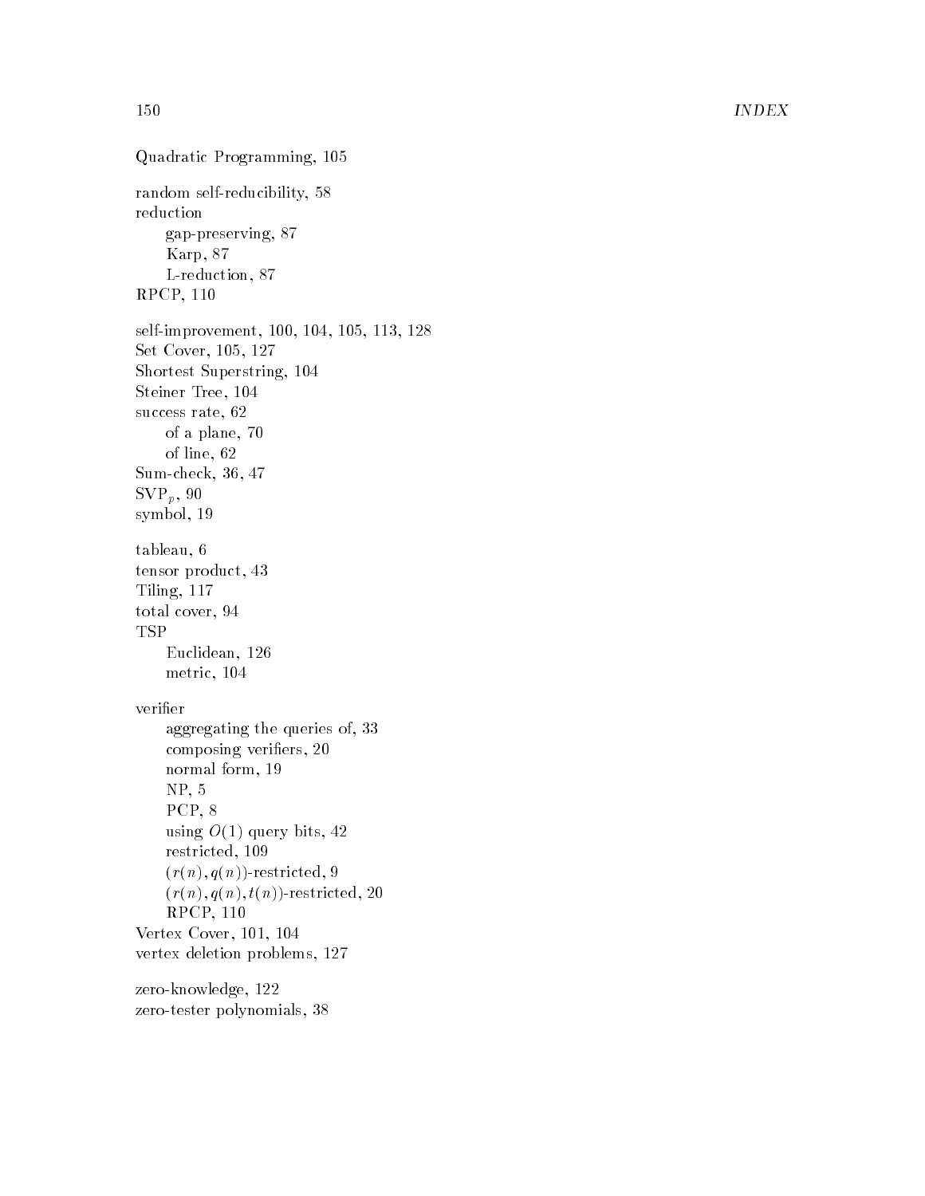Quadratic Programming, 105

random self-reducibility, 58
reduction
  gap-preserving, 87
  Karp, 87
  L-reduction, 87
RPCP, 110

self-improvement, 100, 104, 105, 113, 128
Set Cover, 105, 127
Shortest Superstring, 104
Steiner Tree, 104
success rate, 62
  of a plane, 70
  of line, 62
Sum-check, 36, 47
$\mathrm{SVP}_p$, 90
symbol, 19

tableau, 6
tensor product, 43
Tiling, 117
total cover, 94
TSP
  Euclidean, 126
  metric, 104

verifier
  aggregating the queries of, 33
  composing verifiers, 20
  normal form, 19
  NP, 5
  PCP, 8
  using $O(1)$ query bits, 42
  restricted, 109
  $(r(n), q(n))$-restricted, 9
  $(r(n), q(n), t(n))$-restricted, 20
  RPCP, 110
Vertex Cover, 101, 104
vertex deletion problems, 127

zero-knowledge, 122
zero-tester polynomials, 38